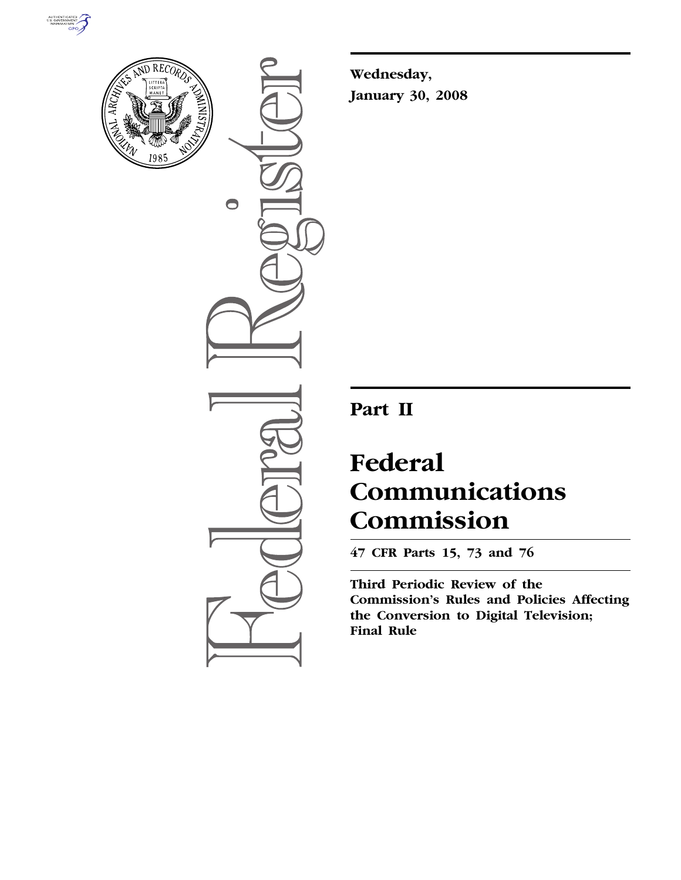**Wednesday,**

**January 30, 2008**

# Part II

# Federal Communications Commission

**47 CFR Parts 15, 73 and 76**

**Third Periodic Review of the Commission's Rules and Policies Affecting the Conversion to Digital Television; Final Rule**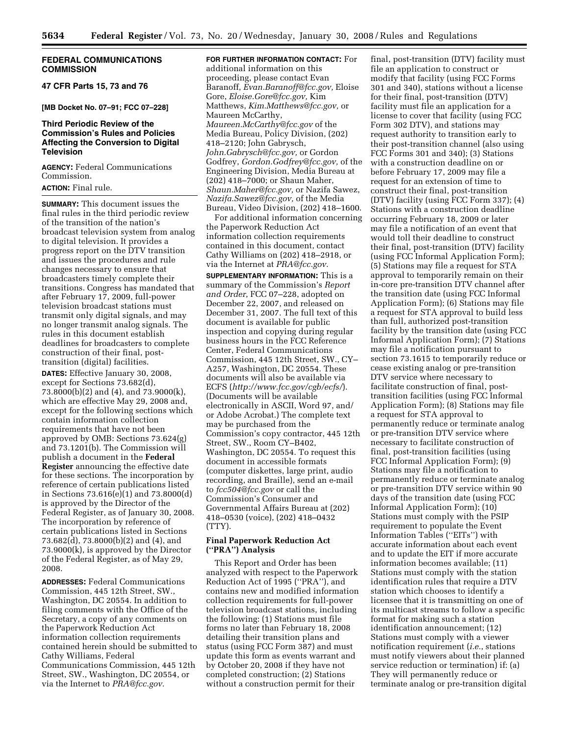**FEDERAL COMMUNICATIONS COMMISSION**

**47 CFR Parts 15, 73 and 76**

**[MB Docket No. 07–91; FCC 07–228]**

## Third Periodic Review of the Commission's Rules and Policies Affecting the Conversion to Digital Television

**AGENCY:** Federal Communications Commission.

**ACTION:** Final rule.

**SUMMARY:** This document issues the final rules in the third periodic review of the transition of the nation's broadcast television system from analog to digital television. It provides a progress report on the DTV transition and issues the procedures and rule changes necessary to ensure that broadcasters timely complete their transitions. Congress has mandated that after February 17, 2009, full-power television broadcast stations must transmit only digital signals, and may no longer transmit analog signals. The rules in this document establish deadlines for broadcasters to complete construction of their final, post-transition (digital) facilities.

**DATES:** Effective January 30, 2008, except for Sections 73.682(d), 73.8000(b)(2) and (4), and 73.9000(k), which are effective May 29, 2008 and, except for the following sections which contain information collection requirements that have not been approved by OMB: Sections 73.624(g) and 73.1201(b). The Commission will publish a document in the **Federal Register** announcing the effective date for these sections. The incorporation by reference of certain publications listed in Sections 73.616(e)(1) and 73.8000(d) is approved by the Director of the Federal Register, as of January 30, 2008. The incorporation by reference of certain publications listed in Sections 73.682(d), 73.8000(b)(2) and (4), and 73.9000(k), is approved by the Director of the Federal Register, as of May 29, 2008.

**ADDRESSES:** Federal Communications Commission, 445 12th Street, SW., Washington, DC 20554. In addition to filing comments with the Office of the Secretary, a copy of any comments on the Paperwork Reduction Act information collection requirements contained herein should be submitted to Cathy Williams, Federal Communications Commission, 445 12th Street, SW., Washington, DC 20554, or via the Internet to *PRA@fcc.gov.*

**FOR FURTHER INFORMATION CONTACT:** For additional information on this proceeding, please contact Evan Baranoff, *Evan.Baranoff@fcc.gov,* Eloise Gore, *Eloise.Gore@fcc.gov,* Kim Matthews, *Kim.Matthews@fcc.gov,* or Maureen McCarthy, *Maureen.McCarthy@fcc.gov* of the Media Bureau, Policy Division, (202) 418–2120; John Gabrysch, *John.Gabrysch@fcc.gov,* or Gordon Godfrey, *Gordon.Godfrey@fcc.gov,* of the Engineering Division, Media Bureau at (202) 418–7000; or Shaun Maher, *Shaun.Maher@fcc.gov,* or Nazifa Sawez, *Nazifa.Sawez@fcc.gov,* of the Media Bureau, Video Division, (202) 418–1600.

For additional information concerning the Paperwork Reduction Act information collection requirements contained in this document, contact Cathy Williams on (202) 418–2918, or via the Internet at *PRA@fcc.gov.*

**SUPPLEMENTARY INFORMATION:** This is a summary of the Commission's *Report and Order*, FCC 07–228, adopted on December 22, 2007, and released on December 31, 2007. The full text of this document is available for public inspection and copying during regular business hours in the FCC Reference Center, Federal Communications Commission, 445 12th Street, SW., CY–A257, Washington, DC 20554. These documents will also be available via ECFS (*http://www.fcc.gov/cgb/ecfs/*). (Documents will be available electronically in ASCII, Word 97, and/or Adobe Acrobat.) The complete text may be purchased from the Commission's copy contractor, 445 12th Street, SW., Room CY–B402, Washington, DC 20554. To request this document in accessible formats (computer diskettes, large print, audio recording, and Braille), send an e-mail to *fcc504@fcc.gov* or call the Commission's Consumer and Governmental Affairs Bureau at (202) 418–0530 (voice), (202) 418–0432 (TTY).

### Final Paperwork Reduction Act ("PRA") Analysis

This Report and Order has been analyzed with respect to the Paperwork Reduction Act of 1995 ("PRA''), and contains new and modified information collection requirements for full-power television broadcast stations, including the following: (1) Stations must file forms no later than February 18, 2008 detailing their transition plans and status (using FCC Form 387) and must update this form as events warrant and by October 20, 2008 if they have not completed construction; (2) Stations without a construction permit for their final, post-transition (DTV) facility must file an application to construct or modify that facility (using FCC Forms 301 and 340), stations without a license for their final, post-transition (DTV) facility must file an application for a license to cover that facility (using FCC Form 302 DTV), and stations may request authority to transition early to their post-transition channel (also using FCC Forms 301 and 340); (3) Stations with a construction deadline on or before February 17, 2009 may file a request for an extension of time to construct their final, post-transition (DTV) facility (using FCC Form 337); (4) Stations with a construction deadline occurring February 18, 2009 or later may file a notification of an event that would toll their deadline to construct their final, post-transition (DTV) facility (using FCC Informal Application Form); (5) Stations may file a request for STA approval to temporarily remain on their in-core pre-transition DTV channel after the transition date (using FCC Informal Application Form); (6) Stations may file a request for STA approval to build less than full, authorized post-transition facility by the transition date (using FCC Informal Application Form); (7) Stations may file a notification pursuant to section 73.1615 to temporarily reduce or cease existing analog or pre-transition DTV service where necessary to facilitate construction of final, post-transition facilities (using FCC Informal Application Form); (8) Stations may file a request for STA approval to permanently reduce or terminate analog or pre-transition DTV service where necessary to facilitate construction of final, post-transition facilities (using FCC Informal Application Form); (9) Stations may file a notification to permanently reduce or terminate analog or pre-transition DTV service within 90 days of the transition date (using FCC Informal Application Form); (10) Stations must comply with the PSIP requirement to populate the Event Information Tables ("EITs'') with accurate information about each event and to update the EIT if more accurate information becomes available; (11) Stations must comply with the station identification rules that require a DTV station which chooses to identify a licensee that it is transmitting on one of its multicast streams to follow a specific format for making such a station identification announcement; (12) Stations must comply with a viewer notification requirement (*i.e.*, stations must notify viewers about their planned service reduction or termination) if: (a) They will permanently reduce or terminate analog or pre-transition digital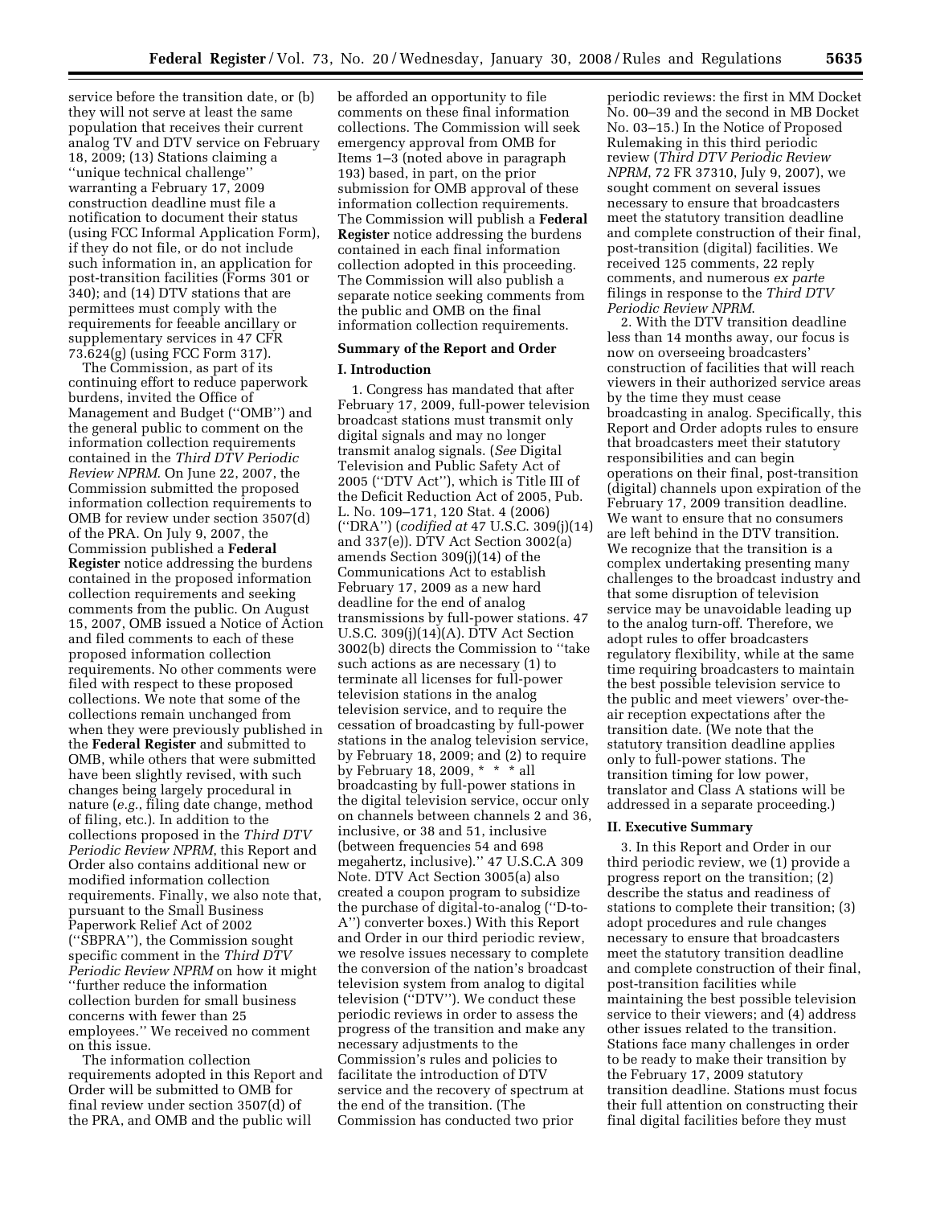service before the transition date, or (b) they will not serve at least the same population that receives their current analog TV and DTV service on February 18, 2009; (13) Stations claiming a ''unique technical challenge'' warranting a February 17, 2009 construction deadline must file a notification to document their status (using FCC Informal Application Form), if they do not file, or do not include such information in, an application for post-transition facilities (Forms 301 or 340); and (14) DTV stations that are permittees must comply with the requirements for feeable ancillary or supplementary services in 47 CFR 73.624(g) (using FCC Form 317).

The Commission, as part of its continuing effort to reduce paperwork burdens, invited the Office of Management and Budget (''OMB'') and the general public to comment on the information collection requirements contained in the *Third DTV Periodic Review NPRM*. On June 22, 2007, the Commission submitted the proposed information collection requirements to OMB for review under section 3507(d) of the PRA. On July 9, 2007, the Commission published a **Federal Register** notice addressing the burdens contained in the proposed information collection requirements and seeking comments from the public. On August 15, 2007, OMB issued a Notice of Action and filed comments to each of these proposed information collection requirements. No other comments were filed with respect to these proposed collections. We note that some of the collections remain unchanged from when they were previously published in the **Federal Register** and submitted to OMB, while others that were submitted have been slightly revised, with such changes being largely procedural in nature (*e.g.*, filing date change, method of filing, etc.). In addition to the collections proposed in the *Third DTV Periodic Review NPRM*, this Report and Order also contains additional new or modified information collection requirements. Finally, we also note that, pursuant to the Small Business Paperwork Relief Act of 2002 (''SBPRA''), the Commission sought specific comment in the *Third DTV Periodic Review NPRM* on how it might ''further reduce the information collection burden for small business concerns with fewer than 25 employees.'' We received no comment on this issue.

The information collection requirements adopted in this Report and Order will be submitted to OMB for final review under section 3507(d) of the PRA, and OMB and the public will be afforded an opportunity to file comments on these final information collections. The Commission will seek emergency approval from OMB for Items 1–3 (noted above in paragraph 193) based, in part, on the prior submission for OMB approval of these information collection requirements. The Commission will publish a **Federal Register** notice addressing the burdens contained in each final information collection adopted in this proceeding. The Commission will also publish a separate notice seeking comments from the public and OMB on the final information collection requirements.

## Summary of the Report and Order

### I. Introduction

1. Congress has mandated that after February 17, 2009, full-power television broadcast stations must transmit only digital signals and may no longer transmit analog signals. (*See* Digital Television and Public Safety Act of 2005 (''DTV Act''), which is Title III of the Deficit Reduction Act of 2005, Pub. L. No. 109–171, 120 Stat. 4 (2006) (''DRA'') (*codified at* 47 U.S.C. 309(j)(14) and 337(e)). DTV Act Section 3002(a) amends Section 309(j)(14) of the Communications Act to establish February 17, 2009 as a new hard deadline for the end of analog transmissions by full-power stations. 47 U.S.C. 309(j)(14)(A). DTV Act Section 3002(b) directs the Commission to ''take such actions as are necessary (1) to terminate all licenses for full-power television stations in the analog television service, and to require the cessation of broadcasting by full-power stations in the analog television service, by February 18, 2009; and (2) to require by February 18, 2009, * * * all broadcasting by full-power stations in the digital television service, occur only on channels between channels 2 and 36, inclusive, or 38 and 51, inclusive (between frequencies 54 and 698 megahertz, inclusive).'' 47 U.S.C.A 309 Note. DTV Act Section 3005(a) also created a coupon program to subsidize the purchase of digital-to-analog (''D-to-A'') converter boxes.) With this Report and Order in our third periodic review, we resolve issues necessary to complete the conversion of the nation's broadcast television system from analog to digital television (''DTV''). We conduct these periodic reviews in order to assess the progress of the transition and make any necessary adjustments to the Commission's rules and policies to facilitate the introduction of DTV service and the recovery of spectrum at the end of the transition. (The Commission has conducted two prior periodic reviews: the first in MM Docket No. 00–39 and the second in MB Docket No. 03–15.) In the Notice of Proposed Rulemaking in this third periodic review (*Third DTV Periodic Review NPRM*, 72 FR 37310, July 9, 2007), we sought comment on several issues necessary to ensure that broadcasters meet the statutory transition deadline and complete construction of their final, post-transition (digital) facilities. We received 125 comments, 22 reply comments, and numerous *ex parte* filings in response to the *Third DTV Periodic Review NPRM*.

2. With the DTV transition deadline less than 14 months away, our focus is now on overseeing broadcasters' construction of facilities that will reach viewers in their authorized service areas by the time they must cease broadcasting in analog. Specifically, this Report and Order adopts rules to ensure that broadcasters meet their statutory responsibilities and can begin operations on their final, post-transition (digital) channels upon expiration of the February 17, 2009 transition deadline. We want to ensure that no consumers are left behind in the DTV transition. We recognize that the transition is a complex undertaking presenting many challenges to the broadcast industry and that some disruption of television service may be unavoidable leading up to the analog turn-off. Therefore, we adopt rules to offer broadcasters regulatory flexibility, while at the same time requiring broadcasters to maintain the best possible television service to the public and meet viewers' over-the-air reception expectations after the transition date. (We note that the statutory transition deadline applies only to full-power stations. The transition timing for low power, translator and Class A stations will be addressed in a separate proceeding.)

### II. Executive Summary

3. In this Report and Order in our third periodic review, we (1) provide a progress report on the transition; (2) describe the status and readiness of stations to complete their transition; (3) adopt procedures and rule changes necessary to ensure that broadcasters meet the statutory transition deadline and complete construction of their final, post-transition facilities while maintaining the best possible television service to their viewers; and (4) address other issues related to the transition. Stations face many challenges in order to be ready to make their transition by the February 17, 2009 statutory transition deadline. Stations must focus their full attention on constructing their final digital facilities before they must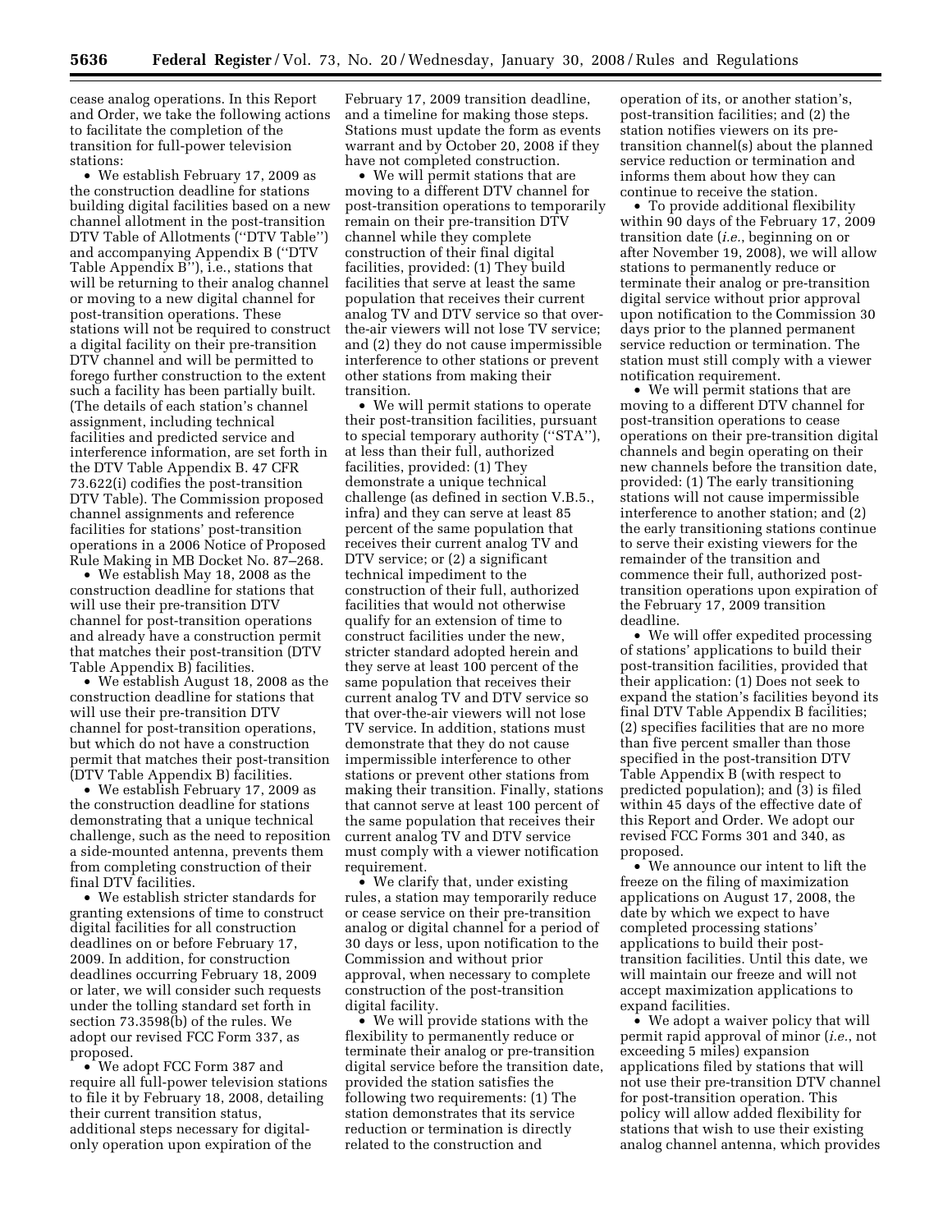cease analog operations. In this Report and Order, we take the following actions to facilitate the completion of the transition for full-power television stations:

- We establish February 17, 2009 as the construction deadline for stations building digital facilities based on a new channel allotment in the post-transition DTV Table of Allotments (''DTV Table'') and accompanying Appendix B (''DTV Table Appendix B''), i.e., stations that will be returning to their analog channel or moving to a new digital channel for post-transition operations. These stations will not be required to construct a digital facility on their pre-transition DTV channel and will be permitted to forego further construction to the extent such a facility has been partially built. (The details of each station's channel assignment, including technical facilities and predicted service and interference information, are set forth in the DTV Table Appendix B. 47 CFR 73.622(i) codifies the post-transition DTV Table). The Commission proposed channel assignments and reference facilities for stations' post-transition operations in a 2006 Notice of Proposed Rule Making in MB Docket No. 87–268.
- We establish May 18, 2008 as the construction deadline for stations that will use their pre-transition DTV channel for post-transition operations and already have a construction permit that matches their post-transition (DTV Table Appendix B) facilities.
- We establish August 18, 2008 as the construction deadline for stations that will use their pre-transition DTV channel for post-transition operations, but which do not have a construction permit that matches their post-transition (DTV Table Appendix B) facilities.
- We establish February 17, 2009 as the construction deadline for stations demonstrating that a unique technical challenge, such as the need to reposition a side-mounted antenna, prevents them from completing construction of their final DTV facilities.
- We establish stricter standards for granting extensions of time to construct digital facilities for all construction deadlines on or before February 17, 2009. In addition, for construction deadlines occurring February 18, 2009 or later, we will consider such requests under the tolling standard set forth in section 73.3598(b) of the rules. We adopt our revised FCC Form 337, as proposed.
- We adopt FCC Form 387 and require all full-power television stations to file it by February 18, 2008, detailing their current transition status, additional steps necessary for digital-only operation upon expiration of the February 17, 2009 transition deadline, and a timeline for making those steps. Stations must update the form as events warrant and by October 20, 2008 if they have not completed construction.
- We will permit stations that are moving to a different DTV channel for post-transition operations to temporarily remain on their pre-transition DTV channel while they complete construction of their final digital facilities, provided: (1) They build facilities that serve at least the same population that receives their current analog TV and DTV service so that over-the-air viewers will not lose TV service; and (2) they do not cause impermissible interference to other stations or prevent other stations from making their transition.
- We will permit stations to operate their post-transition facilities, pursuant to special temporary authority (''STA''), at less than their full, authorized facilities, provided: (1) They demonstrate a unique technical challenge (as defined in section V.B.5., infra) and they can serve at least 85 percent of the same population that receives their current analog TV and DTV service; or (2) a significant technical impediment to the construction of their full, authorized facilities that would not otherwise qualify for an extension of time to construct facilities under the new, stricter standard adopted herein and they serve at least 100 percent of the same population that receives their current analog TV and DTV service so that over-the-air viewers will not lose TV service. In addition, stations must demonstrate that they do not cause impermissible interference to other stations or prevent other stations from making their transition. Finally, stations that cannot serve at least 100 percent of the same population that receives their current analog TV and DTV service must comply with a viewer notification requirement.
- We clarify that, under existing rules, a station may temporarily reduce or cease service on their pre-transition analog or digital channel for a period of 30 days or less, upon notification to the Commission and without prior approval, when necessary to complete construction of the post-transition digital facility.
- We will provide stations with the flexibility to permanently reduce or terminate their analog or pre-transition digital service before the transition date, provided the station satisfies the following two requirements: (1) The station demonstrates that its service reduction or termination is directly related to the construction and operation of its, or another station's, post-transition facilities; and (2) the station notifies viewers on its pre-transition channel(s) about the planned service reduction or termination and informs them about how they can continue to receive the station.
- To provide additional flexibility within 90 days of the February 17, 2009 transition date (*i.e.*, beginning on or after November 19, 2008), we will allow stations to permanently reduce or terminate their analog or pre-transition digital service without prior approval upon notification to the Commission 30 days prior to the planned permanent service reduction or termination. The station must still comply with a viewer notification requirement.
- We will permit stations that are moving to a different DTV channel for post-transition operations to cease operations on their pre-transition digital channels and begin operating on their new channels before the transition date, provided: (1) The early transitioning stations will not cause impermissible interference to another station; and (2) the early transitioning stations continue to serve their existing viewers for the remainder of the transition and commence their full, authorized post-transition operations upon expiration of the February 17, 2009 transition deadline.
- We will offer expedited processing of stations' applications to build their post-transition facilities, provided that their application: (1) Does not seek to expand the station's facilities beyond its final DTV Table Appendix B facilities; (2) specifies facilities that are no more than five percent smaller than those specified in the post-transition DTV Table Appendix B (with respect to predicted population); and (3) is filed within 45 days of the effective date of this Report and Order. We adopt our revised FCC Forms 301 and 340, as proposed.
- We announce our intent to lift the freeze on the filing of maximization applications on August 17, 2008, the date by which we expect to have completed processing stations' applications to build their post-transition facilities. Until this date, we will maintain our freeze and will not accept maximization applications to expand facilities.
- We adopt a waiver policy that will permit rapid approval of minor (*i.e.*, not exceeding 5 miles) expansion applications filed by stations that will not use their pre-transition DTV channel for post-transition operation. This policy will allow added flexibility for stations that wish to use their existing analog channel antenna, which provides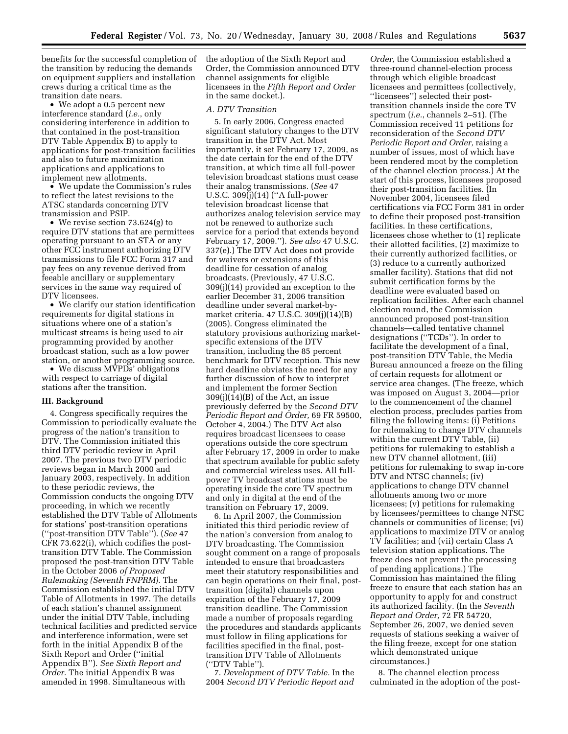benefits for the successful completion of the transition by reducing the demands on equipment suppliers and installation crews during a critical time as the transition date nears.

- We adopt a 0.5 percent new interference standard (*i.e.*, only considering interference in addition to that contained in the post-transition DTV Table Appendix B) to apply to applications for post-transition facilities and also to future maximization applications and applications to implement new allotments.
- We update the Commission's rules to reflect the latest revisions to the ATSC standards concerning DTV transmission and PSIP.
- We revise section 73.624(g) to require DTV stations that are permittees operating pursuant to an STA or any other FCC instrument authorizing DTV transmissions to file FCC Form 317 and pay fees on any revenue derived from feeable ancillary or supplementary services in the same way required of DTV licensees.
- We clarify our station identification requirements for digital stations in situations where one of a station's multicast streams is being used to air programming provided by another broadcast station, such as a low power station, or another programming source.
- We discuss MVPDs' obligations with respect to carriage of digital stations after the transition.

## III. Background

4. Congress specifically requires the Commission to periodically evaluate the progress of the nation's transition to DTV. The Commission initiated this third DTV periodic review in April 2007. The previous two DTV periodic reviews began in March 2000 and January 2003, respectively. In addition to these periodic reviews, the Commission conducts the ongoing DTV proceeding, in which we recently established the DTV Table of Allotments for stations' post-transition operations (''post-transition DTV Table''). (*See* 47 CFR 73.622(i), which codifies the post-transition DTV Table. The Commission proposed the post-transition DTV Table in the October 2006 *of Proposed Rulemaking (Seventh FNPRM).* The Commission established the initial DTV Table of Allotments in 1997. The details of each station's channel assignment under the initial DTV Table, including technical facilities and predicted service and interference information, were set forth in the initial Appendix B of the Sixth Report and Order (''initial Appendix B''). *See Sixth Report and Order.* The initial Appendix B was amended in 1998. Simultaneous with the adoption of the Sixth Report and Order, the Commission announced DTV channel assignments for eligible licensees in the *Fifth Report and Order* in the same docket.).

### *A. DTV Transition*

5. In early 2006, Congress enacted significant statutory changes to the DTV transition in the DTV Act. Most importantly, it set February 17, 2009, as the date certain for the end of the DTV transition, at which time all full-power television broadcast stations must cease their analog transmissions. (*See* 47 U.S.C. 309(j)(14) (''A full-power television broadcast license that authorizes analog television service may not be renewed to authorize such service for a period that extends beyond February 17, 2009.''). *See also* 47 U.S.C. 337(e).) The DTV Act does not provide for waivers or extensions of this deadline for cessation of analog broadcasts. (Previously, 47 U.S.C. 309(j)(14) provided an exception to the earlier December 31, 2006 transition deadline under several market-by-market criteria. 47 U.S.C. 309(j)(14)(B) (2005). Congress eliminated the statutory provisions authorizing market-specific extensions of the DTV transition, including the 85 percent benchmark for DTV reception. This new hard deadline obviates the need for any further discussion of how to interpret and implement the former Section 309(j)(14)(B) of the Act, an issue previously deferred by the *Second DTV Periodic Report and Order,* 69 FR 59500, October 4, 2004.) The DTV Act also requires broadcast licensees to cease operations outside the core spectrum after February 17, 2009 in order to make that spectrum available for public safety and commercial wireless uses. All full-power TV broadcast stations must be operating inside the core TV spectrum and only in digital at the end of the transition on February 17, 2009.

6. In April 2007, the Commission initiated this third periodic review of the nation's conversion from analog to DTV broadcasting. The Commission sought comment on a range of proposals intended to ensure that broadcasters meet their statutory responsibilities and can begin operations on their final, post-transition (digital) channels upon expiration of the February 17, 2009 transition deadline. The Commission made a number of proposals regarding the procedures and standards applicants must follow in filing applications for facilities specified in the final, post-transition DTV Table of Allotments (''DTV Table'').

7. *Development of DTV Table.* In the 2004 *Second DTV Periodic Report and Order,* the Commission established a three-round channel-election process through which eligible broadcast licensees and permittees (collectively, ''licensees'') selected their post-transition channels inside the core TV spectrum (*i.e.*, channels 2–51). (The Commission received 11 petitions for reconsideration of the *Second DTV Periodic Report and Order,* raising a number of issues, most of which have been rendered moot by the completion of the channel election process.) At the start of this process, licensees proposed their post-transition facilities. (In November 2004, licensees filed certifications via FCC Form 381 in order to define their proposed post-transition facilities. In these certifications, licensees chose whether to (1) replicate their allotted facilities, (2) maximize to their currently authorized facilities, or (3) reduce to a currently authorized smaller facility). Stations that did not submit certification forms by the deadline were evaluated based on replication facilities. After each channel election round, the Commission announced proposed post-transition channels—called tentative channel designations (''TCDs''). In order to facilitate the development of a final, post-transition DTV Table, the Media Bureau announced a freeze on the filing of certain requests for allotment or service area changes. (The freeze, which was imposed on August 3, 2004—prior to the commencement of the channel election process, precludes parties from filing the following items: (i) Petitions for rulemaking to change DTV channels within the current DTV Table, (ii) petitions for rulemaking to establish a new DTV channel allotment, (iii) petitions for rulemaking to swap in-core DTV and NTSC channels; (iv) applications to change DTV channel allotments among two or more licensees; (v) petitions for rulemaking by licensees/permittees to change NTSC channels or communities of license; (vi) applications to maximize DTV or analog TV facilities; and (vii) certain Class A television station applications. The freeze does not prevent the processing of pending applications.) The Commission has maintained the filing freeze to ensure that each station has an opportunity to apply for and construct its authorized facility. (In the *Seventh Report and Order,* 72 FR 54720, September 26, 2007, we denied seven requests of stations seeking a waiver of the filing freeze, except for one station which demonstrated unique circumstances.)

8. The channel election process culminated in the adoption of the post-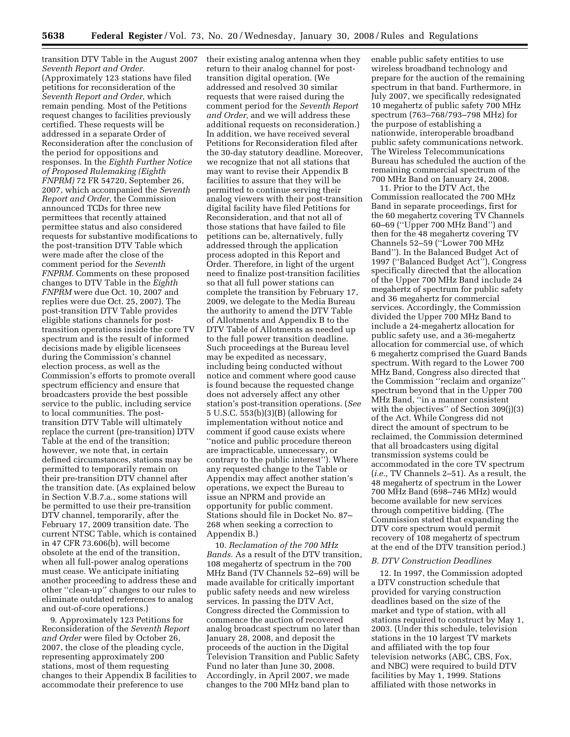transition DTV Table in the August 2007 *Seventh Report and Order.* (Approximately 123 stations have filed petitions for reconsideration of the *Seventh Report and Order,* which remain pending. Most of the Petitions request changes to facilities previously certified. These requests will be addressed in a separate Order of Reconsideration after the conclusion of the period for oppositions and responses. In the *Eighth Further Notice of Proposed Rulemaking (Eighth FNPRM)* 72 FR 54720, September 26, 2007, which accompanied the *Seventh Report and Order,* the Commission announced TCDs for three new permittees that recently attained permittee status and also considered requests for substantive modifications to the post-transition DTV Table which were made after the close of the comment period for the *Seventh FNPRM.* Comments on these proposed changes to DTV Table in the *Eighth FNPRM* were due Oct. 10, 2007 and replies were due Oct. 25, 2007). The post-transition DTV Table provides eligible stations channels for post-transition operations inside the core TV spectrum and is the result of informed decisions made by eligible licensees during the Commission's channel election process, as well as the Commission's efforts to promote overall spectrum efficiency and ensure that broadcasters provide the best possible service to the public, including service to local communities. The post-transition DTV Table will ultimately replace the current (pre-transition) DTV Table at the end of the transition; however, we note that, in certain defined circumstances, stations may be permitted to temporarily remain on their pre-transition DTV channel after the transition date. (As explained below in Section V.B.7.a., some stations will be permitted to use their pre-transition DTV channel, temporarily, after the February 17, 2009 transition date. The current NTSC Table, which is contained in 47 CFR 73.606(b), will become obsolete at the end of the transition, when all full-power analog operations must cease. We anticipate initiating another proceeding to address these and other ''clean-up'' changes to our rules to eliminate outdated references to analog and out-of-core operations.)

9. Approximately 123 Petitions for Reconsideration of the *Seventh Report and Order* were filed by October 26, 2007, the close of the pleading cycle, representing approximately 200 stations, most of them requesting changes to their Appendix B facilities to accommodate their preference to use their existing analog antenna when they return to their analog channel for post-transition digital operation. (We addressed and resolved 30 similar requests that were raised during the comment period for the *Seventh Report and Order,* and we will address these additional requests on reconsideration.) In addition, we have received several Petitions for Reconsideration filed after the 30-day statutory deadline. Moreover, we recognize that not all stations that may want to revise their Appendix B facilities to assure that they will be permitted to continue serving their analog viewers with their post-transition digital facility have filed Petitions for Reconsideration, and that not all of those stations that have failed to file petitions can be, alternatively, fully addressed through the application process adopted in this Report and Order. Therefore, in light of the urgent need to finalize post-transition facilities so that all full power stations can complete the transition by February 17, 2009, we delegate to the Media Bureau the authority to amend the DTV Table of Allotments and Appendix B to the DTV Table of Allotments as needed up to the full power transition deadline. Such proceedings at the Bureau level may be expedited as necessary, including being conducted without notice and comment where good cause is found because the requested change does not adversely affect any other station's post-transition operations. (*See* 5 U.S.C. 553(b)(3)(B) (allowing for implementation without notice and comment if good cause exists where ''notice and public procedure thereon are impracticable, unnecessary, or contrary to the public interest''). Where any requested change to the Table or Appendix may affect another station's operations, we expect the Bureau to issue an NPRM and provide an opportunity for public comment. Stations should file in Docket No. 87–268 when seeking a correction to Appendix B.)

10. *Reclamation of the 700 MHz Bands.* As a result of the DTV transition, 108 megahertz of spectrum in the 700 MHz Band (TV Channels 52–69) will be made available for critically important public safety needs and new wireless services. In passing the DTV Act, Congress directed the Commission to commence the auction of recovered analog broadcast spectrum no later than January 28, 2008, and deposit the proceeds of the auction in the Digital Television Transition and Public Safety Fund no later than June 30, 2008. Accordingly, in April 2007, we made changes to the 700 MHz band plan to enable public safety entities to use wireless broadband technology and prepare for the auction of the remaining spectrum in that band. Furthermore, in July 2007, we specifically redesignated 10 megahertz of public safety 700 MHz spectrum (763–768/793–798 MHz) for the purpose of establishing a nationwide, interoperable broadband public safety communications network. The Wireless Telecommunications Bureau has scheduled the auction of the remaining commercial spectrum of the 700 MHz Band on January 24, 2008.

11. Prior to the DTV Act, the Commission reallocated the 700 MHz Band in separate proceedings, first for the 60 megahertz covering TV Channels 60–69 (''Upper 700 MHz Band'') and then for the 48 megahertz covering TV Channels 52–59 (''Lower 700 MHz Band''). In the Balanced Budget Act of 1997 (''Balanced Budget Act''), Congress specifically directed that the allocation of the Upper 700 MHz Band include 24 megahertz of spectrum for public safety and 36 megahertz for commercial services. Accordingly, the Commission divided the Upper 700 MHz Band to include a 24-megahertz allocation for public safety use, and a 36-megahertz allocation for commercial use, of which 6 megahertz comprised the Guard Bands spectrum. With regard to the Lower 700 MHz Band, Congress also directed that the Commission ''reclaim and organize'' spectrum beyond that in the Upper 700 MHz Band, ''in a manner consistent with the objectives'' of Section 309(j)(3) of the Act. While Congress did not direct the amount of spectrum to be reclaimed, the Commission determined that all broadcasters using digital transmission systems could be accommodated in the core TV spectrum (*i.e.,* TV Channels 2–51). As a result, the 48 megahertz of spectrum in the Lower 700 MHz Band (698–746 MHz) would become available for new services through competitive bidding. (The Commission stated that expanding the DTV core spectrum would permit recovery of 108 megahertz of spectrum at the end of the DTV transition period.)

### *B. DTV Construction Deadlines*

12. In 1997, the Commission adopted a DTV construction schedule that provided for varying construction deadlines based on the size of the market and type of station, with all stations required to construct by May 1, 2003. (Under this schedule, television stations in the 10 largest TV markets and affiliated with the top four television networks (ABC, CBS, Fox, and NBC) were required to build DTV facilities by May 1, 1999. Stations affiliated with those networks in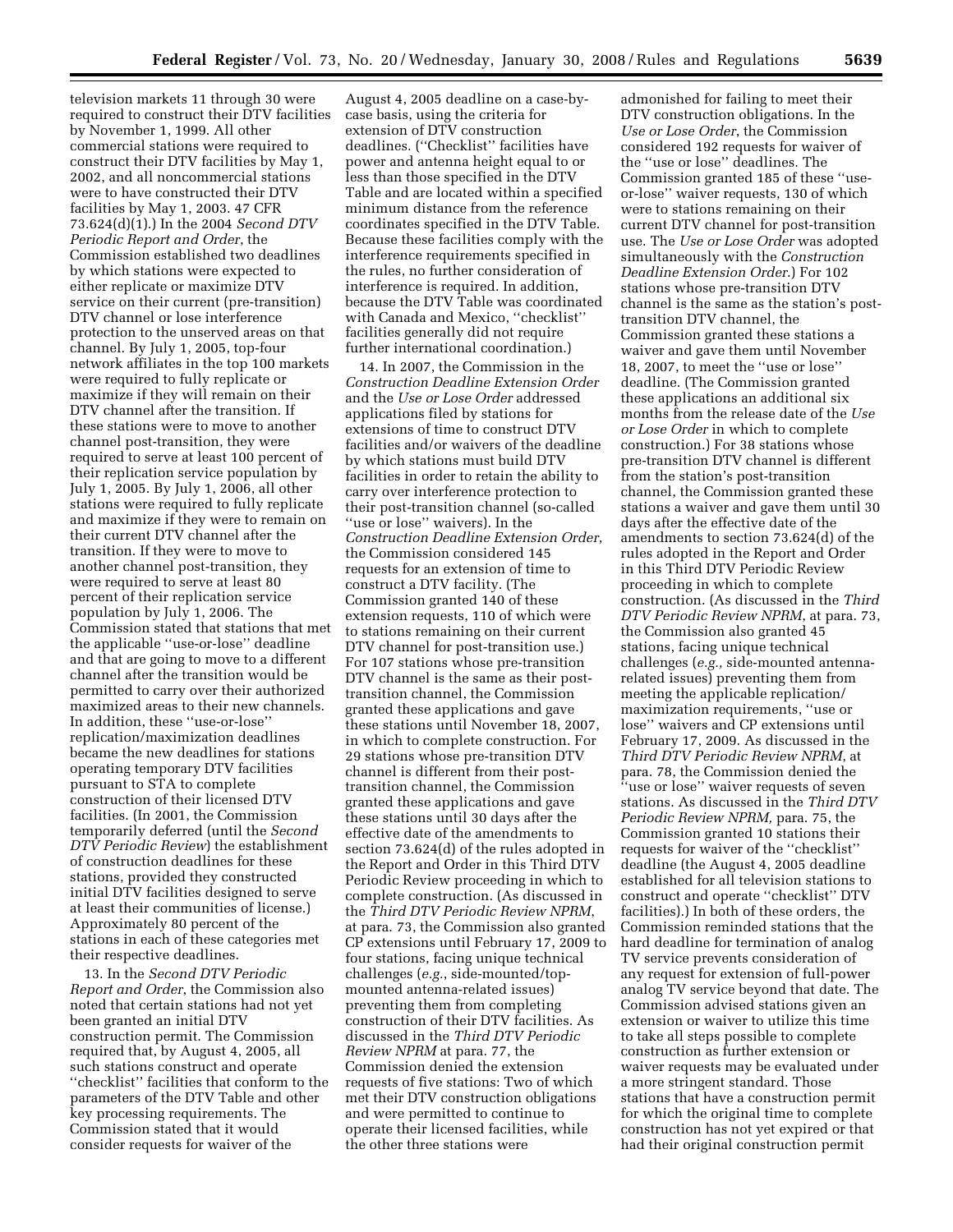television markets 11 through 30 were required to construct their DTV facilities by November 1, 1999. All other commercial stations were required to construct their DTV facilities by May 1, 2002, and all noncommercial stations were to have constructed their DTV facilities by May 1, 2003. 47 CFR 73.624(d)(1).) In the 2004 *Second DTV Periodic Report and Order*, the Commission established two deadlines by which stations were expected to either replicate or maximize DTV service on their current (pre-transition) DTV channel or lose interference protection to the unserved areas on that channel. By July 1, 2005, top-four network affiliates in the top 100 markets were required to fully replicate or maximize if they will remain on their DTV channel after the transition. If these stations were to move to another channel post-transition, they were required to serve at least 100 percent of their replication service population by July 1, 2005. By July 1, 2006, all other stations were required to fully replicate and maximize if they were to remain on their current DTV channel after the transition. If they were to move to another channel post-transition, they were required to serve at least 80 percent of their replication service population by July 1, 2006. The Commission stated that stations that met the applicable ''use-or-lose'' deadline and that are going to move to a different channel after the transition would be permitted to carry over their authorized maximized areas to their new channels. In addition, these ''use-or-lose'' replication/maximization deadlines became the new deadlines for stations operating temporary DTV facilities pursuant to STA to complete construction of their licensed DTV facilities. (In 2001, the Commission temporarily deferred (until the *Second DTV Periodic Review*) the establishment of construction deadlines for these stations, provided they constructed initial DTV facilities designed to serve at least their communities of license.) Approximately 80 percent of the stations in each of these categories met their respective deadlines.

13. In the *Second DTV Periodic Report and Order*, the Commission also noted that certain stations had not yet been granted an initial DTV construction permit. The Commission required that, by August 4, 2005, all such stations construct and operate ''checklist'' facilities that conform to the parameters of the DTV Table and other key processing requirements. The Commission stated that it would consider requests for waiver of the August 4, 2005 deadline on a case-by-case basis, using the criteria for extension of DTV construction deadlines. (''Checklist'' facilities have power and antenna height equal to or less than those specified in the DTV Table and are located within a specified minimum distance from the reference coordinates specified in the DTV Table. Because these facilities comply with the interference requirements specified in the rules, no further consideration of interference is required. In addition, because the DTV Table was coordinated with Canada and Mexico, ''checklist'' facilities generally did not require further international coordination.)

14. In 2007, the Commission in the *Construction Deadline Extension Order* and the *Use or Lose Order* addressed applications filed by stations for extensions of time to construct DTV facilities and/or waivers of the deadline by which stations must build DTV facilities in order to retain the ability to carry over interference protection to their post-transition channel (so-called ''use or lose'' waivers). In the *Construction Deadline Extension Order*, the Commission considered 145 requests for an extension of time to construct a DTV facility. (The Commission granted 140 of these extension requests, 110 of which were to stations remaining on their current DTV channel for post-transition use.) For 107 stations whose pre-transition DTV channel is the same as their post-transition channel, the Commission granted these applications and gave these stations until November 18, 2007, in which to complete construction. For 29 stations whose pre-transition DTV channel is different from their post-transition channel, the Commission granted these applications and gave these stations until 30 days after the effective date of the amendments to section 73.624(d) of the rules adopted in the Report and Order in this Third DTV Periodic Review proceeding in which to complete construction. (As discussed in the *Third DTV Periodic Review NPRM*, at para. 73, the Commission also granted CP extensions until February 17, 2009 to four stations, facing unique technical challenges (*e.g.*, side-mounted/top-mounted antenna-related issues) preventing them from completing construction of their DTV facilities. As discussed in the *Third DTV Periodic Review NPRM* at para. 77, the Commission denied the extension requests of five stations: Two of which met their DTV construction obligations and were permitted to continue to operate their licensed facilities, while the other three stations were admonished for failing to meet their DTV construction obligations. In the *Use or Lose Order*, the Commission considered 192 requests for waiver of the ''use or lose'' deadlines. The Commission granted 185 of these ''use-or-lose'' waiver requests, 130 of which were to stations remaining on their current DTV channel for post-transition use. The *Use or Lose Order* was adopted simultaneously with the *Construction Deadline Extension Order*.) For 102 stations whose pre-transition DTV channel is the same as the station's post-transition DTV channel, the Commission granted these stations a waiver and gave them until November 18, 2007, to meet the ''use or lose'' deadline. (The Commission granted these applications an additional six months from the release date of the *Use or Lose Order* in which to complete construction.) For 38 stations whose pre-transition DTV channel is different from the station's post-transition channel, the Commission granted these stations a waiver and gave them until 30 days after the effective date of the amendments to section 73.624(d) of the rules adopted in the Report and Order in this Third DTV Periodic Review proceeding in which to complete construction. (As discussed in the *Third DTV Periodic Review NPRM*, at para. 73, the Commission also granted 45 stations, facing unique technical challenges (*e.g.,* side-mounted antenna-related issues) preventing them from meeting the applicable replication/maximization requirements, ''use or lose'' waivers and CP extensions until February 17, 2009. As discussed in the *Third DTV Periodic Review NPRM*, at para. 78, the Commission denied the ''use or lose'' waiver requests of seven stations. As discussed in the *Third DTV Periodic Review NPRM,* para. 75, the Commission granted 10 stations their requests for waiver of the ''checklist'' deadline (the August 4, 2005 deadline established for all television stations to construct and operate ''checklist'' DTV facilities).) In both of these orders, the Commission reminded stations that the hard deadline for termination of analog TV service prevents consideration of any request for extension of full-power analog TV service beyond that date. The Commission advised stations given an extension or waiver to utilize this time to take all steps possible to complete construction as further extension or waiver requests may be evaluated under a more stringent standard. Those stations that have a construction permit for which the original time to complete construction has not yet expired or that had their original construction permit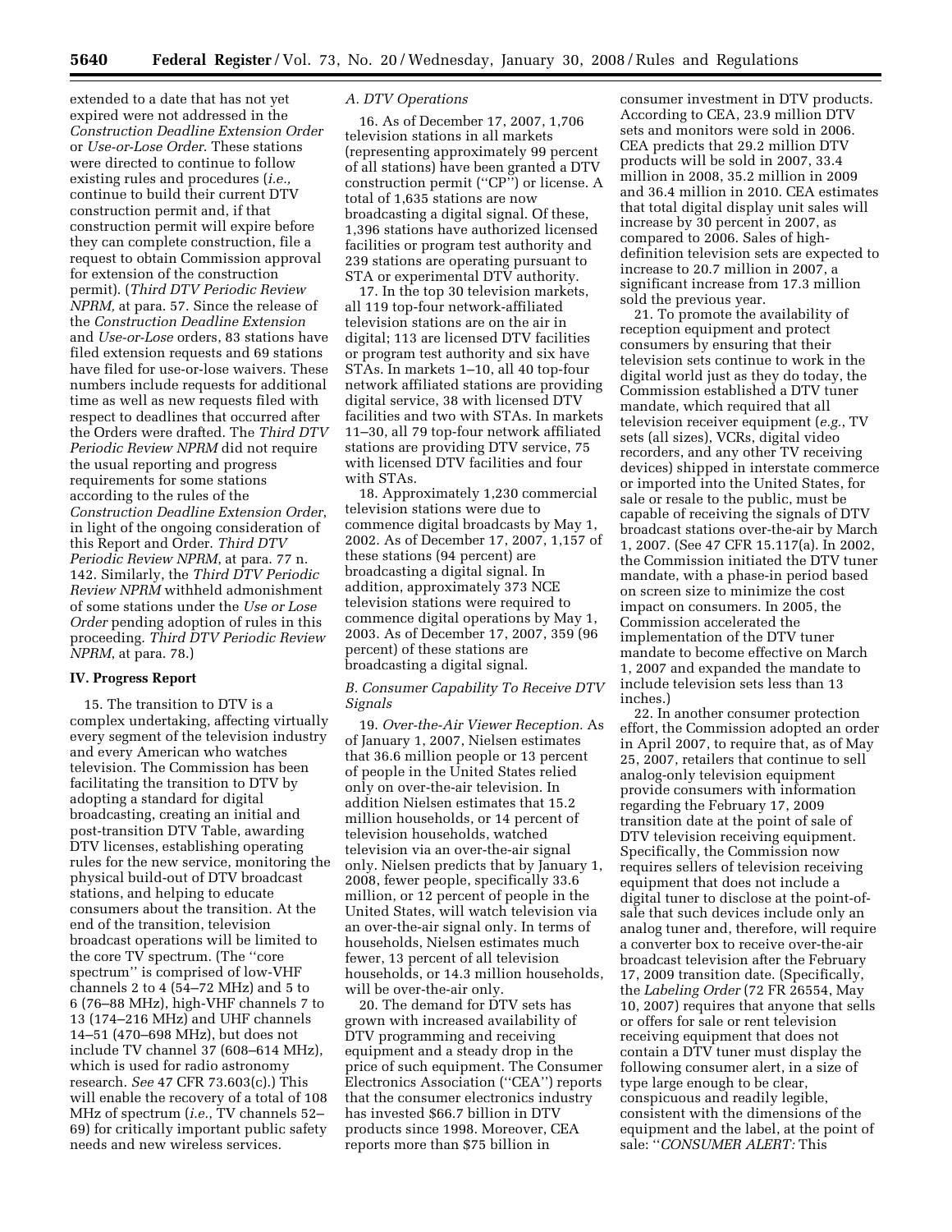extended to a date that has not yet expired were not addressed in the *Construction Deadline Extension Order* or *Use-or-Lose Order*. These stations were directed to continue to follow existing rules and procedures (*i.e.,* continue to build their current DTV construction permit and, if that construction permit will expire before they can complete construction, file a request to obtain Commission approval for extension of the construction permit). (*Third DTV Periodic Review NPRM,* at para. 57. Since the release of the *Construction Deadline Extension* and *Use-or-Lose* orders, 83 stations have filed extension requests and 69 stations have filed for use-or-lose waivers. These numbers include requests for additional time as well as new requests filed with respect to deadlines that occurred after the Orders were drafted. The *Third DTV Periodic Review NPRM* did not require the usual reporting and progress requirements for some stations according to the rules of the *Construction Deadline Extension Order*, in light of the ongoing consideration of this Report and Order. *Third DTV Periodic Review NPRM*, at para. 77 n. 142. Similarly, the *Third DTV Periodic Review NPRM* withheld admonishment of some stations under the *Use or Lose Order* pending adoption of rules in this proceeding. *Third DTV Periodic Review NPRM*, at para. 78.)

## IV. Progress Report

15. The transition to DTV is a complex undertaking, affecting virtually every segment of the television industry and every American who watches television. The Commission has been facilitating the transition to DTV by adopting a standard for digital broadcasting, creating an initial and post-transition DTV Table, awarding DTV licenses, establishing operating rules for the new service, monitoring the physical build-out of DTV broadcast stations, and helping to educate consumers about the transition. At the end of the transition, television broadcast operations will be limited to the core TV spectrum. (The "core spectrum" is comprised of low-VHF channels 2 to 4 (54–72 MHz) and 5 to 6 (76–88 MHz), high-VHF channels 7 to 13 (174–216 MHz) and UHF channels 14–51 (470–698 MHz), but does not include TV channel 37 (608–614 MHz), which is used for radio astronomy research. *See* 47 CFR 73.603(c).) This will enable the recovery of a total of 108 MHz of spectrum (*i.e.*, TV channels 52–69) for critically important public safety needs and new wireless services.

### *A. DTV Operations*

16. As of December 17, 2007, 1,706 television stations in all markets (representing approximately 99 percent of all stations) have been granted a DTV construction permit ("CP") or license. A total of 1,635 stations are now broadcasting a digital signal. Of these, 1,396 stations have authorized licensed facilities or program test authority and 239 stations are operating pursuant to STA or experimental DTV authority.

17. In the top 30 television markets, all 119 top-four network-affiliated television stations are on the air in digital; 113 are licensed DTV facilities or program test authority and six have STAs. In markets 1–10, all 40 top-four network affiliated stations are providing digital service, 38 with licensed DTV facilities and two with STAs. In markets 11–30, all 79 top-four network affiliated stations are providing DTV service, 75 with licensed DTV facilities and four with STAs.

18. Approximately 1,230 commercial television stations were due to commence digital broadcasts by May 1, 2002. As of December 17, 2007, 1,157 of these stations (94 percent) are broadcasting a digital signal. In addition, approximately 373 NCE television stations were required to commence digital operations by May 1, 2003. As of December 17, 2007, 359 (96 percent) of these stations are broadcasting a digital signal.

### *B. Consumer Capability To Receive DTV Signals*

19. *Over-the-Air Viewer Reception.* As of January 1, 2007, Nielsen estimates that 36.6 million people or 13 percent of people in the United States relied only on over-the-air television. In addition Nielsen estimates that 15.2 million households, or 14 percent of television households, watched television via an over-the-air signal only. Nielsen predicts that by January 1, 2008, fewer people, specifically 33.6 million, or 12 percent of people in the United States, will watch television via an over-the-air signal only. In terms of households, Nielsen estimates much fewer, 13 percent of all television households, or 14.3 million households, will be over-the-air only.

20. The demand for DTV sets has grown with increased availability of DTV programming and receiving equipment and a steady drop in the price of such equipment. The Consumer Electronics Association ("CEA") reports that the consumer electronics industry has invested $66.7 billion in DTV products since 1998. Moreover, CEA reports more than $75 billion in consumer investment in DTV products. According to CEA, 23.9 million DTV sets and monitors were sold in 2006. CEA predicts that 29.2 million DTV products will be sold in 2007, 33.4 million in 2008, 35.2 million in 2009 and 36.4 million in 2010. CEA estimates that total digital display unit sales will increase by 30 percent in 2007, as compared to 2006. Sales of high-definition television sets are expected to increase to 20.7 million in 2007, a significant increase from 17.3 million sold the previous year.

21. To promote the availability of reception equipment and protect consumers by ensuring that their television sets continue to work in the digital world just as they do today, the Commission established a DTV tuner mandate, which required that all television receiver equipment (*e.g.*, TV sets (all sizes), VCRs, digital video recorders, and any other TV receiving devices) shipped in interstate commerce or imported into the United States, for sale or resale to the public, must be capable of receiving the signals of DTV broadcast stations over-the-air by March 1, 2007. (See 47 CFR 15.117(a). In 2002, the Commission initiated the DTV tuner mandate, with a phase-in period based on screen size to minimize the cost impact on consumers. In 2005, the Commission accelerated the implementation of the DTV tuner mandate to become effective on March 1, 2007 and expanded the mandate to include television sets less than 13 inches.)

22. In another consumer protection effort, the Commission adopted an order in April 2007, to require that, as of May 25, 2007, retailers that continue to sell analog-only television equipment provide consumers with information regarding the February 17, 2009 transition date at the point of sale of DTV television receiving equipment. Specifically, the Commission now requires sellers of television receiving equipment that does not include a digital tuner to disclose at the point-of-sale that such devices include only an analog tuner and, therefore, will require a converter box to receive over-the-air broadcast television after the February 17, 2009 transition date. (Specifically, the *Labeling Order* (72 FR 26554, May 10, 2007) requires that anyone that sells or offers for sale or rent television receiving equipment that does not contain a DTV tuner must display the following consumer alert, in a size of type large enough to be clear, conspicuous and readily legible, consistent with the dimensions of the equipment and the label, at the point of sale: "*CONSUMER ALERT:* This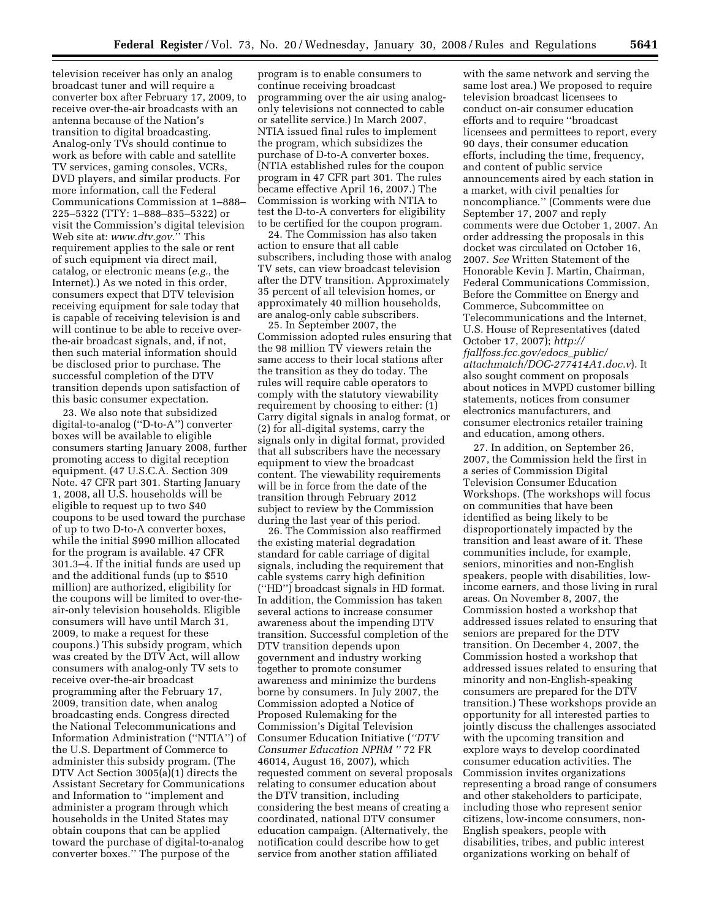television receiver has only an analog broadcast tuner and will require a converter box after February 17, 2009, to receive over-the-air broadcasts with an antenna because of the Nation's transition to digital broadcasting. Analog-only TVs should continue to work as before with cable and satellite TV services, gaming consoles, VCRs, DVD players, and similar products. For more information, call the Federal Communications Commission at 1–888–225–5322 (TTY: 1–888–835–5322) or visit the Commission's digital television Web site at: *www.dtv.gov*.'' This requirement applies to the sale or rent of such equipment via direct mail, catalog, or electronic means (*e.g.*, the Internet).) As we noted in this order, consumers expect that DTV television receiving equipment for sale today that is capable of receiving television is and will continue to be able to receive over-the-air broadcast signals, and, if not, then such material information should be disclosed prior to purchase. The successful completion of the DTV transition depends upon satisfaction of this basic consumer expectation.

23. We also note that subsidized digital-to-analog (''D-to-A'') converter boxes will be available to eligible consumers starting January 2008, further promoting access to digital reception equipment. (47 U.S.C.A. Section 309 Note. 47 CFR part 301. Starting January 1, 2008, all U.S. households will be eligible to request up to two $40 coupons to be used toward the purchase of up to two D-to-A converter boxes, while the initial $990 million allocated for the program is available. 47 CFR 301.3–4. If the initial funds are used up and the additional funds (up to $510 million) are authorized, eligibility for the coupons will be limited to over-the-air-only television households. Eligible consumers will have until March 31, 2009, to make a request for these coupons.) This subsidy program, which was created by the DTV Act, will allow consumers with analog-only TV sets to receive over-the-air broadcast programming after the February 17, 2009, transition date, when analog broadcasting ends. Congress directed the National Telecommunications and Information Administration (''NTIA'') of the U.S. Department of Commerce to administer this subsidy program. (The DTV Act Section 3005(a)(1) directs the Assistant Secretary for Communications and Information to ''implement and administer a program through which households in the United States may obtain coupons that can be applied toward the purchase of digital-to-analog converter boxes.'' The purpose of the program is to enable consumers to continue receiving broadcast programming over the air using analog-only televisions not connected to cable or satellite service.) In March 2007, NTIA issued final rules to implement the program, which subsidizes the purchase of D-to-A converter boxes. (NTIA established rules for the coupon program in 47 CFR part 301. The rules became effective April 16, 2007.) The Commission is working with NTIA to test the D-to-A converters for eligibility to be certified for the coupon program.

24. The Commission has also taken action to ensure that all cable subscribers, including those with analog TV sets, can view broadcast television after the DTV transition. Approximately 35 percent of all television homes, or approximately 40 million households, are analog-only cable subscribers.

25. In September 2007, the Commission adopted rules ensuring that the 98 million TV viewers retain the same access to their local stations after the transition as they do today. The rules will require cable operators to comply with the statutory viewability requirement by choosing to either: (1) Carry digital signals in analog format, or (2) for all-digital systems, carry the signals only in digital format, provided that all subscribers have the necessary equipment to view the broadcast content. The viewability requirements will be in force from the date of the transition through February 2012 subject to review by the Commission during the last year of this period.

26. The Commission also reaffirmed the existing material degradation standard for cable carriage of digital signals, including the requirement that cable systems carry high definition (''HD'') broadcast signals in HD format. In addition, the Commission has taken several actions to increase consumer awareness about the impending DTV transition. Successful completion of the DTV transition depends upon government and industry working together to promote consumer awareness and minimize the burdens borne by consumers. In July 2007, the Commission adopted a Notice of Proposed Rulemaking for the Commission's Digital Television Consumer Education Initiative (*''DTV Consumer Education NPRM''* 72 FR 46014, August 16, 2007), which requested comment on several proposals relating to consumer education about the DTV transition, including considering the best means of creating a coordinated, national DTV consumer education campaign. (Alternatively, the notification could describe how to get service from another station affiliated with the same network and serving the same lost area.) We proposed to require television broadcast licensees to conduct on-air consumer education efforts and to require ''broadcast licensees and permittees to report, every 90 days, their consumer education efforts, including the time, frequency, and content of public service announcements aired by each station in a market, with civil penalties for noncompliance.'' (Comments were due September 17, 2007 and reply comments were due October 1, 2007. An order addressing the proposals in this docket was circulated on October 16, 2007. *See* Written Statement of the Honorable Kevin J. Martin, Chairman, Federal Communications Commission, Before the Committee on Energy and Commerce, Subcommittee on Telecommunications and the Internet, U.S. House of Representatives (dated October 17, 2007); *http://fjallfoss.fcc.gov/edocs_public/attachmatch/DOC-277414A1.doc.v*). It also sought comment on proposals about notices in MVPD customer billing statements, notices from consumer electronics manufacturers, and consumer electronics retailer training and education, among others.

27. In addition, on September 26, 2007, the Commission held the first in a series of Commission Digital Television Consumer Education Workshops. (The workshops will focus on communities that have been identified as being likely to be disproportionately impacted by the transition and least aware of it. These communities include, for example, seniors, minorities and non-English speakers, people with disabilities, low-income earners, and those living in rural areas. On November 8, 2007, the Commission hosted a workshop that addressed issues related to ensuring that seniors are prepared for the DTV transition. On December 4, 2007, the Commission hosted a workshop that addressed issues related to ensuring that minority and non-English-speaking consumers are prepared for the DTV transition.) These workshops provide an opportunity for all interested parties to jointly discuss the challenges associated with the upcoming transition and explore ways to develop coordinated consumer education activities. The Commission invites organizations representing a broad range of consumers and other stakeholders to participate, including those who represent senior citizens, low-income consumers, non-English speakers, people with disabilities, tribes, and public interest organizations working on behalf of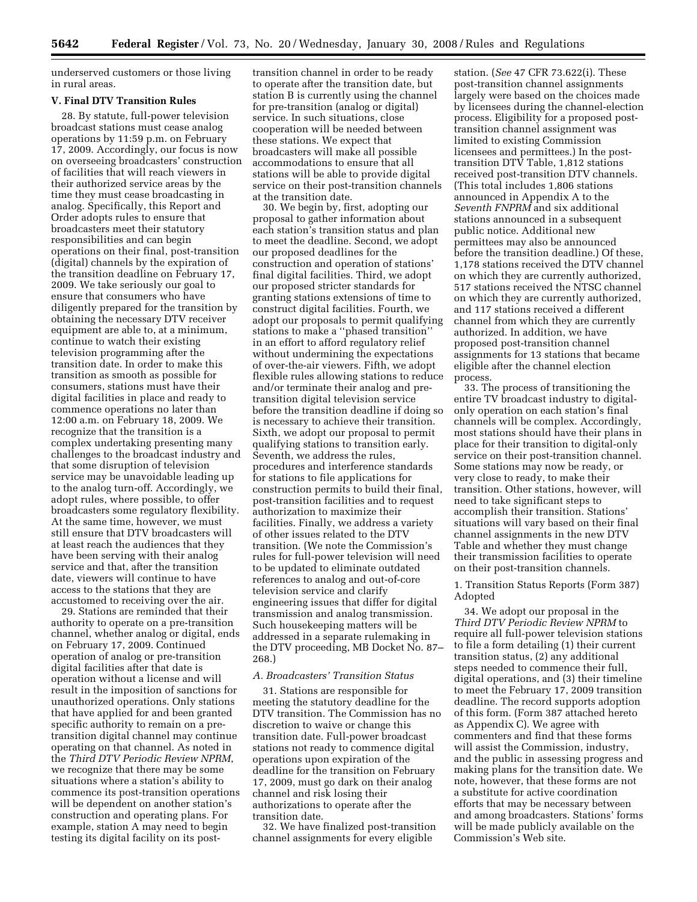underserved customers or those living in rural areas.

## V. Final DTV Transition Rules

28. By statute, full-power television broadcast stations must cease analog operations by 11:59 p.m. on February 17, 2009. Accordingly, our focus is now on overseeing broadcasters' construction of facilities that will reach viewers in their authorized service areas by the time they must cease broadcasting in analog. Specifically, this Report and Order adopts rules to ensure that broadcasters meet their statutory responsibilities and can begin operations on their final, post-transition (digital) channels by the expiration of the transition deadline on February 17, 2009. We take seriously our goal to ensure that consumers who have diligently prepared for the transition by obtaining the necessary DTV receiver equipment are able to, at a minimum, continue to watch their existing television programming after the transition date. In order to make this transition as smooth as possible for consumers, stations must have their digital facilities in place and ready to commence operations no later than 12:00 a.m. on February 18, 2009. We recognize that the transition is a complex undertaking presenting many challenges to the broadcast industry and that some disruption of television service may be unavoidable leading up to the analog turn-off. Accordingly, we adopt rules, where possible, to offer broadcasters some regulatory flexibility. At the same time, however, we must still ensure that DTV broadcasters will at least reach the audiences that they have been serving with their analog service and that, after the transition date, viewers will continue to have access to the stations that they are accustomed to receiving over the air.

29. Stations are reminded that their authority to operate on a pre-transition channel, whether analog or digital, ends on February 17, 2009. Continued operation of analog or pre-transition digital facilities after that date is operation without a license and will result in the imposition of sanctions for unauthorized operations. Only stations that have applied for and been granted specific authority to remain on a pre-transition digital channel may continue operating on that channel. As noted in the *Third DTV Periodic Review NPRM*, we recognize that there may be some situations where a station's ability to commence its post-transition operations will be dependent on another station's construction and operating plans. For example, station A may need to begin testing its digital facility on its post-transition channel in order to be ready to operate after the transition date, but station B is currently using the channel for pre-transition (analog or digital) service. In such situations, close cooperation will be needed between these stations. We expect that broadcasters will make all possible accommodations to ensure that all stations will be able to provide digital service on their post-transition channels at the transition date.

30. We begin by, first, adopting our proposal to gather information about each station's transition status and plan to meet the deadline. Second, we adopt our proposed deadlines for the construction and operation of stations' final digital facilities. Third, we adopt our proposed stricter standards for granting stations extensions of time to construct digital facilities. Fourth, we adopt our proposals to permit qualifying stations to make a ''phased transition'' in an effort to afford regulatory relief without undermining the expectations of over-the-air viewers. Fifth, we adopt flexible rules allowing stations to reduce and/or terminate their analog and pre-transition digital television service before the transition deadline if doing so is necessary to achieve their transition. Sixth, we adopt our proposal to permit qualifying stations to transition early. Seventh, we address the rules, procedures and interference standards for stations to file applications for construction permits to build their final, post-transition facilities and to request authorization to maximize their facilities. Finally, we address a variety of other issues related to the DTV transition. (We note the Commission's rules for full-power television will need to be updated to eliminate outdated references to analog and out-of-core television service and clarify engineering issues that differ for digital transmission and analog transmission. Such housekeeping matters will be addressed in a separate rulemaking in the DTV proceeding, MB Docket No. 87–268.)

### A. Broadcasters' Transition Status

31. Stations are responsible for meeting the statutory deadline for the DTV transition. The Commission has no discretion to waive or change this transition date. Full-power broadcast stations not ready to commence digital operations upon expiration of the deadline for the transition on February 17, 2009, must go dark on their analog channel and risk losing their authorizations to operate after the transition date.

32. We have finalized post-transition channel assignments for every eligible station. (*See* 47 CFR 73.622(i). These post-transition channel assignments largely were based on the choices made by licensees during the channel-election process. Eligibility for a proposed post-transition channel assignment was limited to existing Commission licensees and permittees.) In the post-transition DTV Table, 1,812 stations received post-transition DTV channels. (This total includes 1,806 stations announced in Appendix A to the *Seventh FNPRM* and six additional stations announced in a subsequent public notice. Additional new permittees may also be announced before the transition deadline.) Of these, 1,178 stations received the DTV channel on which they are currently authorized, 517 stations received the NTSC channel on which they are currently authorized, and 117 stations received a different channel from which they are currently authorized. In addition, we have proposed post-transition channel assignments for 13 stations that became eligible after the channel election process.

33. The process of transitioning the entire TV broadcast industry to digital-only operation on each station's final channels will be complex. Accordingly, most stations should have their plans in place for their transition to digital-only service on their post-transition channel. Some stations may now be ready, or very close to ready, to make their transition. Other stations, however, will need to take significant steps to accomplish their transition. Stations' situations will vary based on their final channel assignments in the new DTV Table and whether they must change their transmission facilities to operate on their post-transition channels.

#### 1. Transition Status Reports (Form 387) Adopted

34. We adopt our proposal in the *Third DTV Periodic Review NPRM* to require all full-power television stations to file a form detailing (1) their current transition status, (2) any additional steps needed to commence their full, digital operations, and (3) their timeline to meet the February 17, 2009 transition deadline. The record supports adoption of this form. (Form 387 attached hereto as Appendix C). We agree with commenters and find that these forms will assist the Commission, industry, and the public in assessing progress and making plans for the transition date. We note, however, that these forms are not a substitute for active coordination efforts that may be necessary between and among broadcasters. Stations' forms will be made publicly available on the Commission's Web site.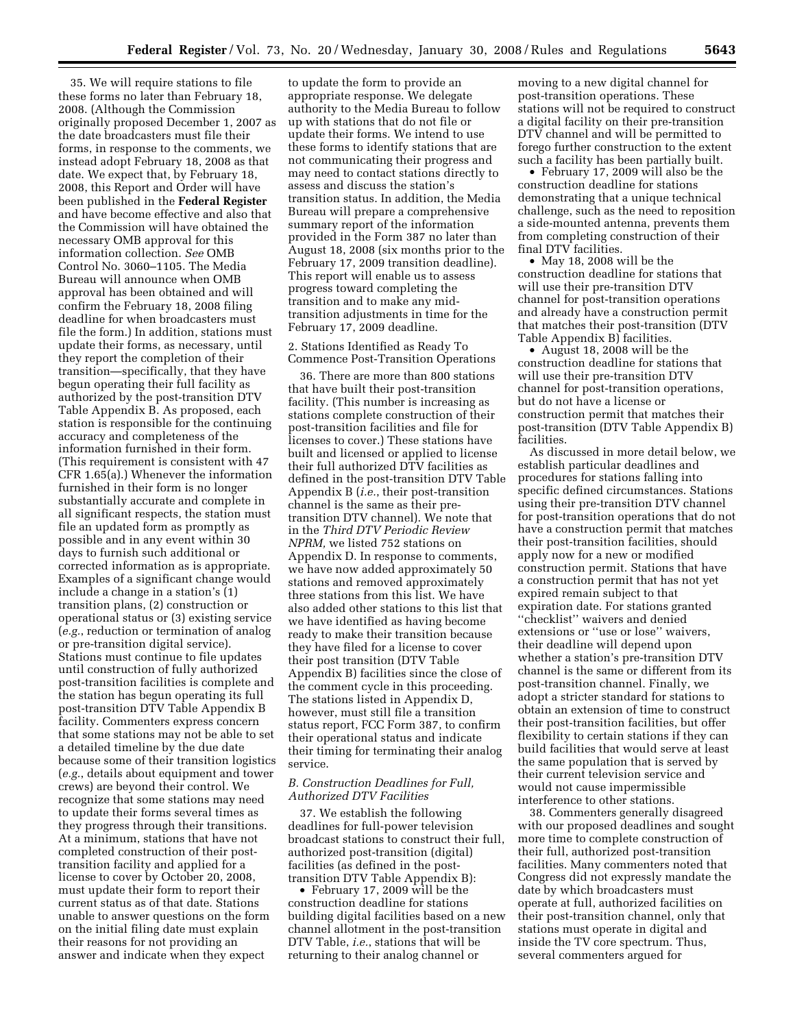35. We will require stations to file these forms no later than February 18, 2008. (Although the Commission originally proposed December 1, 2007 as the date broadcasters must file their forms, in response to the comments, we instead adopt February 18, 2008 as that date. We expect that, by February 18, 2008, this Report and Order will have been published in the **Federal Register** and have become effective and also that the Commission will have obtained the necessary OMB approval for this information collection. *See* OMB Control No. 3060–1105. The Media Bureau will announce when OMB approval has been obtained and will confirm the February 18, 2008 filing deadline for when broadcasters must file the form.) In addition, stations must update their forms, as necessary, until they report the completion of their transition—specifically, that they have begun operating their full facility as authorized by the post-transition DTV Table Appendix B. As proposed, each station is responsible for the continuing accuracy and completeness of the information furnished in their form. (This requirement is consistent with 47 CFR 1.65(a).) Whenever the information furnished in their form is no longer substantially accurate and complete in all significant respects, the station must file an updated form as promptly as possible and in any event within 30 days to furnish such additional or corrected information as is appropriate. Examples of a significant change would include a change in a station's (1) transition plans, (2) construction or operational status or (3) existing service (*e.g.*, reduction or termination of analog or pre-transition digital service). Stations must continue to file updates until construction of fully authorized post-transition facilities is complete and the station has begun operating its full post-transition DTV Table Appendix B facility. Commenters express concern that some stations may not be able to set a detailed timeline by the due date because some of their transition logistics (*e.g.*, details about equipment and tower crews) are beyond their control. We recognize that some stations may need to update their forms several times as they progress through their transitions. At a minimum, stations that have not completed construction of their post-transition facility and applied for a license to cover by October 20, 2008, must update their form to report their current status as of that date. Stations unable to answer questions on the form on the initial filing date must explain their reasons for not providing an answer and indicate when they expect to update the form to provide an appropriate response. We delegate authority to the Media Bureau to follow up with stations that do not file or update their forms. We intend to use these forms to identify stations that are not communicating their progress and may need to contact stations directly to assess and discuss the station's transition status. In addition, the Media Bureau will prepare a comprehensive summary report of the information provided in the Form 387 no later than August 18, 2008 (six months prior to the February 17, 2009 transition deadline). This report will enable us to assess progress toward completing the transition and to make any mid-transition adjustments in time for the February 17, 2009 deadline.

2. Stations Identified as Ready To Commence Post-Transition Operations

36. There are more than 800 stations that have built their post-transition facility. (This number is increasing as stations complete construction of their post-transition facilities and file for licenses to cover.) These stations have built and licensed or applied to license their full authorized DTV facilities as defined in the post-transition DTV Table Appendix B (*i.e.*, their post-transition channel is the same as their pre-transition DTV channel). We note that in the *Third DTV Periodic Review NPRM,* we listed 752 stations on Appendix D. In response to comments, we have now added approximately 50 stations and removed approximately three stations from this list. We have also added other stations to this list that we have identified as having become ready to make their transition because they have filed for a license to cover their post transition (DTV Table Appendix B) facilities since the close of the comment cycle in this proceeding. The stations listed in Appendix D, however, must still file a transition status report, FCC Form 387, to confirm their operational status and indicate their timing for terminating their analog service.

*B. Construction Deadlines for Full, Authorized DTV Facilities*

37. We establish the following deadlines for full-power television broadcast stations to construct their full, authorized post-transition (digital) facilities (as defined in the post-transition DTV Table Appendix B):

- February 17, 2009 will be the construction deadline for stations building digital facilities based on a new channel allotment in the post-transition DTV Table, *i.e.*, stations that will be returning to their analog channel or moving to a new digital channel for post-transition operations. These stations will not be required to construct a digital facility on their pre-transition DTV channel and will be permitted to forego further construction to the extent such a facility has been partially built.
- February 17, 2009 will also be the construction deadline for stations demonstrating that a unique technical challenge, such as the need to reposition a side-mounted antenna, prevents them from completing construction of their final DTV facilities.
- May 18, 2008 will be the construction deadline for stations that will use their pre-transition DTV channel for post-transition operations and already have a construction permit that matches their post-transition (DTV Table Appendix B) facilities.
- August 18, 2008 will be the construction deadline for stations that will use their pre-transition DTV channel for post-transition operations, but do not have a license or construction permit that matches their post-transition (DTV Table Appendix B) facilities.

As discussed in more detail below, we establish particular deadlines and procedures for stations falling into specific defined circumstances. Stations using their pre-transition DTV channel for post-transition operations that do not have a construction permit that matches their post-transition facilities, should apply now for a new or modified construction permit. Stations that have a construction permit that has not yet expired remain subject to that expiration date. For stations granted "checklist" waivers and denied extensions or "use or lose" waivers, their deadline will depend upon whether a station's pre-transition DTV channel is the same or different from its post-transition channel. Finally, we adopt a stricter standard for stations to obtain an extension of time to construct their post-transition facilities, but offer flexibility to certain stations if they can build facilities that would serve at least the same population that is served by their current television service and would not cause impermissible interference to other stations.

38. Commenters generally disagreed with our proposed deadlines and sought more time to complete construction of their full, authorized post-transition facilities. Many commenters noted that Congress did not expressly mandate the date by which broadcasters must operate at full, authorized facilities on their post-transition channel, only that stations must operate in digital and inside the TV core spectrum. Thus, several commenters argued for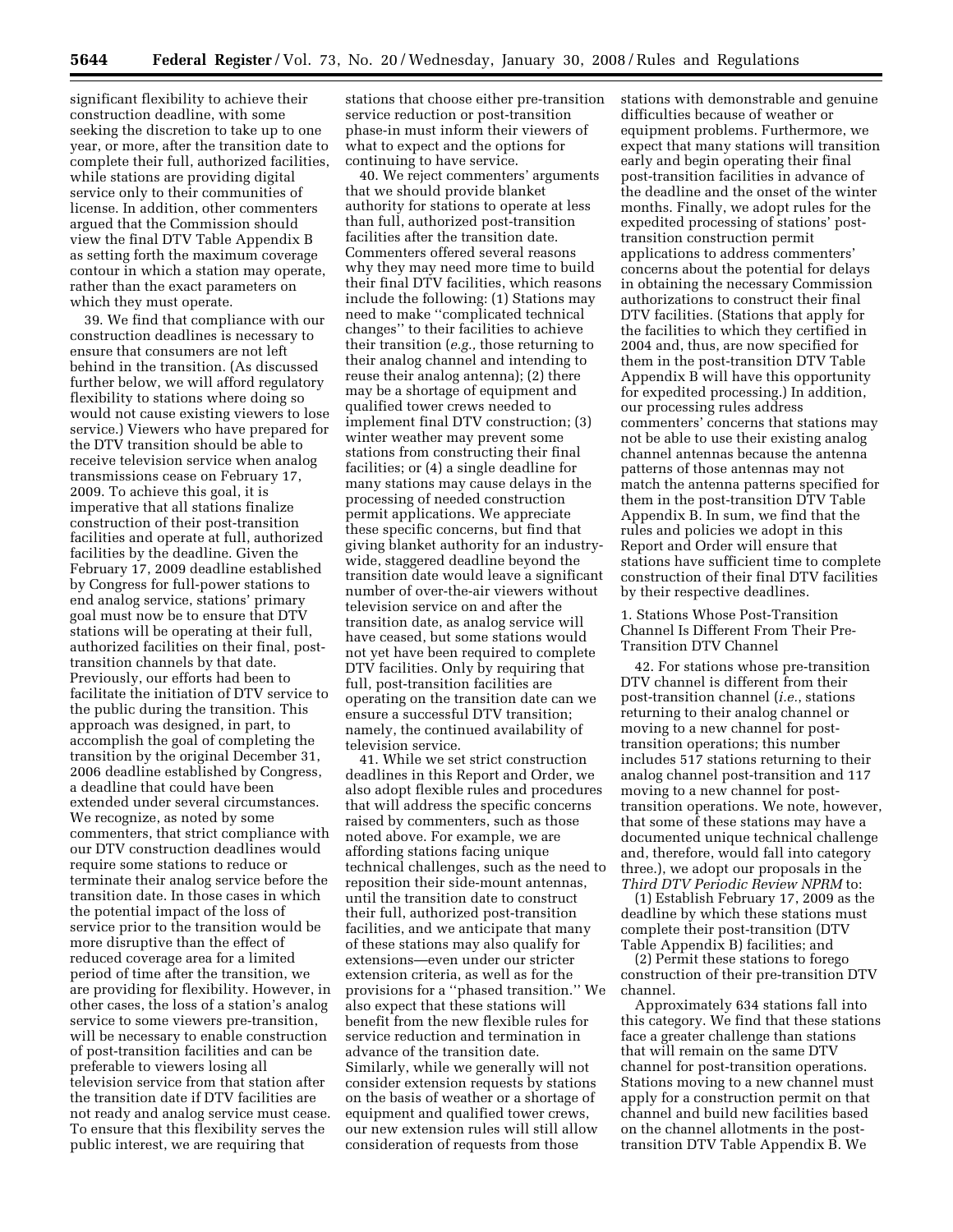significant flexibility to achieve their construction deadline, with some seeking the discretion to take up to one year, or more, after the transition date to complete their full, authorized facilities, while stations are providing digital service only to their communities of license. In addition, other commenters argued that the Commission should view the final DTV Table Appendix B as setting forth the maximum coverage contour in which a station may operate, rather than the exact parameters on which they must operate.

39. We find that compliance with our construction deadlines is necessary to ensure that consumers are not left behind in the transition. (As discussed further below, we will afford regulatory flexibility to stations where doing so would not cause existing viewers to lose service.) Viewers who have prepared for the DTV transition should be able to receive television service when analog transmissions cease on February 17, 2009. To achieve this goal, it is imperative that all stations finalize construction of their post-transition facilities and operate at full, authorized facilities by the deadline. Given the February 17, 2009 deadline established by Congress for full-power stations to end analog service, stations' primary goal must now be to ensure that DTV stations will be operating at their full, authorized facilities on their final, post-transition channels by that date. Previously, our efforts had been to facilitate the initiation of DTV service to the public during the transition. This approach was designed, in part, to accomplish the goal of completing the transition by the original December 31, 2006 deadline established by Congress, a deadline that could have been extended under several circumstances. We recognize, as noted by some commenters, that strict compliance with our DTV construction deadlines would require some stations to reduce or terminate their analog service before the transition date. In those cases in which the potential impact of the loss of service prior to the transition would be more disruptive than the effect of reduced coverage area for a limited period of time after the transition, we are providing for flexibility. However, in other cases, the loss of a station's analog service to some viewers pre-transition, will be necessary to enable construction of post-transition facilities and can be preferable to viewers losing all television service from that station after the transition date if DTV facilities are not ready and analog service must cease. To ensure that this flexibility serves the public interest, we are requiring that stations that choose either pre-transition service reduction or post-transition phase-in must inform their viewers of what to expect and the options for continuing to have service.

40. We reject commenters' arguments that we should provide blanket authority for stations to operate at less than full, authorized post-transition facilities after the transition date. Commenters offered several reasons why they may need more time to build their final DTV facilities, which reasons include the following: (1) Stations may need to make "complicated technical changes" to their facilities to achieve their transition (*e.g.,* those returning to their analog channel and intending to reuse their analog antenna); (2) there may be a shortage of equipment and qualified tower crews needed to implement final DTV construction; (3) winter weather may prevent some stations from constructing their final facilities; or (4) a single deadline for many stations may cause delays in the processing of needed construction permit applications. We appreciate these specific concerns, but find that giving blanket authority for an industry-wide, staggered deadline beyond the transition date would leave a significant number of over-the-air viewers without television service on and after the transition date, as analog service will have ceased, but some stations would not yet have been required to complete DTV facilities. Only by requiring that full, post-transition facilities are operating on the transition date can we ensure a successful DTV transition; namely, the continued availability of television service.

41. While we set strict construction deadlines in this Report and Order, we also adopt flexible rules and procedures that will address the specific concerns raised by commenters, such as those noted above. For example, we are affording stations facing unique technical challenges, such as the need to reposition their side-mount antennas, until the transition date to construct their full, authorized post-transition facilities, and we anticipate that many of these stations may also qualify for extensions—even under our stricter extension criteria, as well as for the provisions for a "phased transition." We also expect that these stations will benefit from the new flexible rules for service reduction and termination in advance of the transition date. Similarly, while we generally will not consider extension requests by stations on the basis of weather or a shortage of equipment and qualified tower crews, our new extension rules will still allow consideration of requests from those stations with demonstrable and genuine difficulties because of weather or equipment problems. Furthermore, we expect that many stations will transition early and begin operating their final post-transition facilities in advance of the deadline and the onset of the winter months. Finally, we adopt rules for the expedited processing of stations' post-transition construction permit applications to address commenters' concerns about the potential for delays in obtaining the necessary Commission authorizations to construct their final DTV facilities. (Stations that apply for the facilities to which they certified in 2004 and, thus, are now specified for them in the post-transition DTV Table Appendix B will have this opportunity for expedited processing.) In addition, our processing rules address commenters' concerns that stations may not be able to use their existing analog channel antennas because the antenna patterns of those antennas may not match the antenna patterns specified for them in the post-transition DTV Table Appendix B. In sum, we find that the rules and policies we adopt in this Report and Order will ensure that stations have sufficient time to complete construction of their final DTV facilities by their respective deadlines.

### 1. Stations Whose Post-Transition Channel Is Different From Their Pre-Transition DTV Channel

42. For stations whose pre-transition DTV channel is different from their post-transition channel (*i.e.*, stations returning to their analog channel or moving to a new channel for post-transition operations; this number includes 517 stations returning to their analog channel post-transition and 117 moving to a new channel for post-transition operations. We note, however, that some of these stations may have a documented unique technical challenge and, therefore, would fall into category three.), we adopt our proposals in the *Third DTV Periodic Review NPRM* to:

(1) Establish February 17, 2009 as the deadline by which these stations must complete their post-transition (DTV Table Appendix B) facilities; and

(2) Permit these stations to forego construction of their pre-transition DTV channel.

Approximately 634 stations fall into this category. We find that these stations face a greater challenge than stations that will remain on the same DTV channel for post-transition operations. Stations moving to a new channel must apply for a construction permit on that channel and build new facilities based on the channel allotments in the post-transition DTV Table Appendix B. We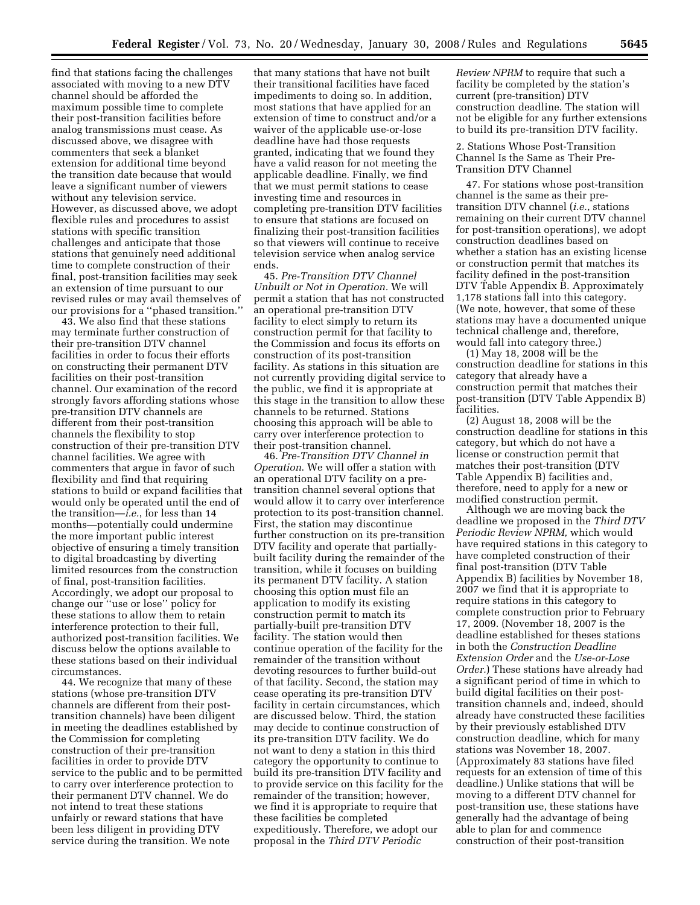find that stations facing the challenges associated with moving to a new DTV channel should be afforded the maximum possible time to complete their post-transition facilities before analog transmissions must cease. As discussed above, we disagree with commenters that seek a blanket extension for additional time beyond the transition date because that would leave a significant number of viewers without any television service. However, as discussed above, we adopt flexible rules and procedures to assist stations with specific transition challenges and anticipate that those stations that genuinely need additional time to complete construction of their final, post-transition facilities may seek an extension of time pursuant to our revised rules or may avail themselves of our provisions for a ''phased transition.''

43. We also find that these stations may terminate further construction of their pre-transition DTV channel facilities in order to focus their efforts on constructing their permanent DTV facilities on their post-transition channel. Our examination of the record strongly favors affording stations whose pre-transition DTV channels are different from their post-transition channels the flexibility to stop construction of their pre-transition DTV channel facilities. We agree with commenters that argue in favor of such flexibility and find that requiring stations to build or expand facilities that would only be operated until the end of the transition—*i.e.*, for less than 14 months—potentially could undermine the more important public interest objective of ensuring a timely transition to digital broadcasting by diverting limited resources from the construction of final, post-transition facilities. Accordingly, we adopt our proposal to change our ''use or lose'' policy for these stations to allow them to retain interference protection to their full, authorized post-transition facilities. We discuss below the options available to these stations based on their individual circumstances.

44. We recognize that many of these stations (whose pre-transition DTV channels are different from their post-transition channels) have been diligent in meeting the deadlines established by the Commission for completing construction of their pre-transition facilities in order to provide DTV service to the public and to be permitted to carry over interference protection to their permanent DTV channel. We do not intend to treat these stations unfairly or reward stations that have been less diligent in providing DTV service during the transition. We note that many stations that have not built their transitional facilities have faced impediments to doing so. In addition, most stations that have applied for an extension of time to construct and/or a waiver of the applicable use-or-lose deadline have had those requests granted, indicating that we found they have a valid reason for not meeting the applicable deadline. Finally, we find that we must permit stations to cease investing time and resources in completing pre-transition DTV facilities to ensure that stations are focused on finalizing their post-transition facilities so that viewers will continue to receive television service when analog service ends.

45. *Pre-Transition DTV Channel Unbuilt or Not in Operation.* We will permit a station that has not constructed an operational pre-transition DTV facility to elect simply to return its construction permit for that facility to the Commission and focus its efforts on construction of its post-transition facility. As stations in this situation are not currently providing digital service to the public, we find it is appropriate at this stage in the transition to allow these channels to be returned. Stations choosing this approach will be able to carry over interference protection to their post-transition channel.

46. *Pre-Transition DTV Channel in Operation*. We will offer a station with an operational DTV facility on a pre-transition channel several options that would allow it to carry over interference protection to its post-transition channel. First, the station may discontinue further construction on its pre-transition DTV facility and operate that partially-built facility during the remainder of the transition, while it focuses on building its permanent DTV facility. A station choosing this option must file an application to modify its existing construction permit to match its partially-built pre-transition DTV facility. The station would then continue operation of the facility for the remainder of the transition without devoting resources to further build-out of that facility. Second, the station may cease operating its pre-transition DTV facility in certain circumstances, which are discussed below. Third, the station may decide to continue construction of its pre-transition DTV facility. We do not want to deny a station in this third category the opportunity to continue to build its pre-transition DTV facility and to provide service on this facility for the remainder of the transition; however, we find it is appropriate to require that these facilities be completed expeditiously. Therefore, we adopt our proposal in the *Third DTV Periodic Review NPRM* to require that such a facility be completed by the station's current (pre-transition) DTV construction deadline. The station will not be eligible for any further extensions to build its pre-transition DTV facility.

2. Stations Whose Post-Transition Channel Is the Same as Their Pre-Transition DTV Channel

47. For stations whose post-transition channel is the same as their pre-transition DTV channel (*i.e.*, stations remaining on their current DTV channel for post-transition operations), we adopt construction deadlines based on whether a station has an existing license or construction permit that matches its facility defined in the post-transition DTV Table Appendix B. Approximately 1,178 stations fall into this category. (We note, however, that some of these stations may have a documented unique technical challenge and, therefore, would fall into category three.)

(1) May 18, 2008 will be the construction deadline for stations in this category that already have a construction permit that matches their post-transition (DTV Table Appendix B) facilities.

(2) August 18, 2008 will be the construction deadline for stations in this category, but which do not have a license or construction permit that matches their post-transition (DTV Table Appendix B) facilities and, therefore, need to apply for a new or modified construction permit.

Although we are moving back the deadline we proposed in the *Third DTV Periodic Review NPRM,* which would have required stations in this category to have completed construction of their final post-transition (DTV Table Appendix B) facilities by November 18, 2007 we find that it is appropriate to require stations in this category to complete construction prior to February 17, 2009. (November 18, 2007 is the deadline established for theses stations in both the *Construction Deadline Extension Order* and the *Use-or-Lose Order.*) These stations have already had a significant period of time in which to build digital facilities on their post-transition channels and, indeed, should already have constructed these facilities by their previously established DTV construction deadline, which for many stations was November 18, 2007. (Approximately 83 stations have filed requests for an extension of time of this deadline.) Unlike stations that will be moving to a different DTV channel for post-transition use, these stations have generally had the advantage of being able to plan for and commence construction of their post-transition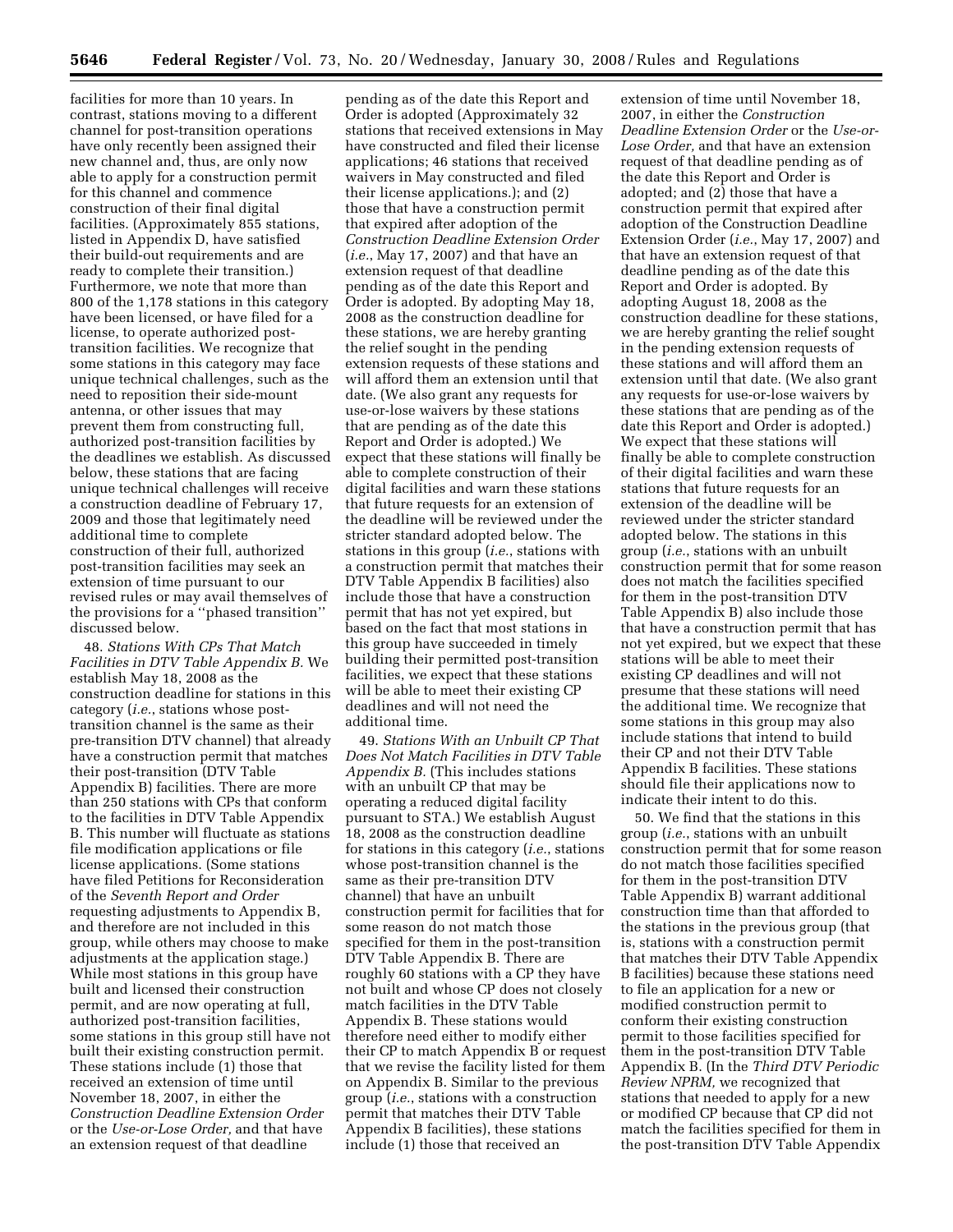facilities for more than 10 years. In contrast, stations moving to a different channel for post-transition operations have only recently been assigned their new channel and, thus, are only now able to apply for a construction permit for this channel and commence construction of their final digital facilities. (Approximately 855 stations, listed in Appendix D, have satisfied their build-out requirements and are ready to complete their transition.) Furthermore, we note that more than 800 of the 1,178 stations in this category have been licensed, or have filed for a license, to operate authorized post-transition facilities. We recognize that some stations in this category may face unique technical challenges, such as the need to reposition their side-mount antenna, or other issues that may prevent them from constructing full, authorized post-transition facilities by the deadlines we establish. As discussed below, these stations that are facing unique technical challenges will receive a construction deadline of February 17, 2009 and those that legitimately need additional time to complete construction of their full, authorized post-transition facilities may seek an extension of time pursuant to our revised rules or may avail themselves of the provisions for a ''phased transition'' discussed below.

48. *Stations With CPs That Match Facilities in DTV Table Appendix B.* We establish May 18, 2008 as the construction deadline for stations in this category (*i.e.*, stations whose post-transition channel is the same as their pre-transition DTV channel) that already have a construction permit that matches their post-transition (DTV Table Appendix B) facilities. There are more than 250 stations with CPs that conform to the facilities in DTV Table Appendix B. This number will fluctuate as stations file modification applications or file license applications. (Some stations have filed Petitions for Reconsideration of the *Seventh Report and Order* requesting adjustments to Appendix B, and therefore are not included in this group, while others may choose to make adjustments at the application stage.) While most stations in this group have built and licensed their construction permit, and are now operating at full, authorized post-transition facilities, some stations in this group still have not built their existing construction permit. These stations include (1) those that received an extension of time until November 18, 2007, in either the *Construction Deadline Extension Order* or the *Use-or-Lose Order,* and that have an extension request of that deadline pending as of the date this Report and Order is adopted (Approximately 32 stations that received extensions in May have constructed and filed their license applications; 46 stations that received waivers in May constructed and filed their license applications.); and (2) those that have a construction permit that expired after adoption of the *Construction Deadline Extension Order* (*i.e.*, May 17, 2007) and that have an extension request of that deadline pending as of the date this Report and Order is adopted. By adopting May 18, 2008 as the construction deadline for these stations, we are hereby granting the relief sought in the pending extension requests of these stations and will afford them an extension until that date. (We also grant any requests for use-or-lose waivers by these stations that are pending as of the date this Report and Order is adopted.) We expect that these stations will finally be able to complete construction of their digital facilities and warn these stations that future requests for an extension of the deadline will be reviewed under the stricter standard adopted below. The stations in this group (*i.e.*, stations with a construction permit that matches their DTV Table Appendix B facilities) also include those that have a construction permit that has not yet expired, but based on the fact that most stations in this group have succeeded in timely building their permitted post-transition facilities, we expect that these stations will be able to meet their existing CP deadlines and will not need the additional time.

49. *Stations With an Unbuilt CP That Does Not Match Facilities in DTV Table Appendix B.* (This includes stations with an unbuilt CP that may be operating a reduced digital facility pursuant to STA.) We establish August 18, 2008 as the construction deadline for stations in this category (*i.e.*, stations whose post-transition channel is the same as their pre-transition DTV channel) that have an unbuilt construction permit for facilities that for some reason do not match those specified for them in the post-transition DTV Table Appendix B. There are roughly 60 stations with a CP they have not built and whose CP does not closely match facilities in the DTV Table Appendix B. These stations would therefore need either to modify either their CP to match Appendix B or request that we revise the facility listed for them on Appendix B. Similar to the previous group (*i.e.*, stations with a construction permit that matches their DTV Table Appendix B facilities), these stations include (1) those that received an extension of time until November 18, 2007, in either the *Construction Deadline Extension Order* or the *Use-or-Lose Order,* and that have an extension request of that deadline pending as of the date this Report and Order is adopted; and (2) those that have a construction permit that expired after adoption of the Construction Deadline Extension Order (*i.e.*, May 17, 2007) and that have an extension request of that deadline pending as of the date this Report and Order is adopted. By adopting August 18, 2008 as the construction deadline for these stations, we are hereby granting the relief sought in the pending extension requests of these stations and will afford them an extension until that date. (We also grant any requests for use-or-lose waivers by these stations that are pending as of the date this Report and Order is adopted.) We expect that these stations will finally be able to complete construction of their digital facilities and warn these stations that future requests for an extension of the deadline will be reviewed under the stricter standard adopted below. The stations in this group (*i.e.*, stations with an unbuilt construction permit that for some reason does not match the facilities specified for them in the post-transition DTV Table Appendix B) also include those that have a construction permit that has not yet expired, but we expect that these stations will be able to meet their existing CP deadlines and will not presume that these stations will need the additional time. We recognize that some stations in this group may also include stations that intend to build their CP and not their DTV Table Appendix B facilities. These stations should file their applications now to indicate their intent to do this.

50. We find that the stations in this group (*i.e.*, stations with an unbuilt construction permit that for some reason do not match those facilities specified for them in the post-transition DTV Table Appendix B) warrant additional construction time than that afforded to the stations in the previous group (that is, stations with a construction permit that matches their DTV Table Appendix B facilities) because these stations need to file an application for a new or modified construction permit to conform their existing construction permit to those facilities specified for them in the post-transition DTV Table Appendix B. (In the *Third DTV Periodic Review NPRM,* we recognized that stations that needed to apply for a new or modified CP because that CP did not match the facilities specified for them in the post-transition DTV Table Appendix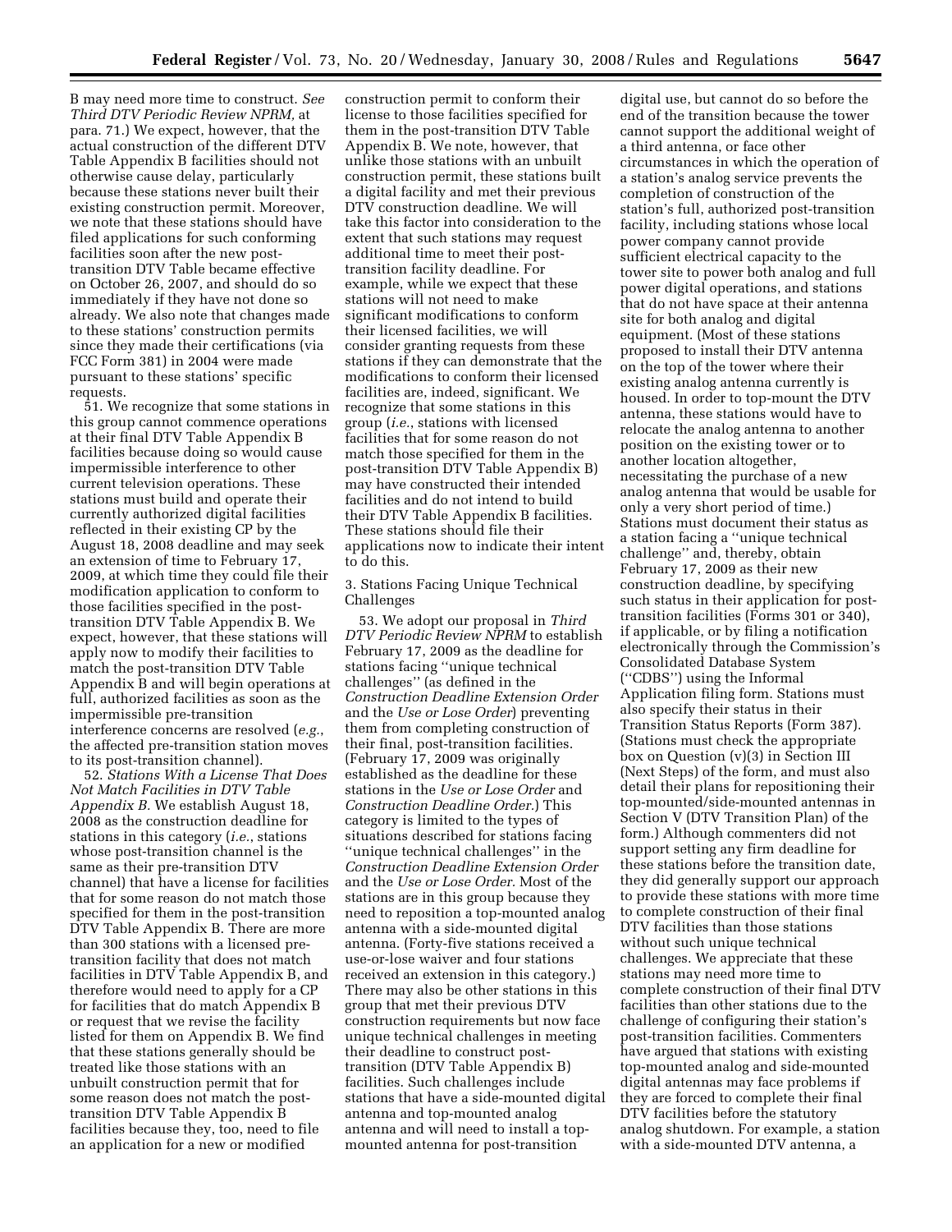B may need more time to construct. *See Third DTV Periodic Review NPRM,* at para. 71.) We expect, however, that the actual construction of the different DTV Table Appendix B facilities should not otherwise cause delay, particularly because these stations never built their existing construction permit. Moreover, we note that these stations should have filed applications for such conforming facilities soon after the new post-transition DTV Table became effective on October 26, 2007, and should do so immediately if they have not done so already. We also note that changes made to these stations' construction permits since they made their certifications (via FCC Form 381) in 2004 were made pursuant to these stations' specific requests.

51. We recognize that some stations in this group cannot commence operations at their final DTV Table Appendix B facilities because doing so would cause impermissible interference to other current television operations. These stations must build and operate their currently authorized digital facilities reflected in their existing CP by the August 18, 2008 deadline and may seek an extension of time to February 17, 2009, at which time they could file their modification application to conform to those facilities specified in the post-transition DTV Table Appendix B. We expect, however, that these stations will apply now to modify their facilities to match the post-transition DTV Table Appendix B and will begin operations at full, authorized facilities as soon as the impermissible pre-transition interference concerns are resolved (*e.g.*, the affected pre-transition station moves to its post-transition channel).

52. *Stations With a License That Does Not Match Facilities in DTV Table Appendix B.* We establish August 18, 2008 as the construction deadline for stations in this category (*i.e.*, stations whose post-transition channel is the same as their pre-transition DTV channel) that have a license for facilities that for some reason do not match those specified for them in the post-transition DTV Table Appendix B. There are more than 300 stations with a licensed pre-transition facility that does not match facilities in DTV Table Appendix B, and therefore would need to apply for a CP for facilities that do match Appendix B or request that we revise the facility listed for them on Appendix B. We find that these stations generally should be treated like those stations with an unbuilt construction permit that for some reason does not match the post-transition DTV Table Appendix B facilities because they, too, need to file an application for a new or modified construction permit to conform their license to those facilities specified for them in the post-transition DTV Table Appendix B. We note, however, that unlike those stations with an unbuilt construction permit, these stations built a digital facility and met their previous DTV construction deadline. We will take this factor into consideration to the extent that such stations may request additional time to meet their post-transition facility deadline. For example, while we expect that these stations will not need to make significant modifications to conform their licensed facilities, we will consider granting requests from these stations if they can demonstrate that the modifications to conform their licensed facilities are, indeed, significant. We recognize that some stations in this group (*i.e.*, stations with licensed facilities that for some reason do not match those specified for them in the post-transition DTV Table Appendix B) may have constructed their intended facilities and do not intend to build their DTV Table Appendix B facilities. These stations should file their applications now to indicate their intent to do this.

3. Stations Facing Unique Technical Challenges

53. We adopt our proposal in *Third DTV Periodic Review NPRM* to establish February 17, 2009 as the deadline for stations facing "unique technical challenges" (as defined in the *Construction Deadline Extension Order* and the *Use or Lose Order*) preventing them from completing construction of their final, post-transition facilities. (February 17, 2009 was originally established as the deadline for these stations in the *Use or Lose Order* and *Construction Deadline Order.*) This category is limited to the types of situations described for stations facing "unique technical challenges" in the *Construction Deadline Extension Order* and the *Use or Lose Order.* Most of the stations are in this group because they need to reposition a top-mounted analog antenna with a side-mounted digital antenna. (Forty-five stations received a use-or-lose waiver and four stations received an extension in this category.) There may also be other stations in this group that met their previous DTV construction requirements but now face unique technical challenges in meeting their deadline to construct post-transition (DTV Table Appendix B) facilities. Such challenges include stations that have a side-mounted digital antenna and top-mounted analog antenna and will need to install a top-mounted antenna for post-transition digital use, but cannot do so before the end of the transition because the tower cannot support the additional weight of a third antenna, or face other circumstances in which the operation of a station's analog service prevents the completion of construction of the station's full, authorized post-transition facility, including stations whose local power company cannot provide sufficient electrical capacity to the tower site to power both analog and full power digital operations, and stations that do not have space at their antenna site for both analog and digital equipment. (Most of these stations proposed to install their DTV antenna on the top of the tower where their existing analog antenna currently is housed. In order to top-mount the DTV antenna, these stations would have to relocate the analog antenna to another position on the existing tower or to another location altogether, necessitating the purchase of a new analog antenna that would be usable for only a very short period of time.) Stations must document their status as a station facing a "unique technical challenge" and, thereby, obtain February 17, 2009 as their new construction deadline, by specifying such status in their application for post-transition facilities (Forms 301 or 340), if applicable, or by filing a notification electronically through the Commission's Consolidated Database System ("CDBS") using the Informal Application filing form. Stations must also specify their status in their Transition Status Reports (Form 387). (Stations must check the appropriate box on Question (v)(3) in Section III (Next Steps) of the form, and must also detail their plans for repositioning their top-mounted/side-mounted antennas in Section V (DTV Transition Plan) of the form.) Although commenters did not support setting any firm deadline for these stations before the transition date, they did generally support our approach to provide these stations with more time to complete construction of their final DTV facilities than those stations without such unique technical challenges. We appreciate that these stations may need more time to complete construction of their final DTV facilities than other stations due to the challenge of configuring their station's post-transition facilities. Commenters have argued that stations with existing top-mounted analog and side-mounted digital antennas may face problems if they are forced to complete their final DTV facilities before the statutory analog shutdown. For example, a station with a side-mounted DTV antenna, a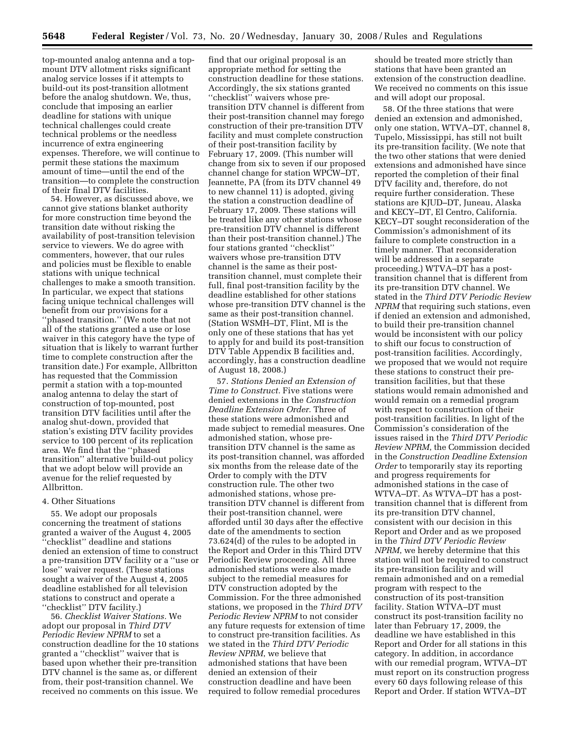top-mounted analog antenna and a top-mount DTV allotment risks significant analog service losses if it attempts to build-out its post-transition allotment before the analog shutdown. We, thus, conclude that imposing an earlier deadline for stations with unique technical challenges could create technical problems or the needless incurrence of extra engineering expenses. Therefore, we will continue to permit these stations the maximum amount of time—until the end of the transition—to complete the construction of their final DTV facilities.

54. However, as discussed above, we cannot give stations blanket authority for more construction time beyond the transition date without risking the availability of post-transition television service to viewers. We do agree with commenters, however, that our rules and policies must be flexible to enable stations with unique technical challenges to make a smooth transition. In particular, we expect that stations facing unique technical challenges will benefit from our provisions for a ''phased transition.'' (We note that not all of the stations granted a use or lose waiver in this category have the type of situation that is likely to warrant further time to complete construction after the transition date.) For example, Allbritton has requested that the Commission permit a station with a top-mounted analog antenna to delay the start of construction of top-mounted, post transition DTV facilities until after the analog shut-down, provided that station's existing DTV facility provides service to 100 percent of its replication area. We find that the ''phased transition'' alternative build-out policy that we adopt below will provide an avenue for the relief requested by Allbritton.

4. Other Situations

55. We adopt our proposals concerning the treatment of stations granted a waiver of the August 4, 2005 ''checklist'' deadline and stations denied an extension of time to construct a pre-transition DTV facility or a ''use or lose'' waiver request. (These stations sought a waiver of the August 4, 2005 deadline established for all television stations to construct and operate a ''checklist'' DTV facility.)

56. *Checklist Waiver Stations.* We adopt our proposal in *Third DTV Periodic Review NPRM* to set a construction deadline for the 10 stations granted a ''checklist'' waiver that is based upon whether their pre-transition DTV channel is the same as, or different from, their post-transition channel. We received no comments on this issue. We find that our original proposal is an appropriate method for setting the construction deadline for these stations. Accordingly, the six stations granted ''checklist'' waivers whose pre-transition DTV channel is different from their post-transition channel may forego construction of their pre-transition DTV facility and must complete construction of their post-transition facility by February 17, 2009. (This number will change from six to seven if our proposed channel change for station WPCW–DT, Jeannette, PA (from its DTV channel 49 to new channel 11) is adopted, giving the station a construction deadline of February 17, 2009. These stations will be treated like any other stations whose pre-transition DTV channel is different than their post-transition channel.) The four stations granted ''checklist'' waivers whose pre-transition DTV channel is the same as their post-transition channel, must complete their full, final post-transition facility by the deadline established for other stations whose pre-transition DTV channel is the same as their post-transition channel. (Station WSMH–DT, Flint, MI is the only one of these stations that has yet to apply for and build its post-transition DTV Table Appendix B facilities and, accordingly, has a construction deadline of August 18, 2008.)

57. *Stations Denied an Extension of Time to Construct.* Five stations were denied extensions in the *Construction Deadline Extension Order*. Three of these stations were admonished and made subject to remedial measures. One admonished station, whose pre-transition DTV channel is the same as its post-transition channel, was afforded six months from the release date of the Order to comply with the DTV construction rule. The other two admonished stations, whose pre-transition DTV channel is different from their post-transition channel, were afforded until 30 days after the effective date of the amendments to section 73.624(d) of the rules to be adopted in the Report and Order in this Third DTV Periodic Review proceeding. All three admonished stations were also made subject to the remedial measures for DTV construction adopted by the Commission. For the three admonished stations, we proposed in the *Third DTV Periodic Review NPRM* to not consider any future requests for extension of time to construct pre-transition facilities. As we stated in the *Third DTV Periodic Review NPRM*, we believe that admonished stations that have been denied an extension of their construction deadline and have been required to follow remedial procedures should be treated more strictly than stations that have been granted an extension of the construction deadline. We received no comments on this issue and will adopt our proposal.

58. Of the three stations that were denied an extension and admonished, only one station, WTVA–DT, channel 8, Tupelo, Mississippi, has still not built its pre-transition facility. (We note that the two other stations that were denied extensions and admonished have since reported the completion of their final DTV facility and, therefore, do not require further consideration. These stations are KJUD–DT, Juneau, Alaska and KECY–DT, El Centro, California. KECY–DT sought reconsideration of the Commission's admonishment of its failure to complete construction in a timely manner. That reconsideration will be addressed in a separate proceeding.) WTVA–DT has a post-transition channel that is different from its pre-transition DTV channel. We stated in the *Third DTV Periodic Review NPRM* that requiring such stations, even if denied an extension and admonished, to build their pre-transition channel would be inconsistent with our policy to shift our focus to construction of post-transition facilities. Accordingly, we proposed that we would not require these stations to construct their pre-transition facilities, but that these stations would remain admonished and would remain on a remedial program with respect to construction of their post-transition facilities. In light of the Commission's consideration of the issues raised in the *Third DTV Periodic Review NPRM*, the Commission decided in the *Construction Deadline Extension Order* to temporarily stay its reporting and progress requirements for admonished stations in the case of WTVA–DT. As WTVA–DT has a post-transition channel that is different from its pre-transition DTV channel, consistent with our decision in this Report and Order and as we proposed in the *Third DTV Periodic Review NPRM*, we hereby determine that this station will not be required to construct its pre-transition facility and will remain admonished and on a remedial program with respect to the construction of its post-transition facility. Station WTVA–DT must construct its post-transition facility no later than February 17, 2009, the deadline we have established in this Report and Order for all stations in this category. In addition, in accordance with our remedial program, WTVA–DT must report on its construction progress every 60 days following release of this Report and Order. If station WTVA–DT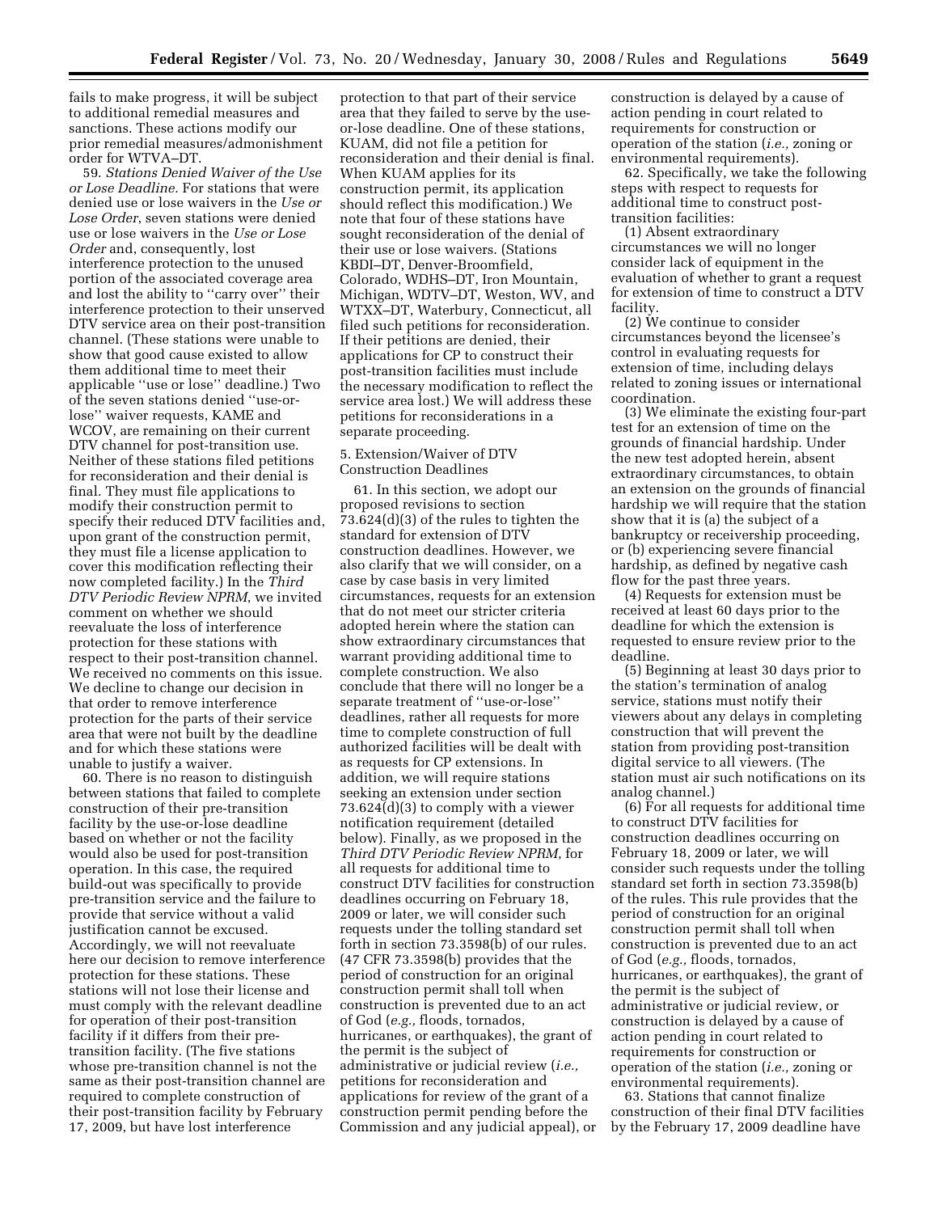fails to make progress, it will be subject to additional remedial measures and sanctions. These actions modify our prior remedial measures/admonishment order for WTVA–DT.

59. *Stations Denied Waiver of the Use or Lose Deadline.* For stations that were denied use or lose waivers in the *Use or Lose Order*, seven stations were denied use or lose waivers in the *Use or Lose Order* and, consequently, lost interference protection to the unused portion of the associated coverage area and lost the ability to ''carry over'' their interference protection to their unserved DTV service area on their post-transition channel. (These stations were unable to show that good cause existed to allow them additional time to meet their applicable ''use or lose'' deadline.) Two of the seven stations denied ''use-or-lose'' waiver requests, KAME and WCOV, are remaining on their current DTV channel for post-transition use. Neither of these stations filed petitions for reconsideration and their denial is final. They must file applications to modify their construction permit to specify their reduced DTV facilities and, upon grant of the construction permit, they must file a license application to cover this modification reflecting their now completed facility.) In the *Third DTV Periodic Review NPRM*, we invited comment on whether we should reevaluate the loss of interference protection for these stations with respect to their post-transition channel. We received no comments on this issue. We decline to change our decision in that order to remove interference protection for the parts of their service area that were not built by the deadline and for which these stations were unable to justify a waiver.

60. There is no reason to distinguish between stations that failed to complete construction of their pre-transition facility by the use-or-lose deadline based on whether or not the facility would also be used for post-transition operation. In this case, the required build-out was specifically to provide pre-transition service and the failure to provide that service without a valid justification cannot be excused. Accordingly, we will not reevaluate here our decision to remove interference protection for these stations. These stations will not lose their license and must comply with the relevant deadline for operation of their post-transition facility if it differs from their pre-transition facility. (The five stations whose pre-transition channel is not the same as their post-transition channel are required to complete construction of their post-transition facility by February 17, 2009, but have lost interference protection to that part of their service area that they failed to serve by the use-or-lose deadline. One of these stations, KUAM, did not file a petition for reconsideration and their denial is final. When KUAM applies for its construction permit, its application should reflect this modification.) We note that four of these stations have sought reconsideration of the denial of their use or lose waivers. (Stations KBDI–DT, Denver-Broomfield, Colorado, WDHS–DT, Iron Mountain, Michigan, WDTV–DT, Weston, WV, and WTXX–DT, Waterbury, Connecticut, all filed such petitions for reconsideration. If their petitions are denied, their applications for CP to construct their post-transition facilities must include the necessary modification to reflect the service area lost.) We will address these petitions for reconsiderations in a separate proceeding.

5. Extension/Waiver of DTV Construction Deadlines

61. In this section, we adopt our proposed revisions to section 73.624(d)(3) of the rules to tighten the standard for extension of DTV construction deadlines. However, we also clarify that we will consider, on a case by case basis in very limited circumstances, requests for an extension that do not meet our stricter criteria adopted herein where the station can show extraordinary circumstances that warrant providing additional time to complete construction. We also conclude that there will no longer be a separate treatment of ''use-or-lose'' deadlines, rather all requests for more time to complete construction of full authorized facilities will be dealt with as requests for CP extensions. In addition, we will require stations seeking an extension under section 73.624(d)(3) to comply with a viewer notification requirement (detailed below). Finally, as we proposed in the *Third DTV Periodic Review NPRM*, for all requests for additional time to construct DTV facilities for construction deadlines occurring on February 18, 2009 or later, we will consider such requests under the tolling standard set forth in section 73.3598(b) of our rules. (47 CFR 73.3598(b) provides that the period of construction for an original construction permit shall toll when construction is prevented due to an act of God (*e.g.,* floods, tornados, hurricanes, or earthquakes), the grant of the permit is the subject of administrative or judicial review (*i.e.,* petitions for reconsideration and applications for review of the grant of a construction permit pending before the Commission and any judicial appeal), or construction is delayed by a cause of action pending in court related to requirements for construction or operation of the station (*i.e.,* zoning or environmental requirements).

62. Specifically, we take the following steps with respect to requests for additional time to construct post-transition facilities:

(1) Absent extraordinary circumstances we will no longer consider lack of equipment in the evaluation of whether to grant a request for extension of time to construct a DTV facility.

(2) We continue to consider circumstances beyond the licensee's control in evaluating requests for extension of time, including delays related to zoning issues or international coordination.

(3) We eliminate the existing four-part test for an extension of time on the grounds of financial hardship. Under the new test adopted herein, absent extraordinary circumstances, to obtain an extension on the grounds of financial hardship we will require that the station show that it is (a) the subject of a bankruptcy or receivership proceeding, or (b) experiencing severe financial hardship, as defined by negative cash flow for the past three years.

(4) Requests for extension must be received at least 60 days prior to the deadline for which the extension is requested to ensure review prior to the deadline.

(5) Beginning at least 30 days prior to the station's termination of analog service, stations must notify their viewers about any delays in completing construction that will prevent the station from providing post-transition digital service to all viewers. (The station must air such notifications on its analog channel.)

(6) For all requests for additional time to construct DTV facilities for construction deadlines occurring on February 18, 2009 or later, we will consider such requests under the tolling standard set forth in section 73.3598(b) of the rules. This rule provides that the period of construction for an original construction permit shall toll when construction is prevented due to an act of God (*e.g.,* floods, tornados, hurricanes, or earthquakes), the grant of the permit is the subject of administrative or judicial review, or construction is delayed by a cause of action pending in court related to requirements for construction or operation of the station (*i.e.,* zoning or environmental requirements).

63. Stations that cannot finalize construction of their final DTV facilities by the February 17, 2009 deadline have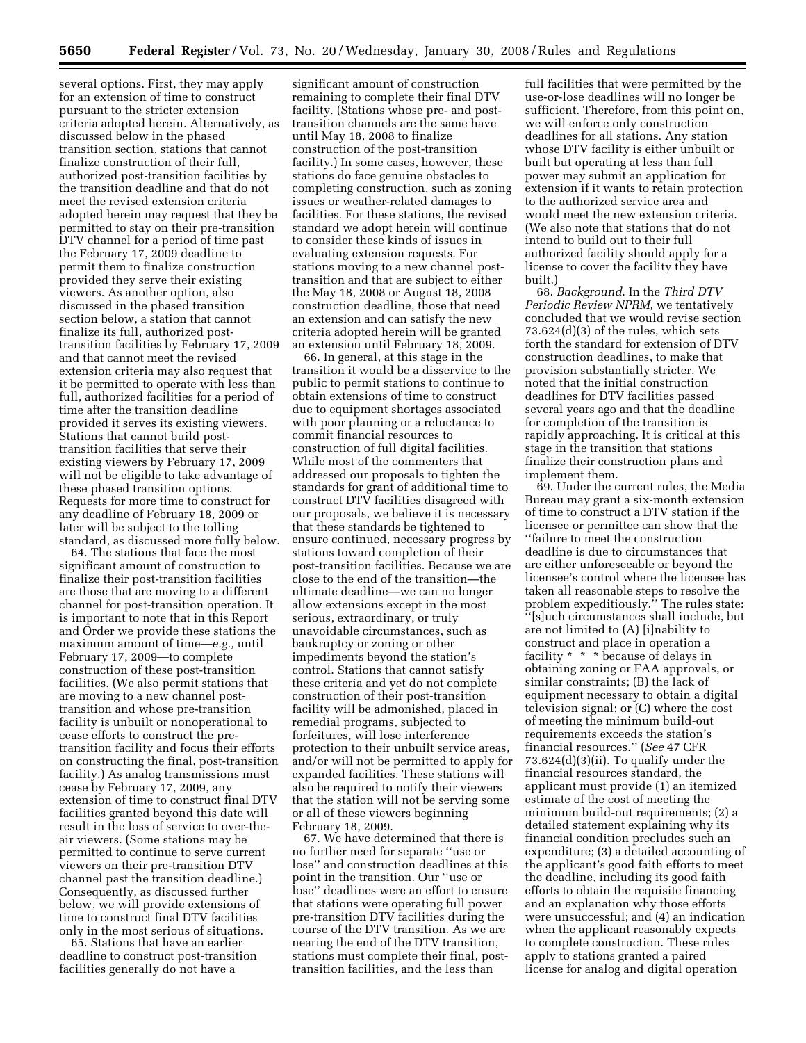several options. First, they may apply for an extension of time to construct pursuant to the stricter extension criteria adopted herein. Alternatively, as discussed below in the phased transition section, stations that cannot finalize construction of their full, authorized post-transition facilities by the transition deadline and that do not meet the revised extension criteria adopted herein may request that they be permitted to stay on their pre-transition DTV channel for a period of time past the February 17, 2009 deadline to permit them to finalize construction provided they serve their existing viewers. As another option, also discussed in the phased transition section below, a station that cannot finalize its full, authorized post-transition facilities by February 17, 2009 and that cannot meet the revised extension criteria may also request that it be permitted to operate with less than full, authorized facilities for a period of time after the transition deadline provided it serves its existing viewers. Stations that cannot build post-transition facilities that serve their existing viewers by February 17, 2009 will not be eligible to take advantage of these phased transition options. Requests for more time to construct for any deadline of February 18, 2009 or later will be subject to the tolling standard, as discussed more fully below.

64. The stations that face the most significant amount of construction to finalize their post-transition facilities are those that are moving to a different channel for post-transition operation. It is important to note that in this Report and Order we provide these stations the maximum amount of time—*e.g.,* until February 17, 2009—to complete construction of these post-transition facilities. (We also permit stations that are moving to a new channel post-transition and whose pre-transition facility is unbuilt or nonoperational to cease efforts to construct the pre-transition facility and focus their efforts on constructing the final, post-transition facility.) As analog transmissions must cease by February 17, 2009, any extension of time to construct final DTV facilities granted beyond this date will result in the loss of service to over-the-air viewers. (Some stations may be permitted to continue to serve current viewers on their pre-transition DTV channel past the transition deadline.) Consequently, as discussed further below, we will provide extensions of time to construct final DTV facilities only in the most serious of situations.

65. Stations that have an earlier deadline to construct post-transition facilities generally do not have a significant amount of construction remaining to complete their final DTV facility. (Stations whose pre- and post-transition channels are the same have until May 18, 2008 to finalize construction of the post-transition facility.) In some cases, however, these stations do face genuine obstacles to completing construction, such as zoning issues or weather-related damages to facilities. For these stations, the revised standard we adopt herein will continue to consider these kinds of issues in evaluating extension requests. For stations moving to a new channel post-transition and that are subject to either the May 18, 2008 or August 18, 2008 construction deadline, those that need an extension and can satisfy the new criteria adopted herein will be granted an extension until February 18, 2009.

66. In general, at this stage in the transition it would be a disservice to the public to permit stations to continue to obtain extensions of time to construct due to equipment shortages associated with poor planning or a reluctance to commit financial resources to construction of full digital facilities. While most of the commenters that addressed our proposals to tighten the standards for grant of additional time to construct DTV facilities disagreed with our proposals, we believe it is necessary that these standards be tightened to ensure continued, necessary progress by stations toward completion of their post-transition facilities. Because we are close to the end of the transition—the ultimate deadline—we can no longer allow extensions except in the most serious, extraordinary, or truly unavoidable circumstances, such as bankruptcy or zoning or other impediments beyond the station's control. Stations that cannot satisfy these criteria and yet do not complete construction of their post-transition facility will be admonished, placed in remedial programs, subjected to forfeitures, will lose interference protection to their unbuilt service areas, and/or will not be permitted to apply for expanded facilities. These stations will also be required to notify their viewers that the station will not be serving some or all of these viewers beginning February 18, 2009.

67. We have determined that there is no further need for separate ''use or lose'' and construction deadlines at this point in the transition. Our ''use or lose'' deadlines were an effort to ensure that stations were operating full power pre-transition DTV facilities during the course of the DTV transition. As we are nearing the end of the DTV transition, stations must complete their final, post-transition facilities, and the less than full facilities that were permitted by the use-or-lose deadlines will no longer be sufficient. Therefore, from this point on, we will enforce only construction deadlines for all stations. Any station whose DTV facility is either unbuilt or built but operating at less than full power may submit an application for extension if it wants to retain protection to the authorized service area and would meet the new extension criteria. (We also note that stations that do not intend to build out to their full authorized facility should apply for a license to cover the facility they have built.)

68. *Background.* In the *Third DTV Periodic Review NPRM*, we tentatively concluded that we would revise section 73.624(d)(3) of the rules, which sets forth the standard for extension of DTV construction deadlines, to make that provision substantially stricter. We noted that the initial construction deadlines for DTV facilities passed several years ago and that the deadline for completion of the transition is rapidly approaching. It is critical at this stage in the transition that stations finalize their construction plans and implement them.

69. Under the current rules, the Media Bureau may grant a six-month extension of time to construct a DTV station if the licensee or permittee can show that the ''failure to meet the construction deadline is due to circumstances that are either unforeseeable or beyond the licensee's control where the licensee has taken all reasonable steps to resolve the problem expeditiously.'' The rules state: ''[s]uch circumstances shall include, but are not limited to (A) [i]nability to construct and place in operation a facility * * * because of delays in obtaining zoning or FAA approvals, or similar constraints; (B) the lack of equipment necessary to obtain a digital television signal; or (C) where the cost of meeting the minimum build-out requirements exceeds the station's financial resources.'' (*See* 47 CFR 73.624(d)(3)(ii). To qualify under the financial resources standard, the applicant must provide (1) an itemized estimate of the cost of meeting the minimum build-out requirements; (2) a detailed statement explaining why its financial condition precludes such an expenditure; (3) a detailed accounting of the applicant's good faith efforts to meet the deadline, including its good faith efforts to obtain the requisite financing and an explanation why those efforts were unsuccessful; and (4) an indication when the applicant reasonably expects to complete construction. These rules apply to stations granted a paired license for analog and digital operation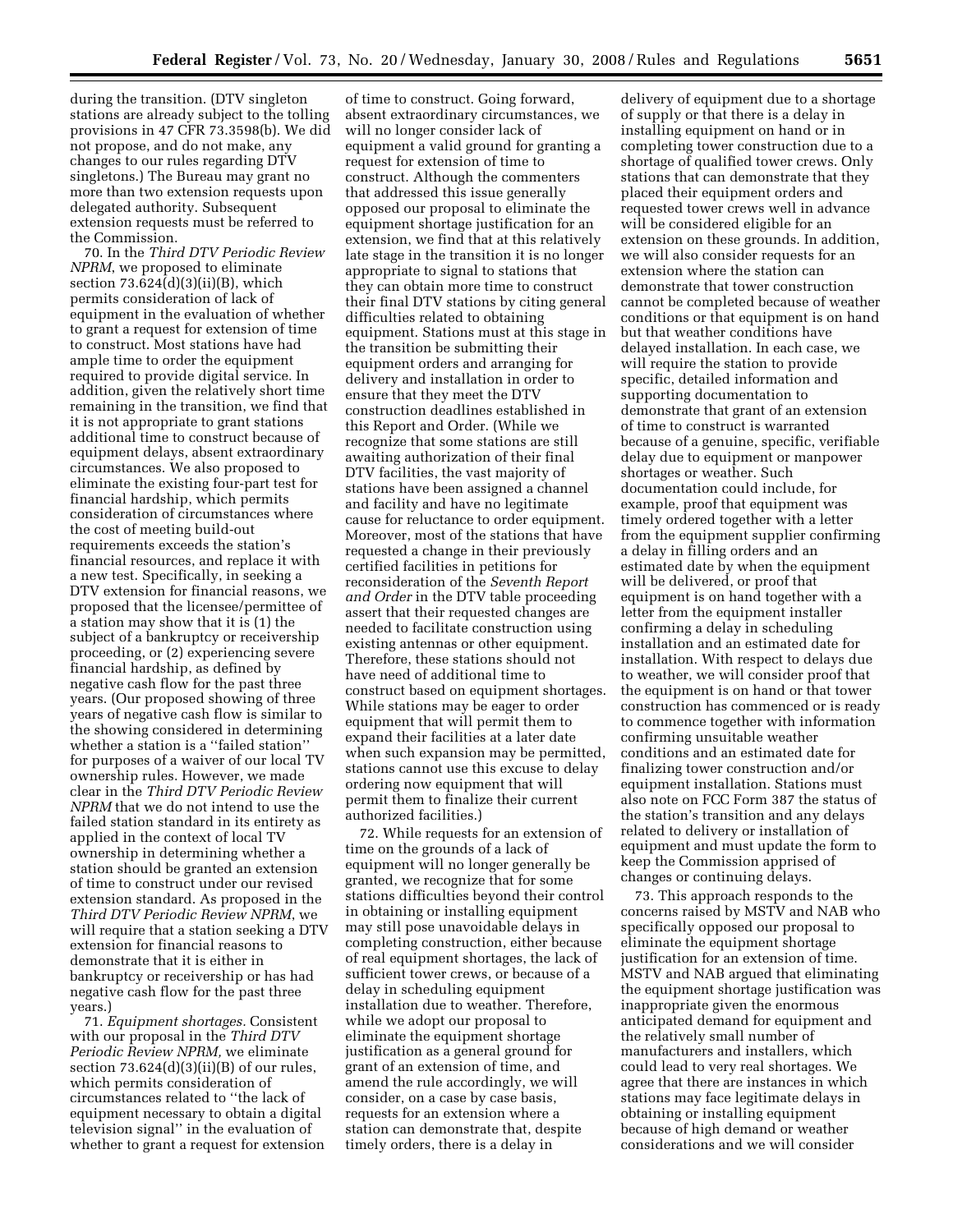during the transition. (DTV singleton stations are already subject to the tolling provisions in 47 CFR 73.3598(b). We did not propose, and do not make, any changes to our rules regarding DTV singletons.) The Bureau may grant no more than two extension requests upon delegated authority. Subsequent extension requests must be referred to the Commission.

70. In the *Third DTV Periodic Review NPRM*, we proposed to eliminate section 73.624(d)(3)(ii)(B), which permits consideration of lack of equipment in the evaluation of whether to grant a request for extension of time to construct. Most stations have had ample time to order the equipment required to provide digital service. In addition, given the relatively short time remaining in the transition, we find that it is not appropriate to grant stations additional time to construct because of equipment delays, absent extraordinary circumstances. We also proposed to eliminate the existing four-part test for financial hardship, which permits consideration of circumstances where the cost of meeting build-out requirements exceeds the station's financial resources, and replace it with a new test. Specifically, in seeking a DTV extension for financial reasons, we proposed that the licensee/permittee of a station may show that it is (1) the subject of a bankruptcy or receivership proceeding, or (2) experiencing severe financial hardship, as defined by negative cash flow for the past three years. (Our proposed showing of three years of negative cash flow is similar to the showing considered in determining whether a station is a ''failed station'' for purposes of a waiver of our local TV ownership rules. However, we made clear in the *Third DTV Periodic Review NPRM* that we do not intend to use the failed station standard in its entirety as applied in the context of local TV ownership in determining whether a station should be granted an extension of time to construct under our revised extension standard. As proposed in the *Third DTV Periodic Review NPRM*, we will require that a station seeking a DTV extension for financial reasons to demonstrate that it is either in bankruptcy or receivership or has had negative cash flow for the past three years.)

71. *Equipment shortages.* Consistent with our proposal in the *Third DTV Periodic Review NPRM,* we eliminate section 73.624(d)(3)(ii)(B) of our rules, which permits consideration of circumstances related to ''the lack of equipment necessary to obtain a digital television signal'' in the evaluation of whether to grant a request for extension of time to construct. Going forward, absent extraordinary circumstances, we will no longer consider lack of equipment a valid ground for granting a request for extension of time to construct. Although the commenters that addressed this issue generally opposed our proposal to eliminate the equipment shortage justification for an extension, we find that at this relatively late stage in the transition it is no longer appropriate to signal to stations that they can obtain more time to construct their final DTV stations by citing general difficulties related to obtaining equipment. Stations must at this stage in the transition be submitting their equipment orders and arranging for delivery and installation in order to ensure that they meet the DTV construction deadlines established in this Report and Order. (While we recognize that some stations are still awaiting authorization of their final DTV facilities, the vast majority of stations have been assigned a channel and facility and have no legitimate cause for reluctance to order equipment. Moreover, most of the stations that have requested a change in their previously certified facilities in petitions for reconsideration of the *Seventh Report and Order* in the DTV table proceeding assert that their requested changes are needed to facilitate construction using existing antennas or other equipment. Therefore, these stations should not have need of additional time to construct based on equipment shortages. While stations may be eager to order equipment that will permit them to expand their facilities at a later date when such expansion may be permitted, stations cannot use this excuse to delay ordering now equipment that will permit them to finalize their current authorized facilities.)

72. While requests for an extension of time on the grounds of a lack of equipment will no longer generally be granted, we recognize that for some stations difficulties beyond their control in obtaining or installing equipment may still pose unavoidable delays in completing construction, either because of real equipment shortages, the lack of sufficient tower crews, or because of a delay in scheduling equipment installation due to weather. Therefore, while we adopt our proposal to eliminate the equipment shortage justification as a general ground for grant of an extension of time, and amend the rule accordingly, we will consider, on a case by case basis, requests for an extension where a station can demonstrate that, despite timely orders, there is a delay in delivery of equipment due to a shortage of supply or that there is a delay in installing equipment on hand or in completing tower construction due to a shortage of qualified tower crews. Only stations that can demonstrate that they placed their equipment orders and requested tower crews well in advance will be considered eligible for an extension on these grounds. In addition, we will also consider requests for an extension where the station can demonstrate that tower construction cannot be completed because of weather conditions or that equipment is on hand but that weather conditions have delayed installation. In each case, we will require the station to provide specific, detailed information and supporting documentation to demonstrate that grant of an extension of time to construct is warranted because of a genuine, specific, verifiable delay due to equipment or manpower shortages or weather. Such documentation could include, for example, proof that equipment was timely ordered together with a letter from the equipment supplier confirming a delay in filling orders and an estimated date by when the equipment will be delivered, or proof that equipment is on hand together with a letter from the equipment installer confirming a delay in scheduling installation and an estimated date for installation. With respect to delays due to weather, we will consider proof that the equipment is on hand or that tower construction has commenced or is ready to commence together with information confirming unsuitable weather conditions and an estimated date for finalizing tower construction and/or equipment installation. Stations must also note on FCC Form 387 the status of the station's transition and any delays related to delivery or installation of equipment and must update the form to keep the Commission apprised of changes or continuing delays.

73. This approach responds to the concerns raised by MSTV and NAB who specifically opposed our proposal to eliminate the equipment shortage justification for an extension of time. MSTV and NAB argued that eliminating the equipment shortage justification was inappropriate given the enormous anticipated demand for equipment and the relatively small number of manufacturers and installers, which could lead to very real shortages. We agree that there are instances in which stations may face legitimate delays in obtaining or installing equipment because of high demand or weather considerations and we will consider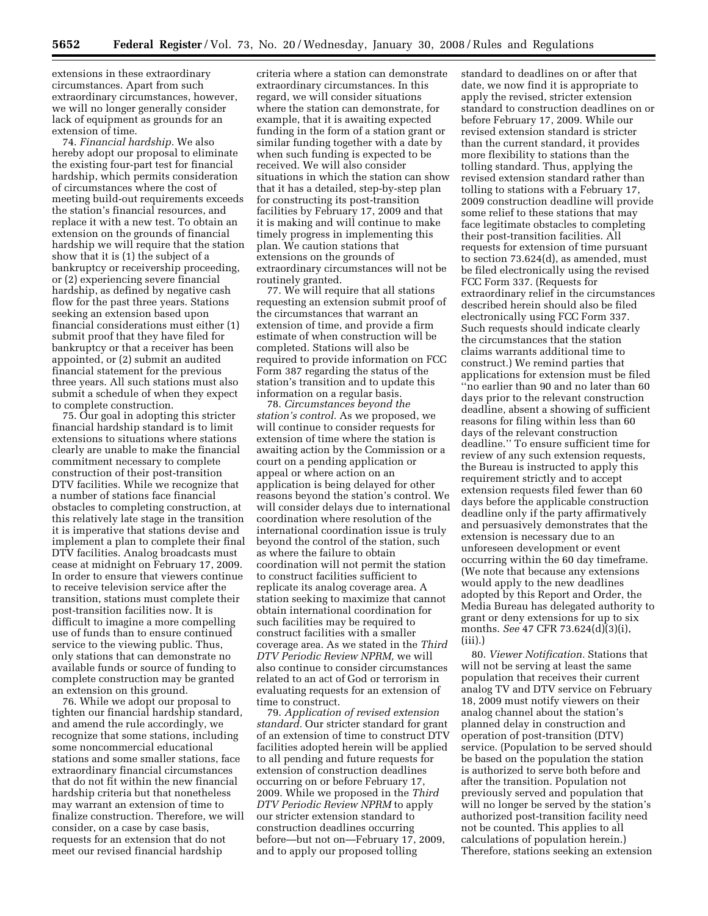extensions in these extraordinary circumstances. Apart from such extraordinary circumstances, however, we will no longer generally consider lack of equipment as grounds for an extension of time.

74. *Financial hardship.* We also hereby adopt our proposal to eliminate the existing four-part test for financial hardship, which permits consideration of circumstances where the cost of meeting build-out requirements exceeds the station's financial resources, and replace it with a new test. To obtain an extension on the grounds of financial hardship we will require that the station show that it is (1) the subject of a bankruptcy or receivership proceeding, or (2) experiencing severe financial hardship, as defined by negative cash flow for the past three years. Stations seeking an extension based upon financial considerations must either (1) submit proof that they have filed for bankruptcy or that a receiver has been appointed, or (2) submit an audited financial statement for the previous three years. All such stations must also submit a schedule of when they expect to complete construction.

75. Our goal in adopting this stricter financial hardship standard is to limit extensions to situations where stations clearly are unable to make the financial commitment necessary to complete construction of their post-transition DTV facilities. While we recognize that a number of stations face financial obstacles to completing construction, at this relatively late stage in the transition it is imperative that stations devise and implement a plan to complete their final DTV facilities. Analog broadcasts must cease at midnight on February 17, 2009. In order to ensure that viewers continue to receive television service after the transition, stations must complete their post-transition facilities now. It is difficult to imagine a more compelling use of funds than to ensure continued service to the viewing public. Thus, only stations that can demonstrate no available funds or source of funding to complete construction may be granted an extension on this ground.

76. While we adopt our proposal to tighten our financial hardship standard, and amend the rule accordingly, we recognize that some stations, including some noncommercial educational stations and some smaller stations, face extraordinary financial circumstances that do not fit within the new financial hardship criteria but that nonetheless may warrant an extension of time to finalize construction. Therefore, we will consider, on a case by case basis, requests for an extension that do not meet our revised financial hardship criteria where a station can demonstrate extraordinary circumstances. In this regard, we will consider situations where the station can demonstrate, for example, that it is awaiting expected funding in the form of a station grant or similar funding together with a date by when such funding is expected to be received. We will also consider situations in which the station can show that it has a detailed, step-by-step plan for constructing its post-transition facilities by February 17, 2009 and that it is making and will continue to make timely progress in implementing this plan. We caution stations that extensions on the grounds of extraordinary circumstances will not be routinely granted.

77. We will require that all stations requesting an extension submit proof of the circumstances that warrant an extension of time, and provide a firm estimate of when construction will be completed. Stations will also be required to provide information on FCC Form 387 regarding the status of the station's transition and to update this information on a regular basis.

78. *Circumstances beyond the station's control.* As we proposed, we will continue to consider requests for extension of time where the station is awaiting action by the Commission or a court on a pending application or appeal or where action on an application is being delayed for other reasons beyond the station's control. We will consider delays due to international coordination where resolution of the international coordination issue is truly beyond the control of the station, such as where the failure to obtain coordination will not permit the station to construct facilities sufficient to replicate its analog coverage area. A station seeking to maximize that cannot obtain international coordination for such facilities may be required to construct facilities with a smaller coverage area. As we stated in the *Third DTV Periodic Review NPRM,* we will also continue to consider circumstances related to an act of God or terrorism in evaluating requests for an extension of time to construct.

79. *Application of revised extension standard.* Our stricter standard for grant of an extension of time to construct DTV facilities adopted herein will be applied to all pending and future requests for extension of construction deadlines occurring on or before February 17, 2009. While we proposed in the *Third DTV Periodic Review NPRM* to apply our stricter extension standard to construction deadlines occurring before—but not on—February 17, 2009, and to apply our proposed tolling standard to deadlines on or after that date, we now find it is appropriate to apply the revised, stricter extension standard to construction deadlines on or before February 17, 2009. While our revised extension standard is stricter than the current standard, it provides more flexibility to stations than the tolling standard. Thus, applying the revised extension standard rather than tolling to stations with a February 17, 2009 construction deadline will provide some relief to these stations that may face legitimate obstacles to completing their post-transition facilities. All requests for extension of time pursuant to section 73.624(d), as amended, must be filed electronically using the revised FCC Form 337. (Requests for extraordinary relief in the circumstances described herein should also be filed electronically using FCC Form 337. Such requests should indicate clearly the circumstances that the station claims warrants additional time to construct.) We remind parties that applications for extension must be filed ''no earlier than 90 and no later than 60 days prior to the relevant construction deadline, absent a showing of sufficient reasons for filing within less than 60 days of the relevant construction deadline.'' To ensure sufficient time for review of any such extension requests, the Bureau is instructed to apply this requirement strictly and to accept extension requests filed fewer than 60 days before the applicable construction deadline only if the party affirmatively and persuasively demonstrates that the extension is necessary due to an unforeseen development or event occurring within the 60 day timeframe. (We note that because any extensions would apply to the new deadlines adopted by this Report and Order, the Media Bureau has delegated authority to grant or deny extensions for up to six months. *See* 47 CFR 73.624(d)(3)(i), (iii).)

80. *Viewer Notification.* Stations that will not be serving at least the same population that receives their current analog TV and DTV service on February 18, 2009 must notify viewers on their analog channel about the station's planned delay in construction and operation of post-transition (DTV) service. (Population to be served should be based on the population the station is authorized to serve both before and after the transition. Population not previously served and population that will no longer be served by the station's authorized post-transition facility need not be counted. This applies to all calculations of population herein.) Therefore, stations seeking an extension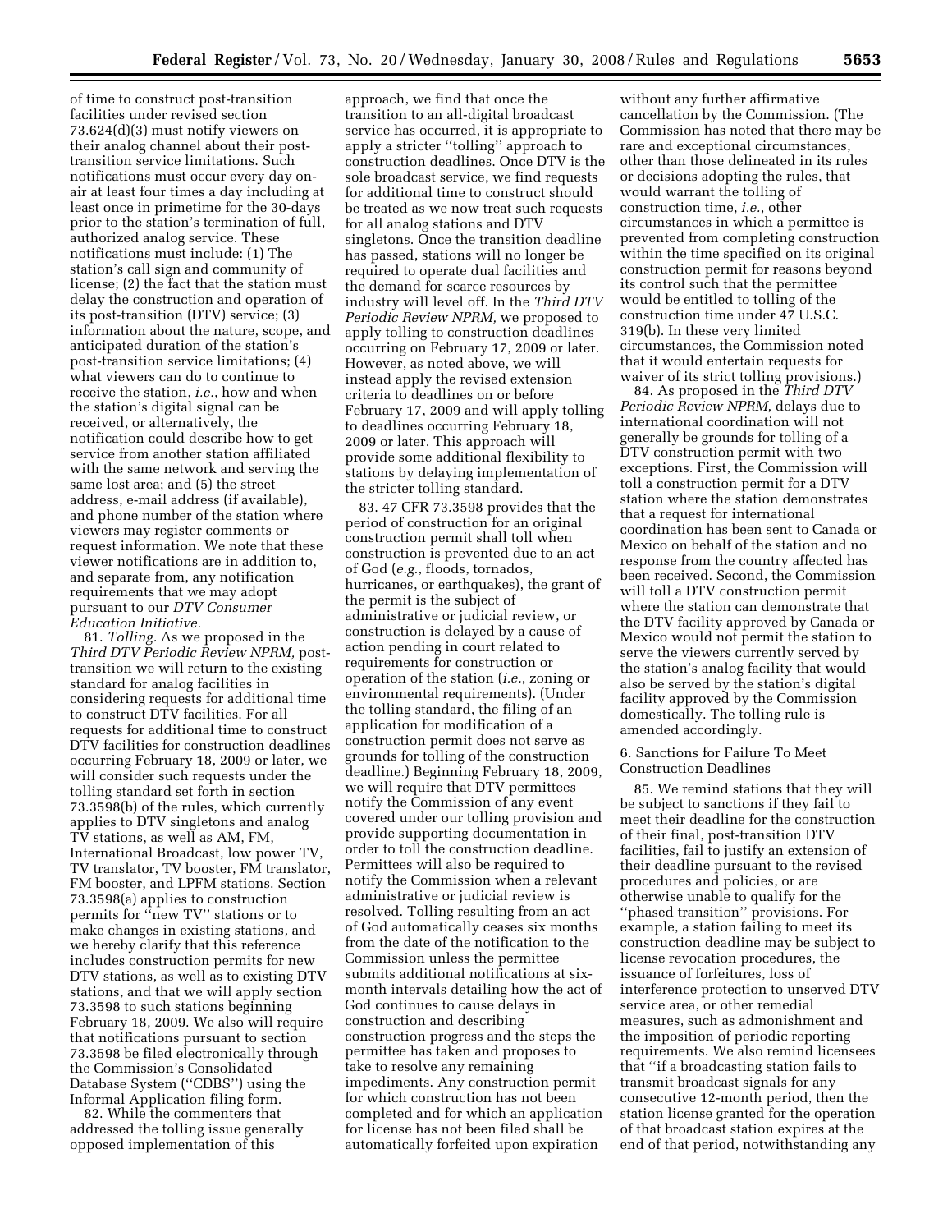of time to construct post-transition facilities under revised section 73.624(d)(3) must notify viewers on their analog channel about their post-transition service limitations. Such notifications must occur every day on-air at least four times a day including at least once in primetime for the 30-days prior to the station's termination of full, authorized analog service. These notifications must include: (1) The station's call sign and community of license; (2) the fact that the station must delay the construction and operation of its post-transition (DTV) service; (3) information about the nature, scope, and anticipated duration of the station's post-transition service limitations; (4) what viewers can do to continue to receive the station, *i.e.*, how and when the station's digital signal can be received, or alternatively, the notification could describe how to get service from another station affiliated with the same network and serving the same lost area; and (5) the street address, e-mail address (if available), and phone number of the station where viewers may register comments or request information. We note that these viewer notifications are in addition to, and separate from, any notification requirements that we may adopt pursuant to our *DTV Consumer Education Initiative.*

81. *Tolling.* As we proposed in the *Third DTV Periodic Review NPRM,* post-transition we will return to the existing standard for analog facilities in considering requests for additional time to construct DTV facilities. For all requests for additional time to construct DTV facilities for construction deadlines occurring February 18, 2009 or later, we will consider such requests under the tolling standard set forth in section 73.3598(b) of the rules, which currently applies to DTV singletons and analog TV stations, as well as AM, FM, International Broadcast, low power TV, TV translator, TV booster, FM translator, FM booster, and LPFM stations. Section 73.3598(a) applies to construction permits for "new TV" stations or to make changes in existing stations, and we hereby clarify that this reference includes construction permits for new DTV stations, as well as to existing DTV stations, and that we will apply section 73.3598 to such stations beginning February 18, 2009. We also will require that notifications pursuant to section 73.3598 be filed electronically through the Commission's Consolidated Database System ("CDBS") using the Informal Application filing form.

82. While the commenters that addressed the tolling issue generally opposed implementation of this approach, we find that once the transition to an all-digital broadcast service has occurred, it is appropriate to apply a stricter "tolling" approach to construction deadlines. Once DTV is the sole broadcast service, we find requests for additional time to construct should be treated as we now treat such requests for all analog stations and DTV singletons. Once the transition deadline has passed, stations will no longer be required to operate dual facilities and the demand for scarce resources by industry will level off. In the *Third DTV Periodic Review NPRM,* we proposed to apply tolling to construction deadlines occurring on February 17, 2009 or later. However, as noted above, we will instead apply the revised extension criteria to deadlines on or before February 17, 2009 and will apply tolling to deadlines occurring February 18, 2009 or later. This approach will provide some additional flexibility to stations by delaying implementation of the stricter tolling standard.

83. 47 CFR 73.3598 provides that the period of construction for an original construction permit shall toll when construction is prevented due to an act of God (*e.g.*, floods, tornados, hurricanes, or earthquakes), the grant of the permit is the subject of administrative or judicial review, or construction is delayed by a cause of action pending in court related to requirements for construction or operation of the station (*i.e.*, zoning or environmental requirements). (Under the tolling standard, the filing of an application for modification of a construction permit does not serve as grounds for tolling of the construction deadline.) Beginning February 18, 2009, we will require that DTV permittees notify the Commission of any event covered under our tolling provision and provide supporting documentation in order to toll the construction deadline. Permittees will also be required to notify the Commission when a relevant administrative or judicial review is resolved. Tolling resulting from an act of God automatically ceases six months from the date of the notification to the Commission unless the permittee submits additional notifications at six-month intervals detailing how the act of God continues to cause delays in construction and describing construction progress and the steps the permittee has taken and proposes to take to resolve any remaining impediments. Any construction permit for which construction has not been completed and for which an application for license has not been filed shall be automatically forfeited upon expiration without any further affirmative cancellation by the Commission. (The Commission has noted that there may be rare and exceptional circumstances, other than those delineated in its rules or decisions adopting the rules, that would warrant the tolling of construction time, *i.e.*, other circumstances in which a permittee is prevented from completing construction within the time specified on its original construction permit for reasons beyond its control such that the permittee would be entitled to tolling of the construction time under 47 U.S.C. 319(b). In these very limited circumstances, the Commission noted that it would entertain requests for waiver of its strict tolling provisions.)

84. As proposed in the *Third DTV Periodic Review NPRM*, delays due to international coordination will not generally be grounds for tolling of a DTV construction permit with two exceptions. First, the Commission will toll a construction permit for a DTV station where the station demonstrates that a request for international coordination has been sent to Canada or Mexico on behalf of the station and no response from the country affected has been received. Second, the Commission will toll a DTV construction permit where the station can demonstrate that the DTV facility approved by Canada or Mexico would not permit the station to serve the viewers currently served by the station's analog facility that would also be served by the station's digital facility approved by the Commission domestically. The tolling rule is amended accordingly.

### 6. Sanctions for Failure To Meet Construction Deadlines

85. We remind stations that they will be subject to sanctions if they fail to meet their deadline for the construction of their final, post-transition DTV facilities, fail to justify an extension of their deadline pursuant to the revised procedures and policies, or are otherwise unable to qualify for the "phased transition" provisions. For example, a station failing to meet its construction deadline may be subject to license revocation procedures, the issuance of forfeitures, loss of interference protection to unserved DTV service area, or other remedial measures, such as admonishment and the imposition of periodic reporting requirements. We also remind licensees that "if a broadcasting station fails to transmit broadcast signals for any consecutive 12-month period, then the station license granted for the operation of that broadcast station expires at the end of that period, notwithstanding any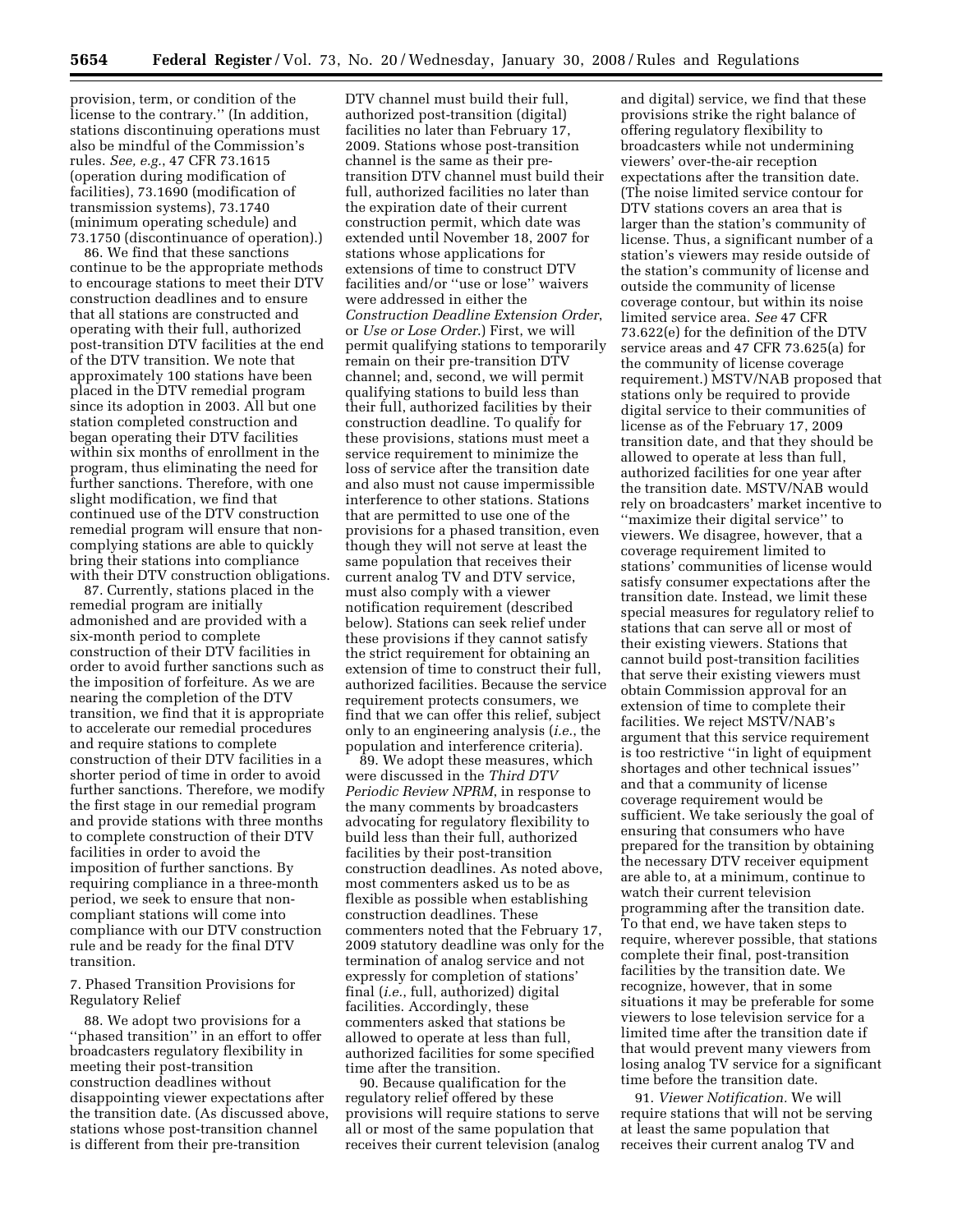provision, term, or condition of the license to the contrary.'' (In addition, stations discontinuing operations must also be mindful of the Commission's rules. *See, e.g.*, 47 CFR 73.1615 (operation during modification of facilities), 73.1690 (modification of transmission systems), 73.1740 (minimum operating schedule) and 73.1750 (discontinuance of operation).)

86. We find that these sanctions continue to be the appropriate methods to encourage stations to meet their DTV construction deadlines and to ensure that all stations are constructed and operating with their full, authorized post-transition DTV facilities at the end of the DTV transition. We note that approximately 100 stations have been placed in the DTV remedial program since its adoption in 2003. All but one station completed construction and began operating their DTV facilities within six months of enrollment in the program, thus eliminating the need for further sanctions. Therefore, with one slight modification, we find that continued use of the DTV construction remedial program will ensure that non-complying stations are able to quickly bring their stations into compliance with their DTV construction obligations.

87. Currently, stations placed in the remedial program are initially admonished and are provided with a six-month period to complete construction of their DTV facilities in order to avoid further sanctions such as the imposition of forfeiture. As we are nearing the completion of the DTV transition, we find that it is appropriate to accelerate our remedial procedures and require stations to complete construction of their DTV facilities in a shorter period of time in order to avoid further sanctions. Therefore, we modify the first stage in our remedial program and provide stations with three months to complete construction of their DTV facilities in order to avoid the imposition of further sanctions. By requiring compliance in a three-month period, we seek to ensure that non-compliant stations will come into compliance with our DTV construction rule and be ready for the final DTV transition.

### 7. Phased Transition Provisions for Regulatory Relief

88. We adopt two provisions for a ''phased transition'' in an effort to offer broadcasters regulatory flexibility in meeting their post-transition construction deadlines without disappointing viewer expectations after the transition date. (As discussed above, stations whose post-transition channel is different from their pre-transition DTV channel must build their full, authorized post-transition (digital) facilities no later than February 17, 2009. Stations whose post-transition channel is the same as their pre-transition DTV channel must build their full, authorized facilities no later than the expiration date of their current construction permit, which date was extended until November 18, 2007 for stations whose applications for extensions of time to construct DTV facilities and/or ''use or lose'' waivers were addressed in either the *Construction Deadline Extension Order*, or *Use or Lose Order*.) First, we will permit qualifying stations to temporarily remain on their pre-transition DTV channel; and, second, we will permit qualifying stations to build less than their full, authorized facilities by their construction deadline. To qualify for these provisions, stations must meet a service requirement to minimize the loss of service after the transition date and also must not cause impermissible interference to other stations. Stations that are permitted to use one of the provisions for a phased transition, even though they will not serve at least the same population that receives their current analog TV and DTV service, must also comply with a viewer notification requirement (described below). Stations can seek relief under these provisions if they cannot satisfy the strict requirement for obtaining an extension of time to construct their full, authorized facilities. Because the service requirement protects consumers, we find that we can offer this relief, subject only to an engineering analysis (*i.e.*, the population and interference criteria).

89. We adopt these measures, which were discussed in the *Third DTV Periodic Review NPRM*, in response to the many comments by broadcasters advocating for regulatory flexibility to build less than their full, authorized facilities by their post-transition construction deadlines. As noted above, most commenters asked us to be as flexible as possible when establishing construction deadlines. These commenters noted that the February 17, 2009 statutory deadline was only for the termination of analog service and not expressly for completion of stations' final (*i.e.*, full, authorized) digital facilities. Accordingly, these commenters asked that stations be allowed to operate at less than full, authorized facilities for some specified time after the transition.

90. Because qualification for the regulatory relief offered by these provisions will require stations to serve all or most of the same population that receives their current television (analog and digital) service, we find that these provisions strike the right balance of offering regulatory flexibility to broadcasters while not undermining viewers' over-the-air reception expectations after the transition date. (The noise limited service contour for DTV stations covers an area that is larger than the station's community of license. Thus, a significant number of a station's viewers may reside outside of the station's community of license and outside the community of license coverage contour, but within its noise limited service area. *See* 47 CFR 73.622(e) for the definition of the DTV service areas and 47 CFR 73.625(a) for the community of license coverage requirement.) MSTV/NAB proposed that stations only be required to provide digital service to their communities of license as of the February 17, 2009 transition date, and that they should be allowed to operate at less than full, authorized facilities for one year after the transition date. MSTV/NAB would rely on broadcasters' market incentive to ''maximize their digital service'' to viewers. We disagree, however, that a coverage requirement limited to stations' communities of license would satisfy consumer expectations after the transition date. Instead, we limit these special measures for regulatory relief to stations that can serve all or most of their existing viewers. Stations that cannot build post-transition facilities that serve their existing viewers must obtain Commission approval for an extension of time to complete their facilities. We reject MSTV/NAB's argument that this service requirement is too restrictive ''in light of equipment shortages and other technical issues'' and that a community of license coverage requirement would be sufficient. We take seriously the goal of ensuring that consumers who have prepared for the transition by obtaining the necessary DTV receiver equipment are able to, at a minimum, continue to watch their current television programming after the transition date. To that end, we have taken steps to require, wherever possible, that stations complete their final, post-transition facilities by the transition date. We recognize, however, that in some situations it may be preferable for some viewers to lose television service for a limited time after the transition date if that would prevent many viewers from losing analog TV service for a significant time before the transition date.

91. *Viewer Notification.* We will require stations that will not be serving at least the same population that receives their current analog TV and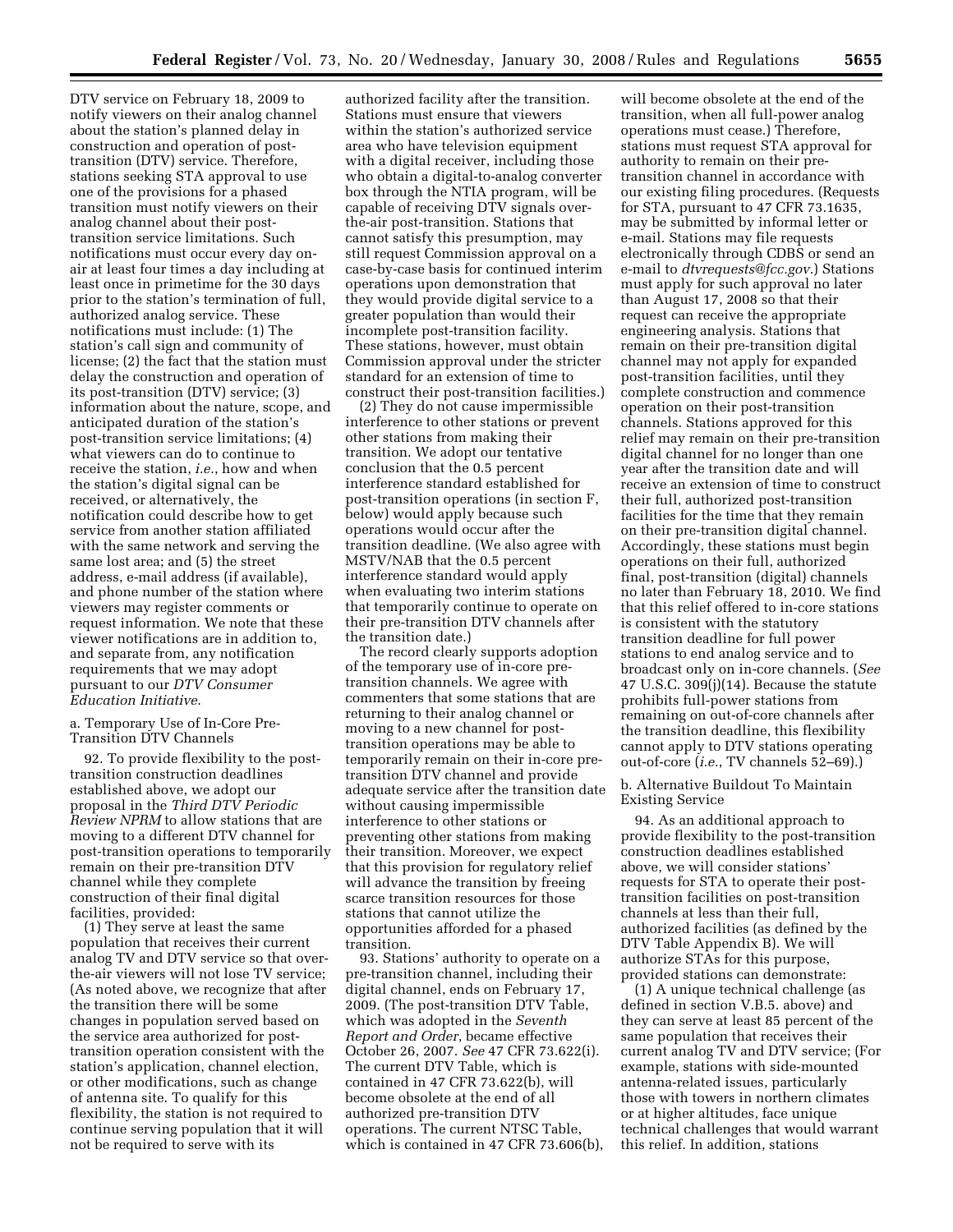DTV service on February 18, 2009 to notify viewers on their analog channel about the station's planned delay in construction and operation of post-transition (DTV) service. Therefore, stations seeking STA approval to use one of the provisions for a phased transition must notify viewers on their analog channel about their post-transition service limitations. Such notifications must occur every day on-air at least four times a day including at least once in primetime for the 30 days prior to the station's termination of full, authorized analog service. These notifications must include: (1) The station's call sign and community of license; (2) the fact that the station must delay the construction and operation of its post-transition (DTV) service; (3) information about the nature, scope, and anticipated duration of the station's post-transition service limitations; (4) what viewers can do to continue to receive the station, *i.e.*, how and when the station's digital signal can be received, or alternatively, the notification could describe how to get service from another station affiliated with the same network and serving the same lost area; and (5) the street address, e-mail address (if available), and phone number of the station where viewers may register comments or request information. We note that these viewer notifications are in addition to, and separate from, any notification requirements that we may adopt pursuant to our *DTV Consumer Education Initiative*.

a. Temporary Use of In-Core Pre-Transition DTV Channels

92. To provide flexibility to the post-transition construction deadlines established above, we adopt our proposal in the *Third DTV Periodic Review NPRM* to allow stations that are moving to a different DTV channel for post-transition operations to temporarily remain on their pre-transition DTV channel while they complete construction of their final digital facilities, provided:

(1) They serve at least the same population that receives their current analog TV and DTV service so that over-the-air viewers will not lose TV service; (As noted above, we recognize that after the transition there will be some changes in population served based on the service area authorized for post-transition operation consistent with the station's application, channel election, or other modifications, such as change of antenna site. To qualify for this flexibility, the station is not required to continue serving population that it will not be required to serve with its authorized facility after the transition. Stations must ensure that viewers within the station's authorized service area who have television equipment with a digital receiver, including those who obtain a digital-to-analog converter box through the NTIA program, will be capable of receiving DTV signals over-the-air post-transition. Stations that cannot satisfy this presumption, may still request Commission approval on a case-by-case basis for continued interim operations upon demonstration that they would provide digital service to a greater population than would their incomplete post-transition facility. These stations, however, must obtain Commission approval under the stricter standard for an extension of time to construct their post-transition facilities.)

(2) They do not cause impermissible interference to other stations or prevent other stations from making their transition. We adopt our tentative conclusion that the 0.5 percent interference standard established for post-transition operations (in section F, below) would apply because such operations would occur after the transition deadline. (We also agree with MSTV/NAB that the 0.5 percent interference standard would apply when evaluating two interim stations that temporarily continue to operate on their pre-transition DTV channels after the transition date.)

The record clearly supports adoption of the temporary use of in-core pre-transition channels. We agree with commenters that some stations that are returning to their analog channel or moving to a new channel for post-transition operations may be able to temporarily remain on their in-core pre-transition DTV channel and provide adequate service after the transition date without causing impermissible interference to other stations or preventing other stations from making their transition. Moreover, we expect that this provision for regulatory relief will advance the transition by freeing scarce transition resources for those stations that cannot utilize the opportunities afforded for a phased transition.

93. Stations' authority to operate on a pre-transition channel, including their digital channel, ends on February 17, 2009. (The post-transition DTV Table, which was adopted in the *Seventh Report and Order*, became effective October 26, 2007. *See* 47 CFR 73.622(i). The current DTV Table, which is contained in 47 CFR 73.622(b), will become obsolete at the end of all authorized pre-transition DTV operations. The current NTSC Table, which is contained in 47 CFR 73.606(b), will become obsolete at the end of the transition, when all full-power analog operations must cease.) Therefore, stations must request STA approval for authority to remain on their pre-transition channel in accordance with our existing filing procedures. (Requests for STA, pursuant to 47 CFR 73.1635, may be submitted by informal letter or e-mail. Stations may file requests electronically through CDBS or send an e-mail to *dtvrequests@fcc.gov*.) Stations must apply for such approval no later than August 17, 2008 so that their request can receive the appropriate engineering analysis. Stations that remain on their pre-transition digital channel may not apply for expanded post-transition facilities, until they complete construction and commence operation on their post-transition channels. Stations approved for this relief may remain on their pre-transition digital channel for no longer than one year after the transition date and will receive an extension of time to construct their full, authorized post-transition facilities for the time that they remain on their pre-transition digital channel. Accordingly, these stations must begin operations on their full, authorized final, post-transition (digital) channels no later than February 18, 2010. We find that this relief offered to in-core stations is consistent with the statutory transition deadline for full power stations to end analog service and to broadcast only on in-core channels. (*See* 47 U.S.C. 309(j)(14). Because the statute prohibits full-power stations from remaining on out-of-core channels after the transition deadline, this flexibility cannot apply to DTV stations operating out-of-core (*i.e.*, TV channels 52–69).)

b. Alternative Buildout To Maintain Existing Service

94. As an additional approach to provide flexibility to the post-transition construction deadlines established above, we will consider stations' requests for STA to operate their post-transition facilities on post-transition channels at less than their full, authorized facilities (as defined by the DTV Table Appendix B). We will authorize STAs for this purpose, provided stations can demonstrate:

(1) A unique technical challenge (as defined in section V.B.5. above) and they can serve at least 85 percent of the same population that receives their current analog TV and DTV service; (For example, stations with side-mounted antenna-related issues, particularly those with towers in northern climates or at higher altitudes, face unique technical challenges that would warrant this relief. In addition, stations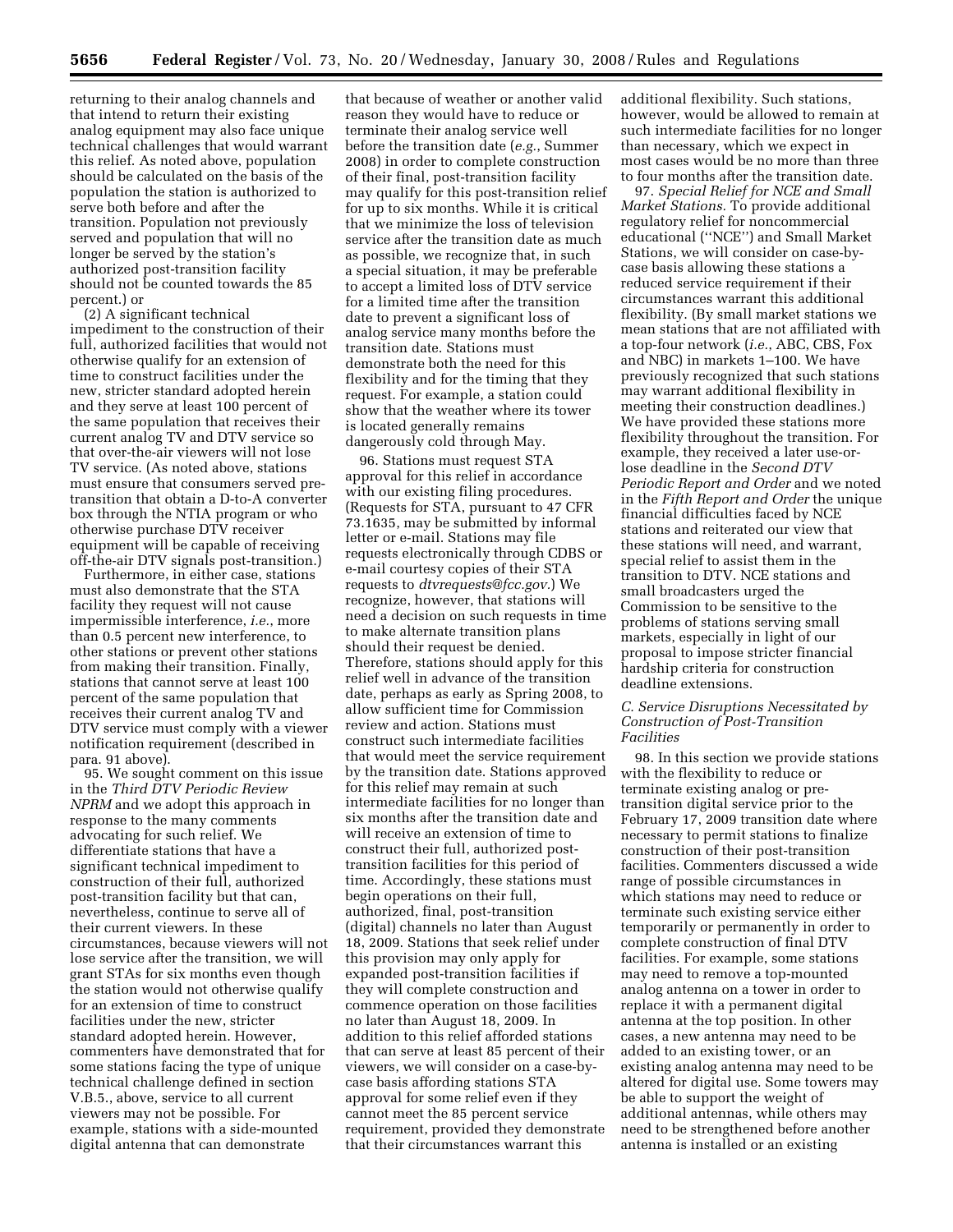returning to their analog channels and that intend to return their existing analog equipment may also face unique technical challenges that would warrant this relief. As noted above, population should be calculated on the basis of the population the station is authorized to serve both before and after the transition. Population not previously served and population that will no longer be served by the station's authorized post-transition facility should not be counted towards the 85 percent.) or

(2) A significant technical impediment to the construction of their full, authorized facilities that would not otherwise qualify for an extension of time to construct facilities under the new, stricter standard adopted herein and they serve at least 100 percent of the same population that receives their current analog TV and DTV service so that over-the-air viewers will not lose TV service. (As noted above, stations must ensure that consumers served pre-transition that obtain a D-to-A converter box through the NTIA program or who otherwise purchase DTV receiver equipment will be capable of receiving off-the-air DTV signals post-transition.)

Furthermore, in either case, stations must also demonstrate that the STA facility they request will not cause impermissible interference, *i.e.*, more than 0.5 percent new interference, to other stations or prevent other stations from making their transition. Finally, stations that cannot serve at least 100 percent of the same population that receives their current analog TV and DTV service must comply with a viewer notification requirement (described in para. 91 above).

95. We sought comment on this issue in the *Third DTV Periodic Review NPRM* and we adopt this approach in response to the many comments advocating for such relief. We differentiate stations that have a significant technical impediment to construction of their full, authorized post-transition facility but that can, nevertheless, continue to serve all of their current viewers. In these circumstances, because viewers will not lose service after the transition, we will grant STAs for six months even though the station would not otherwise qualify for an extension of time to construct facilities under the new, stricter standard adopted herein. However, commenters have demonstrated that for some stations facing the type of unique technical challenge defined in section V.B.5., above, service to all current viewers may not be possible. For example, stations with a side-mounted digital antenna that can demonstrate that because of weather or another valid reason they would have to reduce or terminate their analog service well before the transition date (*e.g.*, Summer 2008) in order to complete construction of their final, post-transition facility may qualify for this post-transition relief for up to six months. While it is critical that we minimize the loss of television service after the transition date as much as possible, we recognize that, in such a special situation, it may be preferable to accept a limited loss of DTV service for a limited time after the transition date to prevent a significant loss of analog service many months before the transition date. Stations must demonstrate both the need for this flexibility and for the timing that they request. For example, a station could show that the weather where its tower is located generally remains dangerously cold through May.

96. Stations must request STA approval for this relief in accordance with our existing filing procedures. (Requests for STA, pursuant to 47 CFR 73.1635, may be submitted by informal letter or e-mail. Stations may file requests electronically through CDBS or e-mail courtesy copies of their STA requests to *dtvrequests@fcc.gov*.) We recognize, however, that stations will need a decision on such requests in time to make alternate transition plans should their request be denied. Therefore, stations should apply for this relief well in advance of the transition date, perhaps as early as Spring 2008, to allow sufficient time for Commission review and action. Stations must construct such intermediate facilities that would meet the service requirement by the transition date. Stations approved for this relief may remain at such intermediate facilities for no longer than six months after the transition date and will receive an extension of time to construct their full, authorized post-transition facilities for this period of time. Accordingly, these stations must begin operations on their full, authorized, final, post-transition (digital) channels no later than August 18, 2009. Stations that seek relief under this provision may only apply for expanded post-transition facilities if they will complete construction and commence operation on those facilities no later than August 18, 2009. In addition to this relief afforded stations that can serve at least 85 percent of their viewers, we will consider on a case-by-case basis affording stations STA approval for some relief even if they cannot meet the 85 percent service requirement, provided they demonstrate that their circumstances warrant this additional flexibility. Such stations, however, would be allowed to remain at such intermediate facilities for no longer than necessary, which we expect in most cases would be no more than three to four months after the transition date.

97. *Special Relief for NCE and Small Market Stations.* To provide additional regulatory relief for noncommercial educational (''NCE'') and Small Market Stations, we will consider on case-by-case basis allowing these stations a reduced service requirement if their circumstances warrant this additional flexibility. (By small market stations we mean stations that are not affiliated with a top-four network (*i.e.*, ABC, CBS, Fox and NBC) in markets 1–100. We have previously recognized that such stations may warrant additional flexibility in meeting their construction deadlines.) We have provided these stations more flexibility throughout the transition. For example, they received a later use-or-lose deadline in the *Second DTV Periodic Report and Order* and we noted in the *Fifth Report and Order* the unique financial difficulties faced by NCE stations and reiterated our view that these stations will need, and warrant, special relief to assist them in the transition to DTV. NCE stations and small broadcasters urged the Commission to be sensitive to the problems of stations serving small markets, especially in light of our proposal to impose stricter financial hardship criteria for construction deadline extensions.

### C. Service Disruptions Necessitated by Construction of Post-Transition Facilities

98. In this section we provide stations with the flexibility to reduce or terminate existing analog or pre-transition digital service prior to the February 17, 2009 transition date where necessary to permit stations to finalize construction of their post-transition facilities. Commenters discussed a wide range of possible circumstances in which stations may need to reduce or terminate such existing service either temporarily or permanently in order to complete construction of final DTV facilities. For example, some stations may need to remove a top-mounted analog antenna on a tower in order to replace it with a permanent digital antenna at the top position. In other cases, a new antenna may need to be added to an existing tower, or an existing analog antenna may need to be altered for digital use. Some towers may be able to support the weight of additional antennas, while others may need to be strengthened before another antenna is installed or an existing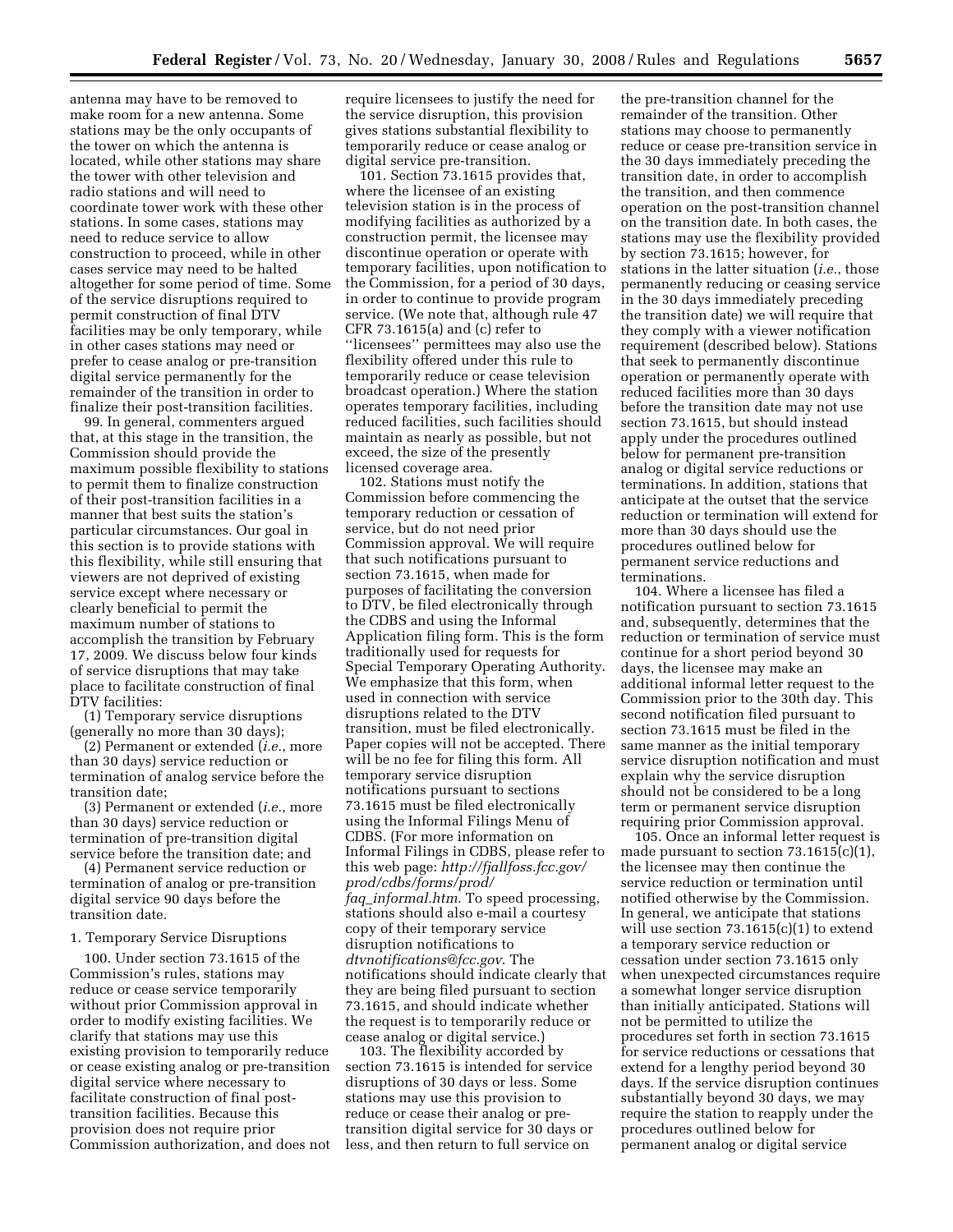antenna may have to be removed to make room for a new antenna. Some stations may be the only occupants of the tower on which the antenna is located, while other stations may share the tower with other television and radio stations and will need to coordinate tower work with these other stations. In some cases, stations may need to reduce service to allow construction to proceed, while in other cases service may need to be halted altogether for some period of time. Some of the service disruptions required to permit construction of final DTV facilities may be only temporary, while in other cases stations may need or prefer to cease analog or pre-transition digital service permanently for the remainder of the transition in order to finalize their post-transition facilities.

99. In general, commenters argued that, at this stage in the transition, the Commission should provide the maximum possible flexibility to stations to permit them to finalize construction of their post-transition facilities in a manner that best suits the station's particular circumstances. Our goal in this section is to provide stations with this flexibility, while still ensuring that viewers are not deprived of existing service except where necessary or clearly beneficial to permit the maximum number of stations to accomplish the transition by February 17, 2009. We discuss below four kinds of service disruptions that may take place to facilitate construction of final DTV facilities:

(1) Temporary service disruptions (generally no more than 30 days);

(2) Permanent or extended (*i.e.*, more than 30 days) service reduction or termination of analog service before the transition date;

(3) Permanent or extended (*i.e.*, more than 30 days) service reduction or termination of pre-transition digital service before the transition date; and

(4) Permanent service reduction or termination of analog or pre-transition digital service 90 days before the transition date.

### 1. Temporary Service Disruptions

100. Under section 73.1615 of the Commission's rules, stations may reduce or cease service temporarily without prior Commission approval in order to modify existing facilities. We clarify that stations may use this existing provision to temporarily reduce or cease existing analog or pre-transition digital service where necessary to facilitate construction of final post-transition facilities. Because this provision does not require prior Commission authorization, and does not require licensees to justify the need for the service disruption, this provision gives stations substantial flexibility to temporarily reduce or cease analog or digital service pre-transition.

101. Section 73.1615 provides that, where the licensee of an existing television station is in the process of modifying facilities as authorized by a construction permit, the licensee may discontinue operation or operate with temporary facilities, upon notification to the Commission, for a period of 30 days, in order to continue to provide program service. (We note that, although rule 47 CFR 73.1615(a) and (c) refer to "licensees" permittees may also use the flexibility offered under this rule to temporarily reduce or cease television broadcast operation.) Where the station operates temporary facilities, including reduced facilities, such facilities should maintain as nearly as possible, but not exceed, the size of the presently licensed coverage area.

102. Stations must notify the Commission before commencing the temporary reduction or cessation of service, but do not need prior Commission approval. We will require that such notifications pursuant to section 73.1615, when made for purposes of facilitating the conversion to DTV, be filed electronically through the CDBS and using the Informal Application filing form. This is the form traditionally used for requests for Special Temporary Operating Authority. We emphasize that this form, when used in connection with service disruptions related to the DTV transition, must be filed electronically. Paper copies will not be accepted. There will be no fee for filing this form. All temporary service disruption notifications pursuant to sections 73.1615 must be filed electronically using the Informal Filings Menu of CDBS. (For more information on Informal Filings in CDBS, please refer to this web page: *http://fjallfoss.fcc.gov/prod/cdbs/forms/prod/faq_informal.htm*. To speed processing, stations should also e-mail a courtesy copy of their temporary service disruption notifications to *dtvnotifications@fcc.gov*. The notifications should indicate clearly that they are being filed pursuant to section 73.1615, and should indicate whether the request is to temporarily reduce or cease analog or digital service.)

103. The flexibility accorded by section 73.1615 is intended for service disruptions of 30 days or less. Some stations may use this provision to reduce or cease their analog or pre-transition digital service for 30 days or less, and then return to full service on the pre-transition channel for the remainder of the transition. Other stations may choose to permanently reduce or cease pre-transition service in the 30 days immediately preceding the transition date, in order to accomplish the transition, and then commence operation on the post-transition channel on the transition date. In both cases, the stations may use the flexibility provided by section 73.1615; however, for stations in the latter situation (*i.e.*, those permanently reducing or ceasing service in the 30 days immediately preceding the transition date) we will require that they comply with a viewer notification requirement (described below). Stations that seek to permanently discontinue operation or permanently operate with reduced facilities more than 30 days before the transition date may not use section 73.1615, but should instead apply under the procedures outlined below for permanent pre-transition analog or digital service reductions or terminations. In addition, stations that anticipate at the outset that the service reduction or termination will extend for more than 30 days should use the procedures outlined below for permanent service reductions and terminations.

104. Where a licensee has filed a notification pursuant to section 73.1615 and, subsequently, determines that the reduction or termination of service must continue for a short period beyond 30 days, the licensee may make an additional informal letter request to the Commission prior to the 30th day. This second notification filed pursuant to section 73.1615 must be filed in the same manner as the initial temporary service disruption notification and must explain why the service disruption should not be considered to be a long term or permanent service disruption requiring prior Commission approval.

105. Once an informal letter request is made pursuant to section 73.1615(c)(1), the licensee may then continue the service reduction or termination until notified otherwise by the Commission. In general, we anticipate that stations will use section 73.1615(c)(1) to extend a temporary service reduction or cessation under section 73.1615 only when unexpected circumstances require a somewhat longer service disruption than initially anticipated. Stations will not be permitted to utilize the procedures set forth in section 73.1615 for service reductions or cessations that extend for a lengthy period beyond 30 days. If the service disruption continues substantially beyond 30 days, we may require the station to reapply under the procedures outlined below for permanent analog or digital service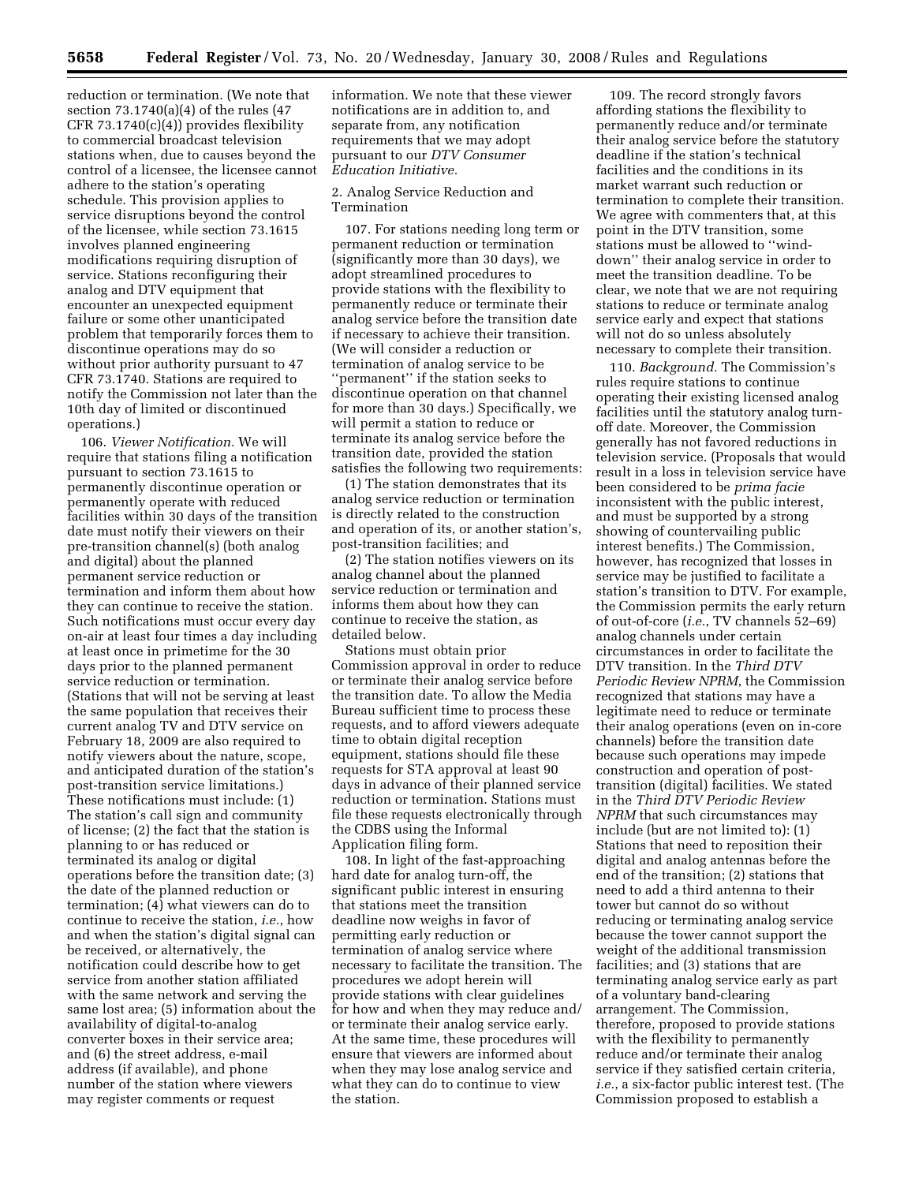reduction or termination. (We note that section 73.1740(a)(4) of the rules (47 CFR 73.1740(c)(4)) provides flexibility to commercial broadcast television stations when, due to causes beyond the control of a licensee, the licensee cannot adhere to the station's operating schedule. This provision applies to service disruptions beyond the control of the licensee, while section 73.1615 involves planned engineering modifications requiring disruption of service. Stations reconfiguring their analog and DTV equipment that encounter an unexpected equipment failure or some other unanticipated problem that temporarily forces them to discontinue operations may do so without prior authority pursuant to 47 CFR 73.1740. Stations are required to notify the Commission not later than the 10th day of limited or discontinued operations.)

106. *Viewer Notification.* We will require that stations filing a notification pursuant to section 73.1615 to permanently discontinue operation or permanently operate with reduced facilities within 30 days of the transition date must notify their viewers on their pre-transition channel(s) (both analog and digital) about the planned permanent service reduction or termination and inform them about how they can continue to receive the station. Such notifications must occur every day on-air at least four times a day including at least once in primetime for the 30 days prior to the planned permanent service reduction or termination. (Stations that will not be serving at least the same population that receives their current analog TV and DTV service on February 18, 2009 are also required to notify viewers about the nature, scope, and anticipated duration of the station's post-transition service limitations.) These notifications must include: (1) The station's call sign and community of license; (2) the fact that the station is planning to or has reduced or terminated its analog or digital operations before the transition date; (3) the date of the planned reduction or termination; (4) what viewers can do to continue to receive the station, *i.e.*, how and when the station's digital signal can be received, or alternatively, the notification could describe how to get service from another station affiliated with the same network and serving the same lost area; (5) information about the availability of digital-to-analog converter boxes in their service area; and (6) the street address, e-mail address (if available), and phone number of the station where viewers may register comments or request information. We note that these viewer notifications are in addition to, and separate from, any notification requirements that we may adopt pursuant to our *DTV Consumer Education Initiative*.

2. Analog Service Reduction and Termination

107. For stations needing long term or permanent reduction or termination (significantly more than 30 days), we adopt streamlined procedures to provide stations with the flexibility to permanently reduce or terminate their analog service before the transition date if necessary to achieve their transition. (We will consider a reduction or termination of analog service to be "permanent" if the station seeks to discontinue operation on that channel for more than 30 days.) Specifically, we will permit a station to reduce or terminate its analog service before the transition date, provided the station satisfies the following two requirements:

(1) The station demonstrates that its analog service reduction or termination is directly related to the construction and operation of its, or another station's, post-transition facilities; and

(2) The station notifies viewers on its analog channel about the planned service reduction or termination and informs them about how they can continue to receive the station, as detailed below.

Stations must obtain prior Commission approval in order to reduce or terminate their analog service before the transition date. To allow the Media Bureau sufficient time to process these requests, and to afford viewers adequate time to obtain digital reception equipment, stations should file these requests for STA approval at least 90 days in advance of their planned service reduction or termination. Stations must file these requests electronically through the CDBS using the Informal Application filing form.

108. In light of the fast-approaching hard date for analog turn-off, the significant public interest in ensuring that stations meet the transition deadline now weighs in favor of permitting early reduction or termination of analog service where necessary to facilitate the transition. The procedures we adopt herein will provide stations with clear guidelines for how and when they may reduce and/or terminate their analog service early. At the same time, these procedures will ensure that viewers are informed about when they may lose analog service and what they can do to continue to view the station.

109. The record strongly favors affording stations the flexibility to permanently reduce and/or terminate their analog service before the statutory deadline if the station's technical facilities and the conditions in its market warrant such reduction or termination to complete their transition. We agree with commenters that, at this point in the DTV transition, some stations must be allowed to "wind-down" their analog service in order to meet the transition deadline. To be clear, we note that we are not requiring stations to reduce or terminate analog service early and expect that stations will not do so unless absolutely necessary to complete their transition.

110. *Background.* The Commission's rules require stations to continue operating their existing licensed analog facilities until the statutory analog turn-off date. Moreover, the Commission generally has not favored reductions in television service. (Proposals that would result in a loss in television service have been considered to be *prima facie* inconsistent with the public interest, and must be supported by a strong showing of countervailing public interest benefits.) The Commission, however, has recognized that losses in service may be justified to facilitate a station's transition to DTV. For example, the Commission permits the early return of out-of-core (*i.e.*, TV channels 52–69) analog channels under certain circumstances in order to facilitate the DTV transition. In the *Third DTV Periodic Review NPRM*, the Commission recognized that stations may have a legitimate need to reduce or terminate their analog operations (even on in-core channels) before the transition date because such operations may impede construction and operation of post-transition (digital) facilities. We stated in the *Third DTV Periodic Review NPRM* that such circumstances may include (but are not limited to): (1) Stations that need to reposition their digital and analog antennas before the end of the transition; (2) stations that need to add a third antenna to their tower but cannot do so without reducing or terminating analog service because the tower cannot support the weight of the additional transmission facilities; and (3) stations that are terminating analog service early as part of a voluntary band-clearing arrangement. The Commission, therefore, proposed to provide stations with the flexibility to permanently reduce and/or terminate their analog service if they satisfied certain criteria, *i.e.*, a six-factor public interest test. (The Commission proposed to establish a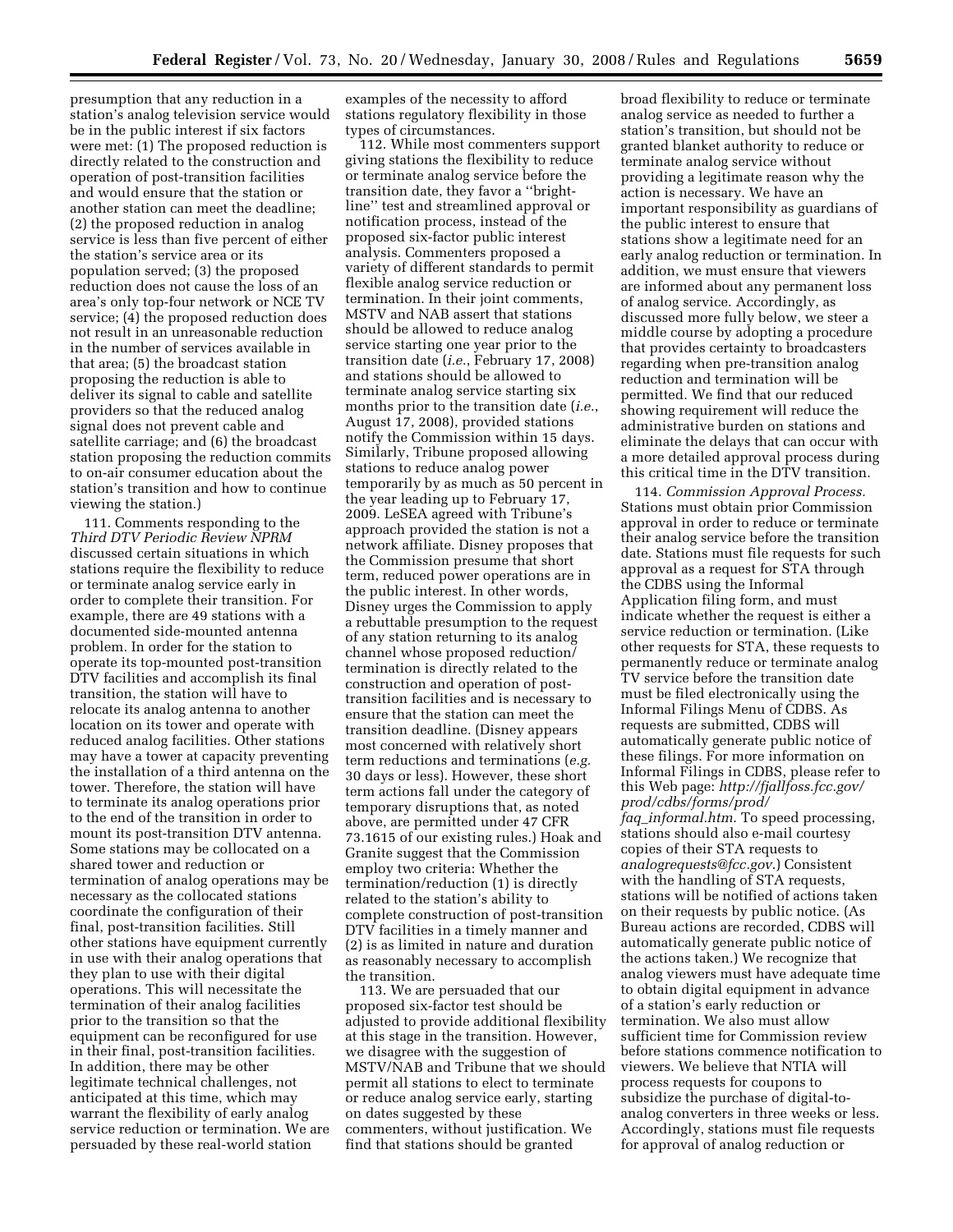presumption that any reduction in a station's analog television service would be in the public interest if six factors were met: (1) The proposed reduction is directly related to the construction and operation of post-transition facilities and would ensure that the station or another station can meet the deadline; (2) the proposed reduction in analog service is less than five percent of either the station's service area or its population served; (3) the proposed reduction does not cause the loss of an area's only top-four network or NCE TV service; (4) the proposed reduction does not result in an unreasonable reduction in the number of services available in that area; (5) the broadcast station proposing the reduction is able to deliver its signal to cable and satellite providers so that the reduced analog signal does not prevent cable and satellite carriage; and (6) the broadcast station proposing the reduction commits to on-air consumer education about the station's transition and how to continue viewing the station.)

111. Comments responding to the *Third DTV Periodic Review NPRM* discussed certain situations in which stations require the flexibility to reduce or terminate analog service early in order to complete their transition. For example, there are 49 stations with a documented side-mounted antenna problem. In order for the station to operate its top-mounted post-transition DTV facilities and accomplish its final transition, the station will have to relocate its analog antenna to another location on its tower and operate with reduced analog facilities. Other stations may have a tower at capacity preventing the installation of a third antenna on the tower. Therefore, the station will have to terminate its analog operations prior to the end of the transition in order to mount its post-transition DTV antenna. Some stations may be collocated on a shared tower and reduction or termination of analog operations may be necessary as the collocated stations coordinate the configuration of their final, post-transition facilities. Still other stations have equipment currently in use with their analog operations that they plan to use with their digital operations. This will necessitate the termination of their analog facilities prior to the transition so that the equipment can be reconfigured for use in their final, post-transition facilities. In addition, there may be other legitimate technical challenges, not anticipated at this time, which may warrant the flexibility of early analog service reduction or termination. We are persuaded by these real-world station examples of the necessity to afford stations regulatory flexibility in those types of circumstances.

112. While most commenters support giving stations the flexibility to reduce or terminate analog service before the transition date, they favor a ''bright-line'' test and streamlined approval or notification process, instead of the proposed six-factor public interest analysis. Commenters proposed a variety of different standards to permit flexible analog service reduction or termination. In their joint comments, MSTV and NAB assert that stations should be allowed to reduce analog service starting one year prior to the transition date (*i.e.*, February 17, 2008) and stations should be allowed to terminate analog service starting six months prior to the transition date (*i.e.*, August 17, 2008), provided stations notify the Commission within 15 days. Similarly, Tribune proposed allowing stations to reduce analog power temporarily by as much as 50 percent in the year leading up to February 17, 2009. LeSEA agreed with Tribune's approach provided the station is not a network affiliate. Disney proposes that the Commission presume that short term, reduced power operations are in the public interest. In other words, Disney urges the Commission to apply a rebuttable presumption to the request of any station returning to its analog channel whose proposed reduction/termination is directly related to the construction and operation of post-transition facilities and is necessary to ensure that the station can meet the transition deadline. (Disney appears most concerned with relatively short term reductions and terminations (*e.g.* 30 days or less). However, these short term actions fall under the category of temporary disruptions that, as noted above, are permitted under 47 CFR 73.1615 of our existing rules.) Hoak and Granite suggest that the Commission employ two criteria: Whether the termination/reduction (1) is directly related to the station's ability to complete construction of post-transition DTV facilities in a timely manner and (2) is as limited in nature and duration as reasonably necessary to accomplish the transition.

113. We are persuaded that our proposed six-factor test should be adjusted to provide additional flexibility at this stage in the transition. However, we disagree with the suggestion of MSTV/NAB and Tribune that we should permit all stations to elect to terminate or reduce analog service early, starting on dates suggested by these commenters, without justification. We find that stations should be granted broad flexibility to reduce or terminate analog service as needed to further a station's transition, but should not be granted blanket authority to reduce or terminate analog service without providing a legitimate reason why the action is necessary. We have an important responsibility as guardians of the public interest to ensure that stations show a legitimate need for an early analog reduction or termination. In addition, we must ensure that viewers are informed about any permanent loss of analog service. Accordingly, as discussed more fully below, we steer a middle course by adopting a procedure that provides certainty to broadcasters regarding when pre-transition analog reduction and termination will be permitted. We find that our reduced showing requirement will reduce the administrative burden on stations and eliminate the delays that can occur with a more detailed approval process during this critical time in the DTV transition.

114. *Commission Approval Process.* Stations must obtain prior Commission approval in order to reduce or terminate their analog service before the transition date. Stations must file requests for such approval as a request for STA through the CDBS using the Informal Application filing form, and must indicate whether the request is either a service reduction or termination. (Like other requests for STA, these requests to permanently reduce or terminate analog TV service before the transition date must be filed electronically using the Informal Filings Menu of CDBS. As requests are submitted, CDBS will automatically generate public notice of these filings. For more information on Informal Filings in CDBS, please refer to this Web page: *http://fjallfoss.fcc.gov/prod/cdbs/forms/prod/faq_informal.htm*. To speed processing, stations should also e-mail courtesy copies of their STA requests to *analogrequests@fcc.gov*.) Consistent with the handling of STA requests, stations will be notified of actions taken on their requests by public notice. (As Bureau actions are recorded, CDBS will automatically generate public notice of the actions taken.) We recognize that analog viewers must have adequate time to obtain digital equipment in advance of a station's early reduction or termination. We also must allow sufficient time for Commission review before stations commence notification to viewers. We believe that NTIA will process requests for coupons to subsidize the purchase of digital-to-analog converters in three weeks or less. Accordingly, stations must file requests for approval of analog reduction or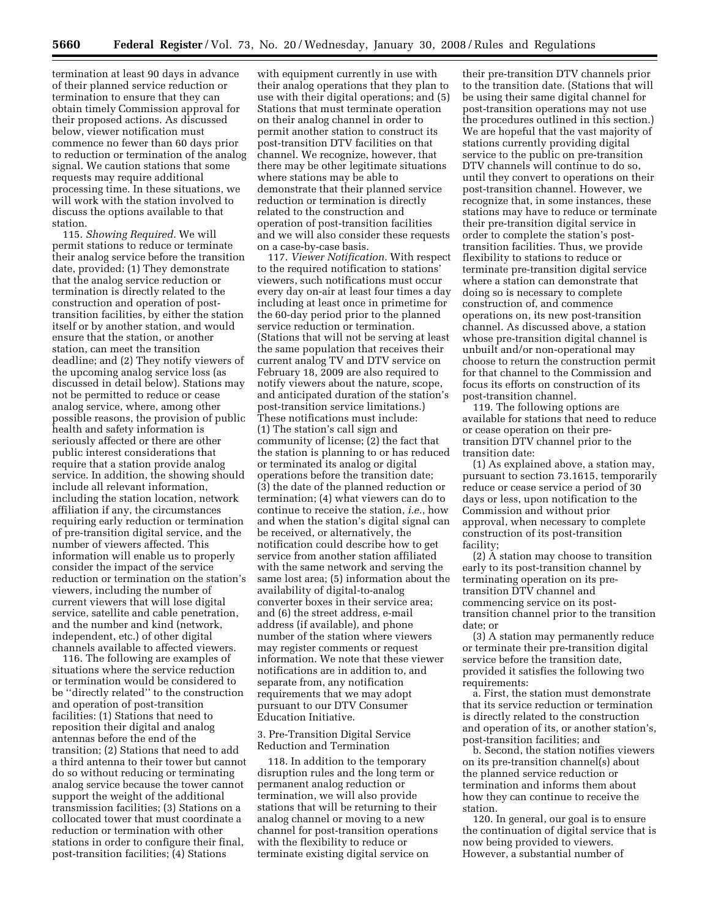termination at least 90 days in advance of their planned service reduction or termination to ensure that they can obtain timely Commission approval for their proposed actions. As discussed below, viewer notification must commence no fewer than 60 days prior to reduction or termination of the analog signal. We caution stations that some requests may require additional processing time. In these situations, we will work with the station involved to discuss the options available to that station.

115. *Showing Required.* We will permit stations to reduce or terminate their analog service before the transition date, provided: (1) They demonstrate that the analog service reduction or termination is directly related to the construction and operation of post-transition facilities, by either the station itself or by another station, and would ensure that the station, or another station, can meet the transition deadline; and (2) They notify viewers of the upcoming analog service loss (as discussed in detail below). Stations may not be permitted to reduce or cease analog service, where, among other possible reasons, the provision of public health and safety information is seriously affected or there are other public interest considerations that require that a station provide analog service. In addition, the showing should include all relevant information, including the station location, network affiliation if any, the circumstances requiring early reduction or termination of pre-transition digital service, and the number of viewers affected. This information will enable us to properly consider the impact of the service reduction or termination on the station's viewers, including the number of current viewers that will lose digital service, satellite and cable penetration, and the number and kind (network, independent, etc.) of other digital channels available to affected viewers.

116. The following are examples of situations where the service reduction or termination would be considered to be "directly related" to the construction and operation of post-transition facilities: (1) Stations that need to reposition their digital and analog antennas before the end of the transition; (2) Stations that need to add a third antenna to their tower but cannot do so without reducing or terminating analog service because the tower cannot support the weight of the additional transmission facilities; (3) Stations on a collocated tower that must coordinate a reduction or termination with other stations in order to configure their final, post-transition facilities; (4) Stations with equipment currently in use with their analog operations that they plan to use with their digital operations; and (5) Stations that must terminate operation on their analog channel in order to permit another station to construct its post-transition DTV facilities on that channel. We recognize, however, that there may be other legitimate situations where stations may be able to demonstrate that their planned service reduction or termination is directly related to the construction and operation of post-transition facilities and we will also consider these requests on a case-by-case basis.

117. *Viewer Notification.* With respect to the required notification to stations' viewers, such notifications must occur every day on-air at least four times a day including at least once in primetime for the 60-day period prior to the planned service reduction or termination. (Stations that will not be serving at least the same population that receives their current analog TV and DTV service on February 18, 2009 are also required to notify viewers about the nature, scope, and anticipated duration of the station's post-transition service limitations.) These notifications must include: (1) The station's call sign and community of license; (2) the fact that the station is planning to or has reduced or terminated its analog or digital operations before the transition date; (3) the date of the planned reduction or termination; (4) what viewers can do to continue to receive the station, *i.e.*, how and when the station's digital signal can be received, or alternatively, the notification could describe how to get service from another station affiliated with the same network and serving the same lost area; (5) information about the availability of digital-to-analog converter boxes in their service area; and (6) the street address, e-mail address (if available), and phone number of the station where viewers may register comments or request information. We note that these viewer notifications are in addition to, and separate from, any notification requirements that we may adopt pursuant to our DTV Consumer Education Initiative.

3. Pre-Transition Digital Service Reduction and Termination

118. In addition to the temporary disruption rules and the long term or permanent analog reduction or termination, we will also provide stations that will be returning to their analog channel or moving to a new channel for post-transition operations with the flexibility to reduce or terminate existing digital service on their pre-transition DTV channels prior to the transition date. (Stations that will be using their same digital channel for post-transition operations may not use the procedures outlined in this section.) We are hopeful that the vast majority of stations currently providing digital service to the public on pre-transition DTV channels will continue to do so, until they convert to operations on their post-transition channel. However, we recognize that, in some instances, these stations may have to reduce or terminate their pre-transition digital service in order to complete the station's post-transition facilities. Thus, we provide flexibility to stations to reduce or terminate pre-transition digital service where a station can demonstrate that doing so is necessary to complete construction of, and commence operations on, its new post-transition channel. As discussed above, a station whose pre-transition digital channel is unbuilt and/or non-operational may choose to return the construction permit for that channel to the Commission and focus its efforts on construction of its post-transition channel.

119. The following options are available for stations that need to reduce or cease operation on their pre-transition DTV channel prior to the transition date:

(1) As explained above, a station may, pursuant to section 73.1615, temporarily reduce or cease service a period of 30 days or less, upon notification to the Commission and without prior approval, when necessary to complete construction of its post-transition facility;

(2) A station may choose to transition early to its post-transition channel by terminating operation on its pre-transition DTV channel and commencing service on its post-transition channel prior to the transition date; or

(3) A station may permanently reduce or terminate their pre-transition digital service before the transition date, provided it satisfies the following two requirements:

a. First, the station must demonstrate that its service reduction or termination is directly related to the construction and operation of its, or another station's, post-transition facilities; and

b. Second, the station notifies viewers on its pre-transition channel(s) about the planned service reduction or termination and informs them about how they can continue to receive the station.

120. In general, our goal is to ensure the continuation of digital service that is now being provided to viewers. However, a substantial number of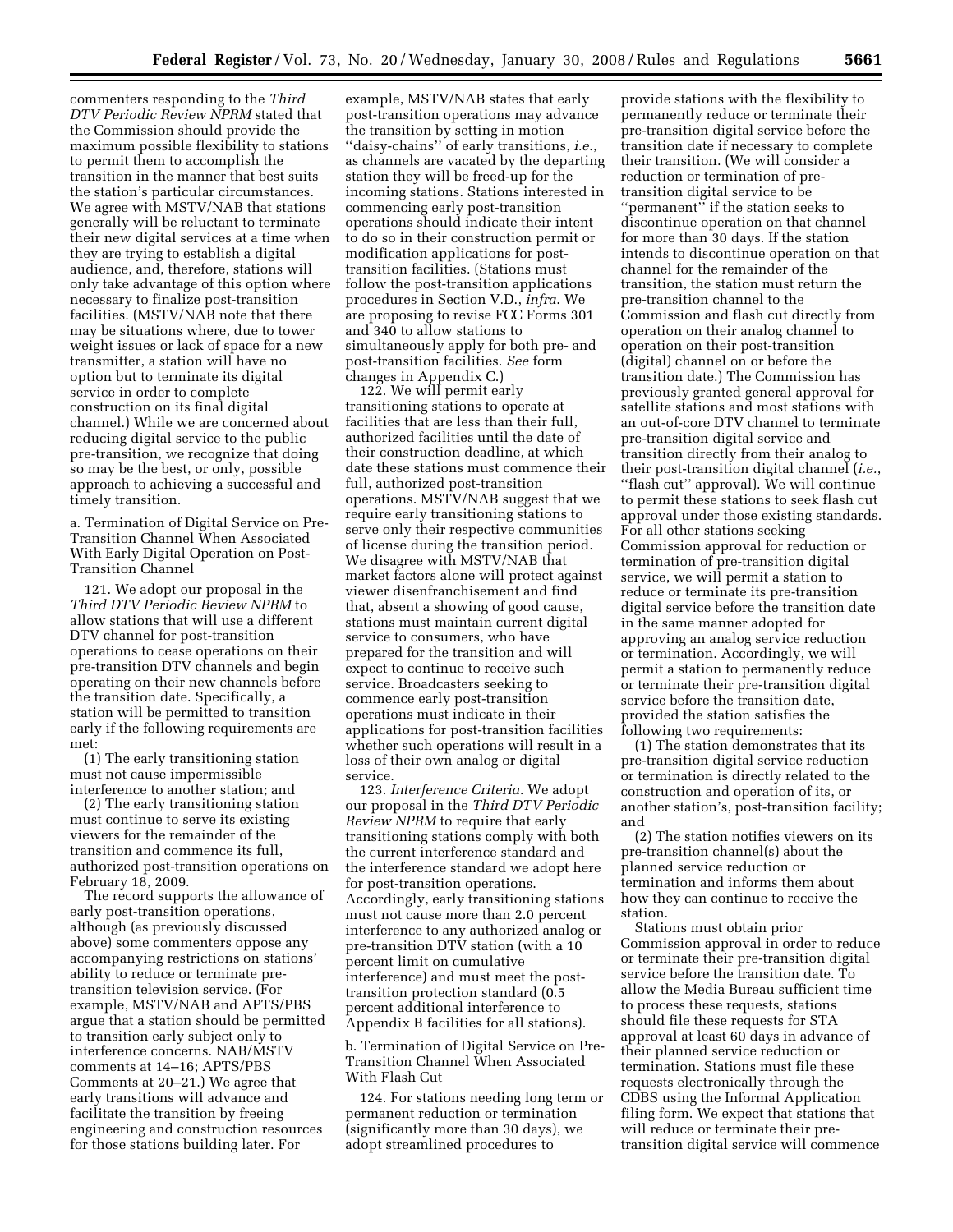commenters responding to the *Third DTV Periodic Review NPRM* stated that the Commission should provide the maximum possible flexibility to stations to permit them to accomplish the transition in the manner that best suits the station's particular circumstances. We agree with MSTV/NAB that stations generally will be reluctant to terminate their new digital services at a time when they are trying to establish a digital audience, and, therefore, stations will only take advantage of this option where necessary to finalize post-transition facilities. (MSTV/NAB note that there may be situations where, due to tower weight issues or lack of space for a new transmitter, a station will have no option but to terminate its digital service in order to complete construction on its final digital channel.) While we are concerned about reducing digital service to the public pre-transition, we recognize that doing so may be the best, or only, possible approach to achieving a successful and timely transition.

a. Termination of Digital Service on Pre-Transition Channel When Associated With Early Digital Operation on Post-Transition Channel

121. We adopt our proposal in the *Third DTV Periodic Review NPRM* to allow stations that will use a different DTV channel for post-transition operations to cease operations on their pre-transition DTV channels and begin operating on their new channels before the transition date. Specifically, a station will be permitted to transition early if the following requirements are met:

(1) The early transitioning station must not cause impermissible interference to another station; and

(2) The early transitioning station must continue to serve its existing viewers for the remainder of the transition and commence its full, authorized post-transition operations on February 18, 2009.

The record supports the allowance of early post-transition operations, although (as previously discussed above) some commenters oppose any accompanying restrictions on stations' ability to reduce or terminate pre-transition television service. (For example, MSTV/NAB and APTS/PBS argue that a station should be permitted to transition early subject only to interference concerns. NAB/MSTV comments at 14–16; APTS/PBS Comments at 20–21.) We agree that early transitions will advance and facilitate the transition by freeing engineering and construction resources for those stations building later. For example, MSTV/NAB states that early post-transition operations may advance the transition by setting in motion "daisy-chains" of early transitions, *i.e.*, as channels are vacated by the departing station they will be freed-up for the incoming stations. Stations interested in commencing early post-transition operations should indicate their intent to do so in their construction permit or modification applications for post-transition facilities. (Stations must follow the post-transition applications procedures in Section V.D., *infra*. We are proposing to revise FCC Forms 301 and 340 to allow stations to simultaneously apply for both pre- and post-transition facilities. *See* form changes in Appendix C.)

122. We will permit early transitioning stations to operate at facilities that are less than their full, authorized facilities until the date of their construction deadline, at which date these stations must commence their full, authorized post-transition operations. MSTV/NAB suggest that we require early transitioning stations to serve only their respective communities of license during the transition period. We disagree with MSTV/NAB that market factors alone will protect against viewer disenfranchisement and find that, absent a showing of good cause, stations must maintain current digital service to consumers, who have prepared for the transition and will expect to continue to receive such service. Broadcasters seeking to commence early post-transition operations must indicate in their applications for post-transition facilities whether such operations will result in a loss of their own analog or digital service.

123. *Interference Criteria.* We adopt our proposal in the *Third DTV Periodic Review NPRM* to require that early transitioning stations comply with both the current interference standard and the interference standard we adopt here for post-transition operations. Accordingly, early transitioning stations must not cause more than 2.0 percent interference to any authorized analog or pre-transition DTV station (with a 10 percent limit on cumulative interference) and must meet the post-transition protection standard (0.5 percent additional interference to Appendix B facilities for all stations).

b. Termination of Digital Service on Pre-Transition Channel When Associated With Flash Cut

124. For stations needing long term or permanent reduction or termination (significantly more than 30 days), we adopt streamlined procedures to provide stations with the flexibility to permanently reduce or terminate their pre-transition digital service before the transition date if necessary to complete their transition. (We will consider a reduction or termination of pre-transition digital service to be "permanent" if the station seeks to discontinue operation on that channel for more than 30 days. If the station intends to discontinue operation on that channel for the remainder of the transition, the station must return the pre-transition channel to the Commission and flash cut directly from operation on their analog channel to operation on their post-transition (digital) channel on or before the transition date.) The Commission has previously granted general approval for satellite stations and most stations with an out-of-core DTV channel to terminate pre-transition digital service and transition directly from their analog to their post-transition digital channel (*i.e.*, "flash cut" approval). We will continue to permit these stations to seek flash cut approval under those existing standards. For all other stations seeking Commission approval for reduction or termination of pre-transition digital service, we will permit a station to reduce or terminate its pre-transition digital service before the transition date in the same manner adopted for approving an analog service reduction or termination. Accordingly, we will permit a station to permanently reduce or terminate their pre-transition digital service before the transition date, provided the station satisfies the following two requirements:

(1) The station demonstrates that its pre-transition digital service reduction or termination is directly related to the construction and operation of its, or another station's, post-transition facility; and

(2) The station notifies viewers on its pre-transition channel(s) about the planned service reduction or termination and informs them about how they can continue to receive the station.

Stations must obtain prior Commission approval in order to reduce or terminate their pre-transition digital service before the transition date. To allow the Media Bureau sufficient time to process these requests, stations should file these requests for STA approval at least 60 days in advance of their planned service reduction or termination. Stations must file these requests electronically through the CDBS using the Informal Application filing form. We expect that stations that will reduce or terminate their pre-transition digital service will commence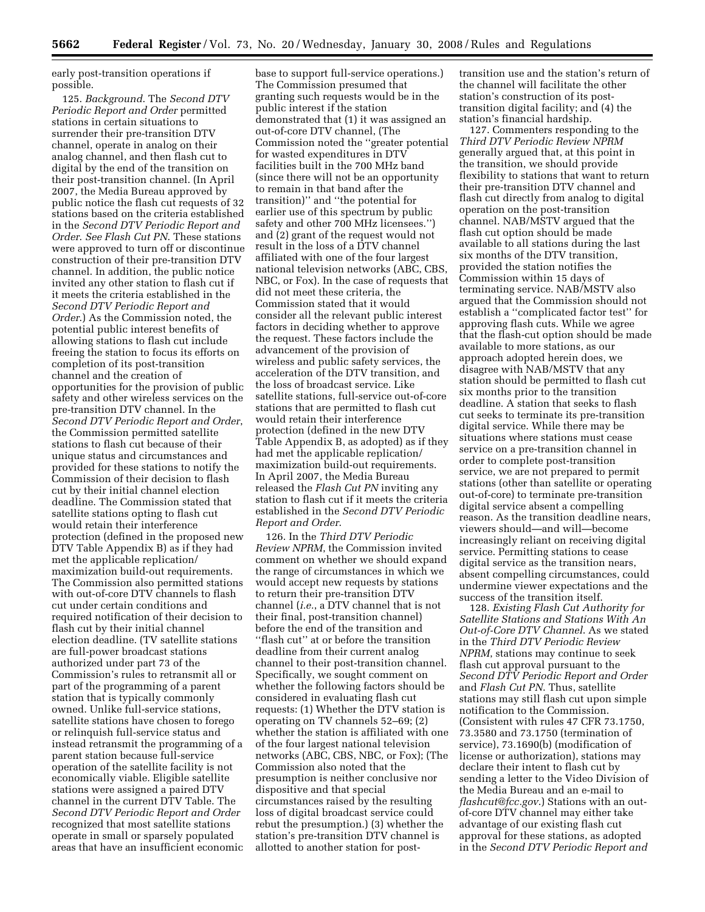early post-transition operations if possible.

125. *Background.* The *Second DTV Periodic Report and Order* permitted stations in certain situations to surrender their pre-transition DTV channel, operate in analog on their analog channel, and then flash cut to digital by the end of the transition on their post-transition channel. (In April 2007, the Media Bureau approved by public notice the flash cut requests of 32 stations based on the criteria established in the *Second DTV Periodic Report and Order. See Flash Cut PN.* These stations were approved to turn off or discontinue construction of their pre-transition DTV channel. In addition, the public notice invited any other station to flash cut if it meets the criteria established in the *Second DTV Periodic Report and Order.*) As the Commission noted, the potential public interest benefits of allowing stations to flash cut include freeing the station to focus its efforts on completion of its post-transition channel and the creation of opportunities for the provision of public safety and other wireless services on the pre-transition DTV channel. In the *Second DTV Periodic Report and Order*, the Commission permitted satellite stations to flash cut because of their unique status and circumstances and provided for these stations to notify the Commission of their decision to flash cut by their initial channel election deadline. The Commission stated that satellite stations opting to flash cut would retain their interference protection (defined in the proposed new DTV Table Appendix B) as if they had met the applicable replication/maximization build-out requirements. The Commission also permitted stations with out-of-core DTV channels to flash cut under certain conditions and required notification of their decision to flash cut by their initial channel election deadline. (TV satellite stations are full-power broadcast stations authorized under part 73 of the Commission's rules to retransmit all or part of the programming of a parent station that is typically commonly owned. Unlike full-service stations, satellite stations have chosen to forego or relinquish full-service status and instead retransmit the programming of a parent station because full-service operation of the satellite facility is not economically viable. Eligible satellite stations were assigned a paired DTV channel in the current DTV Table. The *Second DTV Periodic Report and Order* recognized that most satellite stations operate in small or sparsely populated areas that have an insufficient economic base to support full-service operations.) The Commission presumed that granting such requests would be in the public interest if the station demonstrated that (1) it was assigned an out-of-core DTV channel, (The Commission noted the "greater potential for wasted expenditures in DTV facilities built in the 700 MHz band (since there will not be an opportunity to remain in that band after the transition)" and "the potential for earlier use of this spectrum by public safety and other 700 MHz licensees.") and (2) grant of the request would not result in the loss of a DTV channel affiliated with one of the four largest national television networks (ABC, CBS, NBC, or Fox). In the case of requests that did not meet these criteria, the Commission stated that it would consider all the relevant public interest factors in deciding whether to approve the request. These factors include the advancement of the provision of wireless and public safety services, the acceleration of the DTV transition, and the loss of broadcast service. Like satellite stations, full-service out-of-core stations that are permitted to flash cut would retain their interference protection (defined in the new DTV Table Appendix B, as adopted) as if they had met the applicable replication/maximization build-out requirements. In April 2007, the Media Bureau released the *Flash Cut PN* inviting any station to flash cut if it meets the criteria established in the *Second DTV Periodic Report and Order*.

126. In the *Third DTV Periodic Review NPRM*, the Commission invited comment on whether we should expand the range of circumstances in which we would accept new requests by stations to return their pre-transition DTV channel (*i.e.*, a DTV channel that is not their final, post-transition channel) before the end of the transition and "flash cut" at or before the transition deadline from their current analog channel to their post-transition channel. Specifically, we sought comment on whether the following factors should be considered in evaluating flash cut requests: (1) Whether the DTV station is operating on TV channels 52–69; (2) whether the station is affiliated with one of the four largest national television networks (ABC, CBS, NBC, or Fox); (The Commission also noted that the presumption is neither conclusive nor dispositive and that special circumstances raised by the resulting loss of digital broadcast service could rebut the presumption.) (3) whether the station's pre-transition DTV channel is allotted to another station for post-transition use and the station's return of the channel will facilitate the other station's construction of its post-transition digital facility; and (4) the station's financial hardship.

127. Commenters responding to the *Third DTV Periodic Review NPRM* generally argued that, at this point in the transition, we should provide flexibility to stations that want to return their pre-transition DTV channel and flash cut directly from analog to digital operation on the post-transition channel. NAB/MSTV argued that the flash cut option should be made available to all stations during the last six months of the DTV transition, provided the station notifies the Commission within 15 days of terminating service. NAB/MSTV also argued that the Commission should not establish a "complicated factor test" for approving flash cuts. While we agree that the flash-cut option should be made available to more stations, as our approach adopted herein does, we disagree with NAB/MSTV that any station should be permitted to flash cut six months prior to the transition deadline. A station that seeks to flash cut seeks to terminate its pre-transition digital service. While there may be situations where stations must cease service on a pre-transition channel in order to complete post-transition service, we are not prepared to permit stations (other than satellite or operating out-of-core) to terminate pre-transition digital service absent a compelling reason. As the transition deadline nears, viewers should—and will—become increasingly reliant on receiving digital service. Permitting stations to cease digital service as the transition nears, absent compelling circumstances, could undermine viewer expectations and the success of the transition itself.

128. *Existing Flash Cut Authority for Satellite Stations and Stations With An Out-of-Core DTV Channel.* As we stated in the *Third DTV Periodic Review NPRM*, stations may continue to seek flash cut approval pursuant to the *Second DTV Periodic Report and Order* and *Flash Cut PN.* Thus, satellite stations may still flash cut upon simple notification to the Commission. (Consistent with rules 47 CFR 73.1750, 73.3580 and 73.1750 (termination of service), 73.1690(b) (modification of license or authorization), stations may declare their intent to flash cut by sending a letter to the Video Division of the Media Bureau and an e-mail to *flashcut@fcc.gov*.) Stations with an out-of-core DTV channel may either take advantage of our existing flash cut approval for these stations, as adopted in the *Second DTV Periodic Report and*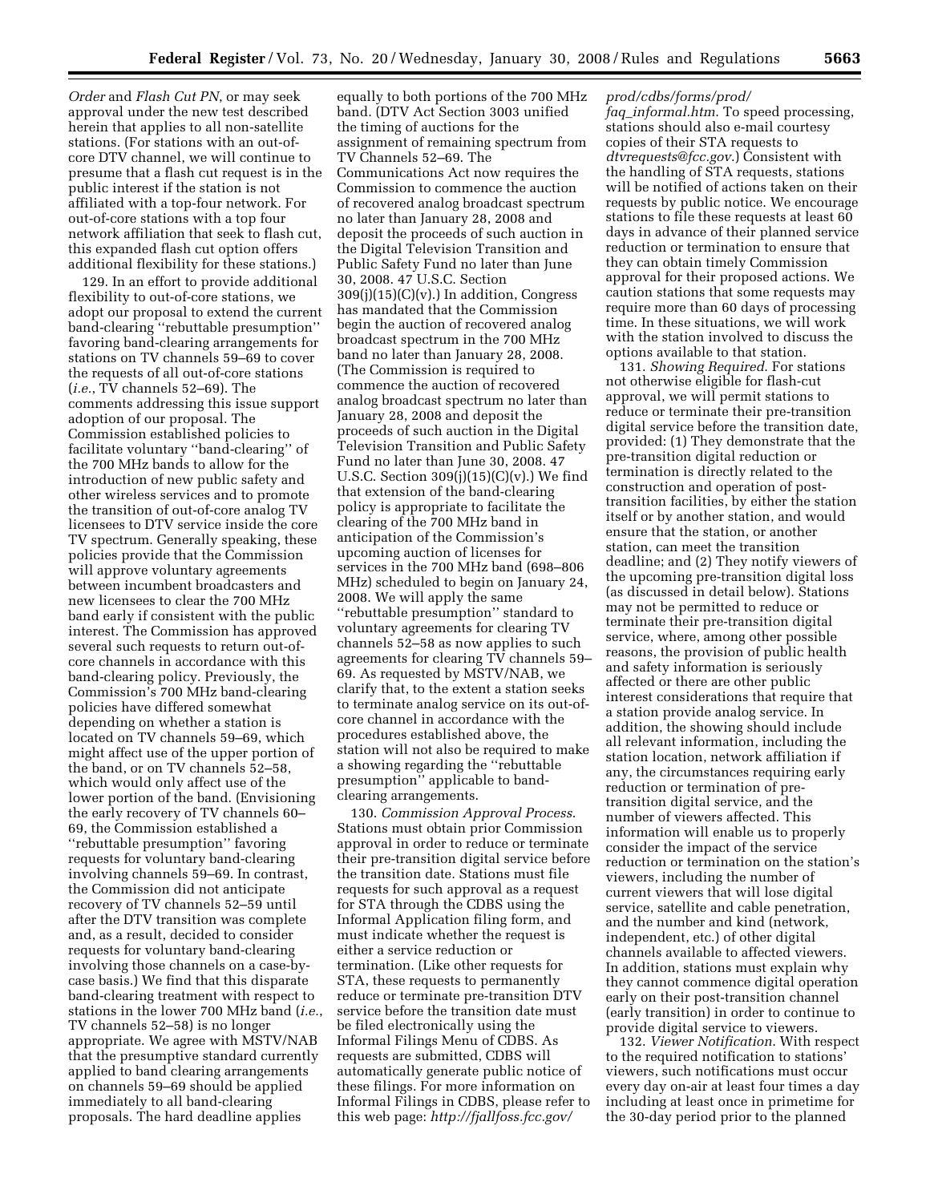*Order* and *Flash Cut PN*, or may seek approval under the new test described herein that applies to all non-satellite stations. (For stations with an out-of-core DTV channel, we will continue to presume that a flash cut request is in the public interest if the station is not affiliated with a top-four network. For out-of-core stations with a top four network affiliation that seek to flash cut, this expanded flash cut option offers additional flexibility for these stations.)

129. In an effort to provide additional flexibility to out-of-core stations, we adopt our proposal to extend the current band-clearing ''rebuttable presumption'' favoring band-clearing arrangements for stations on TV channels 59–69 to cover the requests of all out-of-core stations (*i.e.*, TV channels 52–69). The comments addressing this issue support adoption of our proposal. The Commission established policies to facilitate voluntary ''band-clearing'' of the 700 MHz bands to allow for the introduction of new public safety and other wireless services and to promote the transition of out-of-core analog TV licensees to DTV service inside the core TV spectrum. Generally speaking, these policies provide that the Commission will approve voluntary agreements between incumbent broadcasters and new licensees to clear the 700 MHz band early if consistent with the public interest. The Commission has approved several such requests to return out-of-core channels in accordance with this band-clearing policy. Previously, the Commission's 700 MHz band-clearing policies have differed somewhat depending on whether a station is located on TV channels 59–69, which might affect use of the upper portion of the band, or on TV channels 52–58, which would only affect use of the lower portion of the band. (Envisioning the early recovery of TV channels 60–69, the Commission established a ''rebuttable presumption'' favoring requests for voluntary band-clearing involving channels 59–69. In contrast, the Commission did not anticipate recovery of TV channels 52–59 until after the DTV transition was complete and, as a result, decided to consider requests for voluntary band-clearing involving those channels on a case-by-case basis.) We find that this disparate band-clearing treatment with respect to stations in the lower 700 MHz band (*i.e.*, TV channels 52–58) is no longer appropriate. We agree with MSTV/NAB that the presumptive standard currently applied to band clearing arrangements on channels 59–69 should be applied immediately to all band-clearing proposals. The hard deadline applies equally to both portions of the 700 MHz band. (DTV Act Section 3003 unified the timing of auctions for the assignment of remaining spectrum from TV Channels 52–69. The Communications Act now requires the Commission to commence the auction of recovered analog broadcast spectrum no later than January 28, 2008 and deposit the proceeds of such auction in the Digital Television Transition and Public Safety Fund no later than June 30, 2008. 47 U.S.C. Section 309(j)(15)(C)(v).) In addition, Congress has mandated that the Commission begin the auction of recovered analog broadcast spectrum in the 700 MHz band no later than January 28, 2008. (The Commission is required to commence the auction of recovered analog broadcast spectrum no later than January 28, 2008 and deposit the proceeds of such auction in the Digital Television Transition and Public Safety Fund no later than June 30, 2008. 47 U.S.C. Section 309(j)(15)(C)(v).) We find that extension of the band-clearing policy is appropriate to facilitate the clearing of the 700 MHz band in anticipation of the Commission's upcoming auction of licenses for services in the 700 MHz band (698–806 MHz) scheduled to begin on January 24, 2008. We will apply the same ''rebuttable presumption'' standard to voluntary agreements for clearing TV channels 52–58 as now applies to such agreements for clearing TV channels 59–69. As requested by MSTV/NAB, we clarify that, to the extent a station seeks to terminate analog service on its out-of-core channel in accordance with the procedures established above, the station will not also be required to make a showing regarding the ''rebuttable presumption'' applicable to band-clearing arrangements.

130. *Commission Approval Process*. Stations must obtain prior Commission approval in order to reduce or terminate their pre-transition digital service before the transition date. Stations must file requests for such approval as a request for STA through the CDBS using the Informal Application filing form, and must indicate whether the request is either a service reduction or termination. (Like other requests for STA, these requests to permanently reduce or terminate pre-transition DTV service before the transition date must be filed electronically using the Informal Filings Menu of CDBS. As requests are submitted, CDBS will automatically generate public notice of these filings. For more information on Informal Filings in CDBS, please refer to this web page: *http://fjallfoss.fcc.gov/prod/cdbs/forms/prod/faq_informal.htm*. To speed processing, stations should also e-mail courtesy copies of their STA requests to *dtvrequests@fcc.gov*.) Consistent with the handling of STA requests, stations will be notified of actions taken on their requests by public notice. We encourage stations to file these requests at least 60 days in advance of their planned service reduction or termination to ensure that they can obtain timely Commission approval for their proposed actions. We caution stations that some requests may require more than 60 days of processing time. In these situations, we will work with the station involved to discuss the options available to that station.

131. *Showing Required*. For stations not otherwise eligible for flash-cut approval, we will permit stations to reduce or terminate their pre-transition digital service before the transition date, provided: (1) They demonstrate that the pre-transition digital reduction or termination is directly related to the construction and operation of post-transition facilities, by either the station itself or by another station, and would ensure that the station, or another station, can meet the transition deadline; and (2) They notify viewers of the upcoming pre-transition digital loss (as discussed in detail below). Stations may not be permitted to reduce or terminate their pre-transition digital service, where, among other possible reasons, the provision of public health and safety information is seriously affected or there are other public interest considerations that require that a station provide analog service. In addition, the showing should include all relevant information, including the station location, network affiliation if any, the circumstances requiring early reduction or termination of pre-transition digital service, and the number of viewers affected. This information will enable us to properly consider the impact of the service reduction or termination on the station's viewers, including the number of current viewers that will lose digital service, satellite and cable penetration, and the number and kind (network, independent, etc.) of other digital channels available to affected viewers. In addition, stations must explain why they cannot commence digital operation early on their post-transition channel (early transition) in order to continue to provide digital service to viewers.

132. *Viewer Notification*. With respect to the required notification to stations' viewers, such notifications must occur every day on-air at least four times a day including at least once in primetime for the 30-day period prior to the planned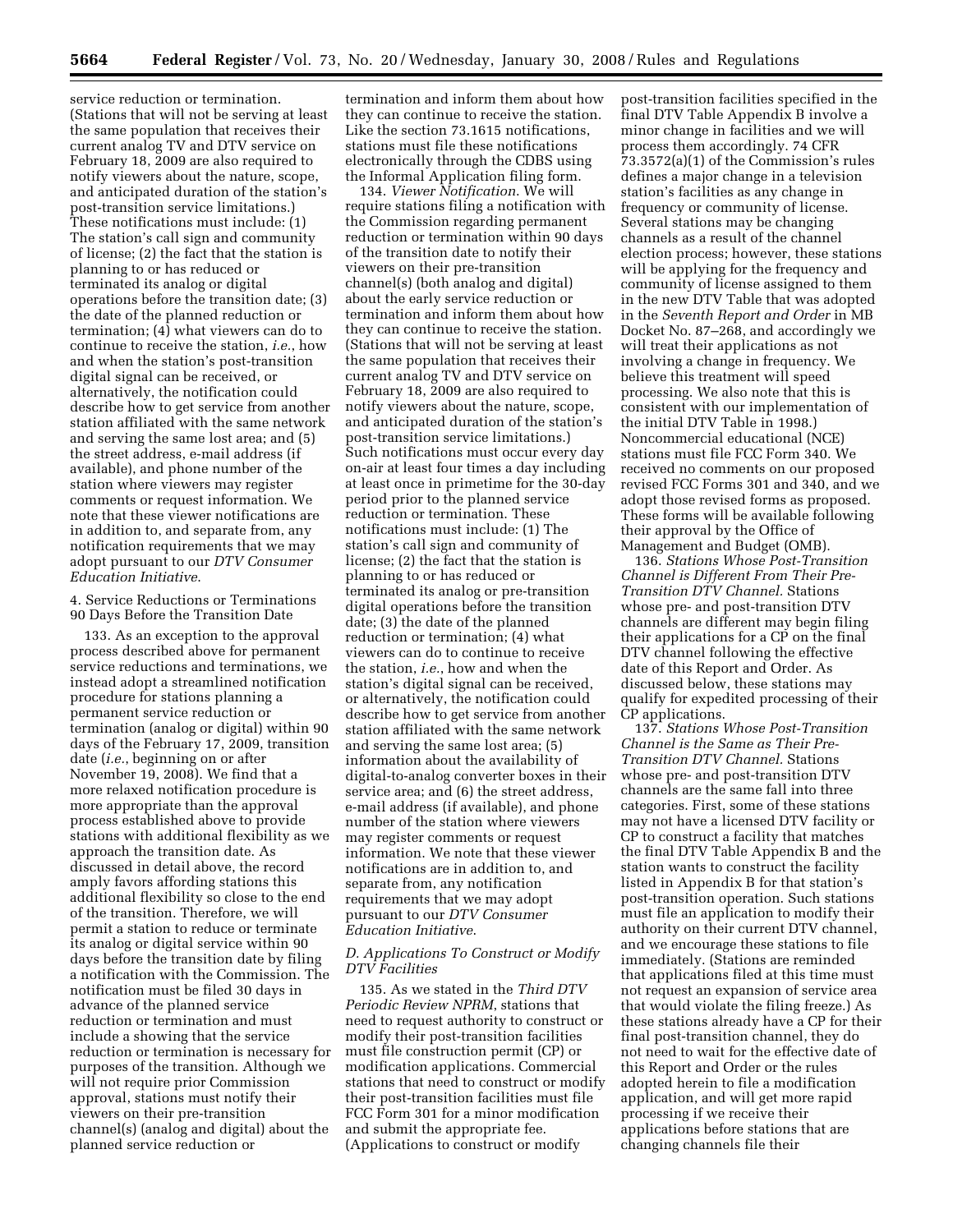service reduction or termination. (Stations that will not be serving at least the same population that receives their current analog TV and DTV service on February 18, 2009 are also required to notify viewers about the nature, scope, and anticipated duration of the station's post-transition service limitations.) These notifications must include: (1) The station's call sign and community of license; (2) the fact that the station is planning to or has reduced or terminated its analog or digital operations before the transition date; (3) the date of the planned reduction or termination; (4) what viewers can do to continue to receive the station, *i.e.*, how and when the station's post-transition digital signal can be received, or alternatively, the notification could describe how to get service from another station affiliated with the same network and serving the same lost area; and (5) the street address, e-mail address (if available), and phone number of the station where viewers may register comments or request information. We note that these viewer notifications are in addition to, and separate from, any notification requirements that we may adopt pursuant to our *DTV Consumer Education Initiative*.

4. Service Reductions or Terminations 90 Days Before the Transition Date

133. As an exception to the approval process described above for permanent service reductions and terminations, we instead adopt a streamlined notification procedure for stations planning a permanent service reduction or termination (analog or digital) within 90 days of the February 17, 2009, transition date (*i.e.*, beginning on or after November 19, 2008). We find that a more relaxed notification procedure is more appropriate than the approval process established above to provide stations with additional flexibility as we approach the transition date. As discussed in detail above, the record amply favors affording stations this additional flexibility so close to the end of the transition. Therefore, we will permit a station to reduce or terminate its analog or digital service within 90 days before the transition date by filing a notification with the Commission. The notification must be filed 30 days in advance of the planned service reduction or termination and must include a showing that the service reduction or termination is necessary for purposes of the transition. Although we will not require prior Commission approval, stations must notify their viewers on their pre-transition channel(s) (analog and digital) about the planned service reduction or termination and inform them about how they can continue to receive the station. Like the section 73.1615 notifications, stations must file these notifications electronically through the CDBS using the Informal Application filing form.

134. *Viewer Notification.* We will require stations filing a notification with the Commission regarding permanent reduction or termination within 90 days of the transition date to notify their viewers on their pre-transition channel(s) (both analog and digital) about the early service reduction or termination and inform them about how they can continue to receive the station. (Stations that will not be serving at least the same population that receives their current analog TV and DTV service on February 18, 2009 are also required to notify viewers about the nature, scope, and anticipated duration of the station's post-transition service limitations.) Such notifications must occur every day on-air at least four times a day including at least once in primetime for the 30-day period prior to the planned service reduction or termination. These notifications must include: (1) The station's call sign and community of license; (2) the fact that the station is planning to or has reduced or terminated its analog or pre-transition digital operations before the transition date; (3) the date of the planned reduction or termination; (4) what viewers can do to continue to receive the station, *i.e.*, how and when the station's digital signal can be received, or alternatively, the notification could describe how to get service from another station affiliated with the same network and serving the same lost area; (5) information about the availability of digital-to-analog converter boxes in their service area; and (6) the street address, e-mail address (if available), and phone number of the station where viewers may register comments or request information. We note that these viewer notifications are in addition to, and separate from, any notification requirements that we may adopt pursuant to our *DTV Consumer Education Initiative*.

### *D. Applications To Construct or Modify DTV Facilities*

135. As we stated in the *Third DTV Periodic Review NPRM*, stations that need to request authority to construct or modify their post-transition facilities must file construction permit (CP) or modification applications. Commercial stations that need to construct or modify their post-transition facilities must file FCC Form 301 for a minor modification and submit the appropriate fee. (Applications to construct or modify post-transition facilities specified in the final DTV Table Appendix B involve a minor change in facilities and we will process them accordingly. 74 CFR 73.3572(a)(1) of the Commission's rules defines a major change in a television station's facilities as any change in frequency or community of license. Several stations may be changing channels as a result of the channel election process; however, these stations will be applying for the frequency and community of license assigned to them in the new DTV Table that was adopted in the *Seventh Report and Order* in MB Docket No. 87–268, and accordingly we will treat their applications as not involving a change in frequency. We believe this treatment will speed processing. We also note that this is consistent with our implementation of the initial DTV Table in 1998.) Noncommercial educational (NCE) stations must file FCC Form 340. We received no comments on our proposed revised FCC Forms 301 and 340, and we adopt those revised forms as proposed. These forms will be available following their approval by the Office of Management and Budget (OMB).

136. *Stations Whose Post-Transition Channel is Different From Their Pre-Transition DTV Channel.* Stations whose pre- and post-transition DTV channels are different may begin filing their applications for a CP on the final DTV channel following the effective date of this Report and Order. As discussed below, these stations may qualify for expedited processing of their CP applications.

137. *Stations Whose Post-Transition Channel is the Same as Their Pre-Transition DTV Channel.* Stations whose pre- and post-transition DTV channels are the same fall into three categories. First, some of these stations may not have a licensed DTV facility or CP to construct a facility that matches the final DTV Table Appendix B and the station wants to construct the facility listed in Appendix B for that station's post-transition operation. Such stations must file an application to modify their authority on their current DTV channel, and we encourage these stations to file immediately. (Stations are reminded that applications filed at this time must not request an expansion of service area that would violate the filing freeze.) As these stations already have a CP for their final post-transition channel, they do not need to wait for the effective date of this Report and Order or the rules adopted herein to file a modification application, and will get more rapid processing if we receive their applications before stations that are changing channels file their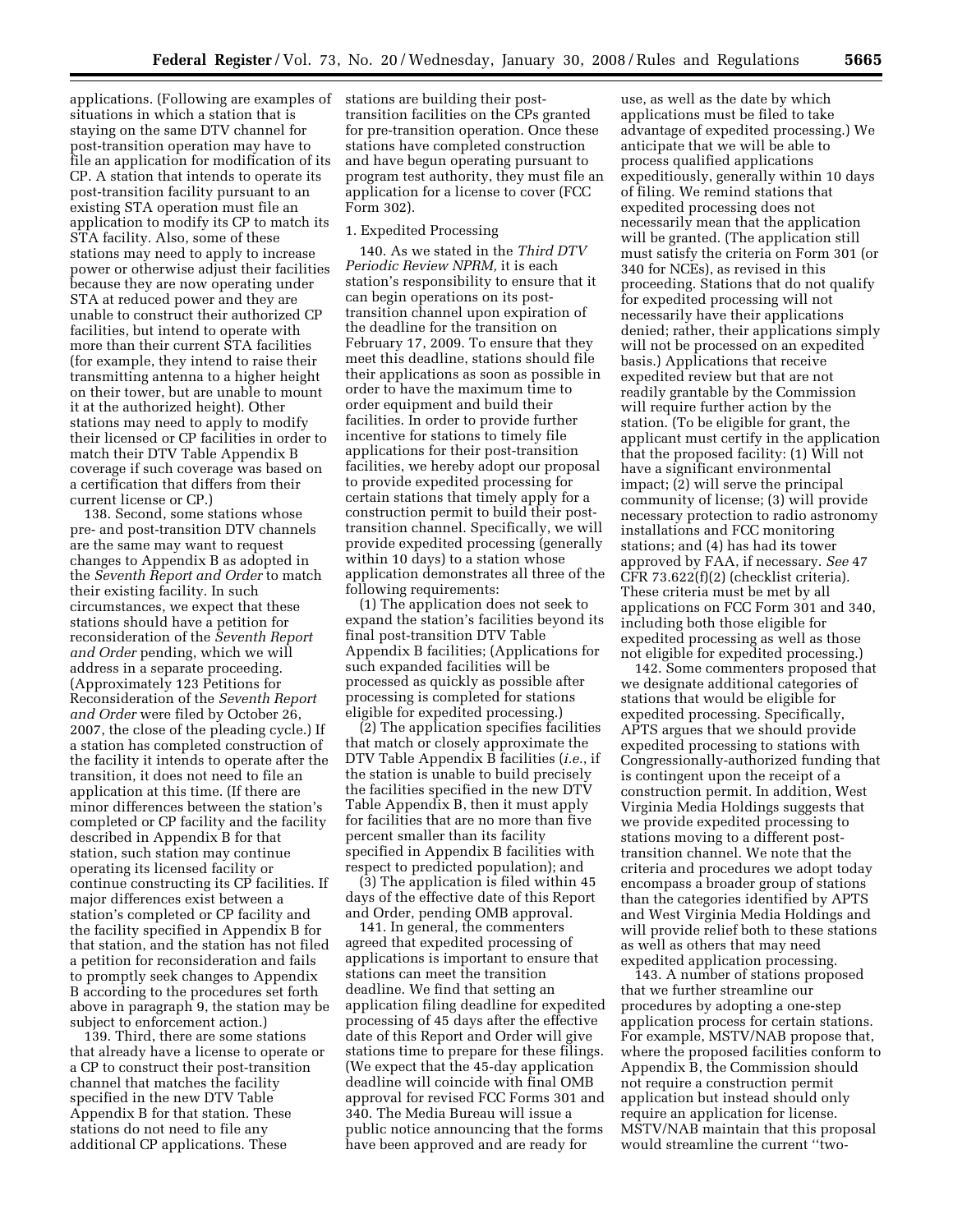applications. (Following are examples of situations in which a station that is staying on the same DTV channel for post-transition operation may have to file an application for modification of its CP. A station that intends to operate its post-transition facility pursuant to an existing STA operation must file an application to modify its CP to match its STA facility. Also, some of these stations may need to apply to increase power or otherwise adjust their facilities because they are now operating under STA at reduced power and they are unable to construct their authorized CP facilities, but intend to operate with more than their current STA facilities (for example, they intend to raise their transmitting antenna to a higher height on their tower, but are unable to mount it at the authorized height). Other stations may need to apply to modify their licensed or CP facilities in order to match their DTV Table Appendix B coverage if such coverage was based on a certification that differs from their current license or CP.)

138. Second, some stations whose pre- and post-transition DTV channels are the same may want to request changes to Appendix B as adopted in the *Seventh Report and Order* to match their existing facility. In such circumstances, we expect that these stations should have a petition for reconsideration of the *Seventh Report and Order* pending, which we will address in a separate proceeding. (Approximately 123 Petitions for Reconsideration of the *Seventh Report and Order* were filed by October 26, 2007, the close of the pleading cycle.) If a station has completed construction of the facility it intends to operate after the transition, it does not need to file an application at this time. (If there are minor differences between the station's completed or CP facility and the facility described in Appendix B for that station, such station may continue operating its licensed facility or continue constructing its CP facilities. If major differences exist between a station's completed or CP facility and the facility specified in Appendix B for that station, and the station has not filed a petition for reconsideration and fails to promptly seek changes to Appendix B according to the procedures set forth above in paragraph 9, the station may be subject to enforcement action.)

139. Third, there are some stations that already have a license to operate or a CP to construct their post-transition channel that matches the facility specified in the new DTV Table Appendix B for that station. These stations do not need to file any additional CP applications. These stations are building their post-transition facilities on the CPs granted for pre-transition operation. Once these stations have completed construction and have begun operating pursuant to program test authority, they must file an application for a license to cover (FCC Form 302).

1. Expedited Processing

140. As we stated in the *Third DTV Periodic Review NPRM,* it is each station's responsibility to ensure that it can begin operations on its post-transition channel upon expiration of the deadline for the transition on February 17, 2009. To ensure that they meet this deadline, stations should file their applications as soon as possible in order to have the maximum time to order equipment and build their facilities. In order to provide further incentive for stations to timely file applications for their post-transition facilities, we hereby adopt our proposal to provide expedited processing for certain stations that timely apply for a construction permit to build their post-transition channel. Specifically, we will provide expedited processing (generally within 10 days) to a station whose application demonstrates all three of the following requirements:

(1) The application does not seek to expand the station's facilities beyond its final post-transition DTV Table Appendix B facilities; (Applications for such expanded facilities will be processed as quickly as possible after processing is completed for stations eligible for expedited processing.)

(2) The application specifies facilities that match or closely approximate the DTV Table Appendix B facilities (*i.e.*, if the station is unable to build precisely the facilities specified in the new DTV Table Appendix B, then it must apply for facilities that are no more than five percent smaller than its facility specified in Appendix B facilities with respect to predicted population); and

(3) The application is filed within 45 days of the effective date of this Report and Order, pending OMB approval.

141. In general, the commenters agreed that expedited processing of applications is important to ensure that stations can meet the transition deadline. We find that setting an application filing deadline for expedited processing of 45 days after the effective date of this Report and Order will give stations time to prepare for these filings. (We expect that the 45-day application deadline will coincide with final OMB approval for revised FCC Forms 301 and 340. The Media Bureau will issue a public notice announcing that the forms have been approved and are ready for use, as well as the date by which applications must be filed to take advantage of expedited processing.) We anticipate that we will be able to process qualified applications expeditiously, generally within 10 days of filing. We remind stations that expedited processing does not necessarily mean that the application will be granted. (The application still must satisfy the criteria on Form 301 (or 340 for NCEs), as revised in this proceeding. Stations that do not qualify for expedited processing will not necessarily have their applications denied; rather, their applications simply will not be processed on an expedited basis.) Applications that receive expedited review but that are not readily grantable by the Commission will require further action by the station. (To be eligible for grant, the applicant must certify in the application that the proposed facility: (1) Will not have a significant environmental impact; (2) will serve the principal community of license; (3) will provide necessary protection to radio astronomy installations and FCC monitoring stations; and (4) has had its tower approved by FAA, if necessary. *See* 47 CFR 73.622(f)(2) (checklist criteria). These criteria must be met by all applications on FCC Form 301 and 340, including both those eligible for expedited processing as well as those not eligible for expedited processing.)

142. Some commenters proposed that we designate additional categories of stations that would be eligible for expedited processing. Specifically, APTS argues that we should provide expedited processing to stations with Congressionally-authorized funding that is contingent upon the receipt of a construction permit. In addition, West Virginia Media Holdings suggests that we provide expedited processing to stations moving to a different post-transition channel. We note that the criteria and procedures we adopt today encompass a broader group of stations than the categories identified by APTS and West Virginia Media Holdings and will provide relief both to these stations as well as others that may need expedited application processing.

143. A number of stations proposed that we further streamline our procedures by adopting a one-step application process for certain stations. For example, MSTV/NAB propose that, where the proposed facilities conform to Appendix B, the Commission should not require a construction permit application but instead should only require an application for license. MSTV/NAB maintain that this proposal would streamline the current "two-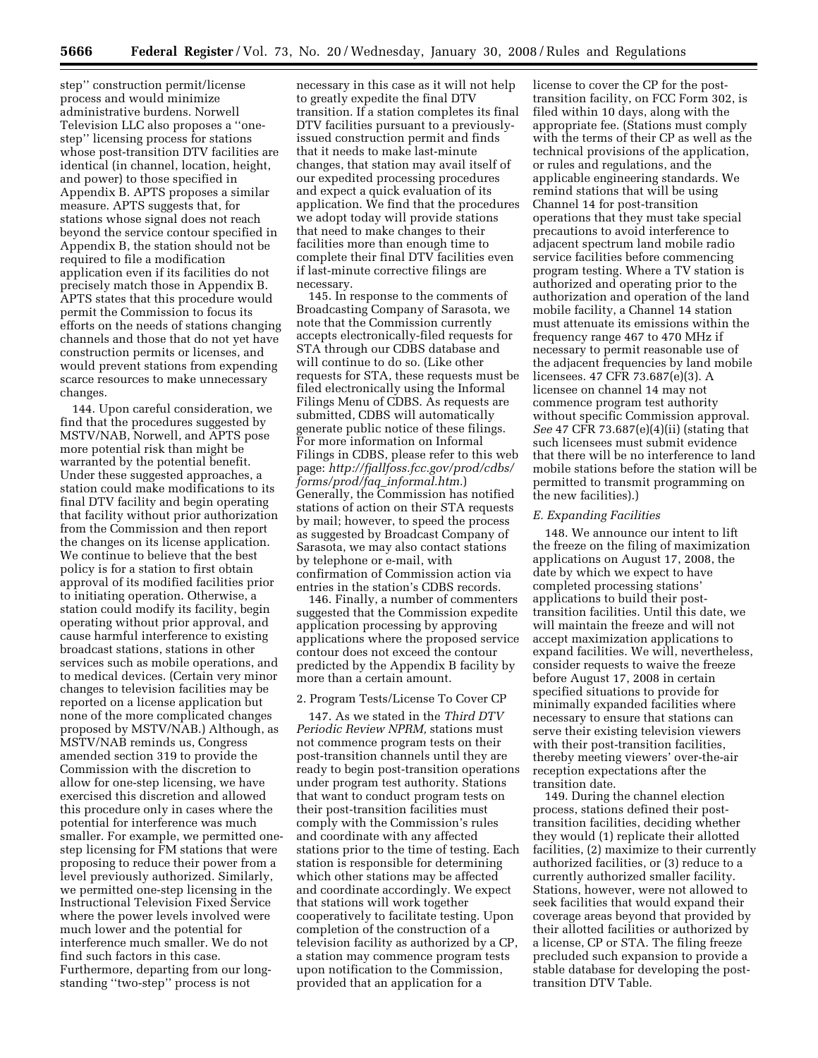step'' construction permit/license process and would minimize administrative burdens. Norwell Television LLC also proposes a ''one-step'' licensing process for stations whose post-transition DTV facilities are identical (in channel, location, height, and power) to those specified in Appendix B. APTS proposes a similar measure. APTS suggests that, for stations whose signal does not reach beyond the service contour specified in Appendix B, the station should not be required to file a modification application even if its facilities do not precisely match those in Appendix B. APTS states that this procedure would permit the Commission to focus its efforts on the needs of stations changing channels and those that do not yet have construction permits or licenses, and would prevent stations from expending scarce resources to make unnecessary changes.

144. Upon careful consideration, we find that the procedures suggested by MSTV/NAB, Norwell, and APTS pose more potential risk than might be warranted by the potential benefit. Under these suggested approaches, a station could make modifications to its final DTV facility and begin operating that facility without prior authorization from the Commission and then report the changes on its license application. We continue to believe that the best policy is for a station to first obtain approval of its modified facilities prior to initiating operation. Otherwise, a station could modify its facility, begin operating without prior approval, and cause harmful interference to existing broadcast stations, stations in other services such as mobile operations, and to medical devices. (Certain very minor changes to television facilities may be reported on a license application but none of the more complicated changes proposed by MSTV/NAB.) Although, as MSTV/NAB reminds us, Congress amended section 319 to provide the Commission with the discretion to allow for one-step licensing, we have exercised this discretion and allowed this procedure only in cases where the potential for interference was much smaller. For example, we permitted one-step licensing for FM stations that were proposing to reduce their power from a level previously authorized. Similarly, we permitted one-step licensing in the Instructional Television Fixed Service where the power levels involved were much lower and the potential for interference much smaller. We do not find such factors in this case. Furthermore, departing from our long-standing ''two-step'' process is not necessary in this case as it will not help to greatly expedite the final DTV transition. If a station completes its final DTV facilities pursuant to a previously-issued construction permit and finds that it needs to make last-minute changes, that station may avail itself of our expedited processing procedures and expect a quick evaluation of its application. We find that the procedures we adopt today will provide stations that need to make changes to their facilities more than enough time to complete their final DTV facilities even if last-minute corrective filings are necessary.

145. In response to the comments of Broadcasting Company of Sarasota, we note that the Commission currently accepts electronically-filed requests for STA through our CDBS database and will continue to do so. (Like other requests for STA, these requests must be filed electronically using the Informal Filings Menu of CDBS. As requests are submitted, CDBS will automatically generate public notice of these filings. For more information on Informal Filings in CDBS, please refer to this web page: *http://fjallfoss.fcc.gov/prod/cdbs/forms/prod/faq_informal.htm*.) Generally, the Commission has notified stations of action on their STA requests by mail; however, to speed the process as suggested by Broadcast Company of Sarasota, we may also contact stations by telephone or e-mail, with confirmation of Commission action via entries in the station's CDBS records.

146. Finally, a number of commenters suggested that the Commission expedite application processing by approving applications where the proposed service contour does not exceed the contour predicted by the Appendix B facility by more than a certain amount.

### 2. Program Tests/License To Cover CP

147. As we stated in the *Third DTV Periodic Review NPRM*, stations must not commence program tests on their post-transition channels until they are ready to begin post-transition operations under program test authority. Stations that want to conduct program tests on their post-transition facilities must comply with the Commission's rules and coordinate with any affected stations prior to the time of testing. Each station is responsible for determining which other stations may be affected and coordinate accordingly. We expect that stations will work together cooperatively to facilitate testing. Upon completion of the construction of a television facility as authorized by a CP, a station may commence program tests upon notification to the Commission, provided that an application for a license to cover the CP for the post-transition facility, on FCC Form 302, is filed within 10 days, along with the appropriate fee. (Stations must comply with the terms of their CP as well as the technical provisions of the application, or rules and regulations, and the applicable engineering standards. We remind stations that will be using Channel 14 for post-transition operations that they must take special precautions to avoid interference to adjacent spectrum land mobile radio service facilities before commencing program testing. Where a TV station is authorized and operating prior to the authorization and operation of the land mobile facility, a Channel 14 station must attenuate its emissions within the frequency range 467 to 470 MHz if necessary to permit reasonable use of the adjacent frequencies by land mobile licensees. 47 CFR 73.687(e)(3). A licensee on channel 14 may not commence program test authority without specific Commission approval. *See* 47 CFR 73.687(e)(4)(ii) (stating that such licensees must submit evidence that there will be no interference to land mobile stations before the station will be permitted to transmit programming on the new facilities).)

### E. Expanding Facilities

148. We announce our intent to lift the freeze on the filing of maximization applications on August 17, 2008, the date by which we expect to have completed processing stations' applications to build their post-transition facilities. Until this date, we will maintain the freeze and will not accept maximization applications to expand facilities. We will, nevertheless, consider requests to waive the freeze before August 17, 2008 in certain specified situations to provide for minimally expanded facilities where necessary to ensure that stations can serve their existing television viewers with their post-transition facilities, thereby meeting viewers' over-the-air reception expectations after the transition date.

149. During the channel election process, stations defined their post-transition facilities, deciding whether they would (1) replicate their allotted facilities, (2) maximize to their currently authorized facilities, or (3) reduce to a currently authorized smaller facility. Stations, however, were not allowed to seek facilities that would expand their coverage areas beyond that provided by their allotted facilities or authorized by a license, CP or STA. The filing freeze precluded such expansion to provide a stable database for developing the post-transition DTV Table.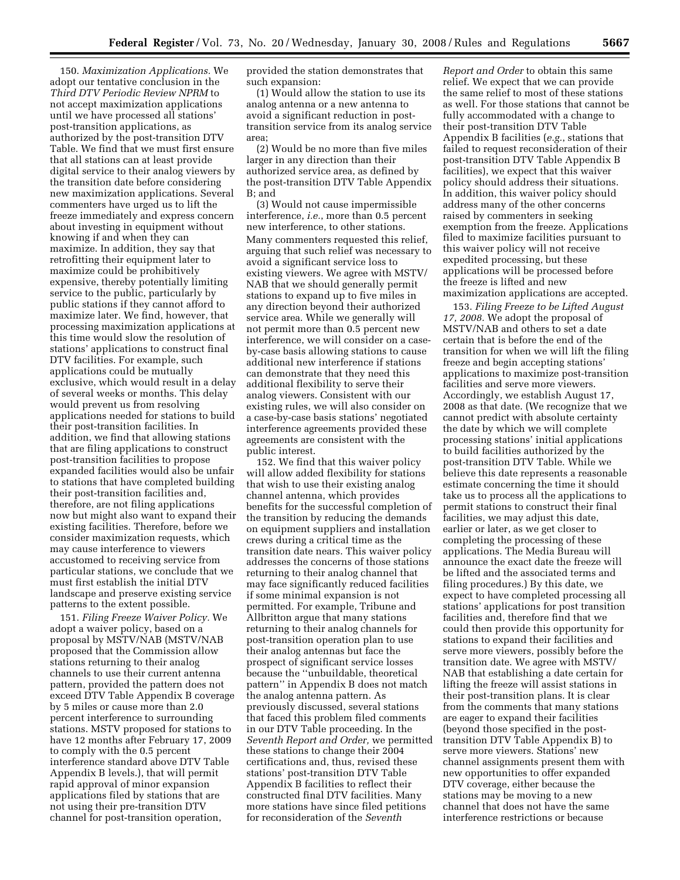150. *Maximization Applications.* We adopt our tentative conclusion in the *Third DTV Periodic Review NPRM* to not accept maximization applications until we have processed all stations' post-transition applications, as authorized by the post-transition DTV Table. We find that we must first ensure that all stations can at least provide digital service to their analog viewers by the transition date before considering new maximization applications. Several commenters have urged us to lift the freeze immediately and express concern about investing in equipment without knowing if and when they can maximize. In addition, they say that retrofitting their equipment later to maximize could be prohibitively expensive, thereby potentially limiting service to the public, particularly by public stations if they cannot afford to maximize later. We find, however, that processing maximization applications at this time would slow the resolution of stations' applications to construct final DTV facilities. For example, such applications could be mutually exclusive, which would result in a delay of several weeks or months. This delay would prevent us from resolving applications needed for stations to build their post-transition facilities. In addition, we find that allowing stations that are filing applications to construct post-transition facilities to propose expanded facilities would also be unfair to stations that have completed building their post-transition facilities and, therefore, are not filing applications now but might also want to expand their existing facilities. Therefore, before we consider maximization requests, which may cause interference to viewers accustomed to receiving service from particular stations, we conclude that we must first establish the initial DTV landscape and preserve existing service patterns to the extent possible.

151. *Filing Freeze Waiver Policy.* We adopt a waiver policy, based on a proposal by MSTV/NAB (MSTV/NAB proposed that the Commission allow stations returning to their analog channels to use their current antenna pattern, provided the pattern does not exceed DTV Table Appendix B coverage by 5 miles or cause more than 2.0 percent interference to surrounding stations. MSTV proposed for stations to have 12 months after February 17, 2009 to comply with the 0.5 percent interference standard above DTV Table Appendix B levels.), that will permit rapid approval of minor expansion applications filed by stations that are not using their pre-transition DTV channel for post-transition operation, provided the station demonstrates that such expansion:

(1) Would allow the station to use its analog antenna or a new antenna to avoid a significant reduction in post-transition service from its analog service area;

(2) Would be no more than five miles larger in any direction than their authorized service area, as defined by the post-transition DTV Table Appendix B; and

(3) Would not cause impermissible interference, *i.e.*, more than 0.5 percent new interference, to other stations.

Many commenters requested this relief, arguing that such relief was necessary to avoid a significant service loss to existing viewers. We agree with MSTV/NAB that we should generally permit stations to expand up to five miles in any direction beyond their authorized service area. While we generally will not permit more than 0.5 percent new interference, we will consider on a case-by-case basis allowing stations to cause additional new interference if stations can demonstrate that they need this additional flexibility to serve their analog viewers. Consistent with our existing rules, we will also consider on a case-by-case basis stations' negotiated interference agreements provided these agreements are consistent with the public interest.

152. We find that this waiver policy will allow added flexibility for stations that wish to use their existing analog channel antenna, which provides benefits for the successful completion of the transition by reducing the demands on equipment suppliers and installation crews during a critical time as the transition date nears. This waiver policy addresses the concerns of those stations returning to their analog channel that may face significantly reduced facilities if some minimal expansion is not permitted. For example, Tribune and Allbritton argue that many stations returning to their analog channels for post-transition operation plan to use their analog antennas but face the prospect of significant service losses because the "unbuildable, theoretical pattern" in Appendix B does not match the analog antenna pattern. As previously discussed, several stations that faced this problem filed comments in our DTV Table proceeding. In the *Seventh Report and Order,* we permitted these stations to change their 2004 certifications and, thus, revised these stations' post-transition DTV Table Appendix B facilities to reflect their constructed final DTV facilities. Many more stations have since filed petitions for reconsideration of the *Seventh Report and Order* to obtain this same relief. We expect that we can provide the same relief to most of these stations as well. For those stations that cannot be fully accommodated with a change to their post-transition DTV Table Appendix B facilities (*e.g.*, stations that failed to request reconsideration of their post-transition DTV Table Appendix B facilities), we expect that this waiver policy should address their situations. In addition, this waiver policy should address many of the other concerns raised by commenters in seeking exemption from the freeze. Applications filed to maximize facilities pursuant to this waiver policy will not receive expedited processing, but these applications will be processed before the freeze is lifted and new maximization applications are accepted.

153. *Filing Freeze to be Lifted August 17, 2008.* We adopt the proposal of MSTV/NAB and others to set a date certain that is before the end of the transition for when we will lift the filing freeze and begin accepting stations' applications to maximize post-transition facilities and serve more viewers. Accordingly, we establish August 17, 2008 as that date. (We recognize that we cannot predict with absolute certainty the date by which we will complete processing stations' initial applications to build facilities authorized by the post-transition DTV Table. While we believe this date represents a reasonable estimate concerning the time it should take us to process all the applications to permit stations to construct their final facilities, we may adjust this date, earlier or later, as we get closer to completing the processing of these applications. The Media Bureau will announce the exact date the freeze will be lifted and the associated terms and filing procedures.) By this date, we expect to have completed processing all stations' applications for post transition facilities and, therefore find that we could then provide this opportunity for stations to expand their facilities and serve more viewers, possibly before the transition date. We agree with MSTV/NAB that establishing a date certain for lifting the freeze will assist stations in their post-transition plans. It is clear from the comments that many stations are eager to expand their facilities (beyond those specified in the post-transition DTV Table Appendix B) to serve more viewers. Stations' new channel assignments present them with new opportunities to offer expanded DTV coverage, either because the stations may be moving to a new channel that does not have the same interference restrictions or because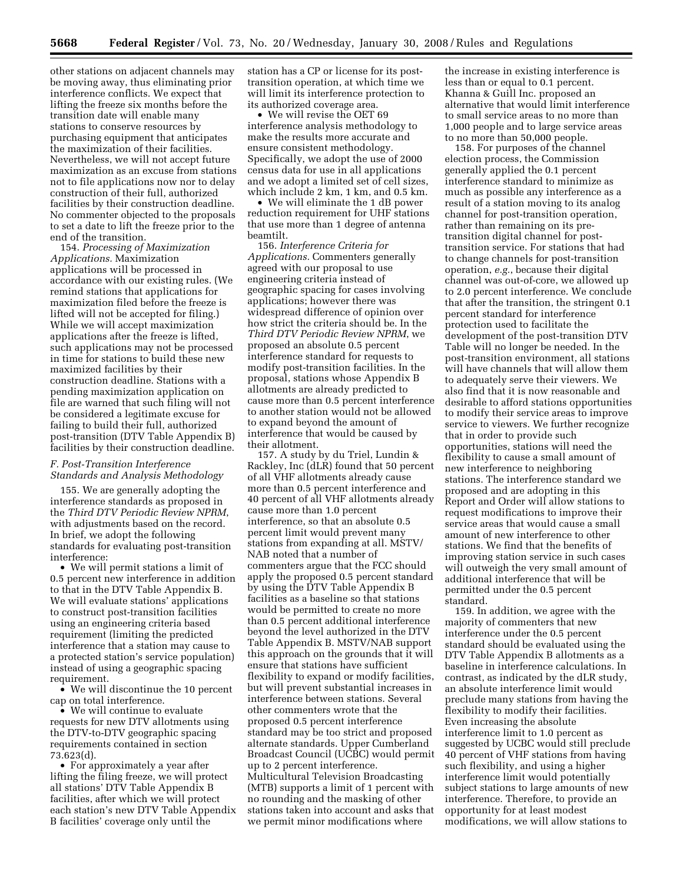other stations on adjacent channels may be moving away, thus eliminating prior interference conflicts. We expect that lifting the freeze six months before the transition date will enable many stations to conserve resources by purchasing equipment that anticipates the maximization of their facilities. Nevertheless, we will not accept future maximization as an excuse from stations not to file applications now nor to delay construction of their full, authorized facilities by their construction deadline. No commenter objected to the proposals to set a date to lift the freeze prior to the end of the transition.

154. *Processing of Maximization Applications.* Maximization applications will be processed in accordance with our existing rules. (We remind stations that applications for maximization filed before the freeze is lifted will not be accepted for filing.) While we will accept maximization applications after the freeze is lifted, such applications may not be processed in time for stations to build these new maximized facilities by their construction deadline. Stations with a pending maximization application on file are warned that such filing will not be considered a legitimate excuse for failing to build their full, authorized post-transition (DTV Table Appendix B) facilities by their construction deadline.

### *F. Post-Transition Interference Standards and Analysis Methodology*

155. We are generally adopting the interference standards as proposed in the *Third DTV Periodic Review NPRM*, with adjustments based on the record. In brief, we adopt the following standards for evaluating post-transition interference:

- We will permit stations a limit of 0.5 percent new interference in addition to that in the DTV Table Appendix B. We will evaluate stations' applications to construct post-transition facilities using an engineering criteria based requirement (limiting the predicted interference that a station may cause to a protected station's service population) instead of using a geographic spacing requirement.
- We will discontinue the 10 percent cap on total interference.
- We will continue to evaluate requests for new DTV allotments using the DTV-to-DTV geographic spacing requirements contained in section 73.623(d).
- For approximately a year after lifting the filing freeze, we will protect all stations' DTV Table Appendix B facilities, after which we will protect each station's new DTV Table Appendix B facilities' coverage only until the station has a CP or license for its post-transition operation, at which time we will limit its interference protection to its authorized coverage area.
- We will revise the OET 69 interference analysis methodology to make the results more accurate and ensure consistent methodology. Specifically, we adopt the use of 2000 census data for use in all applications and we adopt a limited set of cell sizes, which include 2 km, 1 km, and 0.5 km.
- We will eliminate the 1 dB power reduction requirement for UHF stations that use more than 1 degree of antenna beamtilt.

156. *Interference Criteria for Applications.* Commenters generally agreed with our proposal to use engineering criteria instead of geographic spacing for cases involving applications; however there was widespread difference of opinion over how strict the criteria should be. In the *Third DTV Periodic Review NPRM*, we proposed an absolute 0.5 percent interference standard for requests to modify post-transition facilities. In the proposal, stations whose Appendix B allotments are already predicted to cause more than 0.5 percent interference to another station would not be allowed to expand beyond the amount of interference that would be caused by their allotment.

157. A study by du Triel, Lundin & Rackley, Inc (dLR) found that 50 percent of all VHF allotments already cause more than 0.5 percent interference and 40 percent of all VHF allotments already cause more than 1.0 percent interference, so that an absolute 0.5 percent limit would prevent many stations from expanding at all. MSTV/NAB noted that a number of commenters argue that the FCC should apply the proposed 0.5 percent standard by using the DTV Table Appendix B facilities as a baseline so that stations would be permitted to create no more than 0.5 percent additional interference beyond the level authorized in the DTV Table Appendix B. MSTV/NAB support this approach on the grounds that it will ensure that stations have sufficient flexibility to expand or modify facilities, but will prevent substantial increases in interference between stations. Several other commenters wrote that the proposed 0.5 percent interference standard may be too strict and proposed alternate standards. Upper Cumberland Broadcast Council (UCBC) would permit up to 2 percent interference. Multicultural Television Broadcasting (MTB) supports a limit of 1 percent with no rounding and the masking of other stations taken into account and asks that we permit minor modifications where the increase in existing interference is less than or equal to 0.1 percent. Khanna & Guill Inc. proposed an alternative that would limit interference to small service areas to no more than 1,000 people and to large service areas to no more than 50,000 people.

158. For purposes of the channel election process, the Commission generally applied the 0.1 percent interference standard to minimize as much as possible any interference as a result of a station moving to its analog channel for post-transition operation, rather than remaining on its pre-transition digital channel for post-transition service. For stations that had to change channels for post-transition operation, *e.g.*, because their digital channel was out-of-core, we allowed up to 2.0 percent interference. We conclude that after the transition, the stringent 0.1 percent standard for interference protection used to facilitate the development of the post-transition DTV Table will no longer be needed. In the post-transition environment, all stations will have channels that will allow them to adequately serve their viewers. We also find that it is now reasonable and desirable to afford stations opportunities to modify their service areas to improve service to viewers. We further recognize that in order to provide such opportunities, stations will need the flexibility to cause a small amount of new interference to neighboring stations. The interference standard we proposed and are adopting in this Report and Order will allow stations to request modifications to improve their service areas that would cause a small amount of new interference to other stations. We find that the benefits of improving station service in such cases will outweigh the very small amount of additional interference that will be permitted under the 0.5 percent standard.

159. In addition, we agree with the majority of commenters that new interference under the 0.5 percent standard should be evaluated using the DTV Table Appendix B allotments as a baseline in interference calculations. In contrast, as indicated by the dLR study, an absolute interference limit would preclude many stations from having the flexibility to modify their facilities. Even increasing the absolute interference limit to 1.0 percent as suggested by UCBC would still preclude 40 percent of VHF stations from having such flexibility, and using a higher interference limit would potentially subject stations to large amounts of new interference. Therefore, to provide an opportunity for at least modest modifications, we will allow stations to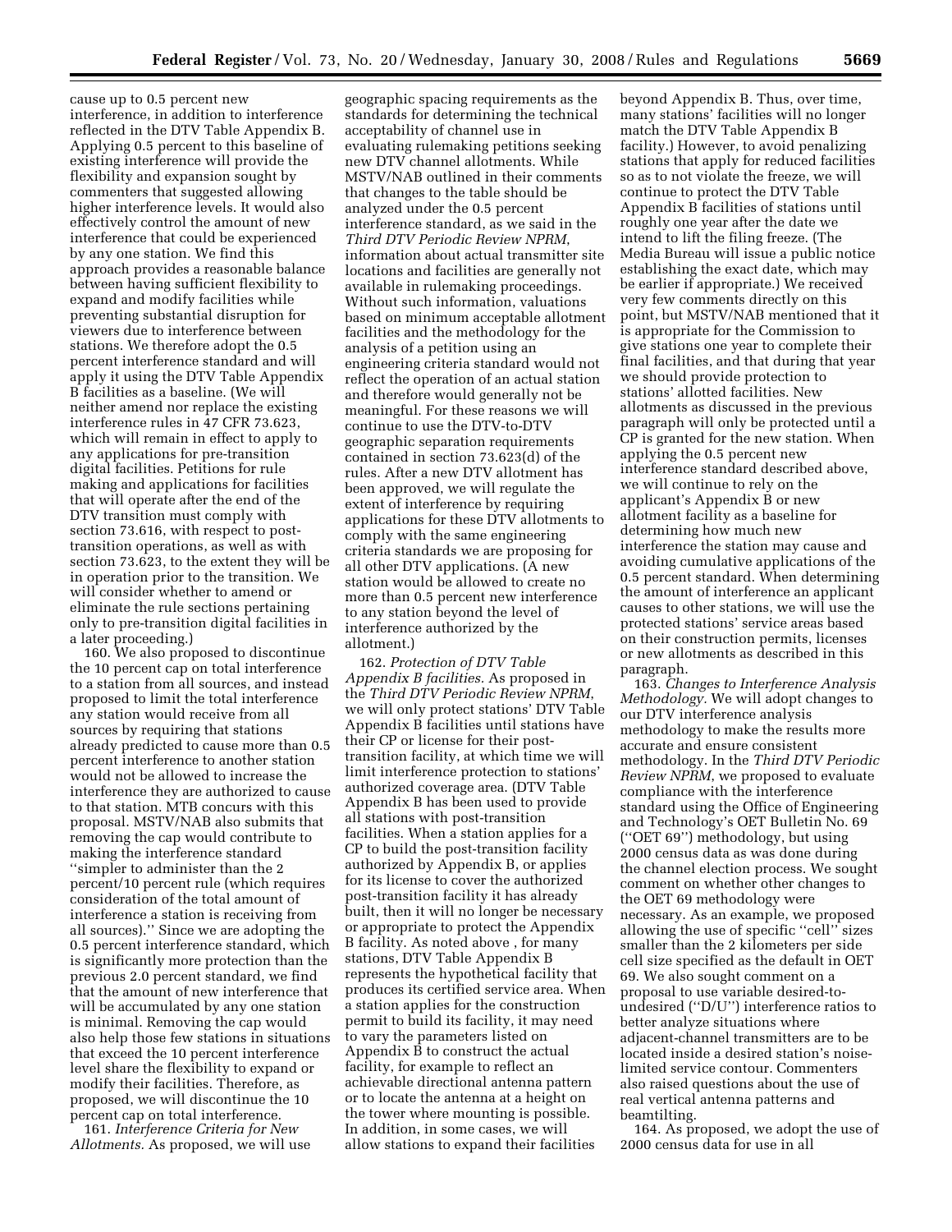cause up to 0.5 percent new interference, in addition to interference reflected in the DTV Table Appendix B. Applying 0.5 percent to this baseline of existing interference will provide the flexibility and expansion sought by commenters that suggested allowing higher interference levels. It would also effectively control the amount of new interference that could be experienced by any one station. We find this approach provides a reasonable balance between having sufficient flexibility to expand and modify facilities while preventing substantial disruption for viewers due to interference between stations. We therefore adopt the 0.5 percent interference standard and will apply it using the DTV Table Appendix B facilities as a baseline. (We will neither amend nor replace the existing interference rules in 47 CFR 73.623, which will remain in effect to apply to any applications for pre-transition digital facilities. Petitions for rule making and applications for facilities that will operate after the end of the DTV transition must comply with section 73.616, with respect to post-transition operations, as well as with section 73.623, to the extent they will be in operation prior to the transition. We will consider whether to amend or eliminate the rule sections pertaining only to pre-transition digital facilities in a later proceeding.)

160. We also proposed to discontinue the 10 percent cap on total interference to a station from all sources, and instead proposed to limit the total interference any station would receive from all sources by requiring that stations already predicted to cause more than 0.5 percent interference to another station would not be allowed to increase the interference they are authorized to cause to that station. MTB concurs with this proposal. MSTV/NAB also submits that removing the cap would contribute to making the interference standard ''simpler to administer than the 2 percent/10 percent rule (which requires consideration of the total amount of interference a station is receiving from all sources).'' Since we are adopting the 0.5 percent interference standard, which is significantly more protection than the previous 2.0 percent standard, we find that the amount of new interference that will be accumulated by any one station is minimal. Removing the cap would also help those few stations in situations that exceed the 10 percent interference level share the flexibility to expand or modify their facilities. Therefore, as proposed, we will discontinue the 10 percent cap on total interference.

161. *Interference Criteria for New Allotments.* As proposed, we will use geographic spacing requirements as the standards for determining the technical acceptability of channel use in evaluating rulemaking petitions seeking new DTV channel allotments. While MSTV/NAB outlined in their comments that changes to the table should be analyzed under the 0.5 percent interference standard, as we said in the *Third DTV Periodic Review NPRM*, information about actual transmitter site locations and facilities are generally not available in rulemaking proceedings. Without such information, valuations based on minimum acceptable allotment facilities and the methodology for the analysis of a petition using an engineering criteria standard would not reflect the operation of an actual station and therefore would generally not be meaningful. For these reasons we will continue to use the DTV-to-DTV geographic separation requirements contained in section 73.623(d) of the rules. After a new DTV allotment has been approved, we will regulate the extent of interference by requiring applications for these DTV allotments to comply with the same engineering criteria standards we are proposing for all other DTV applications. (A new station would be allowed to create no more than 0.5 percent new interference to any station beyond the level of interference authorized by the allotment.)

162. *Protection of DTV Table Appendix B facilities.* As proposed in the *Third DTV Periodic Review NPRM*, we will only protect stations' DTV Table Appendix B facilities until stations have their CP or license for their post-transition facility, at which time we will limit interference protection to stations' authorized coverage area. (DTV Table Appendix B has been used to provide all stations with post-transition facilities. When a station applies for a CP to build the post-transition facility authorized by Appendix B, or applies for its license to cover the authorized post-transition facility it has already built, then it will no longer be necessary or appropriate to protect the Appendix B facility. As noted above , for many stations, DTV Table Appendix B represents the hypothetical facility that produces its certified service area. When a station applies for the construction permit to build its facility, it may need to vary the parameters listed on Appendix B to construct the actual facility, for example to reflect an achievable directional antenna pattern or to locate the antenna at a height on the tower where mounting is possible. In addition, in some cases, we will allow stations to expand their facilities beyond Appendix B. Thus, over time, many stations' facilities will no longer match the DTV Table Appendix B facility.) However, to avoid penalizing stations that apply for reduced facilities so as to not violate the freeze, we will continue to protect the DTV Table Appendix B facilities of stations until roughly one year after the date we intend to lift the filing freeze. (The Media Bureau will issue a public notice establishing the exact date, which may be earlier if appropriate.) We received very few comments directly on this point, but MSTV/NAB mentioned that it is appropriate for the Commission to give stations one year to complete their final facilities, and that during that year we should provide protection to stations' allotted facilities. New allotments as discussed in the previous paragraph will only be protected until a CP is granted for the new station. When applying the 0.5 percent new interference standard described above, we will continue to rely on the applicant's Appendix B or new allotment facility as a baseline for determining how much new interference the station may cause and avoiding cumulative applications of the 0.5 percent standard. When determining the amount of interference an applicant causes to other stations, we will use the protected stations' service areas based on their construction permits, licenses or new allotments as described in this paragraph.

163. *Changes to Interference Analysis Methodology.* We will adopt changes to our DTV interference analysis methodology to make the results more accurate and ensure consistent methodology. In the *Third DTV Periodic Review NPRM*, we proposed to evaluate compliance with the interference standard using the Office of Engineering and Technology's OET Bulletin No. 69 (''OET 69'') methodology, but using 2000 census data as was done during the channel election process. We sought comment on whether other changes to the OET 69 methodology were necessary. As an example, we proposed allowing the use of specific ''cell'' sizes smaller than the 2 kilometers per side cell size specified as the default in OET 69. We also sought comment on a proposal to use variable desired-to-undesired (''D/U'') interference ratios to better analyze situations where adjacent-channel transmitters are to be located inside a desired station's noise-limited service contour. Commenters also raised questions about the use of real vertical antenna patterns and beamtilting.

164. As proposed, we adopt the use of 2000 census data for use in all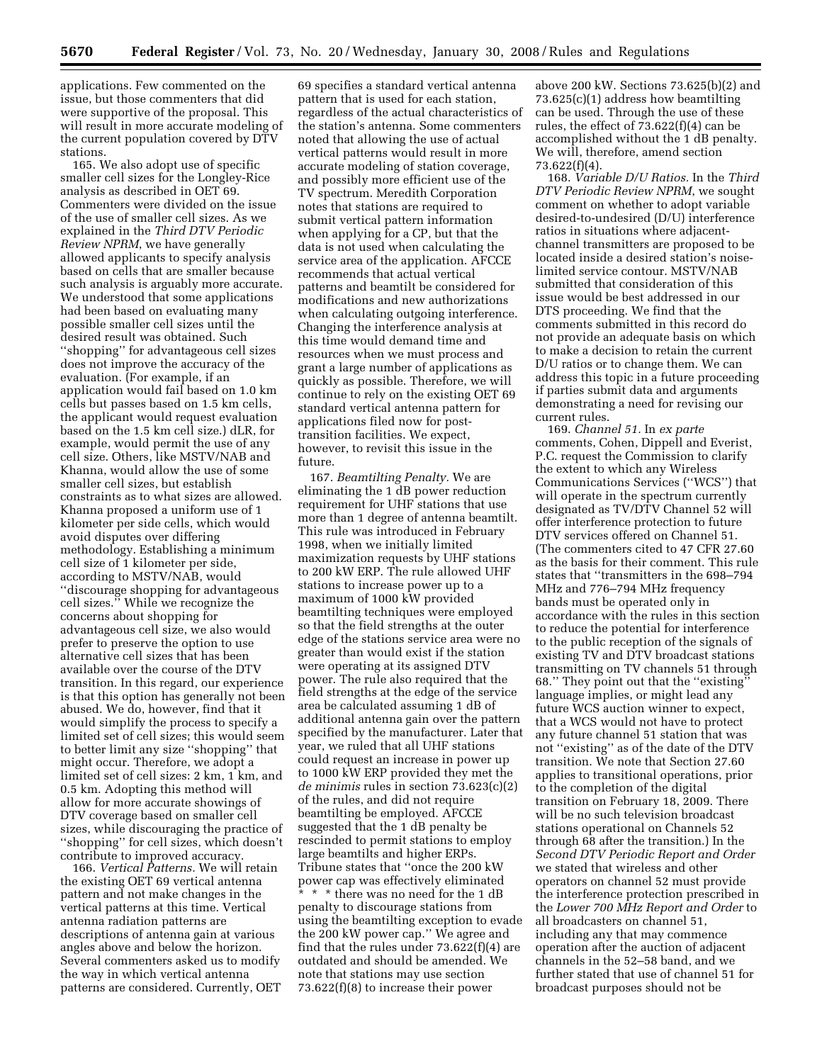applications. Few commented on the issue, but those commenters that did were supportive of the proposal. This will result in more accurate modeling of the current population covered by DTV stations.

165. We also adopt use of specific smaller cell sizes for the Longley-Rice analysis as described in OET 69. Commenters were divided on the issue of the use of smaller cell sizes. As we explained in the *Third DTV Periodic Review NPRM*, we have generally allowed applicants to specify analysis based on cells that are smaller because such analysis is arguably more accurate. We understood that some applications had been based on evaluating many possible smaller cell sizes until the desired result was obtained. Such ''shopping'' for advantageous cell sizes does not improve the accuracy of the evaluation. (For example, if an application would fail based on 1.0 km cells but passes based on 1.5 km cells, the applicant would request evaluation based on the 1.5 km cell size.) dLR, for example, would permit the use of any cell size. Others, like MSTV/NAB and Khanna, would allow the use of some smaller cell sizes, but establish constraints as to what sizes are allowed. Khanna proposed a uniform use of 1 kilometer per side cells, which would avoid disputes over differing methodology. Establishing a minimum cell size of 1 kilometer per side, according to MSTV/NAB, would ''discourage shopping for advantageous cell sizes.'' While we recognize the concerns about shopping for advantageous cell size, we also would prefer to preserve the option to use alternative cell sizes that has been available over the course of the DTV transition. In this regard, our experience is that this option has generally not been abused. We do, however, find that it would simplify the process to specify a limited set of cell sizes; this would seem to better limit any size ''shopping'' that might occur. Therefore, we adopt a limited set of cell sizes: 2 km, 1 km, and 0.5 km. Adopting this method will allow for more accurate showings of DTV coverage based on smaller cell sizes, while discouraging the practice of ''shopping'' for cell sizes, which doesn't contribute to improved accuracy.

166. *Vertical Patterns.* We will retain the existing OET 69 vertical antenna pattern and not make changes in the vertical patterns at this time. Vertical antenna radiation patterns are descriptions of antenna gain at various angles above and below the horizon. Several commenters asked us to modify the way in which vertical antenna patterns are considered. Currently, OET 69 specifies a standard vertical antenna pattern that is used for each station, regardless of the actual characteristics of the station's antenna. Some commenters noted that allowing the use of actual vertical patterns would result in more accurate modeling of station coverage, and possibly more efficient use of the TV spectrum. Meredith Corporation notes that stations are required to submit vertical pattern information when applying for a CP, but that the data is not used when calculating the service area of the application. AFCCE recommends that actual vertical patterns and beamtilt be considered for modifications and new authorizations when calculating outgoing interference. Changing the interference analysis at this time would demand time and resources when we must process and grant a large number of applications as quickly as possible. Therefore, we will continue to rely on the existing OET 69 standard vertical antenna pattern for applications filed now for post-transition facilities. We expect, however, to revisit this issue in the future.

167. *Beamtilting Penalty.* We are eliminating the 1 dB power reduction requirement for UHF stations that use more than 1 degree of antenna beamtilt. This rule was introduced in February 1998, when we initially limited maximization requests by UHF stations to 200 kW ERP. The rule allowed UHF stations to increase power up to a maximum of 1000 kW provided beamtilting techniques were employed so that the field strengths at the outer edge of the stations service area were no greater than would exist if the station were operating at its assigned DTV power. The rule also required that the field strengths at the edge of the service area be calculated assuming 1 dB of additional antenna gain over the pattern specified by the manufacturer. Later that year, we ruled that all UHF stations could request an increase in power up to 1000 kW ERP provided they met the *de minimis* rules in section 73.623(c)(2) of the rules, and did not require beamtilting be employed. AFCCE suggested that the 1 dB penalty be rescinded to permit stations to employ large beamtilts and higher ERPs. Tribune states that ''once the 200 kW power cap was effectively eliminated * * * there was no need for the 1 dB penalty to discourage stations from using the beamtilting exception to evade the 200 kW power cap.'' We agree and find that the rules under 73.622(f)(4) are outdated and should be amended. We note that stations may use section 73.622(f)(8) to increase their power above 200 kW. Sections 73.625(b)(2) and 73.625(c)(1) address how beamtilting can be used. Through the use of these rules, the effect of 73.622(f)(4) can be accomplished without the 1 dB penalty. We will, therefore, amend section 73.622(f)(4).

168. *Variable D/U Ratios.* In the *Third DTV Periodic Review NPRM*, we sought comment on whether to adopt variable desired-to-undesired (D/U) interference ratios in situations where adjacent-channel transmitters are proposed to be located inside a desired station's noise-limited service contour. MSTV/NAB submitted that consideration of this issue would be best addressed in our DTS proceeding. We find that the comments submitted in this record do not provide an adequate basis on which to make a decision to retain the current D/U ratios or to change them. We can address this topic in a future proceeding if parties submit data and arguments demonstrating a need for revising our current rules.

169. *Channel 51.* In *ex parte* comments, Cohen, Dippell and Everist, P.C. request the Commission to clarify the extent to which any Wireless Communications Services (''WCS'') that will operate in the spectrum currently designated as TV/DTV Channel 52 will offer interference protection to future DTV services offered on Channel 51. (The commenters cited to 47 CFR 27.60 as the basis for their comment. This rule states that ''transmitters in the 698–794 MHz and 776–794 MHz frequency bands must be operated only in accordance with the rules in this section to reduce the potential for interference to the public reception of the signals of existing TV and DTV broadcast stations transmitting on TV channels 51 through 68.'' They point out that the ''existing'' language implies, or might lead any future WCS auction winner to expect, that a WCS would not have to protect any future channel 51 station that was not ''existing'' as of the date of the DTV transition. We note that Section 27.60 applies to transitional operations, prior to the completion of the digital transition on February 18, 2009. There will be no such television broadcast stations operational on Channels 52 through 68 after the transition.) In the *Second DTV Periodic Report and Order* we stated that wireless and other operators on channel 52 must provide the interference protection prescribed in the *Lower 700 MHz Report and Order* to all broadcasters on channel 51, including any that may commence operation after the auction of adjacent channels in the 52–58 band, and we further stated that use of channel 51 for broadcast purposes should not be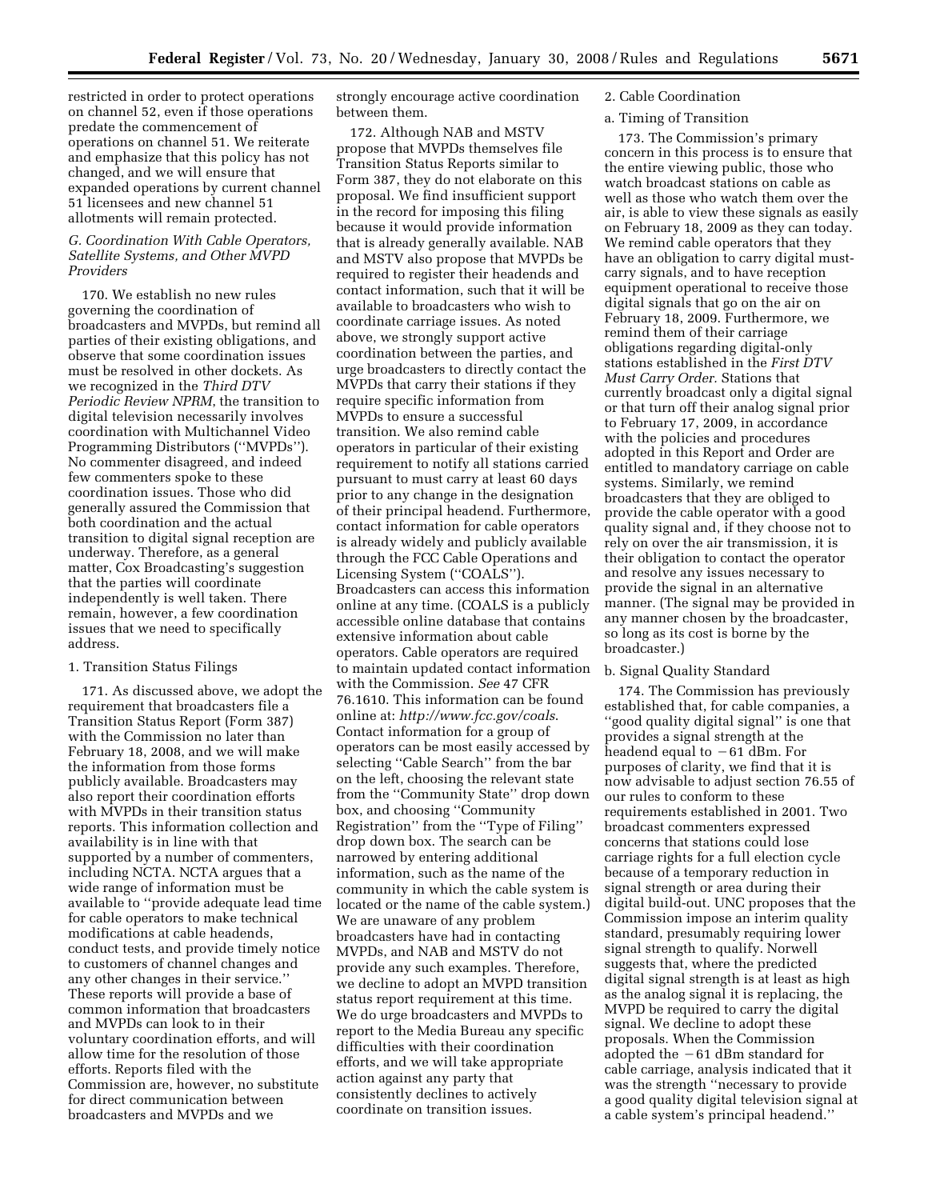restricted in order to protect operations on channel 52, even if those operations predate the commencement of operations on channel 51. We reiterate and emphasize that this policy has not changed, and we will ensure that expanded operations by current channel 51 licensees and new channel 51 allotments will remain protected.

### *G. Coordination With Cable Operators, Satellite Systems, and Other MVPD Providers*

170. We establish no new rules governing the coordination of broadcasters and MVPDs, but remind all parties of their existing obligations, and observe that some coordination issues must be resolved in other dockets. As we recognized in the *Third DTV Periodic Review NPRM*, the transition to digital television necessarily involves coordination with Multichannel Video Programming Distributors (''MVPDs''). No commenter disagreed, and indeed few commenters spoke to these coordination issues. Those who did generally assured the Commission that both coordination and the actual transition to digital signal reception are underway. Therefore, as a general matter, Cox Broadcasting's suggestion that the parties will coordinate independently is well taken. There remain, however, a few coordination issues that we need to specifically address.

#### 1. Transition Status Filings

171. As discussed above, we adopt the requirement that broadcasters file a Transition Status Report (Form 387) with the Commission no later than February 18, 2008, and we will make the information from those forms publicly available. Broadcasters may also report their coordination efforts with MVPDs in their transition status reports. This information collection and availability is in line with that supported by a number of commenters, including NCTA. NCTA argues that a wide range of information must be available to ''provide adequate lead time for cable operators to make technical modifications at cable headends, conduct tests, and provide timely notice to customers of channel changes and any other changes in their service.'' These reports will provide a base of common information that broadcasters and MVPDs can look to in their voluntary coordination efforts, and will allow time for the resolution of those efforts. Reports filed with the Commission are, however, no substitute for direct communication between broadcasters and MVPDs and we strongly encourage active coordination between them.

172. Although NAB and MSTV propose that MVPDs themselves file Transition Status Reports similar to Form 387, they do not elaborate on this proposal. We find insufficient support in the record for imposing this filing because it would provide information that is already generally available. NAB and MSTV also propose that MVPDs be required to register their headends and contact information, such that it will be available to broadcasters who wish to coordinate carriage issues. As noted above, we strongly support active coordination between the parties, and urge broadcasters to directly contact the MVPDs that carry their stations if they require specific information from MVPDs to ensure a successful transition. We also remind cable operators in particular of their existing requirement to notify all stations carried pursuant to must carry at least 60 days prior to any change in the designation of their principal headend. Furthermore, contact information for cable operators is already widely and publicly available through the FCC Cable Operations and Licensing System (''COALS''). Broadcasters can access this information online at any time. (COALS is a publicly accessible online database that contains extensive information about cable operators. Cable operators are required to maintain updated contact information with the Commission. *See* 47 CFR 76.1610. This information can be found online at: *http://www.fcc.gov/coals*. Contact information for a group of operators can be most easily accessed by selecting ''Cable Search'' from the bar on the left, choosing the relevant state from the ''Community State'' drop down box, and choosing ''Community Registration'' from the ''Type of Filing'' drop down box. The search can be narrowed by entering additional information, such as the name of the community in which the cable system is located or the name of the cable system.) We are unaware of any problem broadcasters have had in contacting MVPDs, and NAB and MSTV do not provide any such examples. Therefore, we decline to adopt an MVPD transition status report requirement at this time. We do urge broadcasters and MVPDs to report to the Media Bureau any specific difficulties with their coordination efforts, and we will take appropriate action against any party that consistently declines to actively coordinate on transition issues.

#### 2. Cable Coordination

##### a. Timing of Transition

173. The Commission's primary concern in this process is to ensure that the entire viewing public, those who watch broadcast stations on cable as well as those who watch them over the air, is able to view these signals as easily on February 18, 2009 as they can today. We remind cable operators that they have an obligation to carry digital must-carry signals, and to have reception equipment operational to receive those digital signals that go on the air on February 18, 2009. Furthermore, we remind them of their carriage obligations regarding digital-only stations established in the *First DTV Must Carry Order*. Stations that currently broadcast only a digital signal or that turn off their analog signal prior to February 17, 2009, in accordance with the policies and procedures adopted in this Report and Order are entitled to mandatory carriage on cable systems. Similarly, we remind broadcasters that they are obliged to provide the cable operator with a good quality signal and, if they choose not to rely on over the air transmission, it is their obligation to contact the operator and resolve any issues necessary to provide the signal in an alternative manner. (The signal may be provided in any manner chosen by the broadcaster, so long as its cost is borne by the broadcaster.)

##### b. Signal Quality Standard

174. The Commission has previously established that, for cable companies, a ''good quality digital signal'' is one that provides a signal strength at the headend equal to −61 dBm. For purposes of clarity, we find that it is now advisable to adjust section 76.55 of our rules to conform to these requirements established in 2001. Two broadcast commenters expressed concerns that stations could lose carriage rights for a full election cycle because of a temporary reduction in signal strength or area during their digital build-out. UNC proposes that the Commission impose an interim quality standard, presumably requiring lower signal strength to qualify. Norwell suggests that, where the predicted digital signal strength is at least as high as the analog signal it is replacing, the MVPD be required to carry the digital signal. We decline to adopt these proposals. When the Commission adopted the −61 dBm standard for cable carriage, analysis indicated that it was the strength ''necessary to provide a good quality digital television signal at a cable system's principal headend.''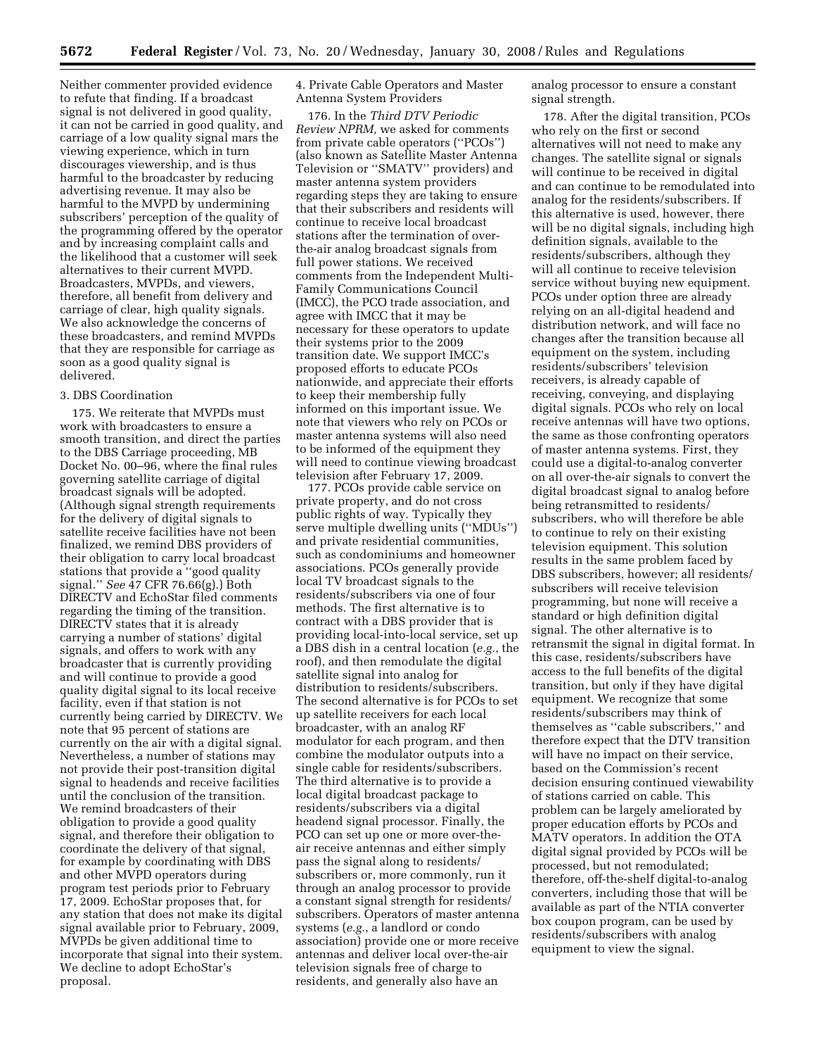Neither commenter provided evidence to refute that finding. If a broadcast signal is not delivered in good quality, it can not be carried in good quality, and carriage of a low quality signal mars the viewing experience, which in turn discourages viewership, and is thus harmful to the broadcaster by reducing advertising revenue. It may also be harmful to the MVPD by undermining subscribers' perception of the quality of the programming offered by the operator and by increasing complaint calls and the likelihood that a customer will seek alternatives to their current MVPD. Broadcasters, MVPDs, and viewers, therefore, all benefit from delivery and carriage of clear, high quality signals. We also acknowledge the concerns of these broadcasters, and remind MVPDs that they are responsible for carriage as soon as a good quality signal is delivered.

3. DBS Coordination

175. We reiterate that MVPDs must work with broadcasters to ensure a smooth transition, and direct the parties to the DBS Carriage proceeding, MB Docket No. 00–96, where the final rules governing satellite carriage of digital broadcast signals will be adopted. (Although signal strength requirements for the delivery of digital signals to satellite receive facilities have not been finalized, we remind DBS providers of their obligation to carry local broadcast stations that provide a ''good quality signal.'' *See* 47 CFR 76.66(g).) Both DIRECTV and EchoStar filed comments regarding the timing of the transition. DIRECTV states that it is already carrying a number of stations' digital signals, and offers to work with any broadcaster that is currently providing and will continue to provide a good quality digital signal to its local receive facility, even if that station is not currently being carried by DIRECTV. We note that 95 percent of stations are currently on the air with a digital signal. Nevertheless, a number of stations may not provide their post-transition digital signal to headends and receive facilities until the conclusion of the transition. We remind broadcasters of their obligation to provide a good quality signal, and therefore their obligation to coordinate the delivery of that signal, for example by coordinating with DBS and other MVPD operators during program test periods prior to February 17, 2009. EchoStar proposes that, for any station that does not make its digital signal available prior to February, 2009, MVPDs be given additional time to incorporate that signal into their system. We decline to adopt EchoStar's proposal.

4. Private Cable Operators and Master Antenna System Providers

176. In the *Third DTV Periodic Review NPRM,* we asked for comments from private cable operators (''PCOs'') (also known as Satellite Master Antenna Television or ''SMATV'' providers) and master antenna system providers regarding steps they are taking to ensure that their subscribers and residents will continue to receive local broadcast stations after the termination of over-the-air analog broadcast signals from full power stations. We received comments from the Independent Multi-Family Communications Council (IMCC), the PCO trade association, and agree with IMCC that it may be necessary for these operators to update their systems prior to the 2009 transition date. We support IMCC's proposed efforts to educate PCOs nationwide, and appreciate their efforts to keep their membership fully informed on this important issue. We note that viewers who rely on PCOs or master antenna systems will also need to be informed of the equipment they will need to continue viewing broadcast television after February 17, 2009.

177. PCOs provide cable service on private property, and do not cross public rights of way. Typically they serve multiple dwelling units (''MDUs'') and private residential communities, such as condominiums and homeowner associations. PCOs generally provide local TV broadcast signals to the residents/subscribers via one of four methods. The first alternative is to contract with a DBS provider that is providing local-into-local service, set up a DBS dish in a central location (*e.g.*, the roof), and then remodulate the digital satellite signal into analog for distribution to residents/subscribers. The second alternative is for PCOs to set up satellite receivers for each local broadcaster, with an analog RF modulator for each program, and then combine the modulator outputs into a single cable for residents/subscribers. The third alternative is to provide a local digital broadcast package to residents/subscribers via a digital headend signal processor. Finally, the PCO can set up one or more over-the-air receive antennas and either simply pass the signal along to residents/subscribers or, more commonly, run it through an analog processor to provide a constant signal strength for residents/subscribers. Operators of master antenna systems (*e.g.*, a landlord or condo association) provide one or more receive antennas and deliver local over-the-air television signals free of charge to residents, and generally also have an analog processor to ensure a constant signal strength.

178. After the digital transition, PCOs who rely on the first or second alternatives will not need to make any changes. The satellite signal or signals will continue to be received in digital and can continue to be remodulated into analog for the residents/subscribers. If this alternative is used, however, there will be no digital signals, including high definition signals, available to the residents/subscribers, although they will all continue to receive television service without buying new equipment. PCOs under option three are already relying on an all-digital headend and distribution network, and will face no changes after the transition because all equipment on the system, including residents/subscribers' television receivers, is already capable of receiving, conveying, and displaying digital signals. PCOs who rely on local receive antennas will have two options, the same as those confronting operators of master antenna systems. First, they could use a digital-to-analog converter on all over-the-air signals to convert the digital broadcast signal to analog before being retransmitted to residents/subscribers, who will therefore be able to continue to rely on their existing television equipment. This solution results in the same problem faced by DBS subscribers, however; all residents/subscribers will receive television programming, but none will receive a standard or high definition digital signal. The other alternative is to retransmit the signal in digital format. In this case, residents/subscribers have access to the full benefits of the digital transition, but only if they have digital equipment. We recognize that some residents/subscribers may think of themselves as ''cable subscribers,'' and therefore expect that the DTV transition will have no impact on their service, based on the Commission's recent decision ensuring continued viewability of stations carried on cable. This problem can be largely ameliorated by proper education efforts by PCOs and MATV operators. In addition the OTA digital signal provided by PCOs will be processed, but not remodulated; therefore, off-the-shelf digital-to-analog converters, including those that will be available as part of the NTIA converter box coupon program, can be used by residents/subscribers with analog equipment to view the signal.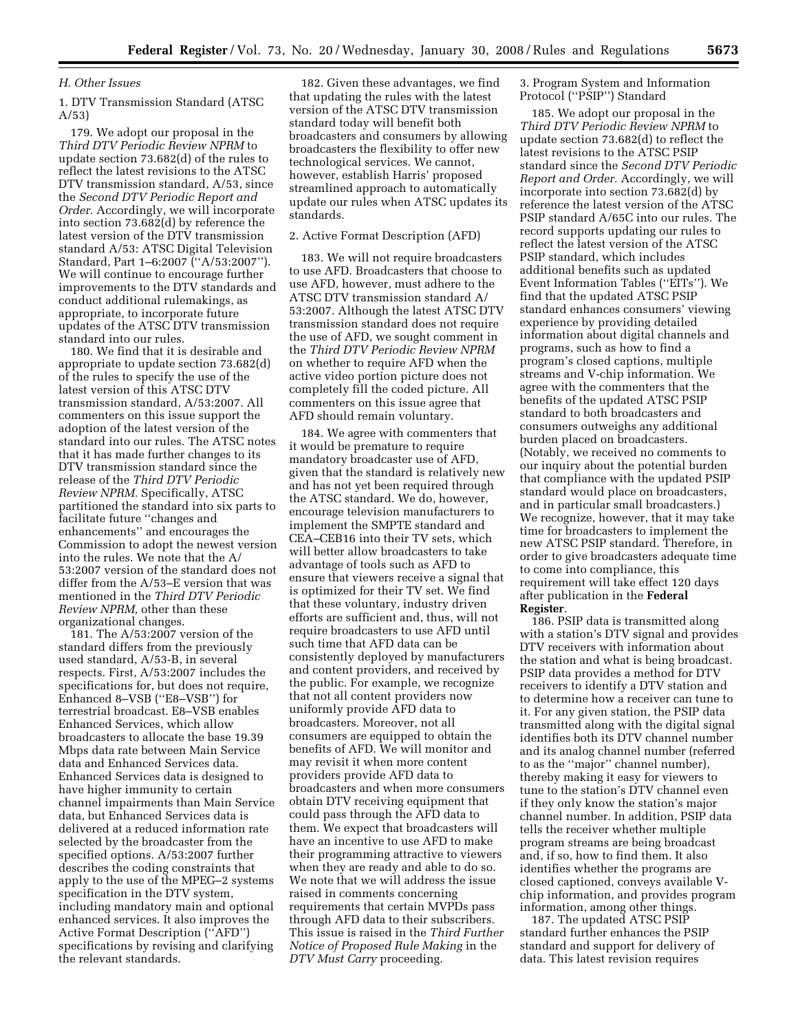*H. Other Issues*

1. DTV Transmission Standard (ATSC A/53)

179. We adopt our proposal in the *Third DTV Periodic Review NPRM* to update section 73.682(d) of the rules to reflect the latest revisions to the ATSC DTV transmission standard, A/53, since the *Second DTV Periodic Report and Order.* Accordingly, we will incorporate into section 73.682(d) by reference the latest version of the DTV transmission standard A/53: ATSC Digital Television Standard, Part 1–6:2007 (''A/53:2007''). We will continue to encourage further improvements to the DTV standards and conduct additional rulemakings, as appropriate, to incorporate future updates of the ATSC DTV transmission standard into our rules.

180. We find that it is desirable and appropriate to update section 73.682(d) of the rules to specify the use of the latest version of this ATSC DTV transmission standard, A/53:2007. All commenters on this issue support the adoption of the latest version of the standard into our rules. The ATSC notes that it has made further changes to its DTV transmission standard since the release of the *Third DTV Periodic Review NPRM.* Specifically, ATSC partitioned the standard into six parts to facilitate future ''changes and enhancements'' and encourages the Commission to adopt the newest version into the rules. We note that the A/53:2007 version of the standard does not differ from the A/53–E version that was mentioned in the *Third DTV Periodic Review NPRM,* other than these organizational changes.

181. The A/53:2007 version of the standard differs from the previously used standard, A/53-B, in several respects. First, A/53:2007 includes the specifications for, but does not require, Enhanced 8–VSB (''E8–VSB'') for terrestrial broadcast. E8–VSB enables Enhanced Services, which allow broadcasters to allocate the base 19.39 Mbps data rate between Main Service data and Enhanced Services data. Enhanced Services data is designed to have higher immunity to certain channel impairments than Main Service data, but Enhanced Services data is delivered at a reduced information rate selected by the broadcaster from the specified options. A/53:2007 further describes the coding constraints that apply to the use of the MPEG–2 systems specification in the DTV system, including mandatory main and optional enhanced services. It also improves the Active Format Description (''AFD'') specifications by revising and clarifying the relevant standards.

182. Given these advantages, we find that updating the rules with the latest version of the ATSC DTV transmission standard today will benefit both broadcasters and consumers by allowing broadcasters the flexibility to offer new technological services. We cannot, however, establish Harris' proposed streamlined approach to automatically update our rules when ATSC updates its standards.

2. Active Format Description (AFD)

183. We will not require broadcasters to use AFD. Broadcasters that choose to use AFD, however, must adhere to the ATSC DTV transmission standard A/53:2007. Although the latest ATSC DTV transmission standard does not require the use of AFD, we sought comment in the *Third DTV Periodic Review NPRM* on whether to require AFD when the active video portion picture does not completely fill the coded picture. All commenters on this issue agree that AFD should remain voluntary.

184. We agree with commenters that it would be premature to require mandatory broadcaster use of AFD, given that the standard is relatively new and has not yet been required through the ATSC standard. We do, however, encourage television manufacturers to implement the SMPTE standard and CEA–CEB16 into their TV sets, which will better allow broadcasters to take advantage of tools such as AFD to ensure that viewers receive a signal that is optimized for their TV set. We find that these voluntary, industry driven efforts are sufficient and, thus, will not require broadcasters to use AFD until such time that AFD data can be consistently deployed by manufacturers and content providers, and received by the public. For example, we recognize that not all content providers now uniformly provide AFD data to broadcasters. Moreover, not all consumers are equipped to obtain the benefits of AFD. We will monitor and may revisit it when more content providers provide AFD data to broadcasters and when more consumers obtain DTV receiving equipment that could pass through the AFD data to them. We expect that broadcasters will have an incentive to use AFD to make their programming attractive to viewers when they are ready and able to do so. We note that we will address the issue raised in comments concerning requirements that certain MVPDs pass through AFD data to their subscribers. This issue is raised in the *Third Further Notice of Proposed Rule Making* in the *DTV Must Carry* proceeding.

3. Program System and Information Protocol (''PSIP'') Standard

185. We adopt our proposal in the *Third DTV Periodic Review NPRM* to update section 73.682(d) to reflect the latest revisions to the ATSC PSIP standard since the *Second DTV Periodic Report and Order.* Accordingly, we will incorporate into section 73.682(d) by reference the latest version of the ATSC PSIP standard A/65C into our rules. The record supports updating our rules to reflect the latest version of the ATSC PSIP standard, which includes additional benefits such as updated Event Information Tables (''EITs''). We find that the updated ATSC PSIP standard enhances consumers' viewing experience by providing detailed information about digital channels and programs, such as how to find a program's closed captions, multiple streams and V-chip information. We agree with the commenters that the benefits of the updated ATSC PSIP standard to both broadcasters and consumers outweighs any additional burden placed on broadcasters. (Notably, we received no comments to our inquiry about the potential burden that compliance with the updated PSIP standard would place on broadcasters, and in particular small broadcasters.) We recognize, however, that it may take time for broadcasters to implement the new ATSC PSIP standard. Therefore, in order to give broadcasters adequate time to come into compliance, this requirement will take effect 120 days after publication in the **Federal Register**.

186. PSIP data is transmitted along with a station's DTV signal and provides DTV receivers with information about the station and what is being broadcast. PSIP data provides a method for DTV receivers to identify a DTV station and to determine how a receiver can tune to it. For any given station, the PSIP data transmitted along with the digital signal identifies both its DTV channel number and its analog channel number (referred to as the ''major'' channel number), thereby making it easy for viewers to tune to the station's DTV channel even if they only know the station's major channel number. In addition, PSIP data tells the receiver whether multiple program streams are being broadcast and, if so, how to find them. It also identifies whether the programs are closed captioned, conveys available V-chip information, and provides program information, among other things.

187. The updated ATSC PSIP standard further enhances the PSIP standard and support for delivery of data. This latest revision requires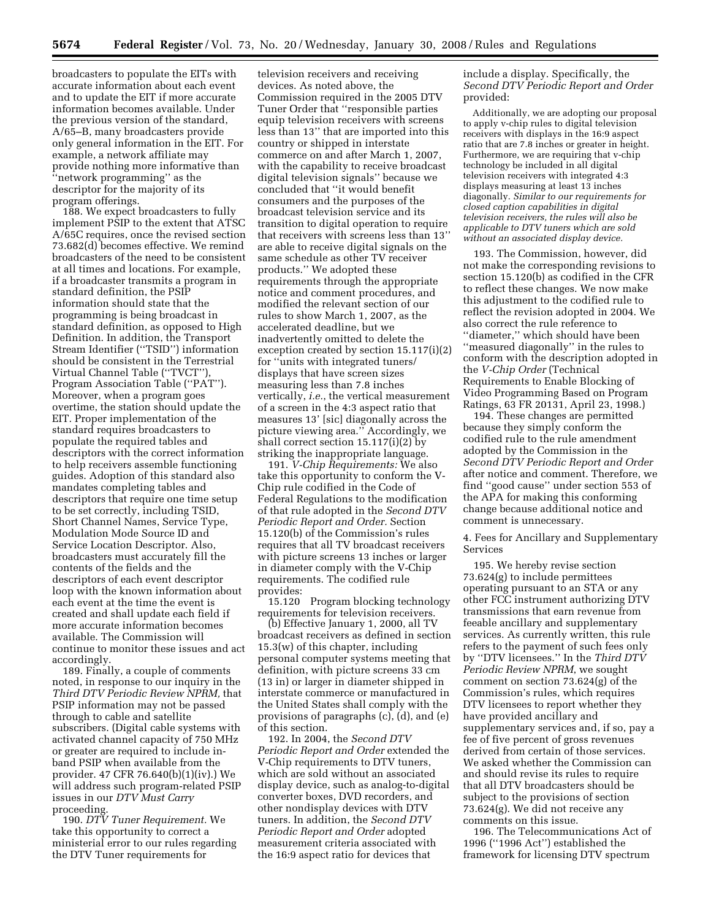broadcasters to populate the EITs with accurate information about each event and to update the EIT if more accurate information becomes available. Under the previous version of the standard, A/65–B, many broadcasters provide only general information in the EIT. For example, a network affiliate may provide nothing more informative than ''network programming'' as the descriptor for the majority of its program offerings.

188. We expect broadcasters to fully implement PSIP to the extent that ATSC A/65C requires, once the revised section 73.682(d) becomes effective. We remind broadcasters of the need to be consistent at all times and locations. For example, if a broadcaster transmits a program in standard definition, the PSIP information should state that the programming is being broadcast in standard definition, as opposed to High Definition. In addition, the Transport Stream Identifier (''TSID'') information should be consistent in the Terrestrial Virtual Channel Table (''TVCT''), Program Association Table (''PAT''). Moreover, when a program goes overtime, the station should update the EIT. Proper implementation of the standard requires broadcasters to populate the required tables and descriptors with the correct information to help receivers assemble functioning guides. Adoption of this standard also mandates completing tables and descriptors that require one time setup to be set correctly, including TSID, Short Channel Names, Service Type, Modulation Mode Source ID and Service Location Descriptor. Also, broadcasters must accurately fill the contents of the fields and the descriptors of each event descriptor loop with the known information about each event at the time the event is created and shall update each field if more accurate information becomes available. The Commission will continue to monitor these issues and act accordingly.

189. Finally, a couple of comments noted, in response to our inquiry in the *Third DTV Periodic Review NPRM,* that PSIP information may not be passed through to cable and satellite subscribers. (Digital cable systems with activated channel capacity of 750 MHz or greater are required to include in-band PSIP when available from the provider. 47 CFR 76.640(b)(1)(iv).) We will address such program-related PSIP issues in our *DTV Must Carry* proceeding.

190. *DTV Tuner Requirement.* We take this opportunity to correct a ministerial error to our rules regarding the DTV Tuner requirements for television receivers and receiving devices. As noted above, the Commission required in the 2005 DTV Tuner Order that ''responsible parties equip television receivers with screens less than 13'' that are imported into this country or shipped in interstate commerce on and after March 1, 2007, with the capability to receive broadcast digital television signals'' because we concluded that ''it would benefit consumers and the purposes of the broadcast television service and its transition to digital operation to require that receivers with screens less than 13'' are able to receive digital signals on the same schedule as other TV receiver products.'' We adopted these requirements through the appropriate notice and comment procedures, and modified the relevant section of our rules to show March 1, 2007, as the accelerated deadline, but we inadvertently omitted to delete the exception created by section 15.117(i)(2) for ''units with integrated tuners/displays that have screen sizes measuring less than 7.8 inches vertically, *i.e.*, the vertical measurement of a screen in the 4:3 aspect ratio that measures 13' [sic] diagonally across the picture viewing area.'' Accordingly, we shall correct section 15.117(i)(2) by striking the inappropriate language.

191. *V-Chip Requirements:* We also take this opportunity to conform the V-Chip rule codified in the Code of Federal Regulations to the modification of that rule adopted in the *Second DTV Periodic Report and Order.* Section 15.120(b) of the Commission's rules requires that all TV broadcast receivers with picture screens 13 inches or larger in diameter comply with the V-Chip requirements. The codified rule provides:

15.120 Program blocking technology requirements for television receivers.

(b) Effective January 1, 2000, all TV broadcast receivers as defined in section 15.3(w) of this chapter, including personal computer systems meeting that definition, with picture screens 33 cm (13 in) or larger in diameter shipped in interstate commerce or manufactured in the United States shall comply with the provisions of paragraphs (c), (d), and (e) of this section.

192. In 2004, the *Second DTV Periodic Report and Order* extended the V-Chip requirements to DTV tuners, which are sold without an associated display device, such as analog-to-digital converter boxes, DVD recorders, and other nondisplay devices with DTV tuners. In addition, the *Second DTV Periodic Report and Order* adopted measurement criteria associated with the 16:9 aspect ratio for devices that include a display. Specifically, the *Second DTV Periodic Report and Order* provided:

> Additionally, we are adopting our proposal to apply v-chip rules to digital television receivers with displays in the 16:9 aspect ratio that are 7.8 inches or greater in height. Furthermore, we are requiring that v-chip technology be included in all digital television receivers with integrated 4:3 displays measuring at least 13 inches diagonally. *Similar to our requirements for closed caption capabilities in digital television receivers, the rules will also be applicable to DTV tuners which are sold without an associated display device.*

193. The Commission, however, did not make the corresponding revisions to section 15.120(b) as codified in the CFR to reflect these changes. We now make this adjustment to the codified rule to reflect the revision adopted in 2004. We also correct the rule reference to ''diameter,'' which should have been ''measured diagonally'' in the rules to conform with the description adopted in the *V-Chip Order* (Technical Requirements to Enable Blocking of Video Programming Based on Program Ratings, 63 FR 20131, April 23, 1998.)

194. These changes are permitted because they simply conform the codified rule to the rule amendment adopted by the Commission in the *Second DTV Periodic Report and Order* after notice and comment. Therefore, we find ''good cause'' under section 553 of the APA for making this conforming change because additional notice and comment is unnecessary.

4. Fees for Ancillary and Supplementary Services

195. We hereby revise section 73.624(g) to include permittees operating pursuant to an STA or any other FCC instrument authorizing DTV transmissions that earn revenue from feeable ancillary and supplementary services. As currently written, this rule refers to the payment of such fees only by ''DTV licensees.'' In the *Third DTV Periodic Review NPRM*, we sought comment on section 73.624(g) of the Commission's rules, which requires DTV licensees to report whether they have provided ancillary and supplementary services and, if so, pay a fee of five percent of gross revenues derived from certain of those services. We asked whether the Commission can and should revise its rules to require that all DTV broadcasters should be subject to the provisions of section 73.624(g). We did not receive any comments on this issue.

196. The Telecommunications Act of 1996 (''1996 Act'') established the framework for licensing DTV spectrum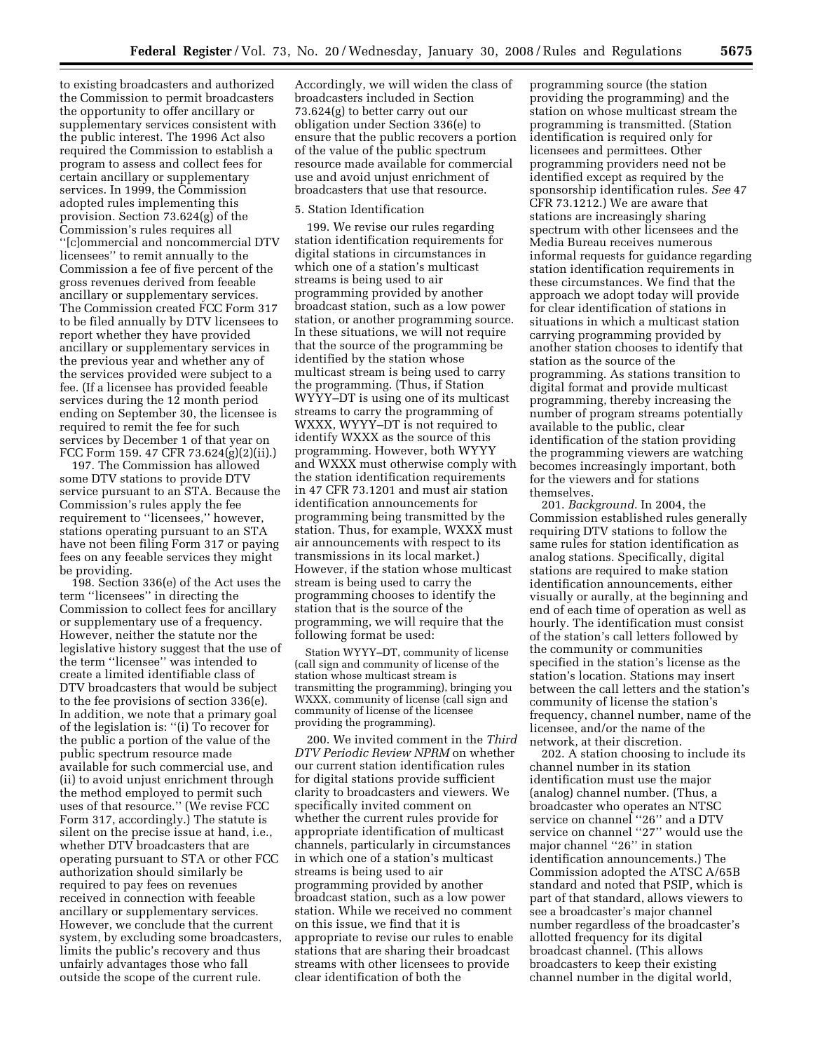to existing broadcasters and authorized the Commission to permit broadcasters the opportunity to offer ancillary or supplementary services consistent with the public interest. The 1996 Act also required the Commission to establish a program to assess and collect fees for certain ancillary or supplementary services. In 1999, the Commission adopted rules implementing this provision. Section 73.624(g) of the Commission's rules requires all ''[c]ommercial and noncommercial DTV licensees'' to remit annually to the Commission a fee of five percent of the gross revenues derived from feeable ancillary or supplementary services. The Commission created FCC Form 317 to be filed annually by DTV licensees to report whether they have provided ancillary or supplementary services in the previous year and whether any of the services provided were subject to a fee. (If a licensee has provided feeable services during the 12 month period ending on September 30, the licensee is required to remit the fee for such services by December 1 of that year on FCC Form 159. 47 CFR 73.624(g)(2)(ii).)

197. The Commission has allowed some DTV stations to provide DTV service pursuant to an STA. Because the Commission's rules apply the fee requirement to ''licensees,'' however, stations operating pursuant to an STA have not been filing Form 317 or paying fees on any feeable services they might be providing.

198. Section 336(e) of the Act uses the term ''licensees'' in directing the Commission to collect fees for ancillary or supplementary use of a frequency. However, neither the statute nor the legislative history suggest that the use of the term ''licensee'' was intended to create a limited identifiable class of DTV broadcasters that would be subject to the fee provisions of section 336(e). In addition, we note that a primary goal of the legislation is: ''(i) To recover for the public a portion of the value of the public spectrum resource made available for such commercial use, and (ii) to avoid unjust enrichment through the method employed to permit such uses of that resource.'' (We revise FCC Form 317, accordingly.) The statute is silent on the precise issue at hand, i.e., whether DTV broadcasters that are operating pursuant to STA or other FCC authorization should similarly be required to pay fees on revenues received in connection with feeable ancillary or supplementary services. However, we conclude that the current system, by excluding some broadcasters, limits the public's recovery and thus unfairly advantages those who fall outside the scope of the current rule. Accordingly, we will widen the class of broadcasters included in Section 73.624(g) to better carry out our obligation under Section 336(e) to ensure that the public recovers a portion of the value of the public spectrum resource made available for commercial use and avoid unjust enrichment of broadcasters that use that resource.

5. Station Identification

199. We revise our rules regarding station identification requirements for digital stations in circumstances in which one of a station's multicast streams is being used to air programming provided by another broadcast station, such as a low power station, or another programming source. In these situations, we will not require that the source of the programming be identified by the station whose multicast stream is being used to carry the programming. (Thus, if Station WYYY–DT is using one of its multicast streams to carry the programming of WXXX, WYYY–DT is not required to identify WXXX as the source of this programming. However, both WYYY and WXXX must otherwise comply with the station identification requirements in 47 CFR 73.1201 and must air station identification announcements for programming being transmitted by the station. Thus, for example, WXXX must air announcements with respect to its transmissions in its local market.) However, if the station whose multicast stream is being used to carry the programming chooses to identify the station that is the source of the programming, we will require that the following format be used:

> Station WYYY–DT, community of license (call sign and community of license of the station whose multicast stream is transmitting the programming), bringing you WXXX, community of license (call sign and community of license of the licensee providing the programming).

200. We invited comment in the *Third DTV Periodic Review NPRM* on whether our current station identification rules for digital stations provide sufficient clarity to broadcasters and viewers. We specifically invited comment on whether the current rules provide for appropriate identification of multicast channels, particularly in circumstances in which one of a station's multicast streams is being used to air programming provided by another broadcast station, such as a low power station. While we received no comment on this issue, we find that it is appropriate to revise our rules to enable stations that are sharing their broadcast streams with other licensees to provide clear identification of both the programming source (the station providing the programming) and the station on whose multicast stream the programming is transmitted. (Station identification is required only for licensees and permittees. Other programming providers need not be identified except as required by the sponsorship identification rules. *See* 47 CFR 73.1212.) We are aware that stations are increasingly sharing spectrum with other licensees and the Media Bureau receives numerous informal requests for guidance regarding station identification requirements in these circumstances. We find that the approach we adopt today will provide for clear identification of stations in situations in which a multicast station carrying programming provided by another station chooses to identify that station as the source of the programming. As stations transition to digital format and provide multicast programming, thereby increasing the number of program streams potentially available to the public, clear identification of the station providing the programming viewers are watching becomes increasingly important, both for the viewers and for stations themselves.

201. *Background.* In 2004, the Commission established rules generally requiring DTV stations to follow the same rules for station identification as analog stations. Specifically, digital stations are required to make station identification announcements, either visually or aurally, at the beginning and end of each time of operation as well as hourly. The identification must consist of the station's call letters followed by the community or communities specified in the station's license as the station's location. Stations may insert between the call letters and the station's community of license the station's frequency, channel number, name of the licensee, and/or the name of the network, at their discretion.

202. A station choosing to include its channel number in its station identification must use the major (analog) channel number. (Thus, a broadcaster who operates an NTSC service on channel ''26'' and a DTV service on channel ''27'' would use the major channel ''26'' in station identification announcements.) The Commission adopted the ATSC A/65B standard and noted that PSIP, which is part of that standard, allows viewers to see a broadcaster's major channel number regardless of the broadcaster's allotted frequency for its digital broadcast channel. (This allows broadcasters to keep their existing channel number in the digital world,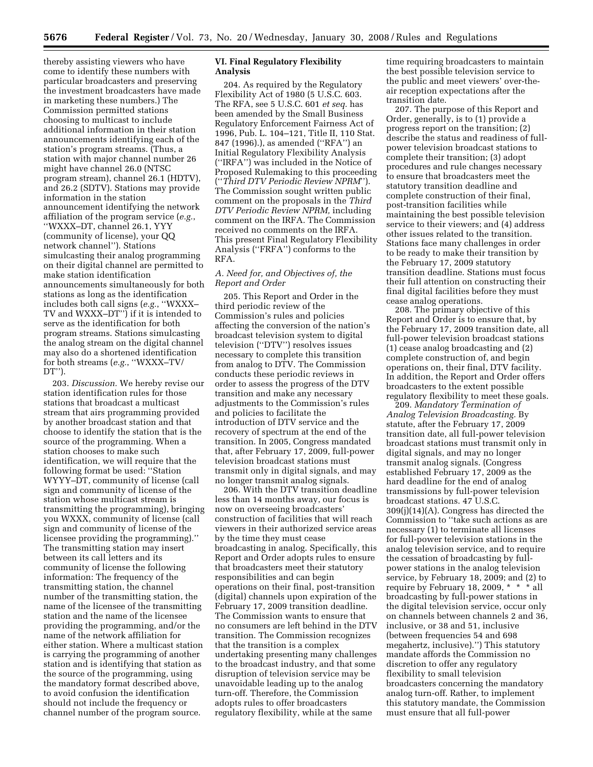thereby assisting viewers who have come to identify these numbers with particular broadcasters and preserving the investment broadcasters have made in marketing these numbers.) The Commission permitted stations choosing to multicast to include additional information in their station announcements identifying each of the station's program streams. (Thus, a station with major channel number 26 might have channel 26.0 (NTSC program stream), channel 26.1 (HDTV), and 26.2 (SDTV). Stations may provide information in the station announcement identifying the network affiliation of the program service (*e.g.*, ''WXXX–DT, channel 26.1, YYY (community of license), your QQ network channel''). Stations simulcasting their analog programming on their digital channel are permitted to make station identification announcements simultaneously for both stations as long as the identification includes both call signs (*e.g.*, ''WXXX–TV and WXXX–DT'') if it is intended to serve as the identification for both program streams. Stations simulcasting the analog stream on the digital channel may also do a shortened identification for both streams (*e.g.*, ''WXXX–TV/DT'').

203. *Discussion.* We hereby revise our station identification rules for those stations that broadcast a multicast stream that airs programming provided by another broadcast station and that choose to identify the station that is the source of the programming. When a station chooses to make such identification, we will require that the following format be used: ''Station WYYY–DT, community of license (call sign and community of license of the station whose multicast stream is transmitting the programming), bringing you WXXX, community of license (call sign and community of license of the licensee providing the programming).'' The transmitting station may insert between its call letters and its community of license the following information: The frequency of the transmitting station, the channel number of the transmitting station, the name of the licensee of the transmitting station and the name of the licensee providing the programming, and/or the name of the network affiliation for either station. Where a multicast station is carrying the programming of another station and is identifying that station as the source of the programming, using the mandatory format described above, to avoid confusion the identification should not include the frequency or channel number of the program source.

## VI. Final Regulatory Flexibility Analysis

204. As required by the Regulatory Flexibility Act of 1980 (5 U.S.C. 603. The RFA, see 5 U.S.C. 601 *et seq.* has been amended by the Small Business Regulatory Enforcement Fairness Act of 1996, Pub. L. 104–121, Title II, 110 Stat. 847 (1996).), as amended (''RFA'') an Initial Regulatory Flexibility Analysis (''IRFA'') was included in the Notice of Proposed Rulemaking to this proceeding (''*Third DTV Periodic Review NPRM*''). The Commission sought written public comment on the proposals in the *Third DTV Periodic Review NPRM,* including comment on the IRFA. The Commission received no comments on the IRFA. This present Final Regulatory Flexibility Analysis (''FRFA'') conforms to the RFA.

### A. Need for, and Objectives of, the Report and Order

205. This Report and Order in the third periodic review of the Commission's rules and policies affecting the conversion of the nation's broadcast television system to digital television (''DTV'') resolves issues necessary to complete this transition from analog to DTV. The Commission conducts these periodic reviews in order to assess the progress of the DTV transition and make any necessary adjustments to the Commission's rules and policies to facilitate the introduction of DTV service and the recovery of spectrum at the end of the transition. In 2005, Congress mandated that, after February 17, 2009, full-power television broadcast stations must transmit only in digital signals, and may no longer transmit analog signals.

206. With the DTV transition deadline less than 14 months away, our focus is now on overseeing broadcasters' construction of facilities that will reach viewers in their authorized service areas by the time they must cease broadcasting in analog. Specifically, this Report and Order adopts rules to ensure that broadcasters meet their statutory responsibilities and can begin operations on their final, post-transition (digital) channels upon expiration of the February 17, 2009 transition deadline. The Commission wants to ensure that no consumers are left behind in the DTV transition. The Commission recognizes that the transition is a complex undertaking presenting many challenges to the broadcast industry, and that some disruption of television service may be unavoidable leading up to the analog turn-off. Therefore, the Commission adopts rules to offer broadcasters regulatory flexibility, while at the same time requiring broadcasters to maintain the best possible television service to the public and meet viewers' over-the-air reception expectations after the transition date.

207. The purpose of this Report and Order, generally, is to (1) provide a progress report on the transition; (2) describe the status and readiness of full-power television broadcast stations to complete their transition; (3) adopt procedures and rule changes necessary to ensure that broadcasters meet the statutory transition deadline and complete construction of their final, post-transition facilities while maintaining the best possible television service to their viewers; and (4) address other issues related to the transition. Stations face many challenges in order to be ready to make their transition by the February 17, 2009 statutory transition deadline. Stations must focus their full attention on constructing their final digital facilities before they must cease analog operations.

208. The primary objective of this Report and Order is to ensure that, by the February 17, 2009 transition date, all full-power television broadcast stations (1) cease analog broadcasting and (2) complete construction of, and begin operations on, their final, DTV facility. In addition, the Report and Order offers broadcasters to the extent possible regulatory flexibility to meet these goals.

209. *Mandatory Termination of Analog Television Broadcasting.* By statute, after the February 17, 2009 transition date, all full-power television broadcast stations must transmit only in digital signals, and may no longer transmit analog signals. (Congress established February 17, 2009 as the hard deadline for the end of analog transmissions by full-power television broadcast stations. 47 U.S.C. 309(j)(14)(A). Congress has directed the Commission to ''take such actions as are necessary (1) to terminate all licenses for full-power television stations in the analog television service, and to require the cessation of broadcasting by full-power stations in the analog television service, by February 18, 2009; and (2) to require by February 18, 2009, * * * all broadcasting by full-power stations in the digital television service, occur only on channels between channels 2 and 36, inclusive, or 38 and 51, inclusive (between frequencies 54 and 698 megahertz, inclusive).'') This statutory mandate affords the Commission no discretion to offer any regulatory flexibility to small television broadcasters concerning the mandatory analog turn-off. Rather, to implement this statutory mandate, the Commission must ensure that all full-power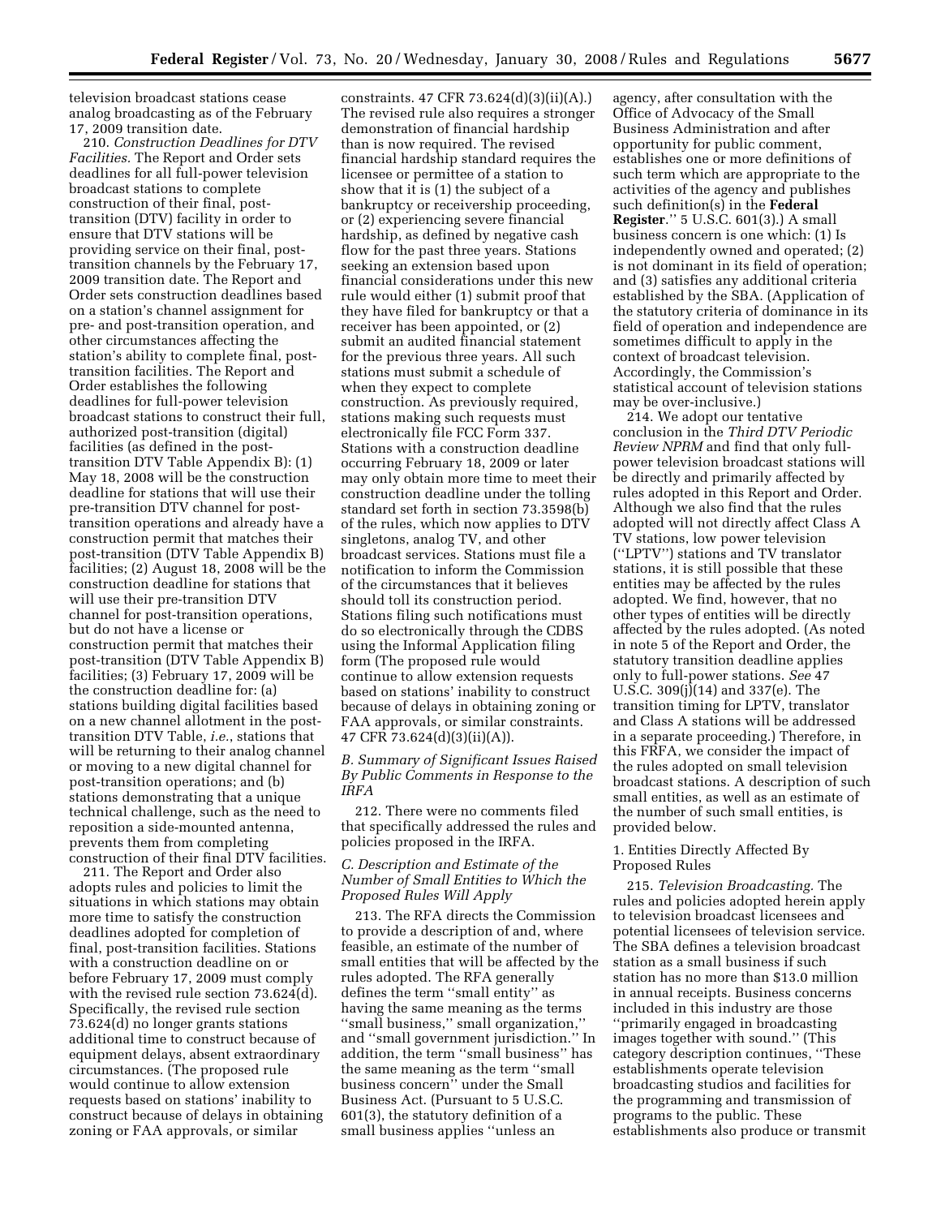television broadcast stations cease analog broadcasting as of the February 17, 2009 transition date.

210. *Construction Deadlines for DTV Facilities.* The Report and Order sets deadlines for all full-power television broadcast stations to complete construction of their final, post-transition (DTV) facility in order to ensure that DTV stations will be providing service on their final, post-transition channels by the February 17, 2009 transition date. The Report and Order sets construction deadlines based on a station's channel assignment for pre- and post-transition operation, and other circumstances affecting the station's ability to complete final, post-transition facilities. The Report and Order establishes the following deadlines for full-power television broadcast stations to construct their full, authorized post-transition (digital) facilities (as defined in the post-transition DTV Table Appendix B): (1) May 18, 2008 will be the construction deadline for stations that will use their pre-transition DTV channel for post-transition operations and already have a construction permit that matches their post-transition (DTV Table Appendix B) facilities; (2) August 18, 2008 will be the construction deadline for stations that will use their pre-transition DTV channel for post-transition operations, but do not have a license or construction permit that matches their post-transition (DTV Table Appendix B) facilities; (3) February 17, 2009 will be the construction deadline for: (a) stations building digital facilities based on a new channel allotment in the post-transition DTV Table, *i.e.*, stations that will be returning to their analog channel or moving to a new digital channel for post-transition operations; and (b) stations demonstrating that a unique technical challenge, such as the need to reposition a side-mounted antenna, prevents them from completing construction of their final DTV facilities.

211. The Report and Order also adopts rules and policies to limit the situations in which stations may obtain more time to satisfy the construction deadlines adopted for completion of final, post-transition facilities. Stations with a construction deadline on or before February 17, 2009 must comply with the revised rule section 73.624(d). Specifically, the revised rule section 73.624(d) no longer grants stations additional time to construct because of equipment delays, absent extraordinary circumstances. (The proposed rule would continue to allow extension requests based on stations' inability to construct because of delays in obtaining zoning or FAA approvals, or similar constraints. 47 CFR 73.624(d)(3)(ii)(A).) The revised rule also requires a stronger demonstration of financial hardship than is now required. The revised financial hardship standard requires the licensee or permittee of a station to show that it is (1) the subject of a bankruptcy or receivership proceeding, or (2) experiencing severe financial hardship, as defined by negative cash flow for the past three years. Stations seeking an extension based upon financial considerations under this new rule would either (1) submit proof that they have filed for bankruptcy or that a receiver has been appointed, or (2) submit an audited financial statement for the previous three years. All such stations must submit a schedule of when they expect to complete construction. As previously required, stations making such requests must electronically file FCC Form 337. Stations with a construction deadline occurring February 18, 2009 or later may only obtain more time to meet their construction deadline under the tolling standard set forth in section 73.3598(b) of the rules, which now applies to DTV singletons, analog TV, and other broadcast services. Stations must file a notification to inform the Commission of the circumstances that it believes should toll its construction period. Stations filing such notifications must do so electronically through the CDBS using the Informal Application filing form (The proposed rule would continue to allow extension requests based on stations' inability to construct because of delays in obtaining zoning or FAA approvals, or similar constraints. 47 CFR 73.624(d)(3)(ii)(A)).

### *B. Summary of Significant Issues Raised By Public Comments in Response to the IRFA*

212. There were no comments filed that specifically addressed the rules and policies proposed in the IRFA.

### *C. Description and Estimate of the Number of Small Entities to Which the Proposed Rules Will Apply*

213. The RFA directs the Commission to provide a description of and, where feasible, an estimate of the number of small entities that will be affected by the rules adopted. The RFA generally defines the term ''small entity'' as having the same meaning as the terms ''small business,'' small organization,'' and ''small government jurisdiction.'' In addition, the term ''small business'' has the same meaning as the term ''small business concern'' under the Small Business Act. (Pursuant to 5 U.S.C. 601(3), the statutory definition of a small business applies ''unless an agency, after consultation with the Office of Advocacy of the Small Business Administration and after opportunity for public comment, establishes one or more definitions of such term which are appropriate to the activities of the agency and publishes such definition(s) in the **Federal Register**.'' 5 U.S.C. 601(3).) A small business concern is one which: (1) Is independently owned and operated; (2) is not dominant in its field of operation; and (3) satisfies any additional criteria established by the SBA. (Application of the statutory criteria of dominance in its field of operation and independence are sometimes difficult to apply in the context of broadcast television. Accordingly, the Commission's statistical account of television stations may be over-inclusive.)

214. We adopt our tentative conclusion in the *Third DTV Periodic Review NPRM* and find that only full-power television broadcast stations will be directly and primarily affected by rules adopted in this Report and Order. Although we also find that the rules adopted will not directly affect Class A TV stations, low power television (''LPTV'') stations and TV translator stations, it is still possible that these entities may be affected by the rules adopted. We find, however, that no other types of entities will be directly affected by the rules adopted. (As noted in note 5 of the Report and Order, the statutory transition deadline applies only to full-power stations. *See* 47 U.S.C. 309(j)(14) and 337(e). The transition timing for LPTV, translator and Class A stations will be addressed in a separate proceeding.) Therefore, in this FRFA, we consider the impact of the rules adopted on small television broadcast stations. A description of such small entities, as well as an estimate of the number of such small entities, is provided below.

#### 1. Entities Directly Affected By Proposed Rules

215. *Television Broadcasting.* The rules and policies adopted herein apply to television broadcast licensees and potential licensees of television service. The SBA defines a television broadcast station as a small business if such station has no more than $13.0 million in annual receipts. Business concerns included in this industry are those ''primarily engaged in broadcasting images together with sound.'' (This category description continues, ''These establishments operate television broadcasting studios and facilities for the programming and transmission of programs to the public. These establishments also produce or transmit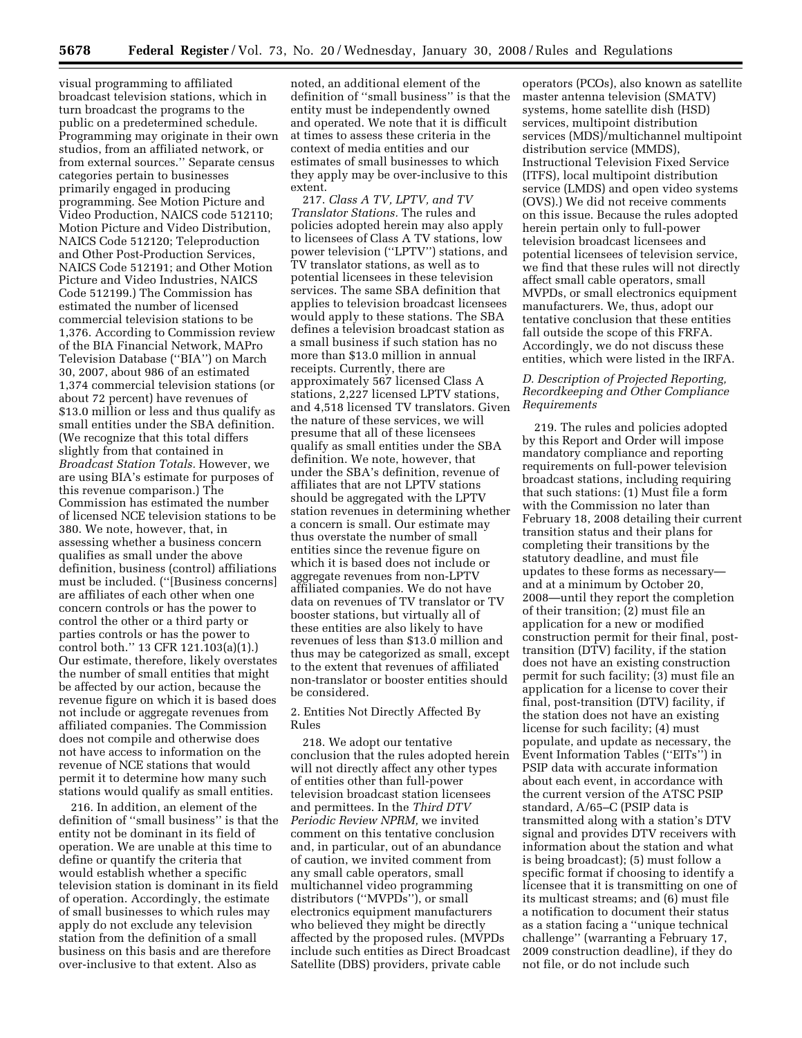visual programming to affiliated broadcast television stations, which in turn broadcast the programs to the public on a predetermined schedule. Programming may originate in their own studios, from an affiliated network, or from external sources.'' Separate census categories pertain to businesses primarily engaged in producing programming. See Motion Picture and Video Production, NAICS code 512110; Motion Picture and Video Distribution, NAICS Code 512120; Teleproduction and Other Post-Production Services, NAICS Code 512191; and Other Motion Picture and Video Industries, NAICS Code 512199.) The Commission has estimated the number of licensed commercial television stations to be 1,376. According to Commission review of the BIA Financial Network, MAPro Television Database (''BIA'') on March 30, 2007, about 986 of an estimated 1,374 commercial television stations (or about 72 percent) have revenues of \$13.0 million or less and thus qualify as small entities under the SBA definition. (We recognize that this total differs slightly from that contained in *Broadcast Station Totals.* However, we are using BIA's estimate for purposes of this revenue comparison.) The Commission has estimated the number of licensed NCE television stations to be 380. We note, however, that, in assessing whether a business concern qualifies as small under the above definition, business (control) affiliations must be included. (''[Business concerns] are affiliates of each other when one concern controls or has the power to control the other or a third party or parties controls or has the power to control both.'' 13 CFR 121.103(a)(1).) Our estimate, therefore, likely overstates the number of small entities that might be affected by our action, because the revenue figure on which it is based does not include or aggregate revenues from affiliated companies. The Commission does not compile and otherwise does not have access to information on the revenue of NCE stations that would permit it to determine how many such stations would qualify as small entities.

216. In addition, an element of the definition of ''small business'' is that the entity not be dominant in its field of operation. We are unable at this time to define or quantify the criteria that would establish whether a specific television station is dominant in its field of operation. Accordingly, the estimate of small businesses to which rules may apply do not exclude any television station from the definition of a small business on this basis and are therefore over-inclusive to that extent. Also as noted, an additional element of the definition of ''small business'' is that the entity must be independently owned and operated. We note that it is difficult at times to assess these criteria in the context of media entities and our estimates of small businesses to which they apply may be over-inclusive to this extent.

217. *Class A TV, LPTV, and TV Translator Stations.* The rules and policies adopted herein may also apply to licensees of Class A TV stations, low power television (''LPTV'') stations, and TV translator stations, as well as to potential licensees in these television services. The same SBA definition that applies to television broadcast licensees would apply to these stations. The SBA defines a television broadcast station as a small business if such station has no more than \$13.0 million in annual receipts. Currently, there are approximately 567 licensed Class A stations, 2,227 licensed LPTV stations, and 4,518 licensed TV translators. Given the nature of these services, we will presume that all of these licensees qualify as small entities under the SBA definition. We note, however, that under the SBA's definition, revenue of affiliates that are not LPTV stations should be aggregated with the LPTV station revenues in determining whether a concern is small. Our estimate may thus overstate the number of small entities since the revenue figure on which it is based does not include or aggregate revenues from non-LPTV affiliated companies. We do not have data on revenues of TV translator or TV booster stations, but virtually all of these entities are also likely to have revenues of less than \$13.0 million and thus may be categorized as small, except to the extent that revenues of affiliated non-translator or booster entities should be considered.

2. Entities Not Directly Affected By Rules

218. We adopt our tentative conclusion that the rules adopted herein will not directly affect any other types of entities other than full-power television broadcast station licensees and permittees. In the *Third DTV Periodic Review NPRM,* we invited comment on this tentative conclusion and, in particular, out of an abundance of caution, we invited comment from any small cable operators, small multichannel video programming distributors (''MVPDs''), or small electronics equipment manufacturers who believed they might be directly affected by the proposed rules. (MVPDs include such entities as Direct Broadcast Satellite (DBS) providers, private cable operators (PCOs), also known as satellite master antenna television (SMATV) systems, home satellite dish (HSD) services, multipoint distribution services (MDS)/multichannel multipoint distribution service (MMDS), Instructional Television Fixed Service (ITFS), local multipoint distribution service (LMDS) and open video systems (OVS).) We did not receive comments on this issue. Because the rules adopted herein pertain only to full-power television broadcast licensees and potential licensees of television service, we find that these rules will not directly affect small cable operators, small MVPDs, or small electronics equipment manufacturers. We, thus, adopt our tentative conclusion that these entities fall outside the scope of this FRFA. Accordingly, we do not discuss these entities, which were listed in the IRFA.

### *D. Description of Projected Reporting, Recordkeeping and Other Compliance Requirements*

219. The rules and policies adopted by this Report and Order will impose mandatory compliance and reporting requirements on full-power television broadcast stations, including requiring that such stations: (1) Must file a form with the Commission no later than February 18, 2008 detailing their current transition status and their plans for completing their transitions by the statutory deadline, and must file updates to these forms as necessary—and at a minimum by October 20, 2008—until they report the completion of their transition; (2) must file an application for a new or modified construction permit for their final, post-transition (DTV) facility, if the station does not have an existing construction permit for such facility; (3) must file an application for a license to cover their final, post-transition (DTV) facility, if the station does not have an existing license for such facility; (4) must populate, and update as necessary, the Event Information Tables (''EITs'') in PSIP data with accurate information about each event, in accordance with the current version of the ATSC PSIP standard, A/65–C (PSIP data is transmitted along with a station's DTV signal and provides DTV receivers with information about the station and what is being broadcast); (5) must follow a specific format if choosing to identify a licensee that it is transmitting on one of its multicast streams; and (6) must file a notification to document their status as a station facing a ''unique technical challenge'' (warranting a February 17, 2009 construction deadline), if they do not file, or do not include such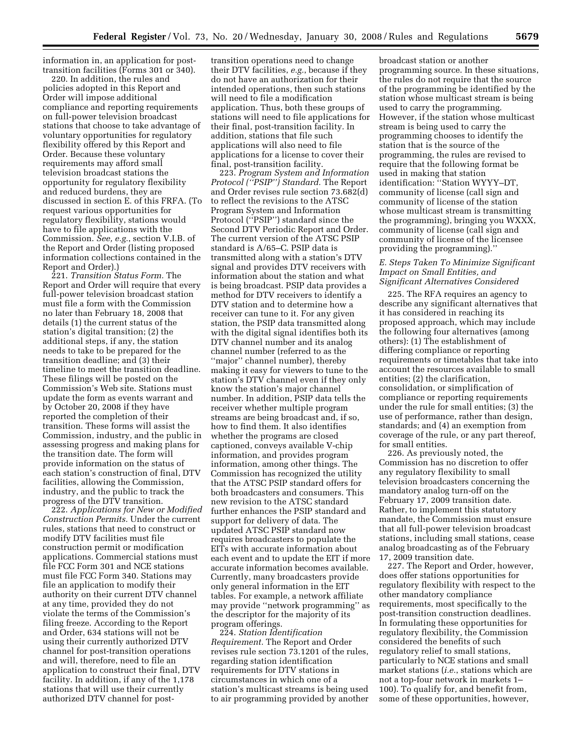information in, an application for post-transition facilities (Forms 301 or 340).

220. In addition, the rules and policies adopted in this Report and Order will impose additional compliance and reporting requirements on full-power television broadcast stations that choose to take advantage of voluntary opportunities for regulatory flexibility offered by this Report and Order. Because these voluntary requirements may afford small television broadcast stations the opportunity for regulatory flexibility and reduced burdens, they are discussed in section E. of this FRFA. (To request various opportunities for regulatory flexibility, stations would have to file applications with the Commission. *See, e.g.*, section V.I.B. of the Report and Order (listing proposed information collections contained in the Report and Order).)

221. *Transition Status Form.* The Report and Order will require that every full-power television broadcast station must file a form with the Commission no later than February 18, 2008 that details (1) the current status of the station's digital transition; (2) the additional steps, if any, the station needs to take to be prepared for the transition deadline; and (3) their timeline to meet the transition deadline. These filings will be posted on the Commission's Web site. Stations must update the form as events warrant and by October 20, 2008 if they have reported the completion of their transition. These forms will assist the Commission, industry, and the public in assessing progress and making plans for the transition date. The form will provide information on the status of each station's construction of final, DTV facilities, allowing the Commission, industry, and the public to track the progress of the DTV transition.

222. *Applications for New or Modified Construction Permits.* Under the current rules, stations that need to construct or modify DTV facilities must file construction permit or modification applications. Commercial stations must file FCC Form 301 and NCE stations must file FCC Form 340. Stations may file an application to modify their authority on their current DTV channel at any time, provided they do not violate the terms of the Commission's filing freeze. According to the Report and Order, 634 stations will not be using their currently authorized DTV channel for post-transition operations and will, therefore, need to file an application to construct their final, DTV facility. In addition, if any of the 1,178 stations that will use their currently authorized DTV channel for post-transition operations need to change their DTV facilities, *e.g.*, because if they do not have an authorization for their intended operations, then such stations will need to file a modification application. Thus, both these groups of stations will need to file applications for their final, post-transition facility. In addition, stations that file such applications will also need to file applications for a license to cover their final, post-transition facility.

223. *Program System and Information Protocol ("PSIP") Standard.* The Report and Order revises rule section 73.682(d) to reflect the revisions to the ATSC Program System and Information Protocol ("PSIP") standard since the Second DTV Periodic Report and Order. The current version of the ATSC PSIP standard is A/65–C. PSIP data is transmitted along with a station's DTV signal and provides DTV receivers with information about the station and what is being broadcast. PSIP data provides a method for DTV receivers to identify a DTV station and to determine how a receiver can tune to it. For any given station, the PSIP data transmitted along with the digital signal identifies both its DTV channel number and its analog channel number (referred to as the "major" channel number), thereby making it easy for viewers to tune to the station's DTV channel even if they only know the station's major channel number. In addition, PSIP data tells the receiver whether multiple program streams are being broadcast and, if so, how to find them. It also identifies whether the programs are closed captioned, conveys available V-chip information, and provides program information, among other things. The Commission has recognized the utility that the ATSC PSIP standard offers for both broadcasters and consumers. This new revision to the ATSC standard further enhances the PSIP standard and support for delivery of data. The updated ATSC PSIP standard now requires broadcasters to populate the EITs with accurate information about each event and to update the EIT if more accurate information becomes available. Currently, many broadcasters provide only general information in the EIT tables. For example, a network affiliate may provide "network programming" as the descriptor for the majority of its program offerings.

224. *Station Identification Requirement.* The Report and Order revises rule section 73.1201 of the rules, regarding station identification requirements for DTV stations in circumstances in which one of a station's multicast streams is being used to air programming provided by another broadcast station or another programming source. In these situations, the rules do not require that the source of the programming be identified by the station whose multicast stream is being used to carry the programming. However, if the station whose multicast stream is being used to carry the programming chooses to identify the station that is the source of the programming, the rules are revised to require that the following format be used in making that station identification: "Station WYYY–DT, community of license (call sign and community of license of the station whose multicast stream is transmitting the programming), bringing you WXXX, community of license (call sign and community of license of the licensee providing the programming)."

### *E. Steps Taken To Minimize Significant Impact on Small Entities, and Significant Alternatives Considered*

225. The RFA requires an agency to describe any significant alternatives that it has considered in reaching its proposed approach, which may include the following four alternatives (among others): (1) The establishment of differing compliance or reporting requirements or timetables that take into account the resources available to small entities; (2) the clarification, consolidation, or simplification of compliance or reporting requirements under the rule for small entities; (3) the use of performance, rather than design, standards; and (4) an exemption from coverage of the rule, or any part thereof, for small entities.

226. As previously noted, the Commission has no discretion to offer any regulatory flexibility to small television broadcasters concerning the mandatory analog turn-off on the February 17, 2009 transition date. Rather, to implement this statutory mandate, the Commission must ensure that all full-power television broadcast stations, including small stations, cease analog broadcasting as of the February 17, 2009 transition date.

227. The Report and Order, however, does offer stations opportunities for regulatory flexibility with respect to the other mandatory compliance requirements, most specifically to the post-transition construction deadlines. In formulating these opportunities for regulatory flexibility, the Commission considered the benefits of such regulatory relief to small stations, particularly to NCE stations and small market stations (*i.e.*, stations which are not a top-four network in markets 1–100). To qualify for, and benefit from, some of these opportunities, however,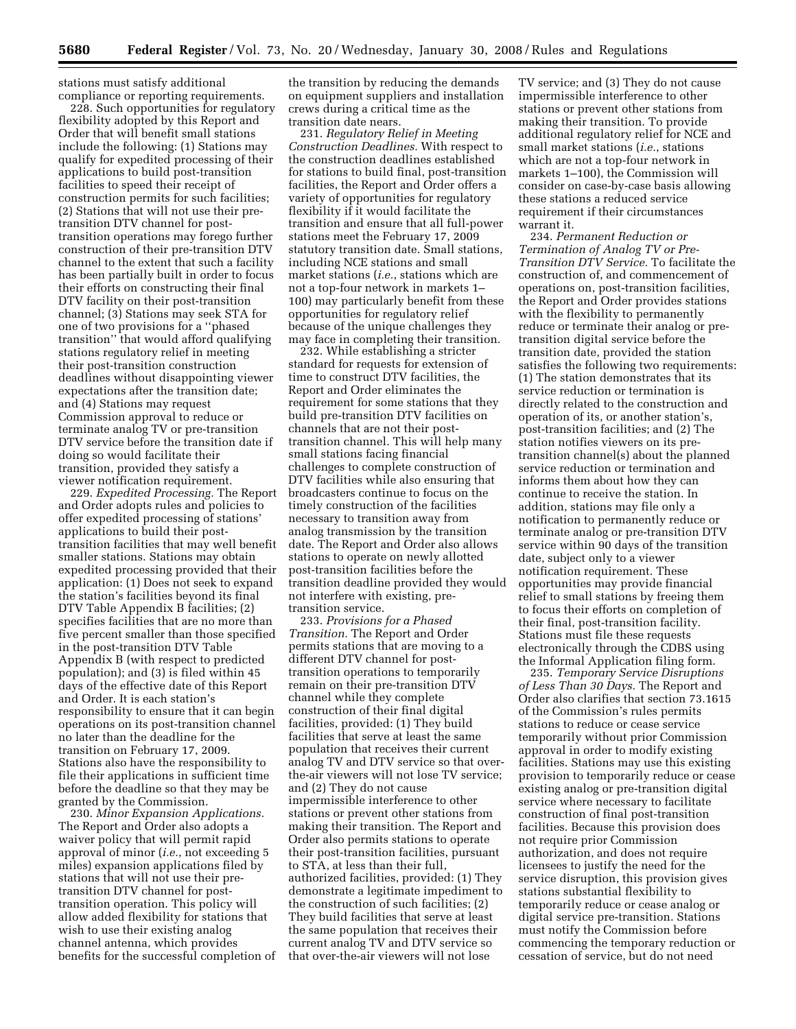stations must satisfy additional compliance or reporting requirements.

228. Such opportunities for regulatory flexibility adopted by this Report and Order that will benefit small stations include the following: (1) Stations may qualify for expedited processing of their applications to build post-transition facilities to speed their receipt of construction permits for such facilities; (2) Stations that will not use their pre-transition DTV channel for post-transition operations may forego further construction of their pre-transition DTV channel to the extent that such a facility has been partially built in order to focus their efforts on constructing their final DTV facility on their post-transition channel; (3) Stations may seek STA for one of two provisions for a ''phased transition'' that would afford qualifying stations regulatory relief in meeting their post-transition construction deadlines without disappointing viewer expectations after the transition date; and (4) Stations may request Commission approval to reduce or terminate analog TV or pre-transition DTV service before the transition date if doing so would facilitate their transition, provided they satisfy a viewer notification requirement.

229. *Expedited Processing.* The Report and Order adopts rules and policies to offer expedited processing of stations' applications to build their post-transition facilities that may well benefit smaller stations. Stations may obtain expedited processing provided that their application: (1) Does not seek to expand the station's facilities beyond its final DTV Table Appendix B facilities; (2) specifies facilities that are no more than five percent smaller than those specified in the post-transition DTV Table Appendix B (with respect to predicted population); and (3) is filed within 45 days of the effective date of this Report and Order. It is each station's responsibility to ensure that it can begin operations on its post-transition channel no later than the deadline for the transition on February 17, 2009. Stations also have the responsibility to file their applications in sufficient time before the deadline so that they may be granted by the Commission.

230. *Minor Expansion Applications.* The Report and Order also adopts a waiver policy that will permit rapid approval of minor (*i.e.*, not exceeding 5 miles) expansion applications filed by stations that will not use their pre-transition DTV channel for post-transition operation. This policy will allow added flexibility for stations that wish to use their existing analog channel antenna, which provides benefits for the successful completion of the transition by reducing the demands on equipment suppliers and installation crews during a critical time as the transition date nears.

231. *Regulatory Relief in Meeting Construction Deadlines.* With respect to the construction deadlines established for stations to build final, post-transition facilities, the Report and Order offers a variety of opportunities for regulatory flexibility if it would facilitate the transition and ensure that all full-power stations meet the February 17, 2009 statutory transition date. Small stations, including NCE stations and small market stations (*i.e.*, stations which are not a top-four network in markets 1–100) may particularly benefit from these opportunities for regulatory relief because of the unique challenges they may face in completing their transition.

232. While establishing a stricter standard for requests for extension of time to construct DTV facilities, the Report and Order eliminates the requirement for some stations that they build pre-transition DTV facilities on channels that are not their post-transition channel. This will help many small stations facing financial challenges to complete construction of DTV facilities while also ensuring that broadcasters continue to focus on the timely construction of the facilities necessary to transition away from analog transmission by the transition date. The Report and Order also allows stations to operate on newly allotted post-transition facilities before the transition deadline provided they would not interfere with existing, pre-transition service.

233. *Provisions for a Phased Transition.* The Report and Order permits stations that are moving to a different DTV channel for post-transition operations to temporarily remain on their pre-transition DTV channel while they complete construction of their final digital facilities, provided: (1) They build facilities that serve at least the same population that receives their current analog TV and DTV service so that over-the-air viewers will not lose TV service; and (2) They do not cause impermissible interference to other stations or prevent other stations from making their transition. The Report and Order also permits stations to operate their post-transition facilities, pursuant to STA, at less than their full, authorized facilities, provided: (1) They demonstrate a legitimate impediment to the construction of such facilities; (2) They build facilities that serve at least the same population that receives their current analog TV and DTV service so that over-the-air viewers will not lose TV service; and (3) They do not cause impermissible interference to other stations or prevent other stations from making their transition. To provide additional regulatory relief for NCE and small market stations (*i.e.*, stations which are not a top-four network in markets 1–100), the Commission will consider on case-by-case basis allowing these stations a reduced service requirement if their circumstances warrant it.

234. *Permanent Reduction or Termination of Analog TV or Pre-Transition DTV Service.* To facilitate the construction of, and commencement of operations on, post-transition facilities, the Report and Order provides stations with the flexibility to permanently reduce or terminate their analog or pre-transition digital service before the transition date, provided the station satisfies the following two requirements: (1) The station demonstrates that its service reduction or termination is directly related to the construction and operation of its, or another station's, post-transition facilities; and (2) The station notifies viewers on its pre-transition channel(s) about the planned service reduction or termination and informs them about how they can continue to receive the station. In addition, stations may file only a notification to permanently reduce or terminate analog or pre-transition DTV service within 90 days of the transition date, subject only to a viewer notification requirement. These opportunities may provide financial relief to small stations by freeing them to focus their efforts on completion of their final, post-transition facility. Stations must file these requests electronically through the CDBS using the Informal Application filing form.

235. *Temporary Service Disruptions of Less Than 30 Days.* The Report and Order also clarifies that section 73.1615 of the Commission's rules permits stations to reduce or cease service temporarily without prior Commission approval in order to modify existing facilities. Stations may use this existing provision to temporarily reduce or cease existing analog or pre-transition digital service where necessary to facilitate construction of final post-transition facilities. Because this provision does not require prior Commission authorization, and does not require licensees to justify the need for the service disruption, this provision gives stations substantial flexibility to temporarily reduce or cease analog or digital service pre-transition. Stations must notify the Commission before commencing the temporary reduction or cessation of service, but do not need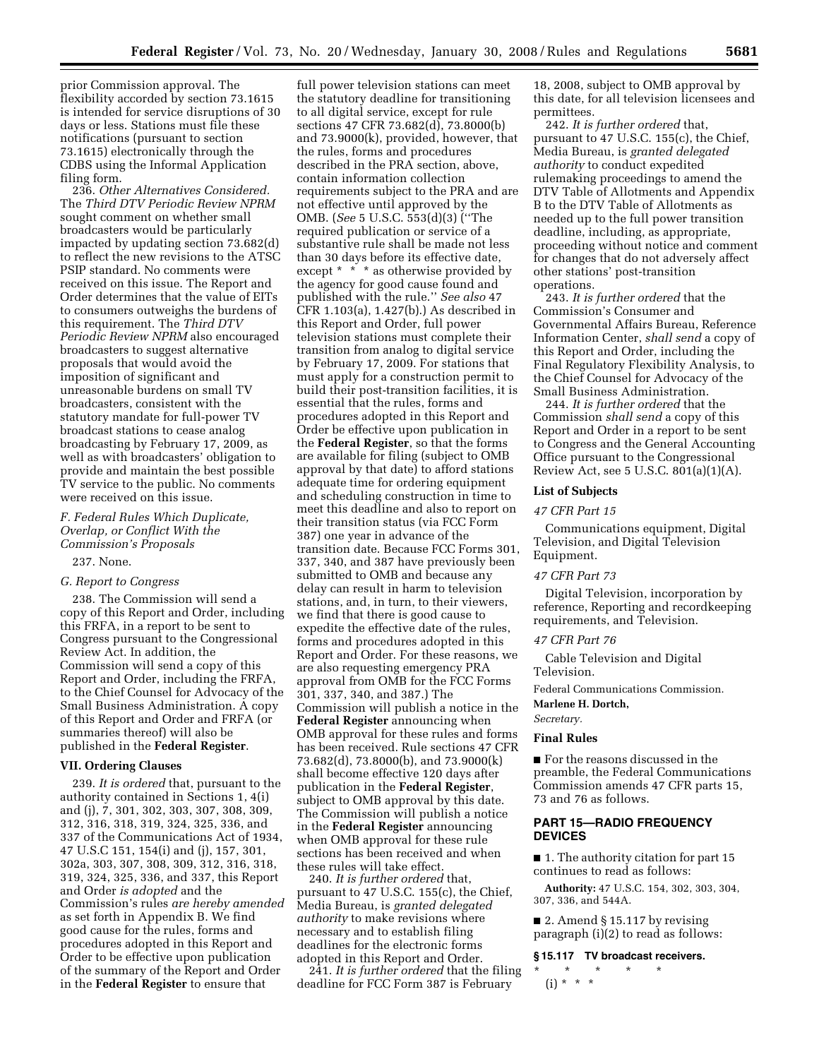prior Commission approval. The flexibility accorded by section 73.1615 is intended for service disruptions of 30 days or less. Stations must file these notifications (pursuant to section 73.1615) electronically through the CDBS using the Informal Application filing form.

236. *Other Alternatives Considered.* The *Third DTV Periodic Review NPRM* sought comment on whether small broadcasters would be particularly impacted by updating section 73.682(d) to reflect the new revisions to the ATSC PSIP standard. No comments were received on this issue. The Report and Order determines that the value of EITs to consumers outweighs the burdens of this requirement. The *Third DTV Periodic Review NPRM* also encouraged broadcasters to suggest alternative proposals that would avoid the imposition of significant and unreasonable burdens on small TV broadcasters, consistent with the statutory mandate for full-power TV broadcast stations to cease analog broadcasting by February 17, 2009, as well as with broadcasters' obligation to provide and maintain the best possible TV service to the public. No comments were received on this issue.

### *F. Federal Rules Which Duplicate, Overlap, or Conflict With the Commission's Proposals*

237. None.

### *G. Report to Congress*

238. The Commission will send a copy of this Report and Order, including this FRFA, in a report to be sent to Congress pursuant to the Congressional Review Act. In addition, the Commission will send a copy of this Report and Order, including the FRFA, to the Chief Counsel for Advocacy of the Small Business Administration. A copy of this Report and Order and FRFA (or summaries thereof) will also be published in the **Federal Register**.

## VII. Ordering Clauses

239. *It is ordered* that, pursuant to the authority contained in Sections 1, 4(i) and (j), 7, 301, 302, 303, 307, 308, 309, 312, 316, 318, 319, 324, 325, 336, and 337 of the Communications Act of 1934, 47 U.S.C 151, 154(i) and (j), 157, 301, 302a, 303, 307, 308, 309, 312, 316, 318, 319, 324, 325, 336, and 337, this Report and Order *is adopted* and the Commission's rules *are hereby amended* as set forth in Appendix B. We find good cause for the rules, forms and procedures adopted in this Report and Order to be effective upon publication of the summary of the Report and Order in the **Federal Register** to ensure that full power television stations can meet the statutory deadline for transitioning to all digital service, except for rule sections 47 CFR 73.682(d), 73.8000(b) and 73.9000(k), provided, however, that the rules, forms and procedures described in the PRA section, above, contain information collection requirements subject to the PRA and are not effective until approved by the OMB. (*See* 5 U.S.C. 553(d)(3) (''The required publication or service of a substantive rule shall be made not less than 30 days before its effective date, except * * * as otherwise provided by the agency for good cause found and published with the rule.'' *See also* 47 CFR 1.103(a), 1.427(b).) As described in this Report and Order, full power television stations must complete their transition from analog to digital service by February 17, 2009. For stations that must apply for a construction permit to build their post-transition facilities, it is essential that the rules, forms and procedures adopted in this Report and Order be effective upon publication in the **Federal Register**, so that the forms are available for filing (subject to OMB approval by that date) to afford stations adequate time for ordering equipment and scheduling construction in time to meet this deadline and also to report on their transition status (via FCC Form 387) one year in advance of the transition date. Because FCC Forms 301, 337, 340, and 387 have previously been submitted to OMB and because any delay can result in harm to television stations, and, in turn, to their viewers, we find that there is good cause to expedite the effective date of the rules, forms and procedures adopted in this Report and Order. For these reasons, we are also requesting emergency PRA approval from OMB for the FCC Forms 301, 337, 340, and 387.) The Commission will publish a notice in the **Federal Register** announcing when OMB approval for these rules and forms has been received. Rule sections 47 CFR 73.682(d), 73.8000(b), and 73.9000(k) shall become effective 120 days after publication in the **Federal Register**, subject to OMB approval by this date. The Commission will publish a notice in the **Federal Register** announcing when OMB approval for these rule sections has been received and when these rules will take effect.

240. *It is further ordered* that, pursuant to 47 U.S.C. 155(c), the Chief, Media Bureau, is *granted delegated authority* to make revisions where necessary and to establish filing deadlines for the electronic forms adopted in this Report and Order.

241. *It is further ordered* that the filing deadline for FCC Form 387 is February 18, 2008, subject to OMB approval by this date, for all television licensees and permittees.

242. *It is further ordered* that, pursuant to 47 U.S.C. 155(c), the Chief, Media Bureau, is *granted delegated authority* to conduct expedited rulemaking proceedings to amend the DTV Table of Allotments and Appendix B to the DTV Table of Allotments as needed up to the full power transition deadline, including, as appropriate, proceeding without notice and comment for changes that do not adversely affect other stations' post-transition operations.

243. *It is further ordered* that the Commission's Consumer and Governmental Affairs Bureau, Reference Information Center, *shall send* a copy of this Report and Order, including the Final Regulatory Flexibility Analysis, to the Chief Counsel for Advocacy of the Small Business Administration.

244. *It is further ordered* that the Commission *shall send* a copy of this Report and Order in a report to be sent to Congress and the General Accounting Office pursuant to the Congressional Review Act, see 5 U.S.C. 801(a)(1)(A).

### List of Subjects

*47 CFR Part 15*

Communications equipment, Digital Television, and Digital Television Equipment.

*47 CFR Part 73*

Digital Television, incorporation by reference, Reporting and recordkeeping requirements, and Television.

*47 CFR Part 76*

Cable Television and Digital Television.

Federal Communications Commission.

**Marlene H. Dortch,**

*Secretary.*

### Final Rules

■ For the reasons discussed in the preamble, the Federal Communications Commission amends 47 CFR parts 15, 73 and 76 as follows.

## PART 15—RADIO FREQUENCY DEVICES

■ 1. The authority citation for part 15 continues to read as follows:

**Authority:** 47 U.S.C. 154, 302, 303, 304, 307, 336, and 544A.

■ 2. Amend § 15.117 by revising paragraph (i)(2) to read as follows:

**§ 15.117 TV broadcast receivers.**

\* \* \* \* \*

(i) \* \* \*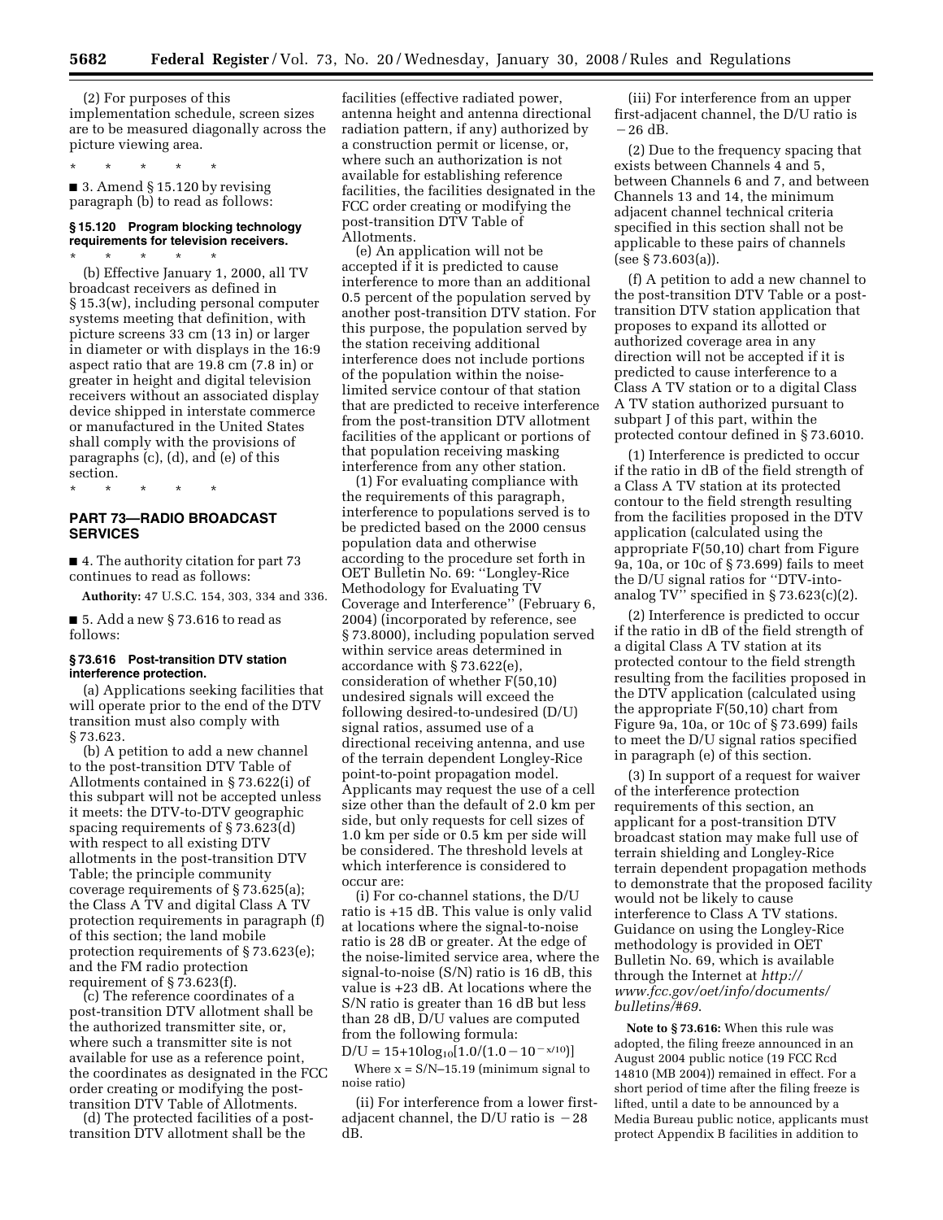(2) For purposes of this implementation schedule, screen sizes are to be measured diagonally across the picture viewing area.

\* \* \* \* \*

■ 3. Amend § 15.120 by revising paragraph (b) to read as follows:

#### § 15.120 Program blocking technology requirements for television receivers.

\* \* \* \* \*

(b) Effective January 1, 2000, all TV broadcast receivers as defined in § 15.3(w), including personal computer systems meeting that definition, with picture screens 33 cm (13 in) or larger in diameter or with displays in the 16:9 aspect ratio that are 19.8 cm (7.8 in) or greater in height and digital television receivers without an associated display device shipped in interstate commerce or manufactured in the United States shall comply with the provisions of paragraphs (c), (d), and (e) of this section.

\* \* \* \* \*

## PART 73—RADIO BROADCAST SERVICES

■ 4. The authority citation for part 73 continues to read as follows:

**Authority:** 47 U.S.C. 154, 303, 334 and 336.

■ 5. Add a new § 73.616 to read as follows:

#### § 73.616 Post-transition DTV station interference protection.

(a) Applications seeking facilities that will operate prior to the end of the DTV transition must also comply with § 73.623.

(b) A petition to add a new channel to the post-transition DTV Table of Allotments contained in § 73.622(i) of this subpart will not be accepted unless it meets: the DTV-to-DTV geographic spacing requirements of § 73.623(d) with respect to all existing DTV allotments in the post-transition DTV Table; the principle community coverage requirements of § 73.625(a); the Class A TV and digital Class A TV protection requirements in paragraph (f) of this section; the land mobile protection requirements of § 73.623(e); and the FM radio protection requirement of § 73.623(f).

(c) The reference coordinates of a post-transition DTV allotment shall be the authorized transmitter site, or, where such a transmitter site is not available for use as a reference point, the coordinates as designated in the FCC order creating or modifying the post-transition DTV Table of Allotments.

(d) The protected facilities of a post-transition DTV allotment shall be the facilities (effective radiated power, antenna height and antenna directional radiation pattern, if any) authorized by a construction permit or license, or, where such an authorization is not available for establishing reference facilities, the facilities designated in the FCC order creating or modifying the post-transition DTV Table of Allotments.

(e) An application will not be accepted if it is predicted to cause interference to more than an additional 0.5 percent of the population served by another post-transition DTV station. For this purpose, the population served by the station receiving additional interference does not include portions of the population within the noise-limited service contour of that station that are predicted to receive interference from the post-transition DTV allotment facilities of the applicant or portions of that population receiving masking interference from any other station.

(1) For evaluating compliance with the requirements of this paragraph, interference to populations served is to be predicted based on the 2000 census population data and otherwise according to the procedure set forth in OET Bulletin No. 69: ''Longley-Rice Methodology for Evaluating TV Coverage and Interference'' (February 6, 2004) (incorporated by reference, see § 73.8000), including population served within service areas determined in accordance with § 73.622(e), consideration of whether F(50,10) undesired signals will exceed the following desired-to-undesired (D/U) signal ratios, assumed use of a directional receiving antenna, and use of the terrain dependent Longley-Rice point-to-point propagation model. Applicants may request the use of a cell size other than the default of 2.0 km per side, but only requests for cell sizes of 1.0 km per side or 0.5 km per side will be considered. The threshold levels at which interference is considered to occur are:

(i) For co-channel stations, the D/U ratio is +15 dB. This value is only valid at locations where the signal-to-noise ratio is 28 dB or greater. At the edge of the noise-limited service area, where the signal-to-noise (S/N) ratio is 16 dB, this value is +23 dB. At locations where the S/N ratio is greater than 16 dB but less than 28 dB, D/U values are computed from the following formula:

$$D/U = 15+10\log_{10}[1.0/(1.0-10^{-x/10})]$$

Where x = S/N–15.19 (minimum signal to noise ratio)

(ii) For interference from a lower first-adjacent channel, the D/U ratio is −28 dB.

(iii) For interference from an upper first-adjacent channel, the D/U ratio is −26 dB.

(2) Due to the frequency spacing that exists between Channels 4 and 5, between Channels 6 and 7, and between Channels 13 and 14, the minimum adjacent channel technical criteria specified in this section shall not be applicable to these pairs of channels (see § 73.603(a)).

(f) A petition to add a new channel to the post-transition DTV Table or a post-transition DTV station application that proposes to expand its allotted or authorized coverage area in any direction will not be accepted if it is predicted to cause interference to a Class A TV station or to a digital Class A TV station authorized pursuant to subpart J of this part, within the protected contour defined in § 73.6010.

(1) Interference is predicted to occur if the ratio in dB of the field strength of a Class A TV station at its protected contour to the field strength resulting from the facilities proposed in the DTV application (calculated using the appropriate F(50,10) chart from Figure 9a, 10a, or 10c of § 73.699) fails to meet the D/U signal ratios for ''DTV-into-analog TV'' specified in § 73.623(c)(2).

(2) Interference is predicted to occur if the ratio in dB of the field strength of a digital Class A TV station at its protected contour to the field strength resulting from the facilities proposed in the DTV application (calculated using the appropriate F(50,10) chart from Figure 9a, 10a, or 10c of § 73.699) fails to meet the D/U signal ratios specified in paragraph (e) of this section.

(3) In support of a request for waiver of the interference protection requirements of this section, an applicant for a post-transition DTV broadcast station may make full use of terrain shielding and Longley-Rice terrain dependent propagation methods to demonstrate that the proposed facility would not be likely to cause interference to Class A TV stations. Guidance on using the Longley-Rice methodology is provided in OET Bulletin No. 69, which is available through the Internet at *http://www.fcc.gov/oet/info/documents/bulletins/#69*.

**Note to § 73.616:** When this rule was adopted, the filing freeze announced in an August 2004 public notice (19 FCC Rcd 14810 (MB 2004)) remained in effect. For a short period of time after the filing freeze is lifted, until a date to be announced by a Media Bureau public notice, applicants must protect Appendix B facilities in addition to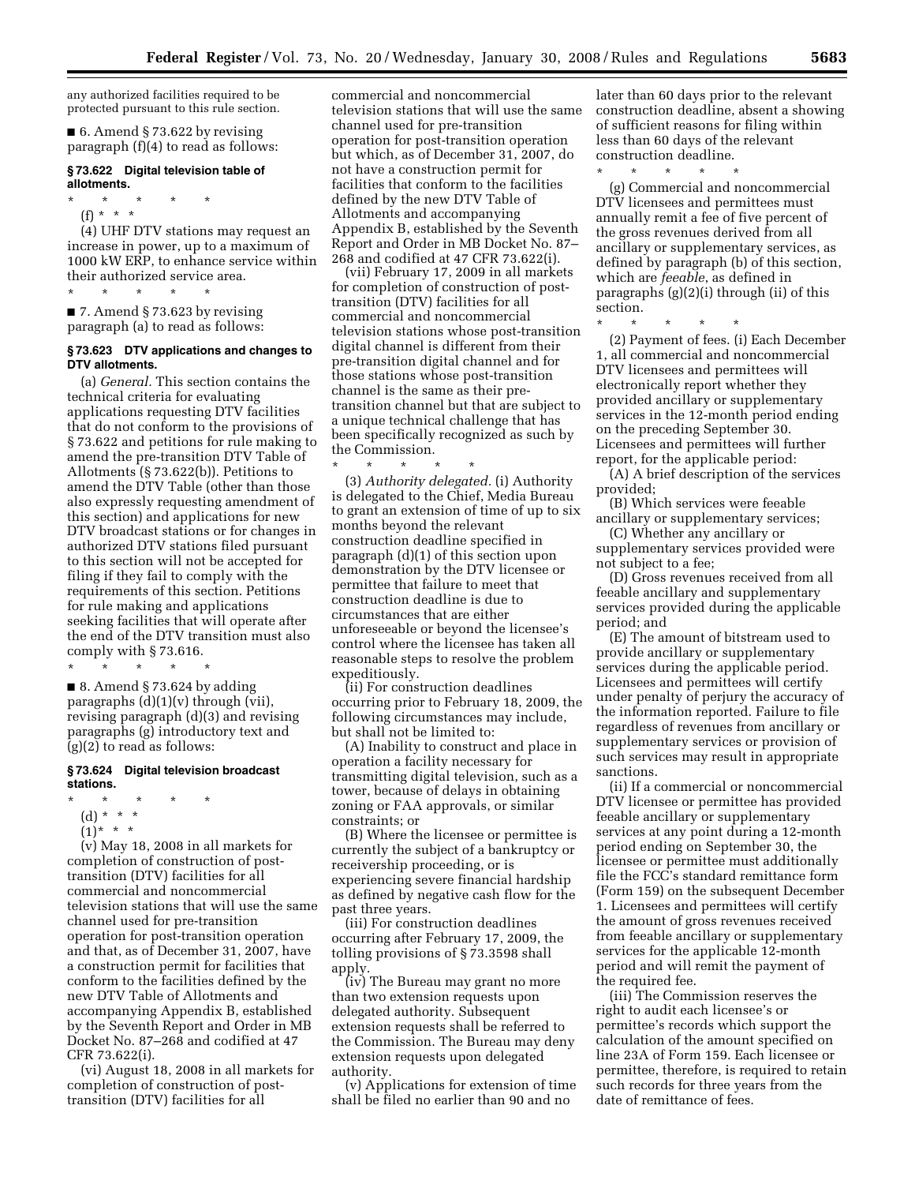any authorized facilities required to be protected pursuant to this rule section.

■ 6. Amend § 73.622 by revising paragraph (f)(4) to read as follows:

#### § 73.622 Digital television table of allotments.

\* \* \* \* \*

(f) \* \* \*

(4) UHF DTV stations may request an increase in power, up to a maximum of 1000 kW ERP, to enhance service within their authorized service area.

\* \* \* \* \*

■ 7. Amend § 73.623 by revising paragraph (a) to read as follows:

#### § 73.623 DTV applications and changes to DTV allotments.

(a) *General.* This section contains the technical criteria for evaluating applications requesting DTV facilities that do not conform to the provisions of § 73.622 and petitions for rule making to amend the pre-transition DTV Table of Allotments (§ 73.622(b)). Petitions to amend the DTV Table (other than those also expressly requesting amendment of this section) and applications for new DTV broadcast stations or for changes in authorized DTV stations filed pursuant to this section will not be accepted for filing if they fail to comply with the requirements of this section. Petitions for rule making and applications seeking facilities that will operate after the end of the DTV transition must also comply with § 73.616.

\* \* \* \* \*

■ 8. Amend § 73.624 by adding paragraphs (d)(1)(v) through (vii), revising paragraph (d)(3) and revising paragraphs (g) introductory text and (g)(2) to read as follows:

#### § 73.624 Digital television broadcast stations.

\* \* \* \* \*

(d) \* \* \*

(1)\* \* \*

(v) May 18, 2008 in all markets for completion of construction of post-transition (DTV) facilities for all commercial and noncommercial television stations that will use the same channel used for pre-transition operation for post-transition operation and that, as of December 31, 2007, have a construction permit for facilities that conform to the facilities defined by the new DTV Table of Allotments and accompanying Appendix B, established by the Seventh Report and Order in MB Docket No. 87–268 and codified at 47 CFR 73.622(i).

(vi) August 18, 2008 in all markets for completion of construction of post-transition (DTV) facilities for all commercial and noncommercial television stations that will use the same channel used for pre-transition operation for post-transition operation but which, as of December 31, 2007, do not have a construction permit for facilities that conform to the facilities defined by the new DTV Table of Allotments and accompanying Appendix B, established by the Seventh Report and Order in MB Docket No. 87–268 and codified at 47 CFR 73.622(i).

(vii) February 17, 2009 in all markets for completion of construction of post-transition (DTV) facilities for all commercial and noncommercial television stations whose post-transition digital channel is different from their pre-transition digital channel and for those stations whose post-transition channel is the same as their pre-transition channel but that are subject to a unique technical challenge that has been specifically recognized as such by the Commission.

\* \* \* \* \*

(3) *Authority delegated.* (i) Authority is delegated to the Chief, Media Bureau to grant an extension of time of up to six months beyond the relevant construction deadline specified in paragraph (d)(1) of this section upon demonstration by the DTV licensee or permittee that failure to meet that construction deadline is due to circumstances that are either unforeseeable or beyond the licensee's control where the licensee has taken all reasonable steps to resolve the problem expeditiously.

(ii) For construction deadlines occurring prior to February 18, 2009, the following circumstances may include, but shall not be limited to:

(A) Inability to construct and place in operation a facility necessary for transmitting digital television, such as a tower, because of delays in obtaining zoning or FAA approvals, or similar constraints; or

(B) Where the licensee or permittee is currently the subject of a bankruptcy or receivership proceeding, or is experiencing severe financial hardship as defined by negative cash flow for the past three years.

(iii) For construction deadlines occurring after February 17, 2009, the tolling provisions of § 73.3598 shall apply.

(iv) The Bureau may grant no more than two extension requests upon delegated authority. Subsequent extension requests shall be referred to the Commission. The Bureau may deny extension requests upon delegated authority.

(v) Applications for extension of time shall be filed no earlier than 90 and no later than 60 days prior to the relevant construction deadline, absent a showing of sufficient reasons for filing within less than 60 days of the relevant construction deadline.

\* \* \* \* \*

(g) Commercial and noncommercial DTV licensees and permittees must annually remit a fee of five percent of the gross revenues derived from all ancillary or supplementary services, as defined by paragraph (b) of this section, which are *feeable*, as defined in paragraphs (g)(2)(i) through (ii) of this section.

\* \* \* \* \*

(2) Payment of fees. (i) Each December 1, all commercial and noncommercial DTV licensees and permittees will electronically report whether they provided ancillary or supplementary services in the 12-month period ending on the preceding September 30. Licensees and permittees will further report, for the applicable period:

(A) A brief description of the services provided;

(B) Which services were feeable ancillary or supplementary services;

(C) Whether any ancillary or supplementary services provided were not subject to a fee;

(D) Gross revenues received from all feeable ancillary and supplementary services provided during the applicable period; and

(E) The amount of bitstream used to provide ancillary or supplementary services during the applicable period. Licensees and permittees will certify under penalty of perjury the accuracy of the information reported. Failure to file regardless of revenues from ancillary or supplementary services or provision of such services may result in appropriate sanctions.

(ii) If a commercial or noncommercial DTV licensee or permittee has provided feeable ancillary or supplementary services at any point during a 12-month period ending on September 30, the licensee or permittee must additionally file the FCC's standard remittance form (Form 159) on the subsequent December 1. Licensees and permittees will certify the amount of gross revenues received from feeable ancillary or supplementary services for the applicable 12-month period and will remit the payment of the required fee.

(iii) The Commission reserves the right to audit each licensee's or permittee's records which support the calculation of the amount specified on line 23A of Form 159. Each licensee or permittee, therefore, is required to retain such records for three years from the date of remittance of fees.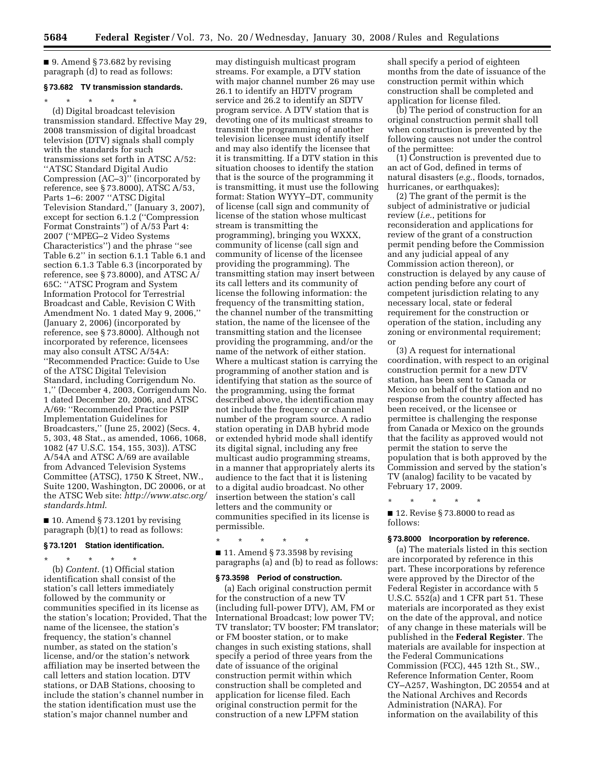■ 9. Amend § 73.682 by revising paragraph (d) to read as follows:

### § 73.682 TV transmission standards.

\* \* \* \* \*

(d) Digital broadcast television transmission standard. Effective May 29, 2008 transmission of digital broadcast television (DTV) signals shall comply with the standards for such transmissions set forth in ATSC A/52: ''ATSC Standard Digital Audio Compression (AC–3)'' (incorporated by reference, see § 73.8000), ATSC A/53, Parts 1–6: 2007 ''ATSC Digital Television Standard,'' (January 3, 2007), except for section 6.1.2 (''Compression Format Constraints'') of A/53 Part 4: 2007 (''MPEG–2 Video Systems Characteristics'') and the phrase ''see Table 6.2'' in section 6.1.1 Table 6.1 and section 6.1.3 Table 6.3 (incorporated by reference, see § 73.8000), and ATSC A/65C: ''ATSC Program and System Information Protocol for Terrestrial Broadcast and Cable, Revision C With Amendment No. 1 dated May 9, 2006,'' (January 2, 2006) (incorporated by reference, see § 73.8000). Although not incorporated by reference, licensees may also consult ATSC A/54A: ''Recommended Practice: Guide to Use of the ATSC Digital Television Standard, including Corrigendum No. 1,'' (December 4, 2003, Corrigendum No. 1 dated December 20, 2006, and ATSC A/69: ''Recommended Practice PSIP Implementation Guidelines for Broadcasters,'' (June 25, 2002) (Secs. 4, 5, 303, 48 Stat., as amended, 1066, 1068, 1082 (47 U.S.C. 154, 155, 303)). ATSC A/54A and ATSC A/69 are available from Advanced Television Systems Committee (ATSC), 1750 K Street, NW., Suite 1200, Washington, DC 20006, or at the ATSC Web site: *http://www.atsc.org/standards.html*.

■ 10. Amend § 73.1201 by revising paragraph (b)(1) to read as follows:

### § 73.1201 Station identification.

\* \* \* \* \*

(b) *Content.* (1) Official station identification shall consist of the station's call letters immediately followed by the community or communities specified in its license as the station's location; Provided, That the name of the licensee, the station's frequency, the station's channel number, as stated on the station's license, and/or the station's network affiliation may be inserted between the call letters and station location. DTV stations, or DAB Stations, choosing to include the station's channel number in the station identification must use the station's major channel number and may distinguish multicast program streams. For example, a DTV station with major channel number 26 may use 26.1 to identify an HDTV program service and 26.2 to identify an SDTV program service. A DTV station that is devoting one of its multicast streams to transmit the programming of another television licensee must identify itself and may also identify the licensee that it is transmitting. If a DTV station in this situation chooses to identify the station that is the source of the programming it is transmitting, it must use the following format: Station WYYY–DT, community of license (call sign and community of license of the station whose multicast stream is transmitting the programming), bringing you WXXX, community of license (call sign and community of license of the licensee providing the programming). The transmitting station may insert between its call letters and its community of license the following information: the frequency of the transmitting station, the channel number of the transmitting station, the name of the licensee of the transmitting station and the licensee providing the programming, and/or the name of the network of either station. Where a multicast station is carrying the programming of another station and is identifying that station as the source of the programming, using the format described above, the identification may not include the frequency or channel number of the program source. A radio station operating in DAB hybrid mode or extended hybrid mode shall identify its digital signal, including any free multicast audio programming streams, in a manner that appropriately alerts its audience to the fact that it is listening to a digital audio broadcast. No other insertion between the station's call letters and the community or communities specified in its license is permissible.

\* \* \* \* \*

■ 11. Amend § 73.3598 by revising paragraphs (a) and (b) to read as follows:

### § 73.3598 Period of construction.

(a) Each original construction permit for the construction of a new TV (including full-power DTV), AM, FM or International Broadcast; low power TV; TV translator; TV booster; FM translator; or FM booster station, or to make changes in such existing stations, shall specify a period of three years from the date of issuance of the original construction permit within which construction shall be completed and application for license filed. Each original construction permit for the construction of a new LPFM station shall specify a period of eighteen months from the date of issuance of the construction permit within which construction shall be completed and application for license filed.

(b) The period of construction for an original construction permit shall toll when construction is prevented by the following causes not under the control of the permittee:

(1) Construction is prevented due to an act of God, defined in terms of natural disasters (*e.g.*, floods, tornados, hurricanes, or earthquakes);

(2) The grant of the permit is the subject of administrative or judicial review (*i.e.*, petitions for reconsideration and applications for review of the grant of a construction permit pending before the Commission and any judicial appeal of any Commission action thereon), or construction is delayed by any cause of action pending before any court of competent jurisdiction relating to any necessary local, state or federal requirement for the construction or operation of the station, including any zoning or environmental requirement; or

(3) A request for international coordination, with respect to an original construction permit for a new DTV station, has been sent to Canada or Mexico on behalf of the station and no response from the country affected has been received, or the licensee or permittee is challenging the response from Canada or Mexico on the grounds that the facility as approved would not permit the station to serve the population that is both approved by the Commission and served by the station's TV (analog) facility to be vacated by February 17, 2009.

\* \* \* \* \*

■ 12. Revise § 73.8000 to read as follows:

### § 73.8000 Incorporation by reference.

(a) The materials listed in this section are incorporated by reference in this part. These incorporations by reference were approved by the Director of the Federal Register in accordance with 5 U.S.C. 552(a) and 1 CFR part 51. These materials are incorporated as they exist on the date of the approval, and notice of any change in these materials will be published in the **Federal Register**. The materials are available for inspection at the Federal Communications Commission (FCC), 445 12th St., SW., Reference Information Center, Room CY–A257, Washington, DC 20554 and at the National Archives and Records Administration (NARA). For information on the availability of this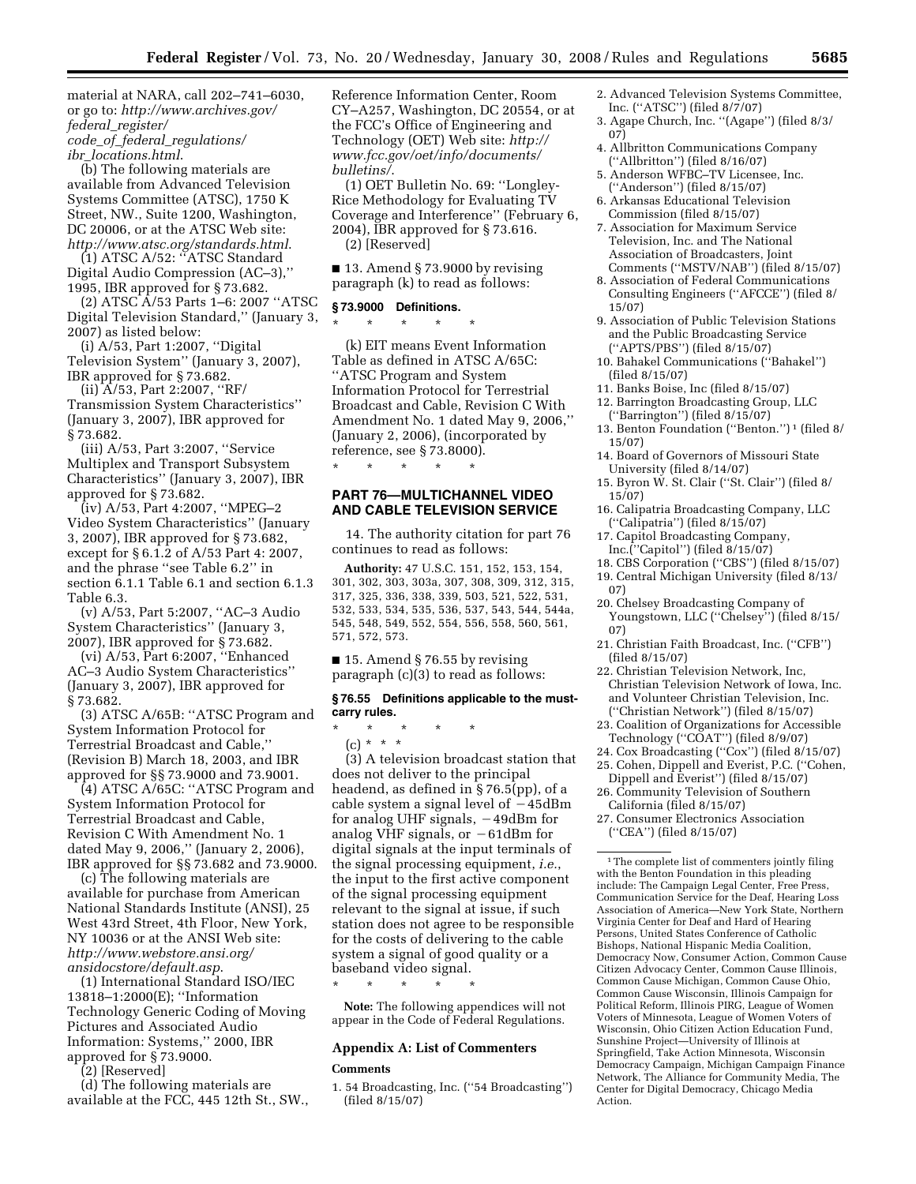material at NARA, call 202–741–6030, or go to: *http://www.archives.gov/federal_register/code_of_federal_regulations/ibr_locations.html*.

(b) The following materials are available from Advanced Television Systems Committee (ATSC), 1750 K Street, NW., Suite 1200, Washington, DC 20006, or at the ATSC Web site: *http://www.atsc.org/standards.html*.

(1) ATSC A/52: ''ATSC Standard Digital Audio Compression (AC–3),'' 1995, IBR approved for § 73.682.

(2) ATSC A/53 Parts 1–6: 2007 ''ATSC Digital Television Standard,'' (January 3, 2007) as listed below:

(i) A/53, Part 1:2007, ''Digital Television System'' (January 3, 2007), IBR approved for § 73.682.

(ii) A/53, Part 2:2007, ''RF/Transmission System Characteristics'' (January 3, 2007), IBR approved for § 73.682.

(iii) A/53, Part 3:2007, ''Service Multiplex and Transport Subsystem Characteristics'' (January 3, 2007), IBR approved for § 73.682.

(iv) A/53, Part 4:2007, ''MPEG–2 Video System Characteristics'' (January 3, 2007), IBR approved for § 73.682, except for § 6.1.2 of A/53 Part 4: 2007, and the phrase ''see Table 6.2'' in section 6.1.1 Table 6.1 and section 6.1.3 Table 6.3.

(v) A/53, Part 5:2007, ''AC–3 Audio System Characteristics'' (January 3, 2007), IBR approved for § 73.682.

(vi) A/53, Part 6:2007, ''Enhanced AC–3 Audio System Characteristics'' (January 3, 2007), IBR approved for § 73.682.

(3) ATSC A/65B: ''ATSC Program and System Information Protocol for Terrestrial Broadcast and Cable,'' (Revision B) March 18, 2003, and IBR approved for §§ 73.9000 and 73.9001.

(4) ATSC A/65C: ''ATSC Program and System Information Protocol for Terrestrial Broadcast and Cable, Revision C With Amendment No. 1 dated May 9, 2006,'' (January 2, 2006), IBR approved for §§ 73.682 and 73.9000.

(c) The following materials are available for purchase from American National Standards Institute (ANSI), 25 West 43rd Street, 4th Floor, New York, NY 10036 or at the ANSI Web site: *http://www.webstore.ansi.org/ansidocstore/default.asp*.

(1) International Standard ISO/IEC 13818–1:2000(E); ''Information Technology Generic Coding of Moving Pictures and Associated Audio Information: Systems,'' 2000, IBR approved for § 73.9000.

(2) [Reserved]

(d) The following materials are available at the FCC, 445 12th St., SW., Reference Information Center, Room CY–A257, Washington, DC 20554, or at the FCC's Office of Engineering and Technology (OET) Web site: *http://www.fcc.gov/oet/info/documents/bulletins/*.

(1) OET Bulletin No. 69: ''Longley-Rice Methodology for Evaluating TV Coverage and Interference'' (February 6, 2004), IBR approved for § 73.616.

(2) [Reserved]

■ 13. Amend § 73.9000 by revising paragraph (k) to read as follows:

**§ 73.9000 Definitions.**

\* \* \* \* \*

(k) EIT means Event Information Table as defined in ATSC A/65C: ''ATSC Program and System Information Protocol for Terrestrial Broadcast and Cable, Revision C With Amendment No. 1 dated May 9, 2006,'' (January 2, 2006), (incorporated by reference, see § 73.8000).

\* \* \* \* \*

## PART 76—MULTICHANNEL VIDEO AND CABLE TELEVISION SERVICE

14. The authority citation for part 76 continues to read as follows:

**Authority:** 47 U.S.C. 151, 152, 153, 154, 301, 302, 303, 303a, 307, 308, 309, 312, 315, 317, 325, 336, 338, 339, 503, 521, 522, 531, 532, 533, 534, 535, 536, 537, 543, 544, 544a, 545, 548, 549, 552, 554, 556, 558, 560, 561, 571, 572, 573.

■ 15. Amend § 76.55 by revising paragraph (c)(3) to read as follows:

**§ 76.55 Definitions applicable to the must-carry rules.**

\* \* \* \* \*

(c) \* \* \*

(3) A television broadcast station that does not deliver to the principal headend, as defined in § 76.5(pp), of a cable system a signal level of −45dBm for analog UHF signals, −49dBm for analog VHF signals, or −61dBm for digital signals at the input terminals of the signal processing equipment, *i.e.*, the input to the first active component of the signal processing equipment relevant to the signal at issue, if such station does not agree to be responsible for the costs of delivering to the cable system a signal of good quality or a baseband video signal.

\* \* \* \* \*

**Note:** The following appendices will not appear in the Code of Federal Regulations.

### Appendix A: List of Commenters

**Comments**

1. 54 Broadcasting, Inc. (''54 Broadcasting'') (filed 8/15/07)
2. Advanced Television Systems Committee, Inc. (''ATSC'') (filed 8/7/07)
3. Agape Church, Inc. ''(Agape'') (filed 8/3/07)
4. Allbritton Communications Company (''Allbritton'') (filed 8/16/07)
5. Anderson WFBC–TV Licensee, Inc. (''Anderson'') (filed 8/15/07)
6. Arkansas Educational Television Commission (filed 8/15/07)
7. Association for Maximum Service Television, Inc. and The National Association of Broadcasters, Joint Comments (''MSTV/NAB'') (filed 8/15/07)
8. Association of Federal Communications Consulting Engineers (''AFCCE'') (filed 8/15/07)
9. Association of Public Television Stations and the Public Broadcasting Service (''APTS/PBS'') (filed 8/15/07)
10. Bahakel Communications (''Bahakel'') (filed 8/15/07)
11. Banks Boise, Inc (filed 8/15/07)
12. Barrington Broadcasting Group, LLC (''Barrington'') (filed 8/15/07)
13. Benton Foundation (''Benton.'') [1] (filed 8/15/07)
14. Board of Governors of Missouri State University (filed 8/14/07)
15. Byron W. St. Clair (''St. Clair'') (filed 8/15/07)
16. Calipatria Broadcasting Company, LLC (''Calipatria'') (filed 8/15/07)
17. Capitol Broadcasting Company, Inc.(''Capitol'') (filed 8/15/07)
18. CBS Corporation (''CBS'') (filed 8/15/07)
19. Central Michigan University (filed 8/13/07)
20. Chelsey Broadcasting Company of Youngstown, LLC (''Chelsey'') (filed 8/15/07)
21. Christian Faith Broadcast, Inc. (''CFB'') (filed 8/15/07)
22. Christian Television Network, Inc, Christian Television Network of Iowa, Inc. and Volunteer Christian Television, Inc. (''Christian Network'') (filed 8/15/07)
23. Coalition of Organizations for Accessible Technology (''COAT'') (filed 8/9/07)
24. Cox Broadcasting (''Cox'') (filed 8/15/07)
25. Cohen, Dippell and Everist, P.C. (''Cohen, Dippell and Everist'') (filed 8/15/07)
26. Community Television of Southern California (filed 8/15/07)
27. Consumer Electronics Association (''CEA'') (filed 8/15/07)

[1] The complete list of commenters jointly filing with the Benton Foundation in this pleading include: The Campaign Legal Center, Free Press, Communication Service for the Deaf, Hearing Loss Association of America—New York State, Northern Virginia Center for Deaf and Hard of Hearing Persons, United States Conference of Catholic Bishops, National Hispanic Media Coalition, Democracy Now, Consumer Action, Common Cause Citizen Advocacy Center, Common Cause Illinois, Common Cause Michigan, Common Cause Ohio, Common Cause Wisconsin, Illinois Campaign for Political Reform, Illinois PIRG, League of Women Voters of Minnesota, League of Women Voters of Wisconsin, Ohio Citizen Action Education Fund, Sunshine Project—University of Illinois at Springfield, Take Action Minnesota, Wisconsin Democracy Campaign, Michigan Campaign Finance Network, The Alliance for Community Media, The Center for Digital Democracy, Chicago Media Action.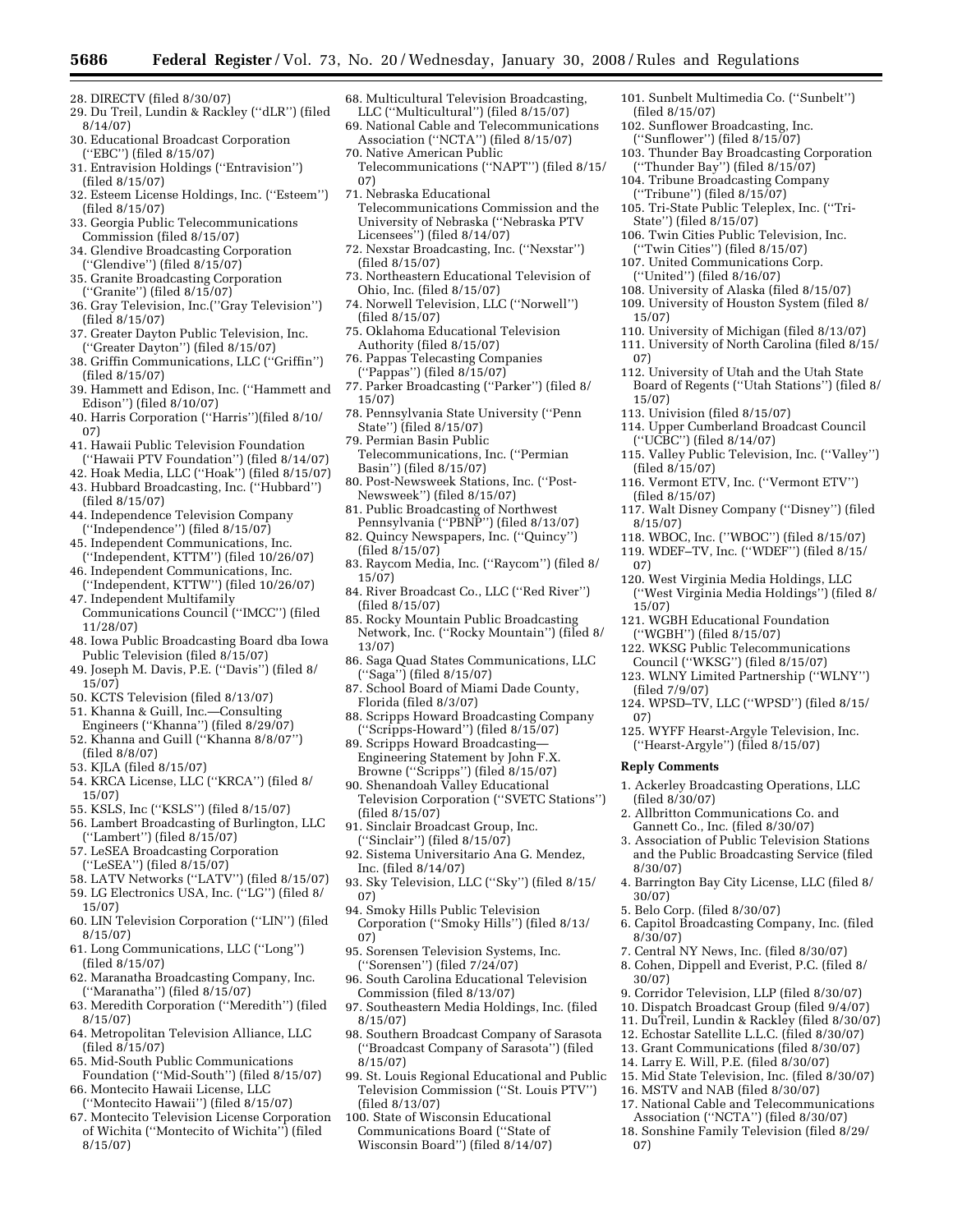28. DIRECTV (filed 8/30/07)
29. Du Treil, Lundin & Rackley (''dLR'') (filed 8/14/07)
30. Educational Broadcast Corporation (''EBC'') (filed 8/15/07)
31. Entravision Holdings (''Entravision'') (filed 8/15/07)
32. Esteem License Holdings, Inc. (''Esteem'') (filed 8/15/07)
33. Georgia Public Telecommunications Commission (filed 8/15/07)
34. Glendive Broadcasting Corporation (''Glendive'') (filed 8/15/07)
35. Granite Broadcasting Corporation (''Granite'') (filed 8/15/07)
36. Gray Television, Inc.(''Gray Television'') (filed 8/15/07)
37. Greater Dayton Public Television, Inc. (''Greater Dayton'') (filed 8/15/07)
38. Griffin Communications, LLC (''Griffin'') (filed 8/15/07)
39. Hammett and Edison, Inc. (''Hammett and Edison'') (filed 8/10/07)
40. Harris Corporation (''Harris'')(filed 8/10/07)
41. Hawaii Public Television Foundation (''Hawaii PTV Foundation'') (filed 8/14/07)
42. Hoak Media, LLC (''Hoak'') (filed 8/15/07)
43. Hubbard Broadcasting, Inc. (''Hubbard'') (filed 8/15/07)
44. Independence Television Company (''Independence'') (filed 8/15/07)
45. Independent Communications, Inc. (''Independent, KTTM'') (filed 10/26/07)
46. Independent Communications, Inc. (''Independent, KTTW'') (filed 10/26/07)
47. Independent Multifamily Communications Council (''IMCC'') (filed 11/28/07)
48. Iowa Public Broadcasting Board dba Iowa Public Television (filed 8/15/07)
49. Joseph M. Davis, P.E. (''Davis'') (filed 8/15/07)
50. KCTS Television (filed 8/13/07)
51. Khanna & Guill, Inc.—Consulting Engineers (''Khanna'') (filed 8/29/07)
52. Khanna and Guill (''Khanna 8/8/07'') (filed 8/8/07)
53. KJLA (filed 8/15/07)
54. KRCA License, LLC (''KRCA'') (filed 8/15/07)
55. KSLS, Inc (''KSLS'') (filed 8/15/07)
56. Lambert Broadcasting of Burlington, LLC (''Lambert'') (filed 8/15/07)
57. LeSEA Broadcasting Corporation (''LeSEA'') (filed 8/15/07)
58. LATV Networks (''LATV'') (filed 8/15/07)
59. LG Electronics USA, Inc. (''LG'') (filed 8/15/07)
60. LIN Television Corporation (''LIN'') (filed 8/15/07)
61. Long Communications, LLC (''Long'') (filed 8/15/07)
62. Maranatha Broadcasting Company, Inc. (''Maranatha'') (filed 8/15/07)
63. Meredith Corporation (''Meredith'') (filed 8/15/07)
64. Metropolitan Television Alliance, LLC (filed 8/15/07)
65. Mid-South Public Communications Foundation (''Mid-South'') (filed 8/15/07)
66. Montecito Hawaii License, LLC (''Montecito Hawaii'') (filed 8/15/07)
67. Montecito Television License Corporation of Wichita (''Montecito of Wichita'') (filed 8/15/07)
68. Multicultural Television Broadcasting, LLC (''Multicultural'') (filed 8/15/07)
69. National Cable and Telecommunications Association (''NCTA'') (filed 8/15/07)
70. Native American Public Telecommunications (''NAPT'') (filed 8/15/07)
71. Nebraska Educational Telecommunications Commission and the University of Nebraska (''Nebraska PTV Licensees'') (filed 8/14/07)
72. Nexstar Broadcasting, Inc. (''Nexstar'') (filed 8/15/07)
73. Northeastern Educational Television of Ohio, Inc. (filed 8/15/07)
74. Norwell Television, LLC (''Norwell'') (filed 8/15/07)
75. Oklahoma Educational Television Authority (filed 8/15/07)
76. Pappas Telecasting Companies (''Pappas'') (filed 8/15/07)
77. Parker Broadcasting (''Parker'') (filed 8/15/07)
78. Pennsylvania State University (''Penn State'') (filed 8/15/07)
79. Permian Basin Public Telecommunications, Inc. (''Permian Basin'') (filed 8/15/07)
80. Post-Newsweek Stations, Inc. (''Post-Newsweek'') (filed 8/15/07)
81. Public Broadcasting of Northwest Pennsylvania (''PBNP'') (filed 8/13/07)
82. Quincy Newspapers, Inc. (''Quincy'') (filed 8/15/07)
83. Raycom Media, Inc. (''Raycom'') (filed 8/15/07)
84. River Broadcast Co., LLC (''Red River'') (filed 8/15/07)
85. Rocky Mountain Public Broadcasting Network, Inc. (''Rocky Mountain'') (filed 8/13/07)
86. Saga Quad States Communications, LLC (''Saga'') (filed 8/15/07)
87. School Board of Miami Dade County, Florida (filed 8/3/07)
88. Scripps Howard Broadcasting Company (''Scripps-Howard'') (filed 8/15/07)
89. Scripps Howard Broadcasting— Engineering Statement by John F.X. Browne (''Scripps'') (filed 8/15/07)
90. Shenandoah Valley Educational Television Corporation (''SVETC Stations'') (filed 8/15/07)
91. Sinclair Broadcast Group, Inc. (''Sinclair'') (filed 8/15/07)
92. Sistema Universitario Ana G. Mendez, Inc. (filed 8/14/07)
93. Sky Television, LLC (''Sky'') (filed 8/15/07)
94. Smoky Hills Public Television Corporation (''Smoky Hills'') (filed 8/13/07)
95. Sorensen Television Systems, Inc. (''Sorensen'') (filed 7/24/07)
96. South Carolina Educational Television Commission (filed 8/13/07)
97. Southeastern Media Holdings, Inc. (filed 8/15/07)
98. Southern Broadcast Company of Sarasota (''Broadcast Company of Sarasota'') (filed 8/15/07)
99. St. Louis Regional Educational and Public Television Commission (''St. Louis PTV'') (filed 8/13/07)
100. State of Wisconsin Educational Communications Board (''State of Wisconsin Board'') (filed 8/14/07)
101. Sunbelt Multimedia Co. (''Sunbelt'') (filed 8/15/07)
102. Sunflower Broadcasting, Inc. (''Sunflower'') (filed 8/15/07)
103. Thunder Bay Broadcasting Corporation (''Thunder Bay'') (filed 8/15/07)
104. Tribune Broadcasting Company (''Tribune'') (filed 8/15/07)
105. Tri-State Public Teleplex, Inc. (''Tri-State'') (filed 8/15/07)
106. Twin Cities Public Television, Inc. (''Twin Cities'') (filed 8/15/07)
107. United Communications Corp. (''United'') (filed 8/16/07)
108. University of Alaska (filed 8/15/07)
109. University of Houston System (filed 8/15/07)
110. University of Michigan (filed 8/13/07)
111. University of North Carolina (filed 8/15/07)
112. University of Utah and the Utah State Board of Regents (''Utah Stations'') (filed 8/15/07)
113. Univision (filed 8/15/07)
114. Upper Cumberland Broadcast Council (''UCBC'') (filed 8/14/07)
115. Valley Public Television, Inc. (''Valley'') (filed 8/15/07)
116. Vermont ETV, Inc. (''Vermont ETV'') (filed 8/15/07)
117. Walt Disney Company (''Disney'') (filed 8/15/07)
118. WBOC, Inc. (''WBOC'') (filed 8/15/07)
119. WDEF–TV, Inc. (''WDEF'') (filed 8/15/07)
120. West Virginia Media Holdings, LLC (''West Virginia Media Holdings'') (filed 8/15/07)
121. WGBH Educational Foundation (''WGBH'') (filed 8/15/07)
122. WKSG Public Telecommunications Council (''WKSG'') (filed 8/15/07)
123. WLNY Limited Partnership (''WLNY'') (filed 7/9/07)
124. WPSD–TV, LLC (''WPSD'') (filed 8/15/07)
125. WYFF Hearst-Argyle Television, Inc. (''Hearst-Argyle'') (filed 8/15/07)

**Reply Comments**

1. Ackerley Broadcasting Operations, LLC (filed 8/30/07)
2. Allbritton Communications Co. and Gannett Co., Inc. (filed 8/30/07)
3. Association of Public Television Stations and the Public Broadcasting Service (filed 8/30/07)
4. Barrington Bay City License, LLC (filed 8/30/07)
5. Belo Corp. (filed 8/30/07)
6. Capitol Broadcasting Company, Inc. (filed 8/30/07)
7. Central NY News, Inc. (filed 8/30/07)
8. Cohen, Dippell and Everist, P.C. (filed 8/30/07)
9. Corridor Television, LLP (filed 8/30/07)
10. Dispatch Broadcast Group (filed 9/4/07)
11. DuTreil, Lundin & Rackley (filed 8/30/07)
12. Echostar Satellite L.L.C. (filed 8/30/07)
13. Grant Communications (filed 8/30/07)
14. Larry E. Will, P.E. (filed 8/30/07)
15. Mid State Television, Inc. (filed 8/30/07)
16. MSTV and NAB (filed 8/30/07)
17. National Cable and Telecommunications Association (''NCTA'') (filed 8/30/07)
18. Sonshine Family Television (filed 8/29/07)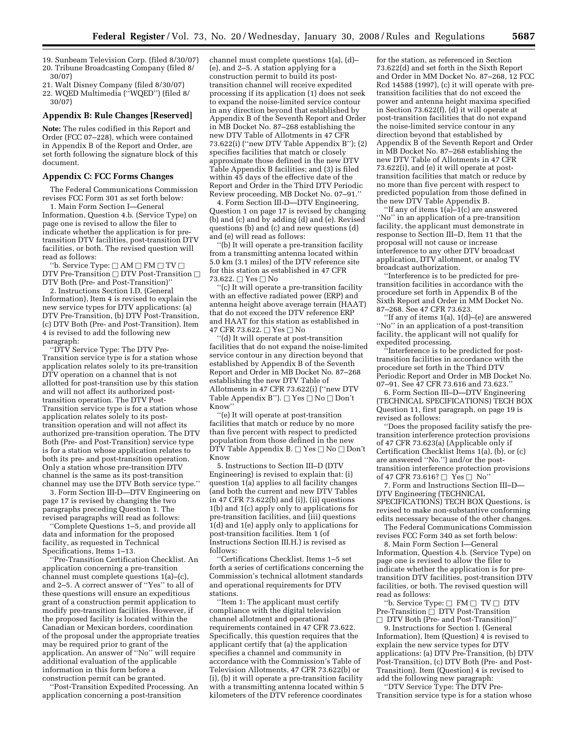19. Sunbeam Television Corp. (filed 8/30/07)
20. Tribune Broadcasting Company (filed 8/30/07)
21. Walt Disney Company (filed 8/30/07)
22. WQED Multimedia (''WQED'') (filed 8/30/07)

## Appendix B: Rule Changes [Reserved]

**Note:** The rules codified in this Report and Order (FCC 07–228), which were contained in Appendix B of the Report and Order, are set forth following the signature block of this document.

## Appendix C: FCC Forms Changes

The Federal Communications Commission revises FCC Form 301 as set forth below:

1. Main Form Section I—General Information, Question 4.b. (Service Type) on page one is revised to allow the filer to indicate whether the application is for pre-transition DTV facilities, post-transition DTV facilities, or both. The revised question will read as follows:

''b. Service Type: ☐ AM ☐ FM ☐ TV ☐ DTV Pre-Transition ☐ DTV Post-Transition ☐ DTV Both (Pre- and Post-Transition)''

2. Instructions Section I.D. (General Information), Item 4 is revised to explain the new service types for DTV applications: (a) DTV Pre-Transition, (b) DTV Post-Transition, (c) DTV Both (Pre- and Post-Transition). Item 4 is revised to add the following new paragraph:

''DTV Service Type: The DTV Pre-Transition service type is for a station whose application relates solely to its pre-transition DTV operation on a channel that is not allotted for post-transition use by this station and will not affect its authorized post-transition operation. The DTV Post-Transition service type is for a station whose application relates solely to its post-transition operation and will not affect its authorized pre-transition operation. The DTV Both (Pre- and Post-Transition) service type is for a station whose application relates to both its pre- and post-transition operation. Only a station whose pre-transition DTV channel is the same as its post-transition channel may use the DTV Both service type.''

3. Form Section III-D—DTV Engineering on page 17 is revised by changing the two paragraphs preceding Question 1. The revised paragraphs will read as follows:

''Complete Questions 1–5, and provide all data and information for the proposed facility, as requested in Technical Specifications, Items 1–13.

''Pre-Transition Certification Checklist. An application concerning a pre-transition channel must complete questions 1(a)–(c), and 2–5. A correct answer of ''Yes'' to all of these questions will ensure an expeditious grant of a construction permit application to modify pre-transition facilities. However, if the proposed facility is located within the Canadian or Mexican borders, coordination of the proposal under the appropriate treaties may be required prior to grant of the application. An answer of ''No'' will require additional evaluation of the applicable information in this form before a construction permit can be granted.

''Post-Transition Expedited Processing. An application concerning a post-transition channel must complete questions 1(a), (d)–(e), and 2–5. A station applying for a construction permit to build its post-transition channel will receive expedited processing if its application (1) does not seek to expand the noise-limited service contour in any direction beyond that established by Appendix B of the Seventh Report and Order in MB Docket No. 87–268 establishing the new DTV Table of Allotments in 47 CFR 73.622(i) (''new DTV Table Appendix B''); (2) specifies facilities that match or closely approximate those defined in the new DTV Table Appendix B facilities; and (3) is filed within 45 days of the effective date of the Report and Order in the Third DTV Periodic Review proceeding, MB Docket No. 07–91.''

4. Form Section III-D—DTV Engineering, Question 1 on page 17 is revised by changing (b) and (c) and by adding (d) and (e). Revised questions (b) and (c) and new questions (d) and (e) will read as follows:

''(b) It will operate a pre-transition facility from a transmitting antenna located within 5.0 km (3.1 miles) of the DTV reference site for this station as established in 47 CFR 73.622. ☐ Yes ☐ No

''(c) It will operate a pre-transition facility with an effective radiated power (ERP) and antenna height above average terrain (HAAT) that do not exceed the DTV reference ERP and HAAT for this station as established in 47 CFR 73.622. ☐ Yes ☐ No

''(d) It will operate at post-transition facilities that do not expand the noise-limited service contour in any direction beyond that established by Appendix B of the Seventh Report and Order in MB Docket No. 87–268 establishing the new DTV Table of Allotments in 47 CFR 73.622(i) (''new DTV Table Appendix B''). ☐ Yes ☐ No ☐ Don't Know''

''(e) It will operate at post-transition facilities that match or reduce by no more than five percent with respect to predicted population from those defined in the new DTV Table Appendix B. ☐ Yes ☐ No ☐ Don't Know

5. Instructions to Section III–D (DTV Engineering) is revised to explain that: (i) question 1(a) applies to all facility changes (and both the current and new DTV Tables in 47 CFR 73.622(b) and (i)), (ii) questions 1(b) and 1(c) apply only to applications for pre-transition facilities, and (iii) questions 1(d) and 1(e) apply only to applications for post-transition facilities. Item 1 (of Instructions Section III.H.) is revised as follows:

''Certifications Checklist. Items 1–5 set forth a series of certifications concerning the Commission's technical allotment standards and operational requirements for DTV stations.

''Item 1: The applicant must certify compliance with the digital television channel allotment and operational requirements contained in 47 CFR 73.622. Specifically, this question requires that the applicant certify that (a) the application specifies a channel and community in accordance with the Commission's Table of Television Allotments, 47 CFR 73.622(b) or (i), (b) it will operate a pre-transition facility with a transmitting antenna located within 5 kilometers of the DTV reference coordinates for the station, as referenced in Section 73.622(d) and set forth in the Sixth Report and Order in MM Docket No. 87–268, 12 FCC Rcd 14588 (1997), (c) it will operate with pre-transition facilities that do not exceed the power and antenna height maxima specified in Section 73.622(f), (d) it will operate at post-transition facilities that do not expand the noise-limited service contour in any direction beyond that established by Appendix B of the Seventh Report and Order in MB Docket No. 87–268 establishing the new DTV Table of Allotments in 47 CFR 73.622(i), and (e) it will operate at post-transition facilities that match or reduce by no more than five percent with respect to predicted population from those defined in the new DTV Table Appendix B.

''If any of items 1(a)–1(c) are answered ''No'' in an application of a pre-transition facility, the applicant must demonstrate in response to Section III–D, Item 11 that the proposal will not cause or increase interference to any other DTV broadcast application, DTV allotment, or analog TV broadcast authorization.

''Interference is to be predicted for pre-transition facilities in accordance with the procedure set forth in Appendix B of the Sixth Report and Order in MM Docket No. 87–268. See 47 CFR 73.623.

''If any of items 1(a), 1(d)–(e) are answered ''No'' in an application of a post-transition facility, the applicant will not qualify for expedited processing.

''Interference is to be predicted for post-transition facilities in accordance with the procedure set forth in the Third DTV Periodic Report and Order in MB Docket No. 07–91. See 47 CFR 73.616 and 73.623.''

6. Form Section III–D—DTV Engineering (TECHNICAL SPECIFICATIONS) TECH BOX Question 11, first paragraph, on page 19 is revised as follows:

''Does the proposed facility satisfy the pre-transition interference protection provisions of 47 CFR 73.623(a) (Applicable only if Certification Checklist Items 1(a), (b), or (c) are answered ''No.'') and/or the post-transition interference protection provisions of 47 CFR 73.616? ☐ Yes ☐ No''

7. Form and Instructions Section III–D—DTV Engineering (TECHNICAL SPECIFICATIONS) TECH BOX Questions, is revised to make non-substantive conforming edits necessary because of the other changes.

The Federal Communications Commission revises FCC Form 340 as set forth below:

8. Main Form Section I—General Information, Question 4.b. (Service Type) on page one is revised to allow the filer to indicate whether the application is for pre-transition DTV facilities, post-transition DTV facilities, or both. The revised question will read as follows:

''b. Service Type: ☐ FM ☐ TV ☐ DTV Pre-Transition ☐ DTV Post-Transition ☐ DTV Both (Pre- and Post-Transition)''

9. Instructions for Section I. (General Information), Item (Question) 4 is revised to explain the new service types for DTV applications: (a) DTV Pre-Transition, (b) DTV Post-Transition, (c) DTV Both (Pre- and Post-Transition). Item (Question) 4 is revised to add the following new paragraph:

''DTV Service Type: The DTV Pre-Transition service type is for a station whose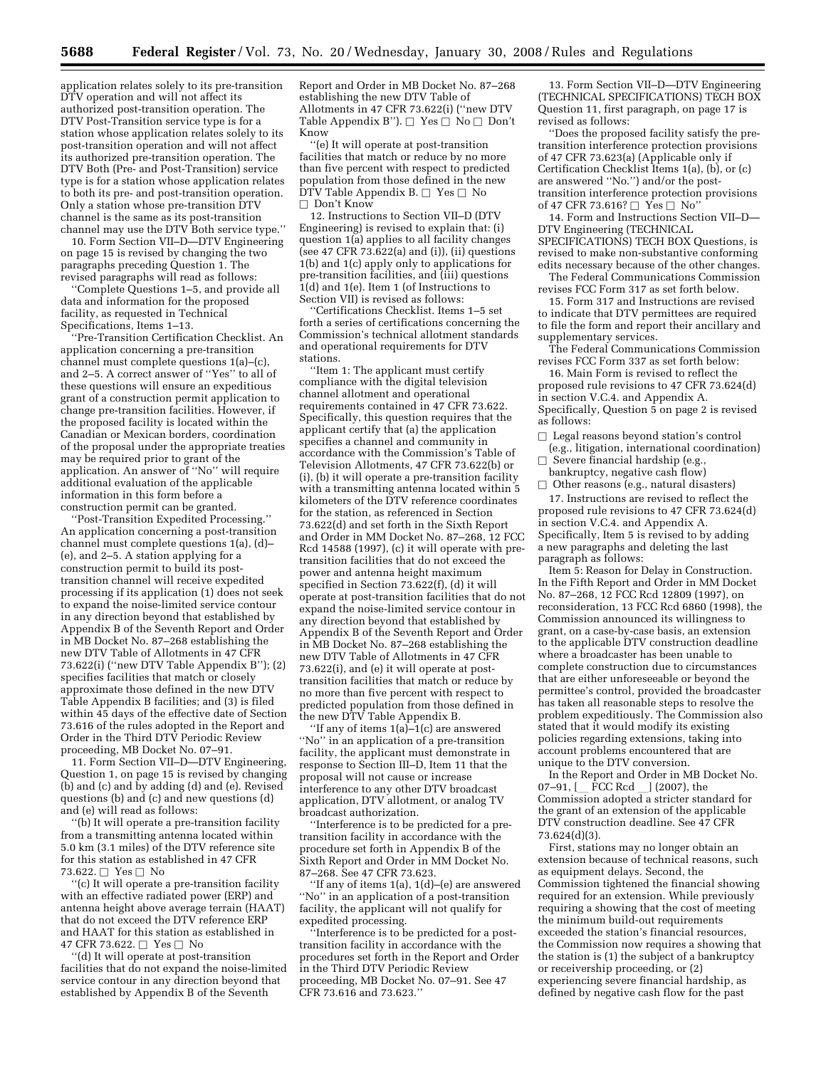application relates solely to its pre-transition DTV operation and will not affect its authorized post-transition operation. The DTV Post-Transition service type is for a station whose application relates solely to its post-transition operation and will not affect its authorized pre-transition operation. The DTV Both (Pre- and Post-Transition) service type is for a station whose application relates to both its pre- and post-transition operation. Only a station whose pre-transition DTV channel is the same as its post-transition channel may use the DTV Both service type.''

10. Form Section VII–D—DTV Engineering on page 15 is revised by changing the two paragraphs preceding Question 1. The revised paragraphs will read as follows:

''Complete Questions 1–5, and provide all data and information for the proposed facility, as requested in Technical Specifications, Items 1–13.

''Pre-Transition Certification Checklist. An application concerning a pre-transition channel must complete questions 1(a)–(c), and 2–5. A correct answer of ''Yes'' to all of these questions will ensure an expeditious grant of a construction permit application to change pre-transition facilities. However, if the proposed facility is located within the Canadian or Mexican borders, coordination of the proposal under the appropriate treaties may be required prior to grant of the application. An answer of ''No'' will require additional evaluation of the applicable information in this form before a construction permit can be granted.

''Post-Transition Expedited Processing.'' An application concerning a post-transition channel must complete questions 1(a), (d)–(e), and 2–5. A station applying for a construction permit to build its post-transition channel will receive expedited processing if its application (1) does not seek to expand the noise-limited service contour in any direction beyond that established by Appendix B of the Seventh Report and Order in MB Docket No. 87–268 establishing the new DTV Table of Allotments in 47 CFR 73.622(i) (''new DTV Table Appendix B''); (2) specifies facilities that match or closely approximate those defined in the new DTV Table Appendix B facilities; and (3) is filed within 45 days of the effective date of Section 73.616 of the rules adopted in the Report and Order in the Third DTV Periodic Review proceeding, MB Docket No. 07–91.

11. Form Section VII–D—DTV Engineering, Question 1, on page 15 is revised by changing (b) and (c) and by adding (d) and (e). Revised questions (b) and (c) and new questions (d) and (e) will read as follows:

''(b) It will operate a pre-transition facility from a transmitting antenna located within 5.0 km (3.1 miles) of the DTV reference site for this station as established in 47 CFR 73.622. ☐ Yes ☐ No

''(c) It will operate a pre-transition facility with an effective radiated power (ERP) and antenna height above average terrain (HAAT) that do not exceed the DTV reference ERP and HAAT for this station as established in 47 CFR 73.622. ☐ Yes ☐ No

''(d) It will operate at post-transition facilities that do not expand the noise-limited service contour in any direction beyond that established by Appendix B of the Seventh Report and Order in MB Docket No. 87–268 establishing the new DTV Table of Allotments in 47 CFR 73.622(i) (''new DTV Table Appendix B''). ☐ Yes ☐ No ☐ Don't Know

''(e) It will operate at post-transition facilities that match or reduce by no more than five percent with respect to predicted population from those defined in the new DTV Table Appendix B. ☐ Yes ☐ No ☐ Don't Know

12. Instructions to Section VII–D (DTV Engineering) is revised to explain that: (i) question 1(a) applies to all facility changes (see 47 CFR 73.622(a) and (i)), (ii) questions 1(b) and 1(c) apply only to applications for pre-transition facilities, and (iii) questions 1(d) and 1(e). Item 1 (of Instructions to Section VII) is revised as follows:

''Certifications Checklist. Items 1–5 set forth a series of certifications concerning the Commission's technical allotment standards and operational requirements for DTV stations.

''Item 1: The applicant must certify compliance with the digital television channel allotment and operational requirements contained in 47 CFR 73.622. Specifically, this question requires that the applicant certify that (a) the application specifies a channel and community in accordance with the Commission's Table of Television Allotments, 47 CFR 73.622(b) or (i), (b) it will operate a pre-transition facility with a transmitting antenna located within 5 kilometers of the DTV reference coordinates for the station, as referenced in Section 73.622(d) and set forth in the Sixth Report and Order in MM Docket No. 87–268, 12 FCC Rcd 14588 (1997), (c) it will operate with pre-transition facilities that do not exceed the power and antenna height maximum specified in Section 73.622(f), (d) it will operate at post-transition facilities that do not expand the noise-limited service contour in any direction beyond that established by Appendix B of the Seventh Report and Order in MB Docket No. 87–268 establishing the new DTV Table of Allotments in 47 CFR 73.622(i), and (e) it will operate at post-transition facilities that match or reduce by no more than five percent with respect to predicted population from those defined in the new DTV Table Appendix B.

''If any of items 1(a)–1(c) are answered ''No'' in an application of a pre-transition facility, the applicant must demonstrate in response to Section III–D, Item 11 that the proposal will not cause or increase interference to any other DTV broadcast application, DTV allotment, or analog TV broadcast authorization.

''Interference is to be predicted for a pre-transition facility in accordance with the procedure set forth in Appendix B of the Sixth Report and Order in MM Docket No. 87–268. See 47 CFR 73.623.

''If any of items 1(a), 1(d)–(e) are answered ''No'' in an application of a post-transition facility, the applicant will not qualify for expedited processing.

''Interference is to be predicted for a post-transition facility in accordance with the procedures set forth in the Report and Order in the Third DTV Periodic Review proceeding, MB Docket No. 07–91. See 47 CFR 73.616 and 73.623.''

13. Form Section VII–D—DTV Engineering (TECHNICAL SPECIFICATIONS) TECH BOX Question 11, first paragraph, on page 17 is revised as follows:

''Does the proposed facility satisfy the pre-transition interference protection provisions of 47 CFR 73.623(a) (Applicable only if Certification Checklist Items 1(a), (b), or (c) are answered ''No.'') and/or the post-transition interference protection provisions of 47 CFR 73.616? ☐ Yes ☐ No''

14. Form and Instructions Section VII–D—DTV Engineering (TECHNICAL SPECIFICATIONS) TECH BOX Questions, is revised to make non-substantive conforming edits necessary because of the other changes.

The Federal Communications Commission revises FCC Form 317 as set forth below.

15. Form 317 and Instructions are revised to indicate that DTV permittees are required to file the form and report their ancillary and supplementary services.

The Federal Communications Commission revises FCC Form 337 as set forth below:

16. Main Form is revised to reflect the proposed rule revisions to 47 CFR 73.624(d) in section V.C.4. and Appendix A. Specifically, Question 5 on page 2 is revised as follows:

☐ Legal reasons beyond station's control (e.g., litigation, international coordination)
☐ Severe financial hardship (e.g., bankruptcy, negative cash flow)
☐ Other reasons (e.g., natural disasters)

17. Instructions are revised to reflect the proposed rule revisions to 47 CFR 73.624(d) in section V.C.4. and Appendix A. Specifically, Item 5 is revised to by adding a new paragraphs and deleting the last paragraph as follows:

Item 5: Reason for Delay in Construction. In the Fifth Report and Order in MM Docket No. 87–268, 12 FCC Rcd 12809 (1997), on reconsideration, 13 FCC Rcd 6860 (1998), the Commission announced its willingness to grant, on a case-by-case basis, an extension to the applicable DTV construction deadline where a broadcaster has been unable to complete construction due to circumstances that are either unforeseeable or beyond the permittee's control, provided the broadcaster has taken all reasonable steps to resolve the problem expeditiously. The Commission also stated that it would modify its existing policies regarding extensions, taking into account problems encountered that are unique to the DTV conversion.

In the Report and Order in MB Docket No. 07–91, [__ FCC Rcd __] (2007), the Commission adopted a stricter standard for the grant of an extension of the applicable DTV construction deadline. See 47 CFR 73.624(d)(3).

First, stations may no longer obtain an extension because of technical reasons, such as equipment delays. Second, the Commission tightened the financial showing required for an extension. While previously requiring a showing that the cost of meeting the minimum build-out requirements exceeded the station's financial resources, the Commission now requires a showing that the station is (1) the subject of a bankruptcy or receivership proceeding, or (2) experiencing severe financial hardship, as defined by negative cash flow for the past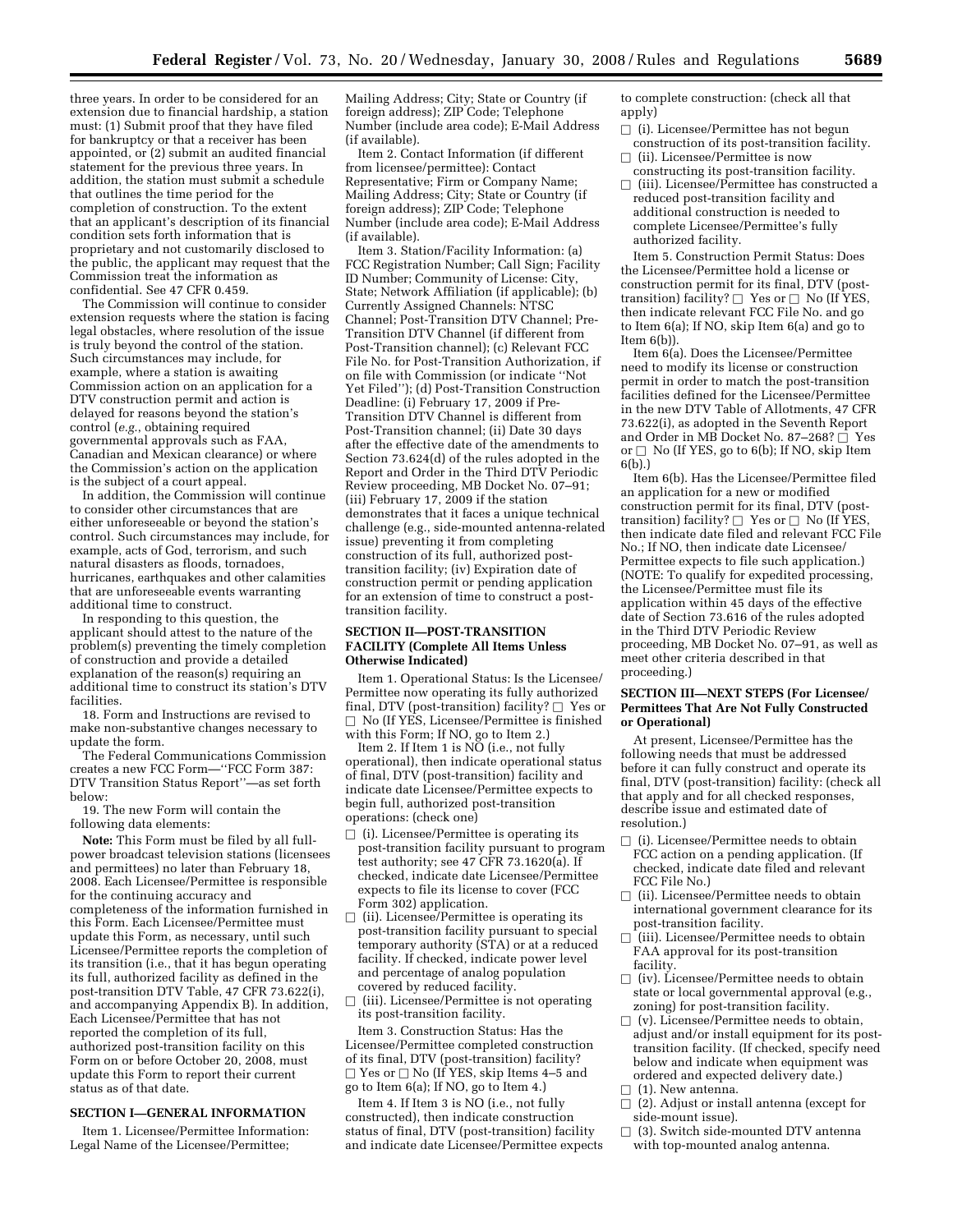three years. In order to be considered for an extension due to financial hardship, a station must: (1) Submit proof that they have filed for bankruptcy or that a receiver has been appointed, or (2) submit an audited financial statement for the previous three years. In addition, the station must submit a schedule that outlines the time period for the completion of construction. To the extent that an applicant's description of its financial condition sets forth information that is proprietary and not customarily disclosed to the public, the applicant may request that the Commission treat the information as confidential. See 47 CFR 0.459.

The Commission will continue to consider extension requests where the station is facing legal obstacles, where resolution of the issue is truly beyond the control of the station. Such circumstances may include, for example, where a station is awaiting Commission action on an application for a DTV construction permit and action is delayed for reasons beyond the station's control (*e.g.*, obtaining required governmental approvals such as FAA, Canadian and Mexican clearance) or where the Commission's action on the application is the subject of a court appeal.

In addition, the Commission will continue to consider other circumstances that are either unforeseeable or beyond the station's control. Such circumstances may include, for example, acts of God, terrorism, and such natural disasters as floods, tornadoes, hurricanes, earthquakes and other calamities that are unforeseeable events warranting additional time to construct.

In responding to this question, the applicant should attest to the nature of the problem(s) preventing the timely completion of construction and provide a detailed explanation of the reason(s) requiring an additional time to construct its station's DTV facilities.

18. Form and Instructions are revised to make non-substantive changes necessary to update the form.

The Federal Communications Commission creates a new FCC Form—''FCC Form 387: DTV Transition Status Report''—as set forth below:

19. The new Form will contain the following data elements:

**Note:** This Form must be filed by all full-power broadcast television stations (licensees and permittees) no later than February 18, 2008. Each Licensee/Permittee is responsible for the continuing accuracy and completeness of the information furnished in this Form. Each Licensee/Permittee must update this Form, as necessary, until such Licensee/Permittee reports the completion of its transition (i.e., that it has begun operating its full, authorized facility as defined in the post-transition DTV Table, 47 CFR 73.622(i), and accompanying Appendix B). In addition, Each Licensee/Permittee that has not reported the completion of its full, authorized post-transition facility on this Form on or before October 20, 2008, must update this Form to report their current status as of that date.

### SECTION I—GENERAL INFORMATION

Item 1. Licensee/Permittee Information: Legal Name of the Licensee/Permittee; Mailing Address; City; State or Country (if foreign address); ZIP Code; Telephone Number (include area code); E-Mail Address (if available).

Item 2. Contact Information (if different from licensee/permittee): Contact Representative; Firm or Company Name; Mailing Address; City; State or Country (if foreign address); ZIP Code; Telephone Number (include area code); E-Mail Address (if available).

Item 3. Station/Facility Information: (a) FCC Registration Number; Call Sign; Facility ID Number; Community of License: City, State; Network Affiliation (if applicable); (b) Currently Assigned Channels: NTSC Channel; Post-Transition DTV Channel; Pre-Transition DTV Channel (if different from Post-Transition channel); (c) Relevant FCC File No. for Post-Transition Authorization, if on file with Commission (or indicate ''Not Yet Filed''); (d) Post-Transition Construction Deadline: (i) February 17, 2009 if Pre-Transition DTV Channel is different from Post-Transition channel; (ii) Date 30 days after the effective date of the amendments to Section 73.624(d) of the rules adopted in the Report and Order in the Third DTV Periodic Review proceeding, MB Docket No. 07–91; (iii) February 17, 2009 if the station demonstrates that it faces a unique technical challenge (e.g., side-mounted antenna-related issue) preventing it from completing construction of its full, authorized post-transition facility; (iv) Expiration date of construction permit or pending application for an extension of time to construct a post-transition facility.

### SECTION II—POST-TRANSITION FACILITY (Complete All Items Unless Otherwise Indicated)

Item 1. Operational Status: Is the Licensee/Permittee now operating its fully authorized final, DTV (post-transition) facility? ☐ Yes or ☐ No (If YES, Licensee/Permittee is finished with this Form; If NO, go to Item 2.)

Item 2. If Item 1 is NO (i.e., not fully operational), then indicate operational status of final, DTV (post-transition) facility and indicate date Licensee/Permittee expects to begin full, authorized post-transition operations: (check one)

☐ (i). Licensee/Permittee is operating its post-transition facility pursuant to program test authority; see 47 CFR 73.1620(a). If checked, indicate date Licensee/Permittee expects to file its license to cover (FCC Form 302) application.

☐ (ii). Licensee/Permittee is operating its post-transition facility pursuant to special temporary authority (STA) or at a reduced facility. If checked, indicate power level and percentage of analog population covered by reduced facility.

☐ (iii). Licensee/Permittee is not operating its post-transition facility.

Item 3. Construction Status: Has the Licensee/Permittee completed construction of its final, DTV (post-transition) facility? ☐ Yes or ☐ No (If YES, skip Items 4–5 and go to Item 6(a); If NO, go to Item 4.)

Item 4. If Item 3 is NO (i.e., not fully constructed), then indicate construction status of final, DTV (post-transition) facility and indicate date Licensee/Permittee expects to complete construction: (check all that apply)

☐ (i). Licensee/Permittee has not begun construction of its post-transition facility.

☐ (ii). Licensee/Permittee is now constructing its post-transition facility.

☐ (iii). Licensee/Permittee has constructed a reduced post-transition facility and additional construction is needed to complete Licensee/Permittee's fully authorized facility.

Item 5. Construction Permit Status: Does the Licensee/Permittee hold a license or construction permit for its final, DTV (post-transition) facility? ☐ Yes or ☐ No (If YES, then indicate relevant FCC File No. and go to Item 6(a); If NO, skip Item 6(a) and go to Item 6(b)).

Item 6(a). Does the Licensee/Permittee need to modify its license or construction permit in order to match the post-transition facilities defined for the Licensee/Permittee in the new DTV Table of Allotments, 47 CFR 73.622(i), as adopted in the Seventh Report and Order in MB Docket No. 87–268? ☐ Yes or ☐ No (If YES, go to 6(b); If NO, skip Item 6(b).)

Item 6(b). Has the Licensee/Permittee filed an application for a new or modified construction permit for its final, DTV (post-transition) facility? ☐ Yes or ☐ No (If YES, then indicate date filed and relevant FCC File No.; If NO, then indicate date Licensee/Permittee expects to file such application.) (NOTE: To qualify for expedited processing, the Licensee/Permittee must file its application within 45 days of the effective date of Section 73.616 of the rules adopted in the Third DTV Periodic Review proceeding, MB Docket No. 07–91, as well as meet other criteria described in that proceeding.)

### SECTION III—NEXT STEPS (For Licensee/Permittees That Are Not Fully Constructed or Operational)

At present, Licensee/Permittee has the following needs that must be addressed before it can fully construct and operate its final, DTV (post-transition) facility: (check all that apply and for all checked responses, describe issue and estimated date of resolution.)

☐ (i). Licensee/Permittee needs to obtain FCC action on a pending application. (If checked, indicate date filed and relevant FCC File No.)

☐ (ii). Licensee/Permittee needs to obtain international government clearance for its post-transition facility.

☐ (iii). Licensee/Permittee needs to obtain FAA approval for its post-transition facility.

☐ (iv). Licensee/Permittee needs to obtain state or local governmental approval (e.g., zoning) for post-transition facility.

☐ (v). Licensee/Permittee needs to obtain, adjust and/or install equipment for its post-transition facility. (If checked, specify need below and indicate when equipment was ordered and expected delivery date.)

☐ (1). New antenna.

☐ (2). Adjust or install antenna (except for side-mount issue).

☐ (3). Switch side-mounted DTV antenna with top-mounted analog antenna.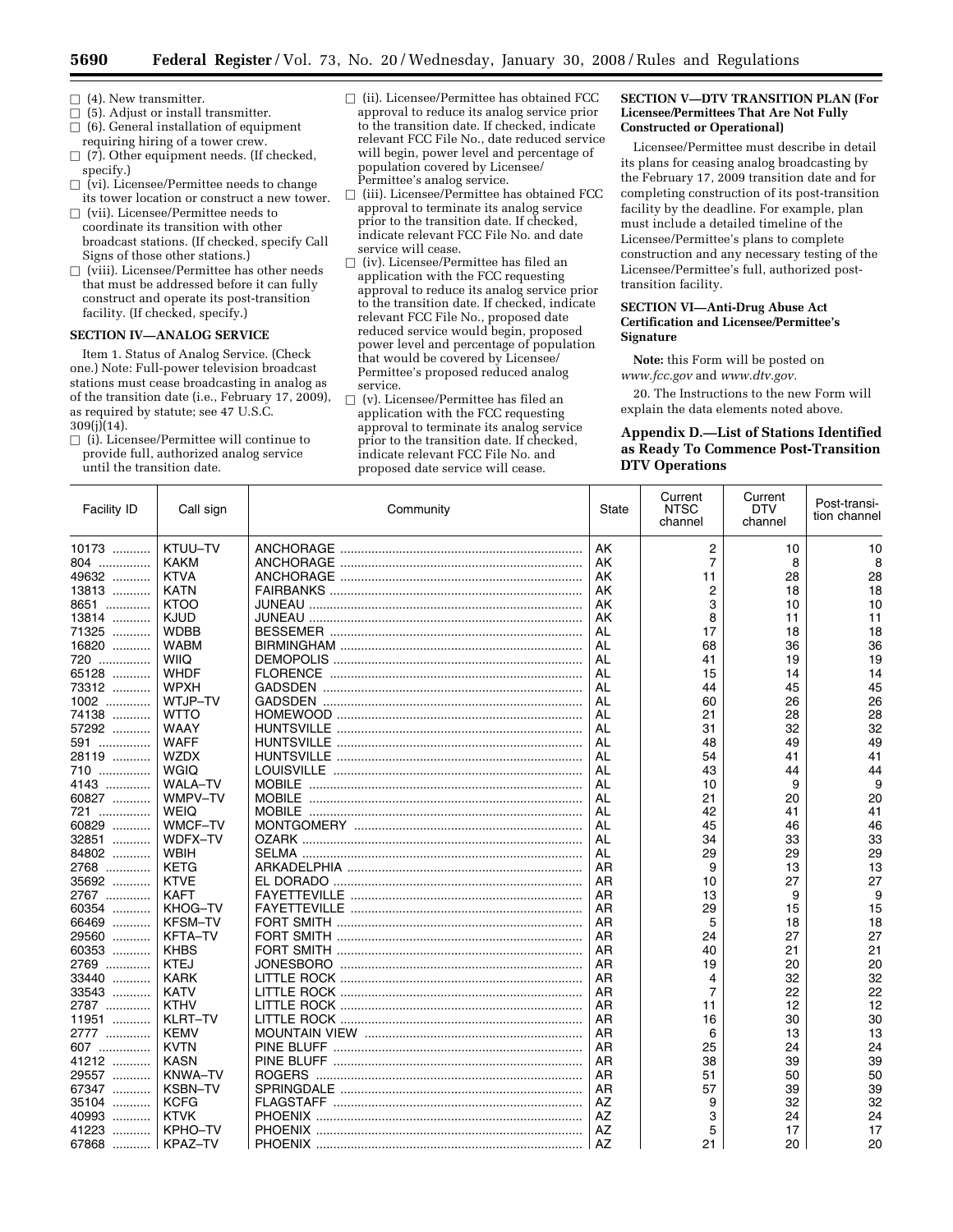- ☐ (4). New transmitter.
- ☐ (5). Adjust or install transmitter.
- ☐ (6). General installation of equipment requiring hiring of a tower crew.
- ☐ (7). Other equipment needs. (If checked, specify.)
- ☐ (vi). Licensee/Permittee needs to change its tower location or construct a new tower.
- ☐ (vii). Licensee/Permittee needs to coordinate its transition with other broadcast stations. (If checked, specify Call Signs of those other stations.)
- ☐ (viii). Licensee/Permittee has other needs that must be addressed before it can fully construct and operate its post-transition facility. (If checked, specify.)

**SECTION IV—ANALOG SERVICE**

Item 1. Status of Analog Service. (Check one.) Note: Full-power television broadcast stations must cease broadcasting in analog as of the transition date (i.e., February 17, 2009), as required by statute; see 47 U.S.C. 309(j)(14).

- ☐ (i). Licensee/Permittee will continue to provide full, authorized analog service until the transition date.
- ☐ (ii). Licensee/Permittee has obtained FCC approval to reduce its analog service prior to the transition date. If checked, indicate relevant FCC File No., date reduced service will begin, power level and percentage of population covered by Licensee/Permittee's analog service.
- ☐ (iii). Licensee/Permittee has obtained FCC approval to terminate its analog service prior to the transition date. If checked, indicate relevant FCC File No. and date service will cease.
- ☐ (iv). Licensee/Permittee has filed an application with the FCC requesting approval to reduce its analog service prior to the transition date. If checked, indicate relevant FCC File No., proposed date reduced service would begin, proposed power level and percentage of population that would be covered by Licensee/Permittee's proposed reduced analog service.
- ☐ (v). Licensee/Permittee has filed an application with the FCC requesting approval to terminate its analog service prior to the transition date. If checked, indicate relevant FCC File No. and proposed date service will cease.

**SECTION V—DTV TRANSITION PLAN (For Licensee/Permittees That Are Not Fully Constructed or Operational)**

Licensee/Permittee must describe in detail its plans for ceasing analog broadcasting by the February 17, 2009 transition date and for completing construction of its post-transition facility by the deadline. For example, plan must include a detailed timeline of the Licensee/Permittee's plans to complete construction and any necessary testing of the Licensee/Permittee's full, authorized post-transition facility.

**SECTION VI—Anti-Drug Abuse Act Certification and Licensee/Permittee's Signature**

**Note:** this Form will be posted on *www.fcc.gov* and *www.dtv.gov.*

20. The Instructions to the new Form will explain the data elements noted above.

## Appendix D.—List of Stations Identified as Ready To Commence Post-Transition DTV Operations

| Facility ID | Call sign | Community | State | Current NTSC channel | Current DTV channel | Post-transition channel |
|---|---|---|---|---|---|---|
| 10173 | KTUU–TV | ANCHORAGE | AK | 2 | 10 | 10 |
| 804 | KAKM | ANCHORAGE | AK | 7 | 8 | 8 |
| 49632 | KTVA | ANCHORAGE | AK | 11 | 28 | 28 |
| 13813 | KATN | FAIRBANKS | AK | 2 | 18 | 18 |
| 8651 | KTOO | JUNEAU | AK | 3 | 10 | 10 |
| 13814 | KJUD | JUNEAU | AK | 8 | 11 | 11 |
| 71325 | WDBB | BESSEMER | AL | 17 | 18 | 18 |
| 16820 | WABM | BIRMINGHAM | AL | 68 | 36 | 36 |
| 720 | WIIQ | DEMOPOLIS | AL | 41 | 19 | 19 |
| 65128 | WHDF | FLORENCE | AL | 15 | 14 | 14 |
| 73312 | WPXH | GADSDEN | AL | 44 | 45 | 45 |
| 1002 | WTJP–TV | GADSDEN | AL | 60 | 26 | 26 |
| 74138 | WTTO | HOMEWOOD | AL | 21 | 28 | 28 |
| 57292 | WAAY | HUNTSVILLE | AL | 31 | 32 | 32 |
| 591 | WAFF | HUNTSVILLE | AL | 48 | 49 | 49 |
| 28119 | WZDX | HUNTSVILLE | AL | 54 | 41 | 41 |
| 710 | WGIQ | LOUISVILLE | AL | 43 | 44 | 44 |
| 4143 | WALA–TV | MOBILE | AL | 10 | 9 | 9 |
| 60827 | WMPV–TV | MOBILE | AL | 21 | 20 | 20 |
| 721 | WEIQ | MOBILE | AL | 42 | 41 | 41 |
| 60829 | WMCF–TV | MONTGOMERY | AL | 45 | 46 | 46 |
| 32851 | WDFX–TV | OZARK | AL | 34 | 33 | 33 |
| 84802 | WBIH | SELMA | AL | 29 | 29 | 29 |
| 2768 | KETG | ARKADELPHIA | AR | 9 | 13 | 13 |
| 35692 | KTVE | EL DORADO | AR | 10 | 27 | 27 |
| 2767 | KAFT | FAYETTEVILLE | AR | 13 | 9 | 9 |
| 60354 | KHOG–TV | FAYETTEVILLE | AR | 29 | 15 | 15 |
| 66469 | KFSM–TV | FORT SMITH | AR | 5 | 18 | 18 |
| 29560 | KFTA–TV | FORT SMITH | AR | 24 | 27 | 27 |
| 60353 | KHBS | FORT SMITH | AR | 40 | 21 | 21 |
| 2769 | KTEJ | JONESBORO | AR | 19 | 20 | 20 |
| 33440 | KARK | LITTLE ROCK | AR | 4 | 32 | 32 |
| 33543 | KATV | LITTLE ROCK | AR | 7 | 22 | 22 |
| 2787 | KTHV | LITTLE ROCK | AR | 11 | 12 | 12 |
| 11951 | KLRT–TV | LITTLE ROCK | AR | 16 | 30 | 30 |
| 2777 | KEMV | MOUNTAIN VIEW | AR | 6 | 13 | 13 |
| 607 | KVTN | PINE BLUFF | AR | 25 | 24 | 24 |
| 41212 | KASN | PINE BLUFF | AR | 38 | 39 | 39 |
| 29557 | KNWA–TV | ROGERS | AR | 51 | 50 | 50 |
| 67347 | KSBN–TV | SPRINGDALE | AR | 57 | 39 | 39 |
| 35104 | KCFG | FLAGSTAFF | AZ | 9 | 32 | 32 |
| 40993 | KTVK | PHOENIX | AZ | 3 | 24 | 24 |
| 41223 | KPHO–TV | PHOENIX | AZ | 5 | 17 | 17 |
| 67868 | KPAZ–TV | PHOENIX | AZ | 21 | 20 | 20 |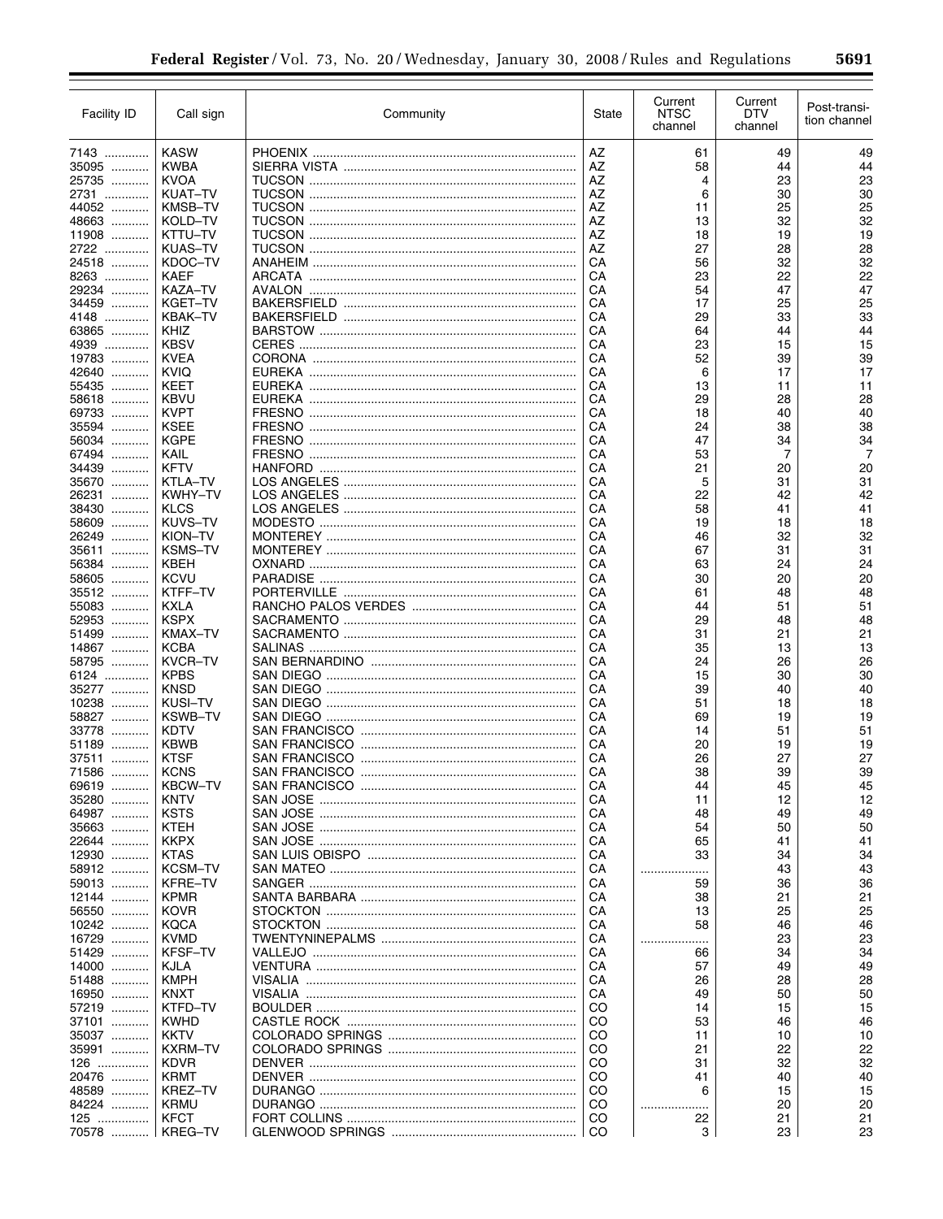| Facility ID | Call sign | Community | State | Current NTSC channel | Current DTV channel | Post-transition channel |
|---|---|---|---|---|---|---|
| 7143 | KASW | PHOENIX | AZ | 61 | 49 | 49 |
| 35095 | KWBA | SIERRA VISTA | AZ | 58 | 44 | 44 |
| 25735 | KVOA | TUCSON | AZ | 4 | 23 | 23 |
| 2731 | KUAT–TV | TUCSON | AZ | 6 | 30 | 30 |
| 44052 | KMSB–TV | TUCSON | AZ | 11 | 25 | 25 |
| 48663 | KOLD–TV | TUCSON | AZ | 13 | 32 | 32 |
| 11908 | KTTU–TV | TUCSON | AZ | 18 | 19 | 19 |
| 2722 | KUAS–TV | TUCSON | AZ | 27 | 28 | 28 |
| 24518 | KDOC–TV | ANAHEIM | CA | 56 | 32 | 32 |
| 8263 | KAEF | ARCATA | CA | 23 | 22 | 22 |
| 29234 | KAZA–TV | AVALON | CA | 54 | 47 | 47 |
| 34459 | KGET–TV | BAKERSFIELD | CA | 17 | 25 | 25 |
| 4148 | KBAK–TV | BAKERSFIELD | CA | 29 | 33 | 33 |
| 63865 | KHIZ | BARSTOW | CA | 64 | 44 | 44 |
| 4939 | KBSV | CERES | CA | 23 | 15 | 15 |
| 19783 | KVEA | CORONA | CA | 52 | 39 | 39 |
| 42640 | KVIQ | EUREKA | CA | 6 | 17 | 17 |
| 55435 | KEET | EUREKA | CA | 13 | 11 | 11 |
| 58618 | KBVU | EUREKA | CA | 29 | 28 | 28 |
| 69733 | KVPT | FRESNO | CA | 18 | 40 | 40 |
| 35594 | KSEE | FRESNO | CA | 24 | 38 | 38 |
| 56034 | KGPE | FRESNO | CA | 47 | 34 | 34 |
| 67494 | KAIL | FRESNO | CA | 53 | 7 | 7 |
| 34439 | KFTV | HANFORD | CA | 21 | 20 | 20 |
| 35670 | KTLA–TV | LOS ANGELES | CA | 5 | 31 | 31 |
| 26231 | KWHY–TV | LOS ANGELES | CA | 22 | 42 | 42 |
| 38430 | KLCS | LOS ANGELES | CA | 58 | 41 | 41 |
| 58609 | KUVS–TV | MODESTO | CA | 19 | 18 | 18 |
| 26249 | KION–TV | MONTEREY | CA | 46 | 32 | 32 |
| 35611 | KSMS–TV | MONTEREY | CA | 67 | 31 | 31 |
| 56384 | KBEH | OXNARD | CA | 63 | 24 | 24 |
| 58605 | KCVU | PARADISE | CA | 30 | 20 | 20 |
| 35512 | KTFF–TV | PORTERVILLE | CA | 61 | 48 | 48 |
| 55083 | KXLA | RANCHO PALOS VERDES | CA | 44 | 51 | 51 |
| 52953 | KSPX | SACRAMENTO | CA | 29 | 48 | 48 |
| 51499 | KMAX–TV | SACRAMENTO | CA | 31 | 21 | 21 |
| 14867 | KCBA | SALINAS | CA | 35 | 13 | 13 |
| 58795 | KVCR–TV | SAN BERNARDINO | CA | 24 | 26 | 26 |
| 6124 | KPBS | SAN DIEGO | CA | 15 | 30 | 30 |
| 35277 | KNSD | SAN DIEGO | CA | 39 | 40 | 40 |
| 10238 | KUSI–TV | SAN DIEGO | CA | 51 | 18 | 18 |
| 58827 | KSWB–TV | SAN DIEGO | CA | 69 | 19 | 19 |
| 33778 | KDTV | SAN FRANCISCO | CA | 14 | 51 | 51 |
| 51189 | KBWB | SAN FRANCISCO | CA | 20 | 19 | 19 |
| 37511 | KTSF | SAN FRANCISCO | CA | 26 | 27 | 27 |
| 71586 | KCNS | SAN FRANCISCO | CA | 38 | 39 | 39 |
| 69619 | KBCW–TV | SAN FRANCISCO | CA | 44 | 45 | 45 |
| 35280 | KNTV | SAN JOSE | CA | 11 | 12 | 12 |
| 64987 | KSTS | SAN JOSE | CA | 48 | 49 | 49 |
| 35663 | KTEH | SAN JOSE | CA | 54 | 50 | 50 |
| 22644 | KKPX | SAN JOSE | CA | 65 | 41 | 41 |
| 12930 | KTAS | SAN LUIS OBISPO | CA | 33 | 34 | 34 |
| 58912 | KCSM–TV | SAN MATEO | CA | .................... | 43 | 43 |
| 59013 | KFRE–TV | SANGER | CA | 59 | 36 | 36 |
| 12144 | KPMR | SANTA BARBARA | CA | 38 | 21 | 21 |
| 56550 | KOVR | STOCKTON | CA | 13 | 25 | 25 |
| 10242 | KQCA | STOCKTON | CA | 58 | 46 | 46 |
| 16729 | KVMD | TWENTYNINEPALMS | CA | .................... | 23 | 23 |
| 51429 | KFSF–TV | VALLEJO | CA | 66 | 34 | 34 |
| 14000 | KJLA | VENTURA | CA | 57 | 49 | 49 |
| 51488 | KMPH | VISALIA | CA | 26 | 28 | 28 |
| 16950 | KNXT | VISALIA | CA | 49 | 50 | 50 |
| 57219 | KTFD–TV | BOULDER | CO | 14 | 15 | 15 |
| 37101 | KWHD | CASTLE ROCK | CO | 53 | 46 | 46 |
| 35037 | KKTV | COLORADO SPRINGS | CO | 11 | 10 | 10 |
| 35991 | KXRM–TV | COLORADO SPRINGS | CO | 21 | 22 | 22 |
| 126 | KDVR | DENVER | CO | 31 | 32 | 32 |
| 20476 | KRMT | DENVER | CO | 41 | 40 | 40 |
| 48589 | KREZ–TV | DURANGO | CO | 6 | 15 | 15 |
| 84224 | KRMU | DURANGO | CO | .................... | 20 | 20 |
| 125 | KFCT | FORT COLLINS | CO | 22 | 21 | 21 |
| 70578 | KREG–TV | GLENWOOD SPRINGS | CO | 3 | 23 | 23 |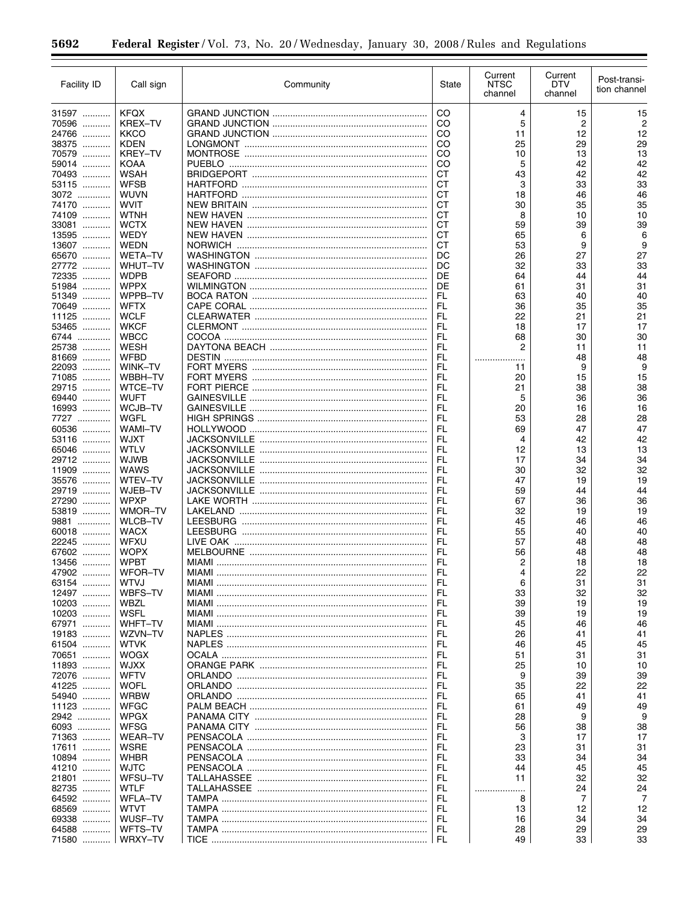| Facility ID | Call sign | Community | State | Current NTSC channel | Current DTV channel | Post-transition channel |
|---|---|---|---|---|---|---|
| 31597 | KFQX | GRAND JUNCTION | CO | 4 | 15 | 15 |
| 70596 | KREX–TV | GRAND JUNCTION | CO | 5 | 2 | 2 |
| 24766 | KKCO | GRAND JUNCTION | CO | 11 | 12 | 12 |
| 38375 | KDEN | LONGMONT | CO | 25 | 29 | 29 |
| 70579 | KREY–TV | MONTROSE | CO | 10 | 13 | 13 |
| 59014 | KOAA | PUEBLO | CO | 5 | 42 | 42 |
| 70493 | WSAH | BRIDGEPORT | CT | 43 | 42 | 42 |
| 53115 | WFSB | HARTFORD | CT | 3 | 33 | 33 |
| 3072 | WUVN | HARTFORD | CT | 18 | 46 | 46 |
| 74170 | WVIT | NEW BRITAIN | CT | 30 | 35 | 35 |
| 74109 | WTNH | NEW HAVEN | CT | 8 | 10 | 10 |
| 33081 | WCTX | NEW HAVEN | CT | 59 | 39 | 39 |
| 13595 | WEDY | NEW HAVEN | CT | 65 | 6 | 6 |
| 13607 | WEDN | NORWICH | CT | 53 | 9 | 9 |
| 65670 | WETA–TV | WASHINGTON | DC | 26 | 27 | 27 |
| 27772 | WHUT–TV | WASHINGTON | DC | 32 | 33 | 33 |
| 72335 | WDPB | SEAFORD | DE | 64 | 44 | 44 |
| 51984 | WPPX | WILMINGTON | DE | 61 | 31 | 31 |
| 51349 | WPPB–TV | BOCA RATON | FL | 63 | 40 | 40 |
| 70649 | WFTX | CAPE CORAL | FL | 36 | 35 | 35 |
| 11125 | WCLF | CLEARWATER | FL | 22 | 21 | 21 |
| 53465 | WKCF | CLERMONT | FL | 18 | 17 | 17 |
| 6744 | WBCC | COCOA | FL | 68 | 30 | 30 |
| 25738 | WESH | DAYTONA BEACH | FL | 2 | 11 | 11 |
| 81669 | WFBD | DESTIN | FL | .................... | 48 | 48 |
| 22093 | WINK–TV | FORT MYERS | FL | 11 | 9 | 9 |
| 71085 | WBBH–TV | FORT MYERS | FL | 20 | 15 | 15 |
| 29715 | WTCE–TV | FORT PIERCE | FL | 21 | 38 | 38 |
| 69440 | WUFT | GAINESVILLE | FL | 5 | 36 | 36 |
| 16993 | WCJB–TV | GAINESVILLE | FL | 20 | 16 | 16 |
| 7727 | WGFL | HIGH SPRINGS | FL | 53 | 28 | 28 |
| 60536 | WAMI–TV | HOLLYWOOD | FL | 69 | 47 | 47 |
| 53116 | WJXT | JACKSONVILLE | FL | 4 | 42 | 42 |
| 65046 | WTLV | JACKSONVILLE | FL | 12 | 13 | 13 |
| 29712 | WJWB | JACKSONVILLE | FL | 17 | 34 | 34 |
| 11909 | WAWS | JACKSONVILLE | FL | 30 | 32 | 32 |
| 35576 | WTEV–TV | JACKSONVILLE | FL | 47 | 19 | 19 |
| 29719 | WJEB–TV | JACKSONVILLE | FL | 59 | 44 | 44 |
| 27290 | WPXP | LAKE WORTH | FL | 67 | 36 | 36 |
| 53819 | WMOR–TV | LAKELAND | FL | 32 | 19 | 19 |
| 9881 | WLCB–TV | LEESBURG | FL | 45 | 46 | 46 |
| 60018 | WACX | LEESBURG | FL | 55 | 40 | 40 |
| 22245 | WFXU | LIVE OAK | FL | 57 | 48 | 48 |
| 67602 | WOPX | MELBOURNE | FL | 56 | 48 | 48 |
| 13456 | WPBT | MIAMI | FL | 2 | 18 | 18 |
| 47902 | WFOR–TV | MIAMI | FL | 4 | 22 | 22 |
| 63154 | WTVJ | MIAMI | FL | 6 | 31 | 31 |
| 12497 | WBFS–TV | MIAMI | FL | 33 | 32 | 32 |
| 10203 | WBZL | MIAMI | FL | 39 | 19 | 19 |
| 10203 | WSFL | MIAMI | FL | 39 | 19 | 19 |
| 67971 | WHFT–TV | MIAMI | FL | 45 | 46 | 46 |
| 19183 | WZVN–TV | NAPLES | FL | 26 | 41 | 41 |
| 61504 | WTVK | NAPLES | FL | 46 | 45 | 45 |
| 70651 | WOGX | OCALA | FL | 51 | 31 | 31 |
| 11893 | WJXX | ORANGE PARK | FL | 25 | 10 | 10 |
| 72076 | WFTV | ORLANDO | FL | 9 | 39 | 39 |
| 41225 | WOFL | ORLANDO | FL | 35 | 22 | 22 |
| 54940 | WRBW | ORLANDO | FL | 65 | 41 | 41 |
| 11123 | WFGC | PALM BEACH | FL | 61 | 49 | 49 |
| 2942 | WPGX | PANAMA CITY | FL | 28 | 9 | 9 |
| 6093 | WFSG | PANAMA CITY | FL | 56 | 38 | 38 |
| 71363 | WEAR–TV | PENSACOLA | FL | 3 | 17 | 17 |
| 17611 | WSRE | PENSACOLA | FL | 23 | 31 | 31 |
| 10894 | WHBR | PENSACOLA | FL | 33 | 34 | 34 |
| 41210 | WJTC | PENSACOLA | FL | 44 | 45 | 45 |
| 21801 | WFSU–TV | TALLAHASSEE | FL | 11 | 32 | 32 |
| 82735 | WTLF | TALLAHASSEE | FL | .................... | 24 | 24 |
| 64592 | WFLA–TV | TAMPA | FL | 8 | 7 | 7 |
| 68569 | WTVT | TAMPA | FL | 13 | 12 | 12 |
| 69338 | WUSF–TV | TAMPA | FL | 16 | 34 | 34 |
| 64588 | WFTS–TV | TAMPA | FL | 28 | 29 | 29 |
| 71580 | WRXY–TV | TICE | FL | 49 | 33 | 33 |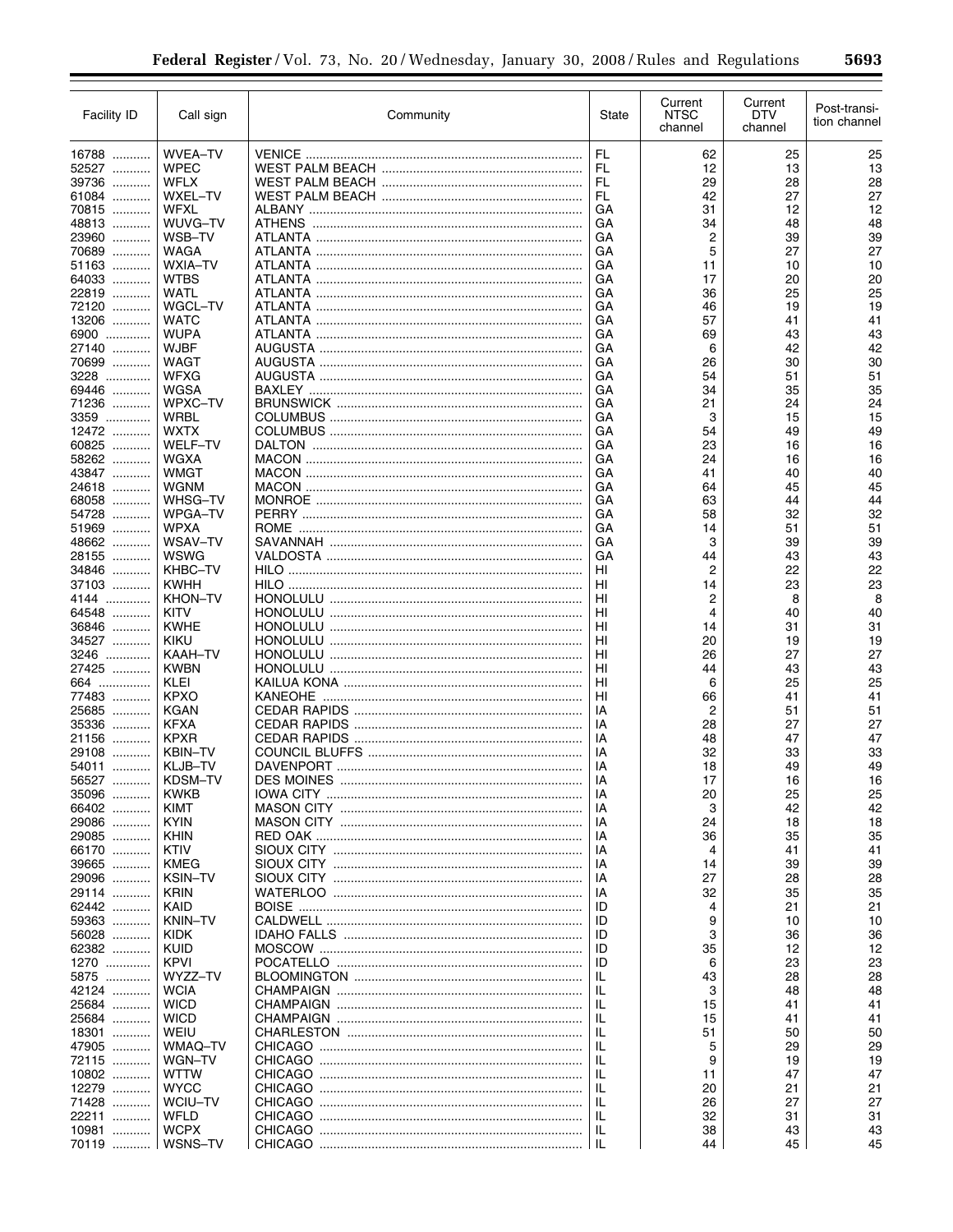| Facility ID | Call sign | Community | State | Current NTSC channel | Current DTV channel | Post-transition channel |
|---|---|---|---|---|---|---|
| 16788 | WVEA–TV | VENICE | FL | 62 | 25 | 25 |
| 52527 | WPEC | WEST PALM BEACH | FL | 12 | 13 | 13 |
| 39736 | WFLX | WEST PALM BEACH | FL | 29 | 28 | 28 |
| 61084 | WXEL–TV | WEST PALM BEACH | FL | 42 | 27 | 27 |
| 70815 | WFXL | ALBANY | GA | 31 | 12 | 12 |
| 48813 | WUVG–TV | ATHENS | GA | 34 | 48 | 48 |
| 23960 | WSB–TV | ATLANTA | GA | 2 | 39 | 39 |
| 70689 | WAGA | ATLANTA | GA | 5 | 27 | 27 |
| 51163 | WXIA–TV | ATLANTA | GA | 11 | 10 | 10 |
| 64033 | WTBS | ATLANTA | GA | 17 | 20 | 20 |
| 22819 | WATL | ATLANTA | GA | 36 | 25 | 25 |
| 72120 | WGCL–TV | ATLANTA | GA | 46 | 19 | 19 |
| 13206 | WATC | ATLANTA | GA | 57 | 41 | 41 |
| 6900 | WUPA | ATLANTA | GA | 69 | 43 | 43 |
| 27140 | WJBF | AUGUSTA | GA | 6 | 42 | 42 |
| 70699 | WAGT | AUGUSTA | GA | 26 | 30 | 30 |
| 3228 | WFXG | AUGUSTA | GA | 54 | 51 | 51 |
| 69446 | WGSA | BAXLEY | GA | 34 | 35 | 35 |
| 71236 | WPXC–TV | BRUNSWICK | GA | 21 | 24 | 24 |
| 3359 | WRBL | COLUMBUS | GA | 3 | 15 | 15 |
| 12472 | WXTX | COLUMBUS | GA | 54 | 49 | 49 |
| 60825 | WELF–TV | DALTON | GA | 23 | 16 | 16 |
| 58262 | WGXA | MACON | GA | 24 | 16 | 16 |
| 43847 | WMGT | MACON | GA | 41 | 40 | 40 |
| 24618 | WGNM | MACON | GA | 64 | 45 | 45 |
| 68058 | WHSG–TV | MONROE | GA | 63 | 44 | 44 |
| 54728 | WPGA–TV | PERRY | GA | 58 | 32 | 32 |
| 51969 | WPXA | ROME | GA | 14 | 51 | 51 |
| 48662 | WSAV–TV | SAVANNAH | GA | 3 | 39 | 39 |
| 28155 | WSWG | VALDOSTA | GA | 44 | 43 | 43 |
| 34846 | KHBC–TV | HILO | HI | 2 | 22 | 22 |
| 37103 | KWHH | HILO | HI | 14 | 23 | 23 |
| 4144 | KHON–TV | HONOLULU | HI | 2 | 8 | 8 |
| 64548 | KITV | HONOLULU | HI | 4 | 40 | 40 |
| 36846 | KWHE | HONOLULU | HI | 14 | 31 | 31 |
| 34527 | KIKU | HONOLULU | HI | 20 | 19 | 19 |
| 3246 | KAAH–TV | HONOLULU | HI | 26 | 27 | 27 |
| 27425 | KWBN | HONOLULU | HI | 44 | 43 | 43 |
| 664 | KLEI | KAILUA KONA | HI | 6 | 25 | 25 |
| 77483 | KPXO | KANEOHE | HI | 66 | 41 | 41 |
| 25685 | KGAN | CEDAR RAPIDS | IA | 2 | 51 | 51 |
| 35336 | KFXA | CEDAR RAPIDS | IA | 28 | 27 | 27 |
| 21156 | KPXR | CEDAR RAPIDS | IA | 48 | 47 | 47 |
| 29108 | KBIN–TV | COUNCIL BLUFFS | IA | 32 | 33 | 33 |
| 54011 | KLJB–TV | DAVENPORT | IA | 18 | 49 | 49 |
| 56527 | KDSM–TV | DES MOINES | IA | 17 | 16 | 16 |
| 35096 | KWKB | IOWA CITY | IA | 20 | 25 | 25 |
| 66402 | KIMT | MASON CITY | IA | 3 | 42 | 42 |
| 29086 | KYIN | MASON CITY | IA | 24 | 18 | 18 |
| 29085 | KHIN | RED OAK | IA | 36 | 35 | 35 |
| 66170 | KTIV | SIOUX CITY | IA | 4 | 41 | 41 |
| 39665 | KMEG | SIOUX CITY | IA | 14 | 39 | 39 |
| 29096 | KSIN–TV | SIOUX CITY | IA | 27 | 28 | 28 |
| 29114 | KRIN | WATERLOO | IA | 32 | 35 | 35 |
| 62442 | KAID | BOISE | ID | 4 | 21 | 21 |
| 59363 | KNIN–TV | CALDWELL | ID | 9 | 10 | 10 |
| 56028 | KIDK | IDAHO FALLS | ID | 3 | 36 | 36 |
| 62382 | KUID | MOSCOW | ID | 35 | 12 | 12 |
| 1270 | KPVI | POCATELLO | ID | 6 | 23 | 23 |
| 5875 | WYZZ–TV | BLOOMINGTON | IL | 43 | 28 | 28 |
| 42124 | WCIA | CHAMPAIGN | IL | 3 | 48 | 48 |
| 25684 | WICD | CHAMPAIGN | IL | 15 | 41 | 41 |
| 25684 | WICD | CHAMPAIGN | IL | 15 | 41 | 41 |
| 18301 | WEIU | CHARLESTON | IL | 51 | 50 | 50 |
| 47905 | WMAQ–TV | CHICAGO | IL | 5 | 29 | 29 |
| 72115 | WGN–TV | CHICAGO | IL | 9 | 19 | 19 |
| 10802 | WTTW | CHICAGO | IL | 11 | 47 | 47 |
| 12279 | WYCC | CHICAGO | IL | 20 | 21 | 21 |
| 71428 | WCIU–TV | CHICAGO | IL | 26 | 27 | 27 |
| 22211 | WFLD | CHICAGO | IL | 32 | 31 | 31 |
| 10981 | WCPX | CHICAGO | IL | 38 | 43 | 43 |
| 70119 | WSNS–TV | CHICAGO | IL | 44 | 45 | 45 |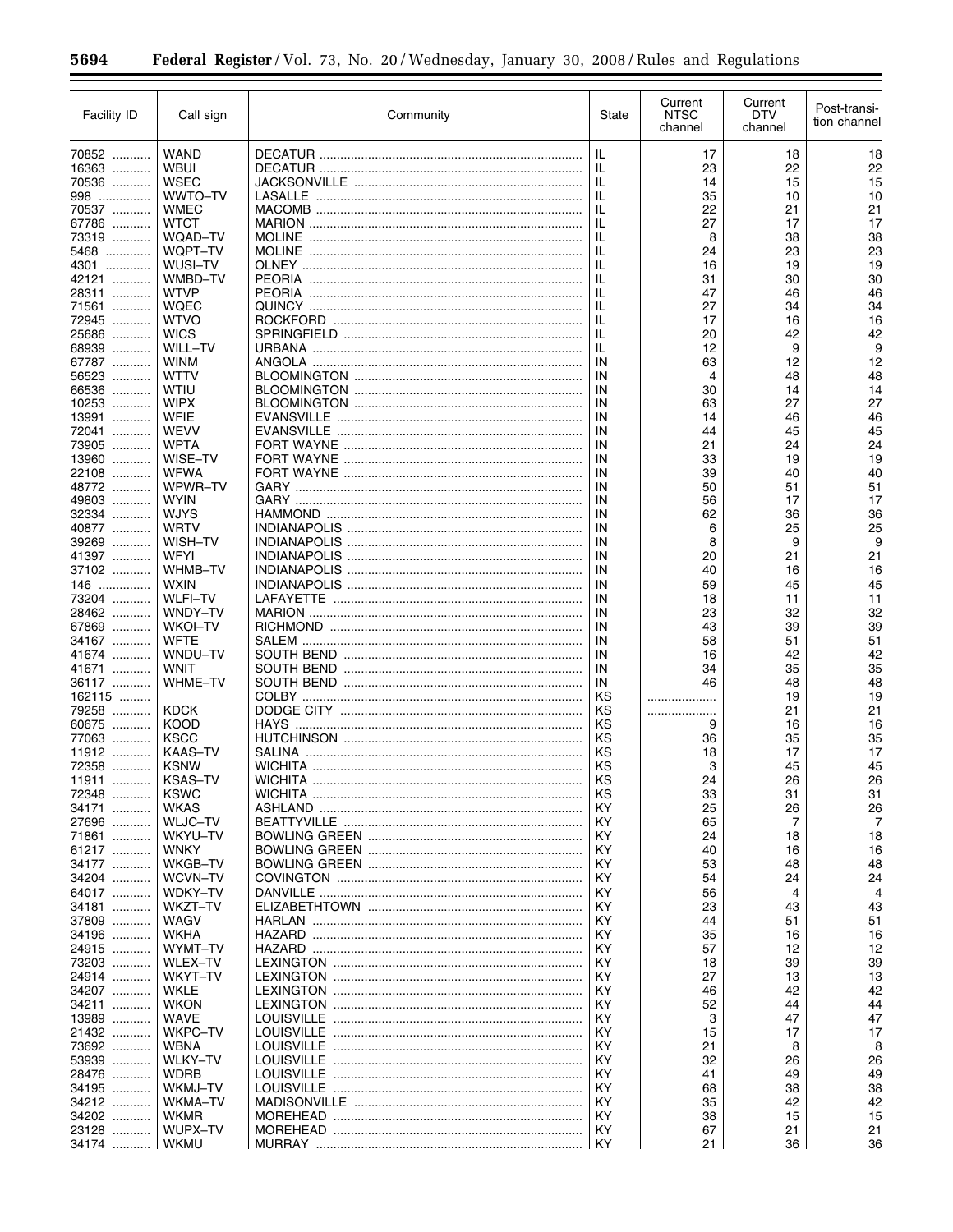| Facility ID | Call sign | Community | State | Current NTSC channel | Current DTV channel | Post-transition channel |
|---|---|---|---|---|---|---|
| 70852 | WAND | DECATUR | IL | 17 | 18 | 18 |
| 16363 | WBUI | DECATUR | IL | 23 | 22 | 22 |
| 70536 | WSEC | JACKSONVILLE | IL | 14 | 15 | 15 |
| 998 | WWTO–TV | LASALLE | IL | 35 | 10 | 10 |
| 70537 | WMEC | MACOMB | IL | 22 | 21 | 21 |
| 67786 | WTCT | MARION | IL | 27 | 17 | 17 |
| 73319 | WQAD–TV | MOLINE | IL | 8 | 38 | 38 |
| 5468 | WQPT–TV | MOLINE | IL | 24 | 23 | 23 |
| 4301 | WUSI–TV | OLNEY | IL | 16 | 19 | 19 |
| 42121 | WMBD–TV | PEORIA | IL | 31 | 30 | 30 |
| 28311 | WTVP | PEORIA | IL | 47 | 46 | 46 |
| 71561 | WQEC | QUINCY | IL | 27 | 34 | 34 |
| 72945 | WTVO | ROCKFORD | IL | 17 | 16 | 16 |
| 25686 | WICS | SPRINGFIELD | IL | 20 | 42 | 42 |
| 68939 | WILL–TV | URBANA | IL | 12 | 9 | 9 |
| 67787 | WINM | ANGOLA | IN | 63 | 12 | 12 |
| 56523 | WTTV | BLOOMINGTON | IN | 4 | 48 | 48 |
| 66536 | WTIU | BLOOMINGTON | IN | 30 | 14 | 14 |
| 10253 | WIPX | BLOOMINGTON | IN | 63 | 27 | 27 |
| 13991 | WFIE | EVANSVILLE | IN | 14 | 46 | 46 |
| 72041 | WEVV | EVANSVILLE | IN | 44 | 45 | 45 |
| 73905 | WPTA | FORT WAYNE | IN | 21 | 24 | 24 |
| 13960 | WISE–TV | FORT WAYNE | IN | 33 | 19 | 19 |
| 22108 | WFWA | FORT WAYNE | IN | 39 | 40 | 40 |
| 48772 | WPWR–TV | GARY | IN | 50 | 51 | 51 |
| 49803 | WYIN | GARY | IN | 56 | 17 | 17 |
| 32334 | WJYS | HAMMOND | IN | 62 | 36 | 36 |
| 40877 | WRTV | INDIANAPOLIS | IN | 6 | 25 | 25 |
| 39269 | WISH–TV | INDIANAPOLIS | IN | 8 | 9 | 9 |
| 41397 | WFYI | INDIANAPOLIS | IN | 20 | 21 | 21 |
| 37102 | WHMB–TV | INDIANAPOLIS | IN | 40 | 16 | 16 |
| 146 | WXIN | INDIANAPOLIS | IN | 59 | 45 | 45 |
| 73204 | WLFI–TV | LAFAYETTE | IN | 18 | 11 | 11 |
| 28462 | WNDY–TV | MARION | IN | 23 | 32 | 32 |
| 67869 | WKOI–TV | RICHMOND | IN | 43 | 39 | 39 |
| 34167 | WFTE | SALEM | IN | 58 | 51 | 51 |
| 41674 | WNDU–TV | SOUTH BEND | IN | 16 | 42 | 42 |
| 41671 | WNIT | SOUTH BEND | IN | 34 | 35 | 35 |
| 36117 | WHME–TV | SOUTH BEND | IN | 46 | 48 | 48 |
| 162115 | | COLBY | KS | | 19 | 19 |
| 79258 | KDCK | DODGE CITY | KS | | 21 | 21 |
| 60675 | KOOD | HAYS | KS | 9 | 16 | 16 |
| 77063 | KSCC | HUTCHINSON | KS | 36 | 35 | 35 |
| 11912 | KAAS–TV | SALINA | KS | 18 | 17 | 17 |
| 72358 | KSNW | WICHITA | KS | 3 | 45 | 45 |
| 11911 | KSAS–TV | WICHITA | KS | 24 | 26 | 26 |
| 72348 | KSWC | WICHITA | KS | 33 | 31 | 31 |
| 34171 | WKAS | ASHLAND | KY | 25 | 26 | 26 |
| 27696 | WLJC–TV | BEATTYVILLE | KY | 65 | 7 | 7 |
| 71861 | WKYU–TV | BOWLING GREEN | KY | 24 | 18 | 18 |
| 61217 | WNKY | BOWLING GREEN | KY | 40 | 16 | 16 |
| 34177 | WKGB–TV | BOWLING GREEN | KY | 53 | 48 | 48 |
| 34204 | WCVN–TV | COVINGTON | KY | 54 | 24 | 24 |
| 64017 | WDKY–TV | DANVILLE | KY | 56 | 4 | 4 |
| 34181 | WKZT–TV | ELIZABETHTOWN | KY | 23 | 43 | 43 |
| 37809 | WAGV | HARLAN | KY | 44 | 51 | 51 |
| 34196 | WKHA | HAZARD | KY | 35 | 16 | 16 |
| 24915 | WYMT–TV | HAZARD | KY | 57 | 12 | 12 |
| 73203 | WLEX–TV | LEXINGTON | KY | 18 | 39 | 39 |
| 24914 | WKYT–TV | LEXINGTON | KY | 27 | 13 | 13 |
| 34207 | WKLE | LEXINGTON | KY | 46 | 42 | 42 |
| 34211 | WKON | LEXINGTON | KY | 52 | 44 | 44 |
| 13989 | WAVE | LOUISVILLE | KY | 3 | 47 | 47 |
| 21432 | WKPC–TV | LOUISVILLE | KY | 15 | 17 | 17 |
| 73692 | WBNA | LOUISVILLE | KY | 21 | 8 | 8 |
| 53939 | WLKY–TV | LOUISVILLE | KY | 32 | 26 | 26 |
| 28476 | WDRB | LOUISVILLE | KY | 41 | 49 | 49 |
| 34195 | WKMJ–TV | LOUISVILLE | KY | 68 | 38 | 38 |
| 34212 | WKMA–TV | MADISONVILLE | KY | 35 | 42 | 42 |
| 34202 | WKMR | MOREHEAD | KY | 38 | 15 | 15 |
| 23128 | WUPX–TV | MOREHEAD | KY | 67 | 21 | 21 |
| 34174 | WKMU | MURRAY | KY | 21 | 36 | 36 |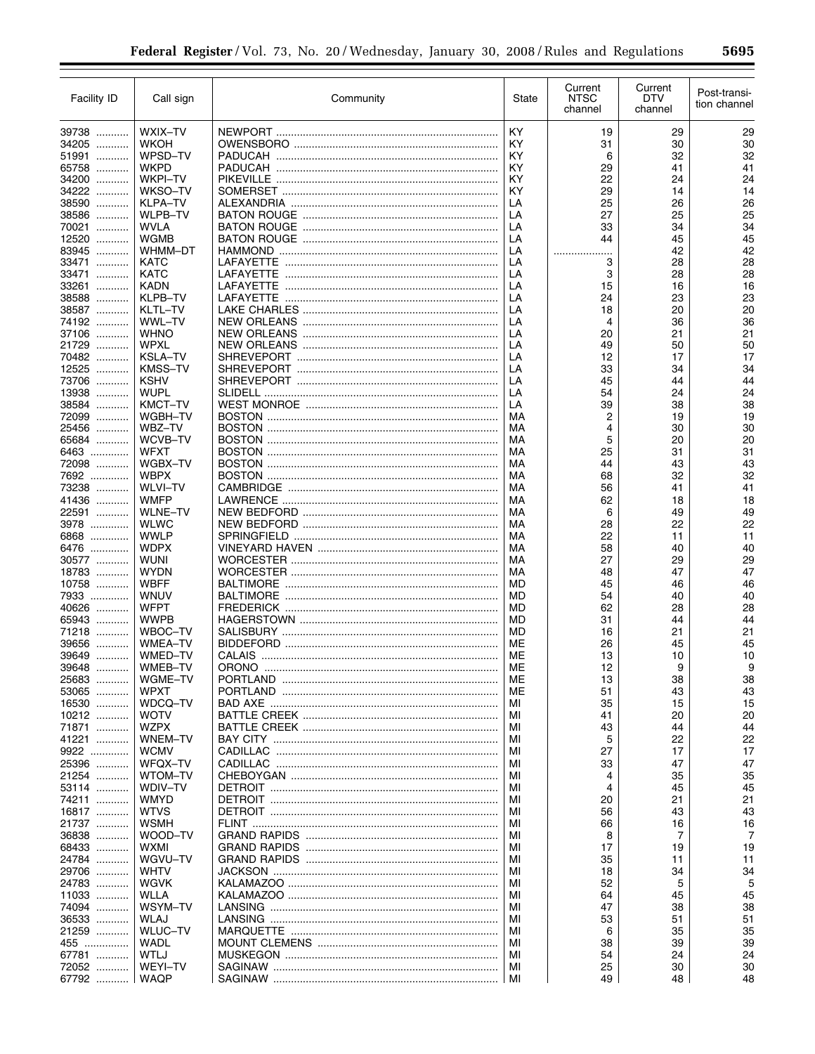| Facility ID | Call sign | Community | State | Current NTSC channel | Current DTV channel | Post-transition channel |
|---|---|---|---|---|---|---|
| 39738 | WXIX–TV | NEWPORT | KY | 19 | 29 | 29 |
| 34205 | WKOH | OWENSBORO | KY | 31 | 30 | 30 |
| 51991 | WPSD–TV | PADUCAH | KY | 6 | 32 | 32 |
| 65758 | WKPD | PADUCAH | KY | 29 | 41 | 41 |
| 34200 | WKPI–TV | PIKEVILLE | KY | 22 | 24 | 24 |
| 34222 | WKSO–TV | SOMERSET | KY | 29 | 14 | 14 |
| 38590 | KLPA–TV | ALEXANDRIA | LA | 25 | 26 | 26 |
| 38586 | WLPB–TV | BATON ROUGE | LA | 27 | 25 | 25 |
| 70021 | WVLA | BATON ROUGE | LA | 33 | 34 | 34 |
| 12520 | WGMB | BATON ROUGE | LA | 44 | 45 | 45 |
| 83945 | WHMM–DT | HAMMOND | LA | .................... | 42 | 42 |
| 33471 | KATC | LAFAYETTE | LA | 3 | 28 | 28 |
| 33471 | KATC | LAFAYETTE | LA | 3 | 28 | 28 |
| 33261 | KADN | LAFAYETTE | LA | 15 | 16 | 16 |
| 38588 | KLPB–TV | LAFAYETTE | LA | 24 | 23 | 23 |
| 38587 | KLTL–TV | LAKE CHARLES | LA | 18 | 20 | 20 |
| 74192 | WWL–TV | NEW ORLEANS | LA | 4 | 36 | 36 |
| 37106 | WHNO | NEW ORLEANS | LA | 20 | 21 | 21 |
| 21729 | WPXL | NEW ORLEANS | LA | 49 | 50 | 50 |
| 70482 | KSLA–TV | SHREVEPORT | LA | 12 | 17 | 17 |
| 12525 | KMSS–TV | SHREVEPORT | LA | 33 | 34 | 34 |
| 73706 | KSHV | SHREVEPORT | LA | 45 | 44 | 44 |
| 13938 | WUPL | SLIDELL | LA | 54 | 24 | 24 |
| 38584 | KMCT–TV | WEST MONROE | LA | 39 | 38 | 38 |
| 72099 | WGBH–TV | BOSTON | MA | 2 | 19 | 19 |
| 25456 | WBZ–TV | BOSTON | MA | 4 | 30 | 30 |
| 65684 | WCVB–TV | BOSTON | MA | 5 | 20 | 20 |
| 6463 | WFXT | BOSTON | MA | 25 | 31 | 31 |
| 72098 | WGBX–TV | BOSTON | MA | 44 | 43 | 43 |
| 7692 | WBPX | BOSTON | MA | 68 | 32 | 32 |
| 73238 | WLVI–TV | CAMBRIDGE | MA | 56 | 41 | 41 |
| 41436 | WMFP | LAWRENCE | MA | 62 | 18 | 18 |
| 22591 | WLNE–TV | NEW BEDFORD | MA | 6 | 49 | 49 |
| 3978 | WLWC | NEW BEDFORD | MA | 28 | 22 | 22 |
| 6868 | WWLP | SPRINGFIELD | MA | 22 | 11 | 11 |
| 6476 | WDPX | VINEYARD HAVEN | MA | 58 | 40 | 40 |
| 30577 | WUNI | WORCESTER | MA | 27 | 29 | 29 |
| 18783 | WYDN | WORCESTER | MA | 48 | 47 | 47 |
| 10758 | WBFF | BALTIMORE | MD | 45 | 46 | 46 |
| 7933 | WNUV | BALTIMORE | MD | 54 | 40 | 40 |
| 40626 | WFPT | FREDERICK | MD | 62 | 28 | 28 |
| 65943 | WWPB | HAGERSTOWN | MD | 31 | 44 | 44 |
| 71218 | WBOC–TV | SALISBURY | MD | 16 | 21 | 21 |
| 39656 | WMEA–TV | BIDDEFORD | ME | 26 | 45 | 45 |
| 39649 | WMED–TV | CALAIS | ME | 13 | 10 | 10 |
| 39648 | WMEB–TV | ORONO | ME | 12 | 9 | 9 |
| 25683 | WGME–TV | PORTLAND | ME | 13 | 38 | 38 |
| 53065 | WPXT | PORTLAND | ME | 51 | 43 | 43 |
| 16530 | WDCQ–TV | BAD AXE | MI | 35 | 15 | 15 |
| 10212 | WOTV | BATTLE CREEK | MI | 41 | 20 | 20 |
| 71871 | WZPX | BATTLE CREEK | MI | 43 | 44 | 44 |
| 41221 | WNEM–TV | BAY CITY | MI | 5 | 22 | 22 |
| 9922 | WCMV | CADILLAC | MI | 27 | 17 | 17 |
| 25396 | WFQX–TV | CADILLAC | MI | 33 | 47 | 47 |
| 21254 | WTOM–TV | CHEBOYGAN | MI | 4 | 35 | 35 |
| 53114 | WDIV–TV | DETROIT | MI | 4 | 45 | 45 |
| 74211 | WMYD | DETROIT | MI | 20 | 21 | 21 |
| 16817 | WTVS | DETROIT | MI | 56 | 43 | 43 |
| 21737 | WSMH | FLINT | MI | 66 | 16 | 16 |
| 36838 | WOOD–TV | GRAND RAPIDS | MI | 8 | 7 | 7 |
| 68433 | WXMI | GRAND RAPIDS | MI | 17 | 19 | 19 |
| 24784 | WGVU–TV | GRAND RAPIDS | MI | 35 | 11 | 11 |
| 29706 | WHTV | JACKSON | MI | 18 | 34 | 34 |
| 24783 | WGVK | KALAMAZOO | MI | 52 | 5 | 5 |
| 11033 | WLLA | KALAMAZOO | MI | 64 | 45 | 45 |
| 74094 | WSYM–TV | LANSING | MI | 47 | 38 | 38 |
| 36533 | WLAJ | LANSING | MI | 53 | 51 | 51 |
| 21259 | WLUC–TV | MARQUETTE | MI | 6 | 35 | 35 |
| 455 | WADL | MOUNT CLEMENS | MI | 38 | 39 | 39 |
| 67781 | WTLJ | MUSKEGON | MI | 54 | 24 | 24 |
| 72052 | WEYI–TV | SAGINAW | MI | 25 | 30 | 30 |
| 67792 | WAQP | SAGINAW | MI | 49 | 48 | 48 |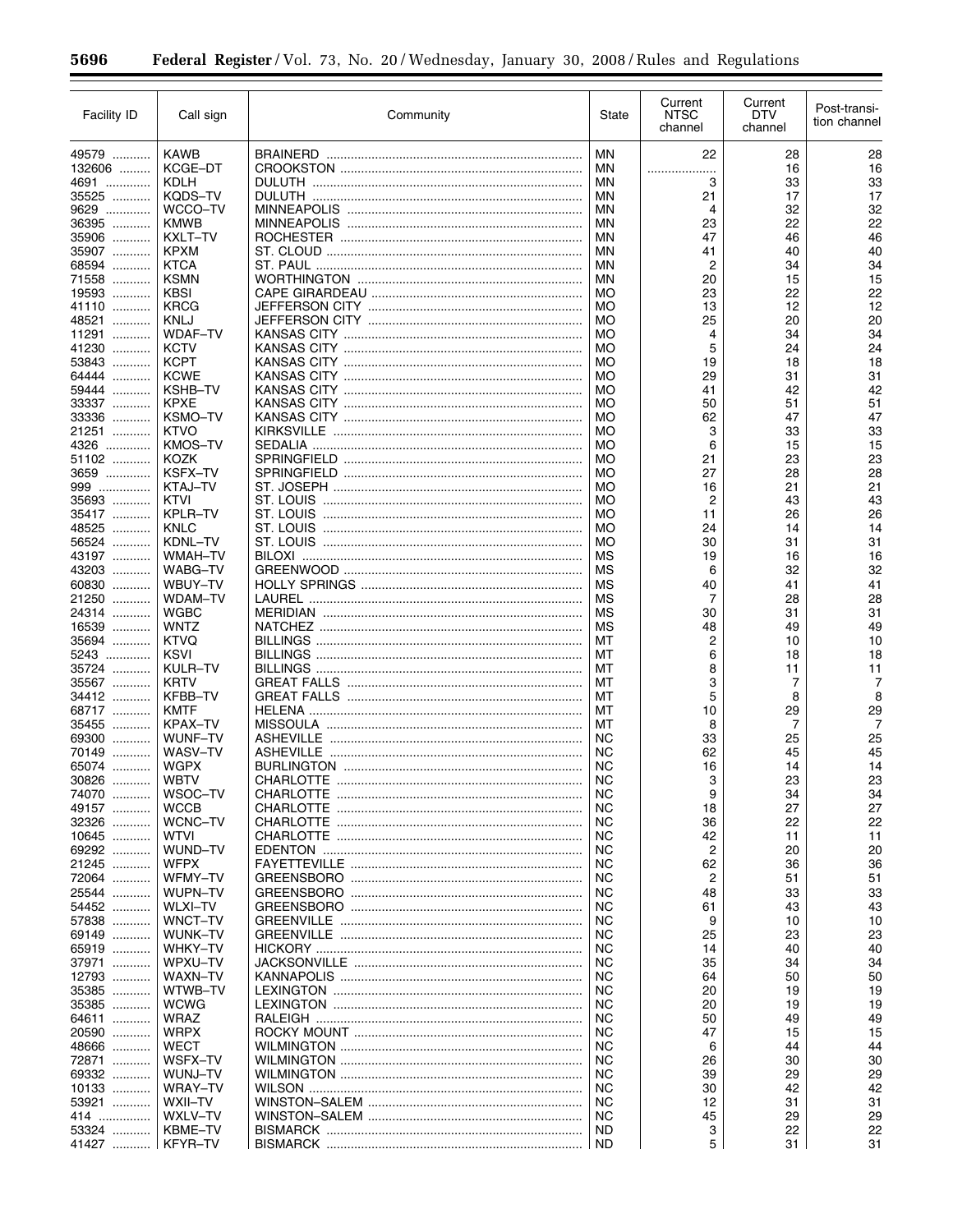| Facility ID | Call sign | Community | State | Current NTSC channel | Current DTV channel | Post-transition channel |
|---|---|---|---|---|---|---|
| 49579 | KAWB | BRAINERD | MN | 22 | 28 | 28 |
| 132606 | KCGE–DT | CROOKSTON | MN | .................... | 16 | 16 |
| 4691 | KDLH | DULUTH | MN | 3 | 33 | 33 |
| 35525 | KQDS–TV | DULUTH | MN | 21 | 17 | 17 |
| 9629 | WCCO–TV | MINNEAPOLIS | MN | 4 | 32 | 32 |
| 36395 | KMWB | MINNEAPOLIS | MN | 23 | 22 | 22 |
| 35906 | KXLT–TV | ROCHESTER | MN | 47 | 46 | 46 |
| 35907 | KPXM | ST. CLOUD | MN | 41 | 40 | 40 |
| 68594 | KTCA | ST. PAUL | MN | 2 | 34 | 34 |
| 71558 | KSMN | WORTHINGTON | MN | 20 | 15 | 15 |
| 19593 | KBSI | CAPE GIRARDEAU | MO | 23 | 22 | 22 |
| 41110 | KRCG | JEFFERSON CITY | MO | 13 | 12 | 12 |
| 48521 | KNLJ | JEFFERSON CITY | MO | 25 | 20 | 20 |
| 11291 | WDAF–TV | KANSAS CITY | MO | 4 | 34 | 34 |
| 41230 | KCTV | KANSAS CITY | MO | 5 | 24 | 24 |
| 53843 | KCPT | KANSAS CITY | MO | 19 | 18 | 18 |
| 64444 | KCWE | KANSAS CITY | MO | 29 | 31 | 31 |
| 59444 | KSHB–TV | KANSAS CITY | MO | 41 | 42 | 42 |
| 33337 | KPXE | KANSAS CITY | MO | 50 | 51 | 51 |
| 33336 | KSMO–TV | KANSAS CITY | MO | 62 | 47 | 47 |
| 21251 | KTVO | KIRKSVILLE | MO | 3 | 33 | 33 |
| 4326 | KMOS–TV | SEDALIA | MO | 6 | 15 | 15 |
| 51102 | KOZK | SPRINGFIELD | MO | 21 | 23 | 23 |
| 3659 | KSFX–TV | SPRINGFIELD | MO | 27 | 28 | 28 |
| 999 | KTAJ–TV | ST. JOSEPH | MO | 16 | 21 | 21 |
| 35693 | KTVI | ST. LOUIS | MO | 2 | 43 | 43 |
| 35417 | KPLR–TV | ST. LOUIS | MO | 11 | 26 | 26 |
| 48525 | KNLC | ST. LOUIS | MO | 24 | 14 | 14 |
| 56524 | KDNL–TV | ST. LOUIS | MO | 30 | 31 | 31 |
| 43197 | WMAH–TV | BILOXI | MS | 19 | 16 | 16 |
| 43203 | WABG–TV | GREENWOOD | MS | 6 | 32 | 32 |
| 60830 | WBUY–TV | HOLLY SPRINGS | MS | 40 | 41 | 41 |
| 21250 | WDAM–TV | LAUREL | MS | 7 | 28 | 28 |
| 24314 | WGBC | MERIDIAN | MS | 30 | 31 | 31 |
| 16539 | WNTZ | NATCHEZ | MS | 48 | 49 | 49 |
| 35694 | KTVQ | BILLINGS | MT | 2 | 10 | 10 |
| 5243 | KSVI | BILLINGS | MT | 6 | 18 | 18 |
| 35724 | KULR–TV | BILLINGS | MT | 8 | 11 | 11 |
| 35567 | KRTV | GREAT FALLS | MT | 3 | 7 | 7 |
| 34412 | KFBB–TV | GREAT FALLS | MT | 5 | 8 | 8 |
| 68717 | KMTF | HELENA | MT | 10 | 29 | 29 |
| 35455 | KPAX–TV | MISSOULA | MT | 8 | 7 | 7 |
| 69300 | WUNF–TV | ASHEVILLE | NC | 33 | 25 | 25 |
| 70149 | WASV–TV | ASHEVILLE | NC | 62 | 45 | 45 |
| 65074 | WGPX | BURLINGTON | NC | 16 | 14 | 14 |
| 30826 | WBTV | CHARLOTTE | NC | 3 | 23 | 23 |
| 74070 | WSOC–TV | CHARLOTTE | NC | 9 | 34 | 34 |
| 49157 | WCCB | CHARLOTTE | NC | 18 | 27 | 27 |
| 32326 | WCNC–TV | CHARLOTTE | NC | 36 | 22 | 22 |
| 10645 | WTVI | CHARLOTTE | NC | 42 | 11 | 11 |
| 69292 | WUND–TV | EDENTON | NC | 2 | 20 | 20 |
| 21245 | WFPX | FAYETTEVILLE | NC | 62 | 36 | 36 |
| 72064 | WFMY–TV | GREENSBORO | NC | 2 | 51 | 51 |
| 25544 | WUPN–TV | GREENSBORO | NC | 48 | 33 | 33 |
| 54452 | WLXI–TV | GREENSBORO | NC | 61 | 43 | 43 |
| 57838 | WNCT–TV | GREENVILLE | NC | 9 | 10 | 10 |
| 69149 | WUNK–TV | GREENVILLE | NC | 25 | 23 | 23 |
| 65919 | WHKY–TV | HICKORY | NC | 14 | 40 | 40 |
| 37971 | WPXU–TV | JACKSONVILLE | NC | 35 | 34 | 34 |
| 12793 | WAXN–TV | KANNAPOLIS | NC | 64 | 50 | 50 |
| 35385 | WTWB–TV | LEXINGTON | NC | 20 | 19 | 19 |
| 35385 | WCWG | LEXINGTON | NC | 20 | 19 | 19 |
| 64611 | WRAZ | RALEIGH | NC | 50 | 49 | 49 |
| 20590 | WRPX | ROCKY MOUNT | NC | 47 | 15 | 15 |
| 48666 | WECT | WILMINGTON | NC | 6 | 44 | 44 |
| 72871 | WSFX–TV | WILMINGTON | NC | 26 | 30 | 30 |
| 69332 | WUNJ–TV | WILMINGTON | NC | 39 | 29 | 29 |
| 10133 | WRAY–TV | WILSON | NC | 30 | 42 | 42 |
| 53921 | WXII–TV | WINSTON–SALEM | NC | 12 | 31 | 31 |
| 414 | WXLV–TV | WINSTON–SALEM | NC | 45 | 29 | 29 |
| 53324 | KBME–TV | BISMARCK | ND | 3 | 22 | 22 |
| 41427 | KFYR–TV | BISMARCK | ND | 5 | 31 | 31 |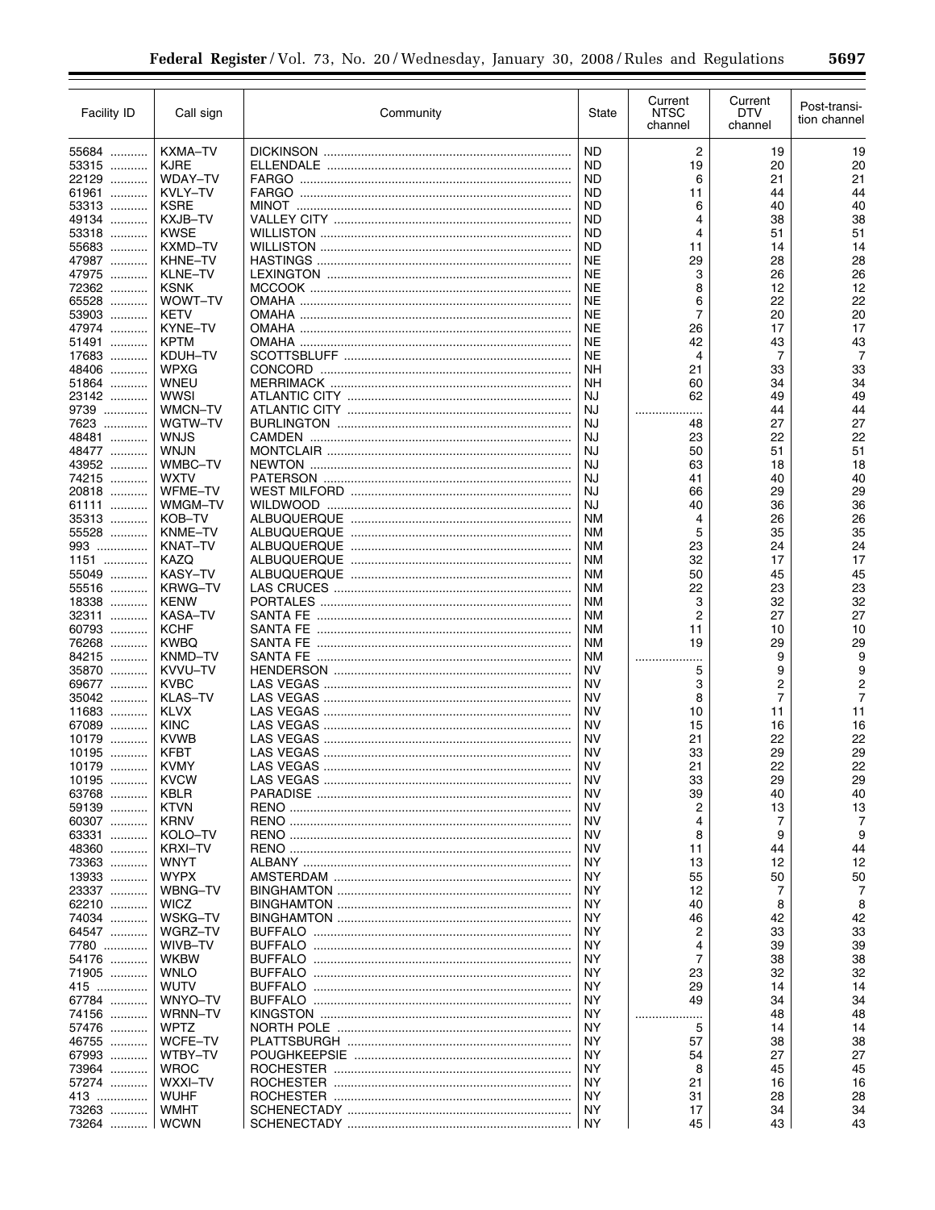| Facility ID | Call sign | Community | State | Current NTSC channel | Current DTV channel | Post-transition channel |
|---|---|---|---|---|---|---|
| 55684 | KXMA–TV | DICKINSON | ND | 2 | 19 | 19 |
| 53315 | KJRE | ELLENDALE | ND | 19 | 20 | 20 |
| 22129 | WDAY–TV | FARGO | ND | 6 | 21 | 21 |
| 61961 | KVLY–TV | FARGO | ND | 11 | 44 | 44 |
| 53313 | KSRE | MINOT | ND | 6 | 40 | 40 |
| 49134 | KXJB–TV | VALLEY CITY | ND | 4 | 38 | 38 |
| 53318 | KWSE | WILLISTON | ND | 4 | 51 | 51 |
| 55683 | KXMD–TV | WILLISTON | ND | 11 | 14 | 14 |
| 47987 | KHNE–TV | HASTINGS | NE | 29 | 28 | 28 |
| 47975 | KLNE–TV | LEXINGTON | NE | 3 | 26 | 26 |
| 72362 | KSNK | MCCOOK | NE | 8 | 12 | 12 |
| 65528 | WOWT–TV | OMAHA | NE | 6 | 22 | 22 |
| 53903 | KETV | OMAHA | NE | 7 | 20 | 20 |
| 47974 | KYNE–TV | OMAHA | NE | 26 | 17 | 17 |
| 51491 | KPTM | OMAHA | NE | 42 | 43 | 43 |
| 17683 | KDUH–TV | SCOTTSBLUFF | NE | 4 | 7 | 7 |
| 48406 | WPXG | CONCORD | NH | 21 | 33 | 33 |
| 51864 | WNEU | MERRIMACK | NH | 60 | 34 | 34 |
| 23142 | WWSI | ATLANTIC CITY | NJ | 62 | 49 | 49 |
| 9739 | WMCN–TV | ATLANTIC CITY | NJ | .................... | 44 | 44 |
| 7623 | WGTW–TV | BURLINGTON | NJ | 48 | 27 | 27 |
| 48481 | WNJS | CAMDEN | NJ | 23 | 22 | 22 |
| 48477 | WNJN | MONTCLAIR | NJ | 50 | 51 | 51 |
| 43952 | WMBC–TV | NEWTON | NJ | 63 | 18 | 18 |
| 74215 | WXTV | PATERSON | NJ | 41 | 40 | 40 |
| 20818 | WFME–TV | WEST MILFORD | NJ | 66 | 29 | 29 |
| 61111 | WMGM–TV | WILDWOOD | NJ | 40 | 36 | 36 |
| 35313 | KOB–TV | ALBUQUERQUE | NM | 4 | 26 | 26 |
| 55528 | KNME–TV | ALBUQUERQUE | NM | 5 | 35 | 35 |
| 993 | KNAT–TV | ALBUQUERQUE | NM | 23 | 24 | 24 |
| 1151 | KAZQ | ALBUQUERQUE | NM | 32 | 17 | 17 |
| 55049 | KASY–TV | ALBUQUERQUE | NM | 50 | 45 | 45 |
| 55516 | KRWG–TV | LAS CRUCES | NM | 22 | 23 | 23 |
| 18338 | KENW | PORTALES | NM | 3 | 32 | 32 |
| 32311 | KASA–TV | SANTA FE | NM | 2 | 27 | 27 |
| 60793 | KCHF | SANTA FE | NM | 11 | 10 | 10 |
| 76268 | KWBQ | SANTA FE | NM | 19 | 29 | 29 |
| 84215 | KNMD–TV | SANTA FE | NM | .................... | 9 | 9 |
| 35870 | KVVU–TV | HENDERSON | NV | 5 | 9 | 9 |
| 69677 | KVBC | LAS VEGAS | NV | 3 | 2 | 2 |
| 35042 | KLAS–TV | LAS VEGAS | NV | 8 | 7 | 7 |
| 11683 | KLVX | LAS VEGAS | NV | 10 | 11 | 11 |
| 67089 | KINC | LAS VEGAS | NV | 15 | 16 | 16 |
| 10179 | KVWB | LAS VEGAS | NV | 21 | 22 | 22 |
| 10195 | KFBT | LAS VEGAS | NV | 33 | 29 | 29 |
| 10179 | KVMY | LAS VEGAS | NV | 21 | 22 | 22 |
| 10195 | KVCW | LAS VEGAS | NV | 33 | 29 | 29 |
| 63768 | KBLR | PARADISE | NV | 39 | 40 | 40 |
| 59139 | KTVN | RENO | NV | 2 | 13 | 13 |
| 60307 | KRNV | RENO | NV | 4 | 7 | 7 |
| 63331 | KOLO–TV | RENO | NV | 8 | 9 | 9 |
| 48360 | KRXI–TV | RENO | NV | 11 | 44 | 44 |
| 73363 | WNYT | ALBANY | NY | 13 | 12 | 12 |
| 13933 | WYPX | AMSTERDAM | NY | 55 | 50 | 50 |
| 23337 | WBNG–TV | BINGHAMTON | NY | 12 | 7 | 7 |
| 62210 | WICZ | BINGHAMTON | NY | 40 | 8 | 8 |
| 74034 | WSKG–TV | BINGHAMTON | NY | 46 | 42 | 42 |
| 64547 | WGRZ–TV | BUFFALO | NY | 2 | 33 | 33 |
| 7780 | WIVB–TV | BUFFALO | NY | 4 | 39 | 39 |
| 54176 | WKBW | BUFFALO | NY | 7 | 38 | 38 |
| 71905 | WNLO | BUFFALO | NY | 23 | 32 | 32 |
| 415 | WUTV | BUFFALO | NY | 29 | 14 | 14 |
| 67784 | WNYO–TV | BUFFALO | NY | 49 | 34 | 34 |
| 74156 | WRNN–TV | KINGSTON | NY | .................... | 48 | 48 |
| 57476 | WPTZ | NORTH POLE | NY | 5 | 14 | 14 |
| 46755 | WCFE–TV | PLATTSBURGH | NY | 57 | 38 | 38 |
| 67993 | WTBY–TV | POUGHKEEPSIE | NY | 54 | 27 | 27 |
| 73964 | WROC | ROCHESTER | NY | 8 | 45 | 45 |
| 57274 | WXXI–TV | ROCHESTER | NY | 21 | 16 | 16 |
| 413 | WUHF | ROCHESTER | NY | 31 | 28 | 28 |
| 73263 | WMHT | SCHENECTADY | NY | 17 | 34 | 34 |
| 73264 | WCWN | SCHENECTADY | NY | 45 | 43 | 43 |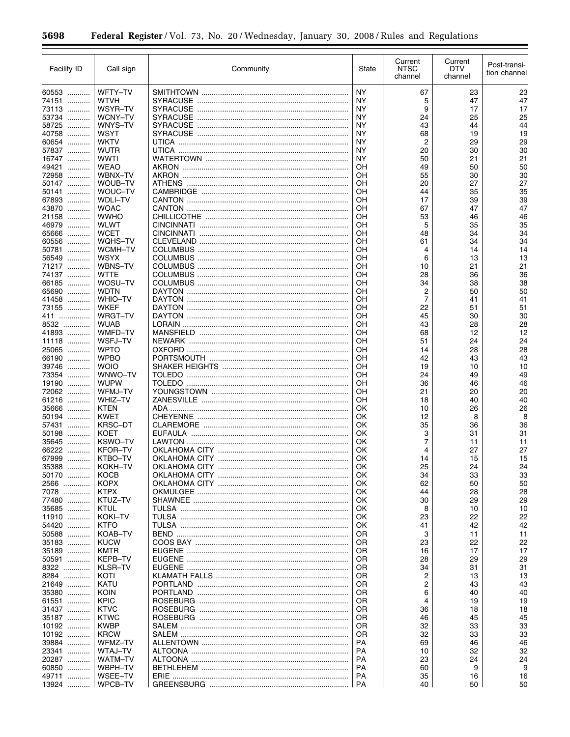| Facility ID | Call sign | Community | State | Current NTSC channel | Current DTV channel | Post-transition channel |
|---|---|---|---|---|---|---|
| 60553 | WFTY–TV | SMITHTOWN | NY | 67 | 23 | 23 |
| 74151 | WTVH | SYRACUSE | NY | 5 | 47 | 47 |
| 73113 | WSYR–TV | SYRACUSE | NY | 9 | 17 | 17 |
| 53734 | WCNY–TV | SYRACUSE | NY | 24 | 25 | 25 |
| 58725 | WNYS–TV | SYRACUSE | NY | 43 | 44 | 44 |
| 40758 | WSYT | SYRACUSE | NY | 68 | 19 | 19 |
| 60654 | WKTV | UTICA | NY | 2 | 29 | 29 |
| 57837 | WUTR | UTICA | NY | 20 | 30 | 30 |
| 16747 | WWTI | WATERTOWN | NY | 50 | 21 | 21 |
| 49421 | WEAO | AKRON | OH | 49 | 50 | 50 |
| 72958 | WBNX–TV | AKRON | OH | 55 | 30 | 30 |
| 50147 | WOUB–TV | ATHENS | OH | 20 | 27 | 27 |
| 50141 | WOUC–TV | CAMBRIDGE | OH | 44 | 35 | 35 |
| 67893 | WDLI–TV | CANTON | OH | 17 | 39 | 39 |
| 43870 | WOAC | CANTON | OH | 67 | 47 | 47 |
| 21158 | WWHO | CHILLICOTHE | OH | 53 | 46 | 46 |
| 46979 | WLWT | CINCINNATI | OH | 5 | 35 | 35 |
| 65666 | WCET | CINCINNATI | OH | 48 | 34 | 34 |
| 60556 | WQHS–TV | CLEVELAND | OH | 61 | 34 | 34 |
| 50781 | WCMH–TV | COLUMBUS | OH | 4 | 14 | 14 |
| 56549 | WSYX | COLUMBUS | OH | 6 | 13 | 13 |
| 71217 | WBNS–TV | COLUMBUS | OH | 10 | 21 | 21 |
| 74137 | WTTE | COLUMBUS | OH | 28 | 36 | 36 |
| 66185 | WOSU–TV | COLUMBUS | OH | 34 | 38 | 38 |
| 65690 | WDTN | DAYTON | OH | 2 | 50 | 50 |
| 41458 | WHIO–TV | DAYTON | OH | 7 | 41 | 41 |
| 73155 | WKEF | DAYTON | OH | 22 | 51 | 51 |
| 411 | WRGT–TV | DAYTON | OH | 45 | 30 | 30 |
| 8532 | WUAB | LORAIN | OH | 43 | 28 | 28 |
| 41893 | WMFD–TV | MANSFIELD | OH | 68 | 12 | 12 |
| 11118 | WSFJ–TV | NEWARK | OH | 51 | 24 | 24 |
| 25065 | WPTO | OXFORD | OH | 14 | 28 | 28 |
| 66190 | WPBO | PORTSMOUTH | OH | 42 | 43 | 43 |
| 39746 | WOIO | SHAKER HEIGHTS | OH | 19 | 10 | 10 |
| 73354 | WNWO–TV | TOLEDO | OH | 24 | 49 | 49 |
| 19190 | WUPW | TOLEDO | OH | 36 | 46 | 46 |
| 72062 | WFMJ–TV | YOUNGSTOWN | OH | 21 | 20 | 20 |
| 61216 | WHIZ–TV | ZANESVILLE | OH | 18 | 40 | 40 |
| 35666 | KTEN | ADA | OK | 10 | 26 | 26 |
| 50194 | KWET | CHEYENNE | OK | 12 | 8 | 8 |
| 57431 | KRSC–DT | CLAREMORE | OK | 35 | 36 | 36 |
| 50198 | KOET | EUFAULA | OK | 3 | 31 | 31 |
| 35645 | KSWO–TV | LAWTON | OK | 7 | 11 | 11 |
| 66222 | KFOR–TV | OKLAHOMA CITY | OK | 4 | 27 | 27 |
| 67999 | KTBO–TV | OKLAHOMA CITY | OK | 14 | 15 | 15 |
| 35388 | KOKH–TV | OKLAHOMA CITY | OK | 25 | 24 | 24 |
| 50170 | KOCB | OKLAHOMA CITY | OK | 34 | 33 | 33 |
| 2566 | KOPX | OKLAHOMA CITY | OK | 62 | 50 | 50 |
| 7078 | KTPX | OKMULGEE | OK | 44 | 28 | 28 |
| 77480 | KTUZ–TV | SHAWNEE | OK | 30 | 29 | 29 |
| 35685 | KTUL | TULSA | OK | 8 | 10 | 10 |
| 11910 | KOKI–TV | TULSA | OK | 23 | 22 | 22 |
| 54420 | KTFO | TULSA | OK | 41 | 42 | 42 |
| 50588 | KOAB–TV | BEND | OR | 3 | 11 | 11 |
| 35183 | KUCW | COOS BAY | OR | 23 | 22 | 22 |
| 35189 | KMTR | EUGENE | OR | 16 | 17 | 17 |
| 50591 | KEPB–TV | EUGENE | OR | 28 | 29 | 29 |
| 8322 | KLSR–TV | EUGENE | OR | 34 | 31 | 31 |
| 8284 | KOTI | KLAMATH FALLS | OR | 2 | 13 | 13 |
| 21649 | KATU | PORTLAND | OR | 2 | 43 | 43 |
| 35380 | KOIN | PORTLAND | OR | 6 | 40 | 40 |
| 61551 | KPIC | ROSEBURG | OR | 4 | 19 | 19 |
| 31437 | KTVC | ROSEBURG | OR | 36 | 18 | 18 |
| 35187 | KTWC | ROSEBURG | OR | 46 | 45 | 45 |
| 10192 | KWBP | SALEM | OR | 32 | 33 | 33 |
| 10192 | KRCW | SALEM | OR | 32 | 33 | 33 |
| 39884 | WFMZ–TV | ALLENTOWN | PA | 69 | 46 | 46 |
| 23341 | WTAJ–TV | ALTOONA | PA | 10 | 32 | 32 |
| 20287 | WATM–TV | ALTOONA | PA | 23 | 24 | 24 |
| 60850 | WBPH–TV | BETHLEHEM | PA | 60 | 9 | 9 |
| 49711 | WSEE–TV | ERIE | PA | 35 | 16 | 16 |
| 13924 | WPCB–TV | GREENSBURG | PA | 40 | 50 | 50 |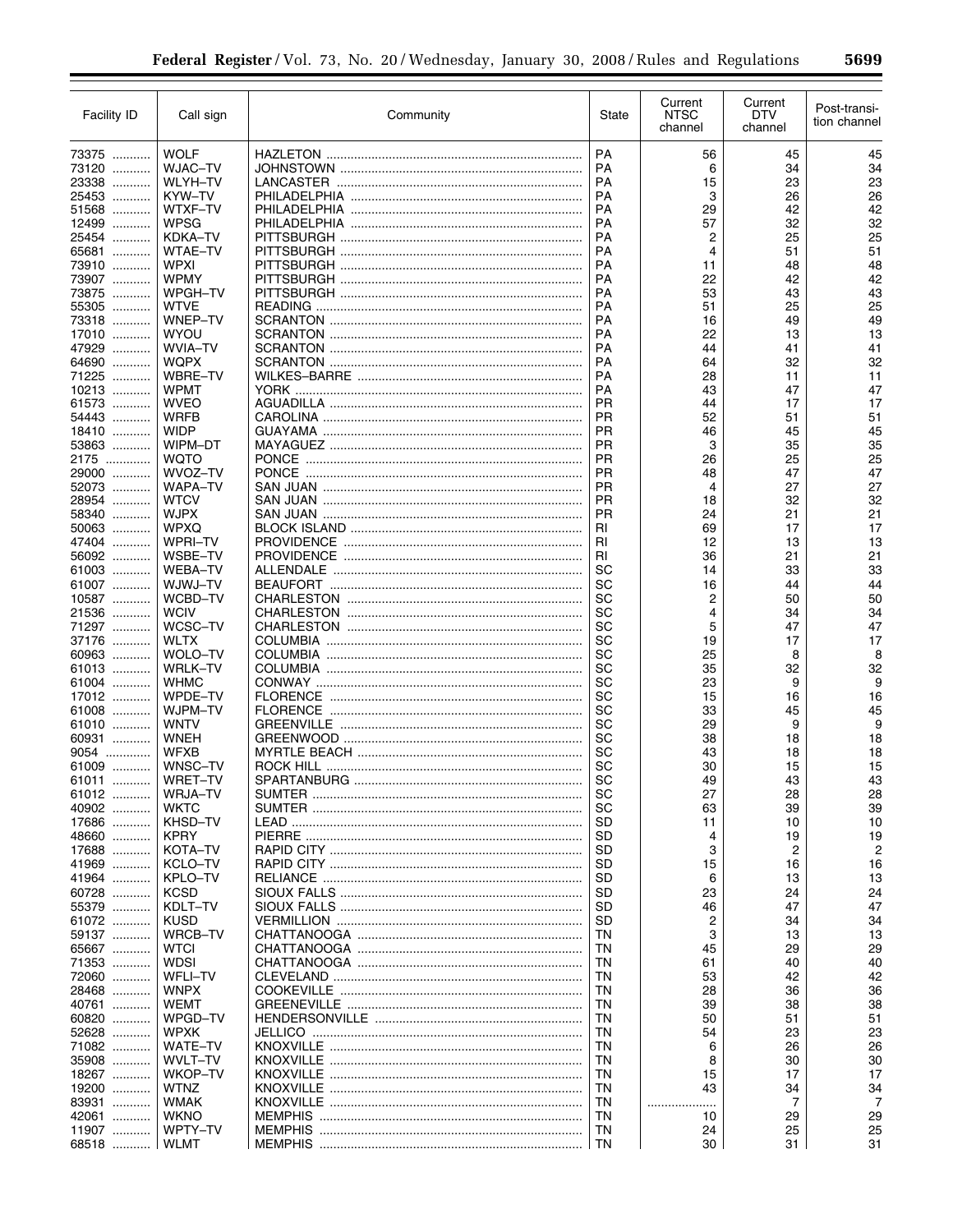| Facility ID | Call sign | Community | State | Current NTSC channel | Current DTV channel | Post-transition channel |
|---|---|---|---|---|---|---|
| 73375 | WOLF | HAZLETON | PA | 56 | 45 | 45 |
| 73120 | WJAC–TV | JOHNSTOWN | PA | 6 | 34 | 34 |
| 23338 | WLYH–TV | LANCASTER | PA | 15 | 23 | 23 |
| 25453 | KYW–TV | PHILADELPHIA | PA | 3 | 26 | 26 |
| 51568 | WTXF–TV | PHILADELPHIA | PA | 29 | 42 | 42 |
| 12499 | WPSG | PHILADELPHIA | PA | 57 | 32 | 32 |
| 25454 | KDKA–TV | PITTSBURGH | PA | 2 | 25 | 25 |
| 65681 | WTAE–TV | PITTSBURGH | PA | 4 | 51 | 51 |
| 73910 | WPXI | PITTSBURGH | PA | 11 | 48 | 48 |
| 73907 | WPMY | PITTSBURGH | PA | 22 | 42 | 42 |
| 73875 | WPGH–TV | PITTSBURGH | PA | 53 | 43 | 43 |
| 55305 | WTVE | READING | PA | 51 | 25 | 25 |
| 73318 | WNEP–TV | SCRANTON | PA | 16 | 49 | 49 |
| 17010 | WYOU | SCRANTON | PA | 22 | 13 | 13 |
| 47929 | WVIA–TV | SCRANTON | PA | 44 | 41 | 41 |
| 64690 | WQPX | SCRANTON | PA | 64 | 32 | 32 |
| 71225 | WBRE–TV | WILKES–BARRE | PA | 28 | 11 | 11 |
| 10213 | WPMT | YORK | PA | 43 | 47 | 47 |
| 61573 | WVEO | AGUADILLA | PR | 44 | 17 | 17 |
| 54443 | WRFB | CAROLINA | PR | 52 | 51 | 51 |
| 18410 | WIDP | GUAYAMA | PR | 46 | 45 | 45 |
| 53863 | WIPM–DT | MAYAGUEZ | PR | 3 | 35 | 35 |
| 2175 | WQTO | PONCE | PR | 26 | 25 | 25 |
| 29000 | WVOZ–TV | PONCE | PR | 48 | 47 | 47 |
| 52073 | WAPA–TV | SAN JUAN | PR | 4 | 27 | 27 |
| 28954 | WTCV | SAN JUAN | PR | 18 | 32 | 32 |
| 58340 | WJPX | SAN JUAN | PR | 24 | 21 | 21 |
| 50063 | WPXQ | BLOCK ISLAND | RI | 69 | 17 | 17 |
| 47404 | WPRI–TV | PROVIDENCE | RI | 12 | 13 | 13 |
| 56092 | WSBE–TV | PROVIDENCE | RI | 36 | 21 | 21 |
| 61003 | WEBA–TV | ALLENDALE | SC | 14 | 33 | 33 |
| 61007 | WJWJ–TV | BEAUFORT | SC | 16 | 44 | 44 |
| 10587 | WCBD–TV | CHARLESTON | SC | 2 | 50 | 50 |
| 21536 | WCIV | CHARLESTON | SC | 4 | 34 | 34 |
| 71297 | WCSC–TV | CHARLESTON | SC | 5 | 47 | 47 |
| 37176 | WLTX | COLUMBIA | SC | 19 | 17 | 17 |
| 60963 | WOLO–TV | COLUMBIA | SC | 25 | 8 | 8 |
| 61013 | WRLK–TV | COLUMBIA | SC | 35 | 32 | 32 |
| 61004 | WHMC | CONWAY | SC | 23 | 9 | 9 |
| 17012 | WPDE–TV | FLORENCE | SC | 15 | 16 | 16 |
| 61008 | WJPM–TV | FLORENCE | SC | 33 | 45 | 45 |
| 61010 | WNTV | GREENVILLE | SC | 29 | 9 | 9 |
| 60931 | WNEH | GREENWOOD | SC | 38 | 18 | 18 |
| 9054 | WFXB | MYRTLE BEACH | SC | 43 | 18 | 18 |
| 61009 | WNSC–TV | ROCK HILL | SC | 30 | 15 | 15 |
| 61011 | WRET–TV | SPARTANBURG | SC | 49 | 43 | 43 |
| 61012 | WRJA–TV | SUMTER | SC | 27 | 28 | 28 |
| 40902 | WKTC | SUMTER | SC | 63 | 39 | 39 |
| 17686 | KHSD–TV | LEAD | SD | 11 | 10 | 10 |
| 48660 | KPRY | PIERRE | SD | 4 | 19 | 19 |
| 17688 | KOTA–TV | RAPID CITY | SD | 3 | 2 | 2 |
| 41969 | KCLO–TV | RAPID CITY | SD | 15 | 16 | 16 |
| 41964 | KPLO–TV | RELIANCE | SD | 6 | 13 | 13 |
| 60728 | KCSD | SIOUX FALLS | SD | 23 | 24 | 24 |
| 55379 | KDLT–TV | SIOUX FALLS | SD | 46 | 47 | 47 |
| 61072 | KUSD | VERMILLION | SD | 2 | 34 | 34 |
| 59137 | WRCB–TV | CHATTANOOGA | TN | 3 | 13 | 13 |
| 65667 | WTCI | CHATTANOOGA | TN | 45 | 29 | 29 |
| 71353 | WDSI | CHATTANOOGA | TN | 61 | 40 | 40 |
| 72060 | WFLI–TV | CLEVELAND | TN | 53 | 42 | 42 |
| 28468 | WNPX | COOKEVILLE | TN | 28 | 36 | 36 |
| 40761 | WEMT | GREENEVILLE | TN | 39 | 38 | 38 |
| 60820 | WPGD–TV | HENDERSONVILLE | TN | 50 | 51 | 51 |
| 52628 | WPXK | JELLICO | TN | 54 | 23 | 23 |
| 71082 | WATE–TV | KNOXVILLE | TN | 6 | 26 | 26 |
| 35908 | WVLT–TV | KNOXVILLE | TN | 8 | 30 | 30 |
| 18267 | WKOP–TV | KNOXVILLE | TN | 15 | 17 | 17 |
| 19200 | WTNZ | KNOXVILLE | TN | 43 | 34 | 34 |
| 83931 | WMAK | KNOXVILLE | TN | .................... | 7 | 7 |
| 42061 | WKNO | MEMPHIS | TN | 10 | 29 | 29 |
| 11907 | WPTY–TV | MEMPHIS | TN | 24 | 25 | 25 |
| 68518 | WLMT | MEMPHIS | TN | 30 | 31 | 31 |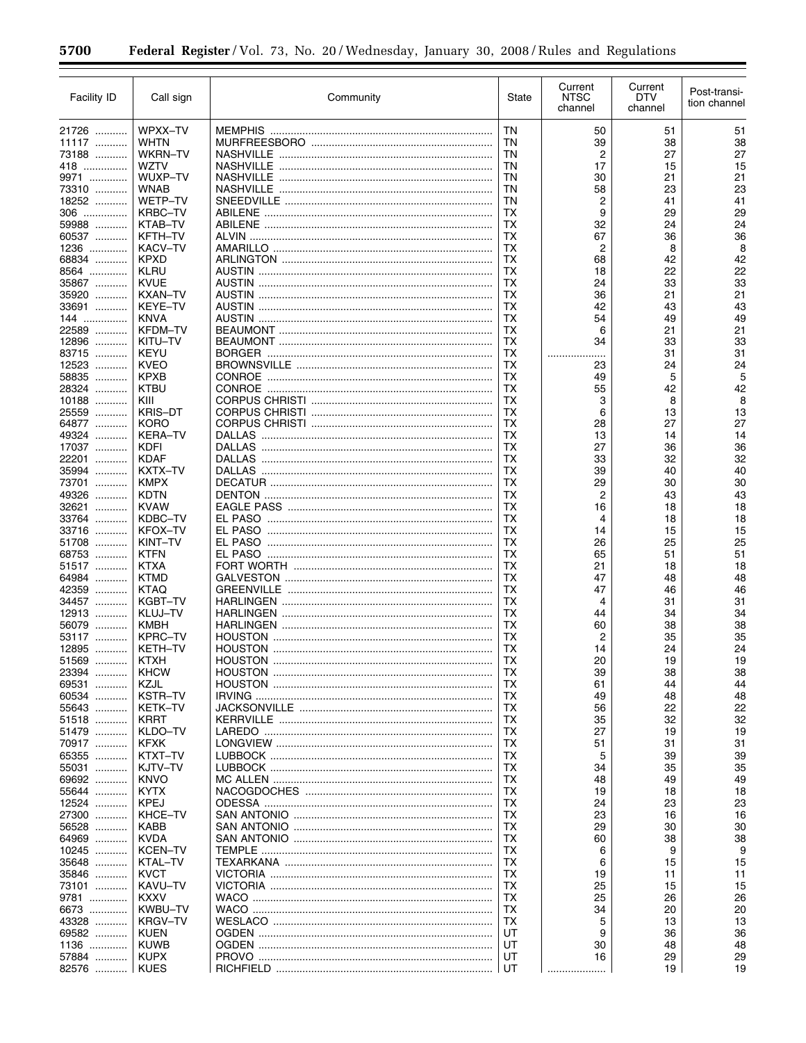| Facility ID | Call sign | Community | State | Current NTSC channel | Current DTV channel | Post-transition channel |
|---|---|---|---|---|---|---|
| 21726 | WPXX–TV | MEMPHIS | TN | 50 | 51 | 51 |
| 11117 | WHTN | MURFREESBORO | TN | 39 | 38 | 38 |
| 73188 | WKRN–TV | NASHVILLE | TN | 2 | 27 | 27 |
| 418 | WZTV | NASHVILLE | TN | 17 | 15 | 15 |
| 9971 | WUXP–TV | NASHVILLE | TN | 30 | 21 | 21 |
| 73310 | WNAB | NASHVILLE | TN | 58 | 23 | 23 |
| 18252 | WETP–TV | SNEEDVILLE | TN | 2 | 41 | 41 |
| 306 | KRBC–TV | ABILENE | TX | 9 | 29 | 29 |
| 59988 | KTAB–TV | ABILENE | TX | 32 | 24 | 24 |
| 60537 | KFTH–TV | ALVIN | TX | 67 | 36 | 36 |
| 1236 | KACV–TV | AMARILLO | TX | 2 | 8 | 8 |
| 68834 | KPXD | ARLINGTON | TX | 68 | 42 | 42 |
| 8564 | KLRU | AUSTIN | TX | 18 | 22 | 22 |
| 35867 | KVUE | AUSTIN | TX | 24 | 33 | 33 |
| 35920 | KXAN–TV | AUSTIN | TX | 36 | 21 | 21 |
| 33691 | KEYE–TV | AUSTIN | TX | 42 | 43 | 43 |
| 144 | KNVA | AUSTIN | TX | 54 | 49 | 49 |
| 22589 | KFDM–TV | BEAUMONT | TX | 6 | 21 | 21 |
| 12896 | KITU–TV | BEAUMONT | TX | 34 | 33 | 33 |
| 83715 | KEYU | BORGER | TX | ..................... | 31 | 31 |
| 12523 | KVEO | BROWNSVILLE | TX | 23 | 24 | 24 |
| 58835 | KPXB | CONROE | TX | 49 | 5 | 5 |
| 28324 | KTBU | CONROE | TX | 55 | 42 | 42 |
| 10188 | KIII | CORPUS CHRISTI | TX | 3 | 8 | 8 |
| 25559 | KRIS–DT | CORPUS CHRISTI | TX | 6 | 13 | 13 |
| 64877 | KORO | CORPUS CHRISTI | TX | 28 | 27 | 27 |
| 49324 | KERA–TV | DALLAS | TX | 13 | 14 | 14 |
| 17037 | KDFI | DALLAS | TX | 27 | 36 | 36 |
| 22201 | KDAF | DALLAS | TX | 33 | 32 | 32 |
| 35994 | KXTX–TV | DALLAS | TX | 39 | 40 | 40 |
| 73701 | KMPX | DECATUR | TX | 29 | 30 | 30 |
| 49326 | KDTN | DENTON | TX | 2 | 43 | 43 |
| 32621 | KVAW | EAGLE PASS | TX | 16 | 18 | 18 |
| 33764 | KDBC–TV | EL PASO | TX | 4 | 18 | 18 |
| 33716 | KFOX–TV | EL PASO | TX | 14 | 15 | 15 |
| 51708 | KINT–TV | EL PASO | TX | 26 | 25 | 25 |
| 68753 | KTFN | EL PASO | TX | 65 | 51 | 51 |
| 51517 | KTXA | FORT WORTH | TX | 21 | 18 | 18 |
| 64984 | KTMD | GALVESTON | TX | 47 | 48 | 48 |
| 42359 | KTAQ | GREENVILLE | TX | 47 | 46 | 46 |
| 34457 | KGBT–TV | HARLINGEN | TX | 4 | 31 | 31 |
| 12913 | KLUJ–TV | HARLINGEN | TX | 44 | 34 | 34 |
| 56079 | KMBH | HARLINGEN | TX | 60 | 38 | 38 |
| 53117 | KPRC–TV | HOUSTON | TX | 2 | 35 | 35 |
| 12895 | KETH–TV | HOUSTON | TX | 14 | 24 | 24 |
| 51569 | KTXH | HOUSTON | TX | 20 | 19 | 19 |
| 23394 | KHCW | HOUSTON | TX | 39 | 38 | 38 |
| 69531 | KZJL | HOUSTON | TX | 61 | 44 | 44 |
| 60534 | KSTR–TV | IRVING | TX | 49 | 48 | 48 |
| 55643 | KETK–TV | JACKSONVILLE | TX | 56 | 22 | 22 |
| 51518 | KRRT | KERRVILLE | TX | 35 | 32 | 32 |
| 51479 | KLDO–TV | LAREDO | TX | 27 | 19 | 19 |
| 70917 | KFXK | LONGVIEW | TX | 51 | 31 | 31 |
| 65355 | KTXT–TV | LUBBOCK | TX | 5 | 39 | 39 |
| 55031 | KJTV–TV | LUBBOCK | TX | 34 | 35 | 35 |
| 69692 | KNVO | MC ALLEN | TX | 48 | 49 | 49 |
| 55644 | KYTX | NACOGDOCHES | TX | 19 | 18 | 18 |
| 12524 | KPEJ | ODESSA | TX | 24 | 23 | 23 |
| 27300 | KHCE–TV | SAN ANTONIO | TX | 23 | 16 | 16 |
| 56528 | KABB | SAN ANTONIO | TX | 29 | 30 | 30 |
| 64969 | KVDA | SAN ANTONIO | TX | 60 | 38 | 38 |
| 10245 | KCEN–TV | TEMPLE | TX | 6 | 9 | 9 |
| 35648 | KTAL–TV | TEXARKANA | TX | 6 | 15 | 15 |
| 35846 | KVCT | VICTORIA | TX | 19 | 11 | 11 |
| 73101 | KAVU–TV | VICTORIA | TX | 25 | 15 | 15 |
| 9781 | KXXV | WACO | TX | 25 | 26 | 26 |
| 6673 | KWBU–TV | WACO | TX | 34 | 20 | 20 |
| 43328 | KRGV–TV | WESLACO | TX | 5 | 13 | 13 |
| 69582 | KUEN | OGDEN | UT | 9 | 36 | 36 |
| 1136 | KUWB | OGDEN | UT | 30 | 48 | 48 |
| 57884 | KUPX | PROVO | UT | 16 | 29 | 29 |
| 82576 | KUES | RICHFIELD | UT | ..................... | 19 | 19 |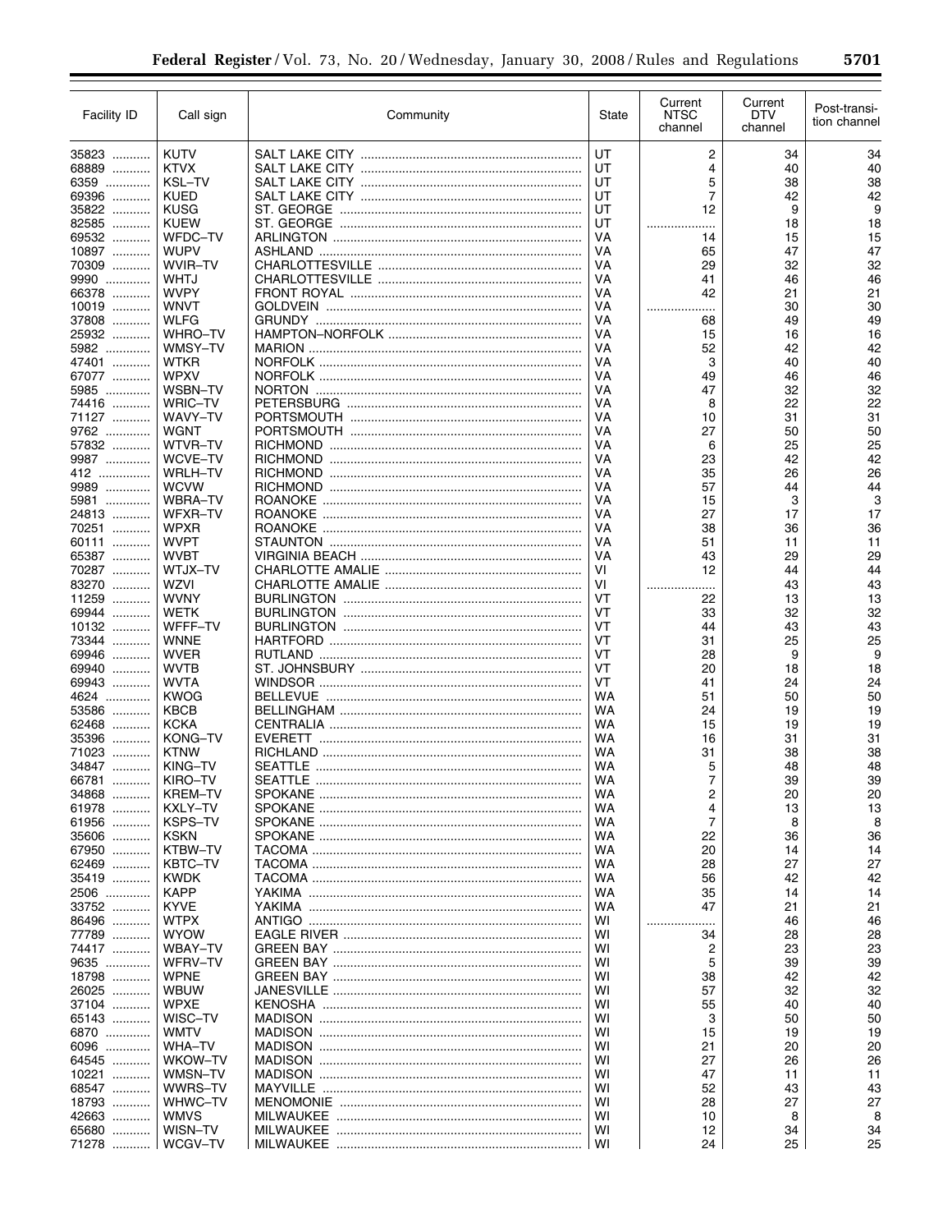| Facility ID | Call sign | Community | State | Current NTSC channel | Current DTV channel | Post-transition channel |
|---|---|---|---|---|---|---|
| 35823 | KUTV | SALT LAKE CITY | UT | 2 | 34 | 34 |
| 68889 | KTVX | SALT LAKE CITY | UT | 4 | 40 | 40 |
| 6359 | KSL–TV | SALT LAKE CITY | UT | 5 | 38 | 38 |
| 69396 | KUED | SALT LAKE CITY | UT | 7 | 42 | 42 |
| 35822 | KUSG | ST. GEORGE | UT | 12 | 9 | 9 |
| 82585 | KUEW | ST. GEORGE | UT | .................... | 18 | 18 |
| 69532 | WFDC–TV | ARLINGTON | VA | 14 | 15 | 15 |
| 10897 | WUPV | ASHLAND | VA | 65 | 47 | 47 |
| 70309 | WVIR–TV | CHARLOTTESVILLE | VA | 29 | 32 | 32 |
| 9990 | WHTJ | CHARLOTTESVILLE | VA | 41 | 46 | 46 |
| 66378 | WVPY | FRONT ROYAL | VA | 42 | 21 | 21 |
| 10019 | WNVT | GOLDVEIN | VA | .................... | 30 | 30 |
| 37808 | WLFG | GRUNDY | VA | 68 | 49 | 49 |
| 25932 | WHRO–TV | HAMPTON–NORFOLK | VA | 15 | 16 | 16 |
| 5982 | WMSY–TV | MARION | VA | 52 | 42 | 42 |
| 47401 | WTKR | NORFOLK | VA | 3 | 40 | 40 |
| 67077 | WPXV | NORFOLK | VA | 49 | 46 | 46 |
| 5985 | WSBN–TV | NORTON | VA | 47 | 32 | 32 |
| 74416 | WRIC–TV | PETERSBURG | VA | 8 | 22 | 22 |
| 71127 | WAVY–TV | PORTSMOUTH | VA | 10 | 31 | 31 |
| 9762 | WGNT | PORTSMOUTH | VA | 27 | 50 | 50 |
| 57832 | WTVR–TV | RICHMOND | VA | 6 | 25 | 25 |
| 9987 | WCVE–TV | RICHMOND | VA | 23 | 42 | 42 |
| 412 | WRLH–TV | RICHMOND | VA | 35 | 26 | 26 |
| 9989 | WCVW | RICHMOND | VA | 57 | 44 | 44 |
| 5981 | WBRA–TV | ROANOKE | VA | 15 | 3 | 3 |
| 24813 | WFXR–TV | ROANOKE | VA | 27 | 17 | 17 |
| 70251 | WPXR | ROANOKE | VA | 38 | 36 | 36 |
| 60111 | WVPT | STAUNTON | VA | 51 | 11 | 11 |
| 65387 | WVBT | VIRGINIA BEACH | VA | 43 | 29 | 29 |
| 70287 | WTJX–TV | CHARLOTTE AMALIE | VI | 12 | 44 | 44 |
| 83270 | WZVI | CHARLOTTE AMALIE | VI | .................... | 43 | 43 |
| 11259 | WVNY | BURLINGTON | VT | 22 | 13 | 13 |
| 69944 | WETK | BURLINGTON | VT | 33 | 32 | 32 |
| 10132 | WFFF–TV | BURLINGTON | VT | 44 | 43 | 43 |
| 73344 | WNNE | HARTFORD | VT | 31 | 25 | 25 |
| 69946 | WVER | RUTLAND | VT | 28 | 9 | 9 |
| 69940 | WVTB | ST. JOHNSBURY | VT | 20 | 18 | 18 |
| 69943 | WVTA | WINDSOR | VT | 41 | 24 | 24 |
| 4624 | KWOG | BELLEVUE | WA | 51 | 50 | 50 |
| 53586 | KBCB | BELLINGHAM | WA | 24 | 19 | 19 |
| 62468 | KCKA | CENTRALIA | WA | 15 | 19 | 19 |
| 35396 | KONG–TV | EVERETT | WA | 16 | 31 | 31 |
| 71023 | KTNW | RICHLAND | WA | 31 | 38 | 38 |
| 34847 | KING–TV | SEATTLE | WA | 5 | 48 | 48 |
| 66781 | KIRO–TV | SEATTLE | WA | 7 | 39 | 39 |
| 34868 | KREM–TV | SPOKANE | WA | 2 | 20 | 20 |
| 61978 | KXLY–TV | SPOKANE | WA | 4 | 13 | 13 |
| 61956 | KSPS–TV | SPOKANE | WA | 7 | 8 | 8 |
| 35606 | KSKN | SPOKANE | WA | 22 | 36 | 36 |
| 67950 | KTBW–TV | TACOMA | WA | 20 | 14 | 14 |
| 62469 | KBTC–TV | TACOMA | WA | 28 | 27 | 27 |
| 35419 | KWDK | TACOMA | WA | 56 | 42 | 42 |
| 2506 | KAPP | YAKIMA | WA | 35 | 14 | 14 |
| 33752 | KYVE | YAKIMA | WA | 47 | 21 | 21 |
| 86496 | WTPX | ANTIGO | WI | .................... | 46 | 46 |
| 77789 | WYOW | EAGLE RIVER | WI | 34 | 28 | 28 |
| 74417 | WBAY–TV | GREEN BAY | WI | 2 | 23 | 23 |
| 9635 | WFRV–TV | GREEN BAY | WI | 5 | 39 | 39 |
| 18798 | WPNE | GREEN BAY | WI | 38 | 42 | 42 |
| 26025 | WBUW | JANESVILLE | WI | 57 | 32 | 32 |
| 37104 | WPXE | KENOSHA | WI | 55 | 40 | 40 |
| 65143 | WISC–TV | MADISON | WI | 3 | 50 | 50 |
| 6870 | WMTV | MADISON | WI | 15 | 19 | 19 |
| 6096 | WHA–TV | MADISON | WI | 21 | 20 | 20 |
| 64545 | WKOW–TV | MADISON | WI | 27 | 26 | 26 |
| 10221 | WMSN–TV | MADISON | WI | 47 | 11 | 11 |
| 68547 | WWRS–TV | MAYVILLE | WI | 52 | 43 | 43 |
| 18793 | WHWC–TV | MENOMONIE | WI | 28 | 27 | 27 |
| 42663 | WMVS | MILWAUKEE | WI | 10 | 8 | 8 |
| 65680 | WISN–TV | MILWAUKEE | WI | 12 | 34 | 34 |
| 71278 | WCGV–TV | MILWAUKEE | WI | 24 | 25 | 25 |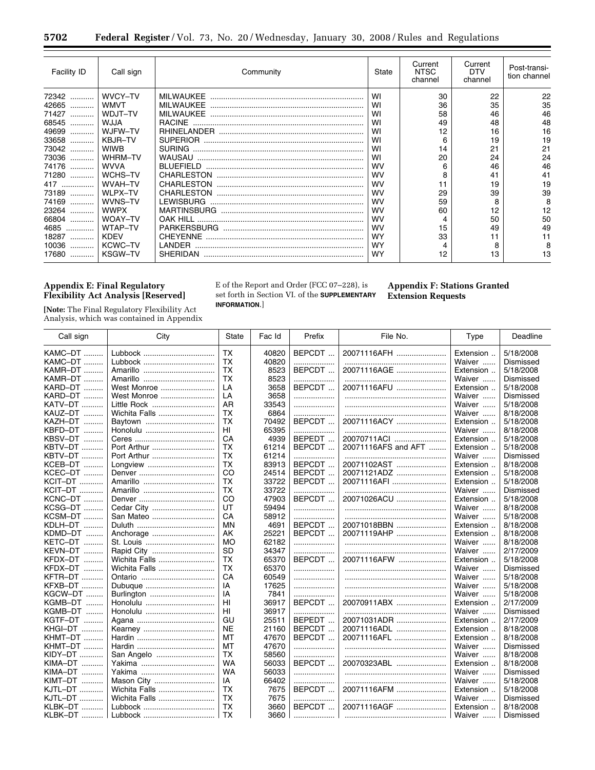| Facility ID | Call sign | Community | State | Current NTSC channel | Current DTV channel | Post-transition channel |
|---|---|---|---|---|---|---|
| 72342 | WVCY–TV | MILWAUKEE | WI | 30 | 22 | 22 |
| 42665 | WMVT | MILWAUKEE | WI | 36 | 35 | 35 |
| 71427 | WDJT–TV | MILWAUKEE | WI | 58 | 46 | 46 |
| 68545 | WJJA | RACINE | WI | 49 | 48 | 48 |
| 49699 | WJFW–TV | RHINELANDER | WI | 12 | 16 | 16 |
| 33658 | KBJR–TV | SUPERIOR | WI | 6 | 19 | 19 |
| 73042 | WIWB | SURING | WI | 14 | 21 | 21 |
| 73036 | WHRM–TV | WAUSAU | WI | 20 | 24 | 24 |
| 74176 | WVVA | BLUEFIELD | WV | 6 | 46 | 46 |
| 71280 | WCHS–TV | CHARLESTON | WV | 8 | 41 | 41 |
| 417 | WVAH–TV | CHARLESTON | WV | 11 | 19 | 19 |
| 73189 | WLPX–TV | CHARLESTON | WV | 29 | 39 | 39 |
| 74169 | WVNS–TV | LEWISBURG | WV | 59 | 8 | 8 |
| 23264 | WWPX | MARTINSBURG | WV | 60 | 12 | 12 |
| 66804 | WOAY–TV | OAK HILL | WV | 4 | 50 | 50 |
| 4685 | WTAP–TV | PARKERSBURG | WV | 15 | 49 | 49 |
| 18287 | KDEV | CHEYENNE | WY | 33 | 11 | 11 |
| 10036 | KCWC–TV | LANDER | WY | 4 | 8 | 8 |
| 17680 | KSGW–TV | SHERIDAN | WY | 12 | 13 | 13 |

## Appendix E: Final Regulatory Flexibility Act Analysis [Reserved]

**[Note:** The Final Regulatory Flexibility Act Analysis, which was contained in Appendix E of the Report and Order (FCC 07–228), is set forth in Section VI. of the **SUPPLEMENTARY INFORMATION**.]

## Appendix F: Stations Granted Extension Requests

| Call sign | City | State | Fac Id | Prefix | File No. | Type | Deadline |
|---|---|---|---|---|---|---|---|
| KAMC–DT | Lubbock | TX | 40820 | BEPCDT | 20071116AFH | Extension | 5/18/2008 |
| KAMC–DT | Lubbock | TX | 40820 | | | Waiver | Dismissed |
| KAMR–DT | Amarillo | TX | 8523 | BEPCDT | 20071116AGE | Extension | 5/18/2008 |
| KAMR–DT | Amarillo | TX | 8523 | | | Waiver | Dismissed |
| KARD–DT | West Monroe | LA | 3658 | BEPCDT | 20071116AFU | Extension | 5/18/2008 |
| KARD–DT | West Monroe | LA | 3658 | | | Waiver | Dismissed |
| KATV–DT | Little Rock | AR | 33543 | | | Waiver | 5/18/2008 |
| KAUZ–DT | Wichita Falls | TX | 6864 | | | Waiver | 8/18/2008 |
| KAZH–DT | Baytown | TX | 70492 | BEPCDT | 20071116ACY | Extension | 5/18/2008 |
| KBFD–DT | Honolulu | HI | 65395 | | | Waiver | 8/18/2008 |
| KBSV–DT | Ceres | CA | 4939 | BEPEDT | 20070711ACI | Extension | 5/18/2008 |
| KBTV–DT | Port Arthur | TX | 61214 | BEPCDT | 20071116AFS and AFT | Extension | 5/18/2008 |
| KBTV–DT | Port Arthur | TX | 61214 | | | Waiver | Dismissed |
| KCEB–DT | Longview | TX | 83913 | BEPCDT | 20071102AST | Extension | 8/18/2008 |
| KCEC–DT | Denver | CO | 24514 | BEPCDT | 20071121ADZ | Extension | 5/18/2008 |
| KCIT–DT | Amarillo | TX | 33722 | BEPCDT | 20071116AFI | Extension | 5/18/2008 |
| KCIT–DT | Amarillo | TX | 33722 | | | Waiver | Dismissed |
| KCNC–DT | Denver | CO | 47903 | BEPCDT | 20071026ACU | Extension | 5/18/2008 |
| KCSG–DT | Cedar City | UT | 59494 | | | Waiver | 8/18/2008 |
| KCSM–DT | San Mateo | CA | 58912 | | | Waiver | 5/18/2008 |
| KDLH–DT | Duluth | MN | 4691 | BEPCDT | 20071018BBN | Extension | 8/18/2008 |
| KDMD–DT | Anchorage | AK | 25221 | BEPCDT | 20071119AHP | Extension | 8/18/2008 |
| KETC–DT | St. Louis | MO | 62182 | | | Waiver | 8/18/2008 |
| KEVN–DT | Rapid City | SD | 34347 | | | Waiver | 2/17/2009 |
| KFDX–DT | Wichita Falls | TX | 65370 | BEPCDT | 20071116AFW | Extension | 5/18/2008 |
| KFDX–DT | Wichita Falls | TX | 65370 | | | Waiver | Dismissed |
| KFTR–DT | Ontario | CA | 60549 | | | Waiver | 5/18/2008 |
| KFXB–DT | Dubuque | IA | 17625 | | | Waiver | 5/18/2008 |
| KGCW–DT | Burlington | IA | 7841 | | | Waiver | 5/18/2008 |
| KGMB–DT | Honolulu | HI | 36917 | BEPCDT | 20070911ABX | Extension | 2/17/2009 |
| KGMB–DT | Honolulu | HI | 36917 | | | Waiver | Dismissed |
| KGTF–DT | Agana | GU | 25511 | BEPEDT | 20071031ADR | Extension | 2/17/2009 |
| KHGI–DT | Kearney | NE | 21160 | BEPCDT | 20071116ADL | Extension | 8/18/2008 |
| KHMT–DT | Hardin | MT | 47670 | BEPCDT | 20071116AFL | Extension | 8/18/2008 |
| KHMT–DT | Hardin | MT | 47670 | | | Waiver | Dismissed |
| KIDY–DT | San Angelo | TX | 58560 | | | Waiver | 8/18/2008 |
| KIMA–DT | Yakima | WA | 56033 | BEPCDT | 20070323ABL | Extension | 8/18/2008 |
| KIMA–DT | Yakima | WA | 56033 | | | Waiver | Dismissed |
| KIMT–DT | Mason City | IA | 66402 | | | Waiver | 5/18/2008 |
| KJTL–DT | Wichita Falls | TX | 7675 | BEPCDT | 20071116AFM | Extension | 5/18/2008 |
| KJTL–DT | Wichita Falls | TX | 7675 | | | Waiver | Dismissed |
| KLBK–DT | Lubbock | TX | 3660 | BEPCDT | 20071116AGF | Extension | 8/18/2008 |
| KLBK–DT | Lubbock | TX | 3660 | | | Waiver | Dismissed |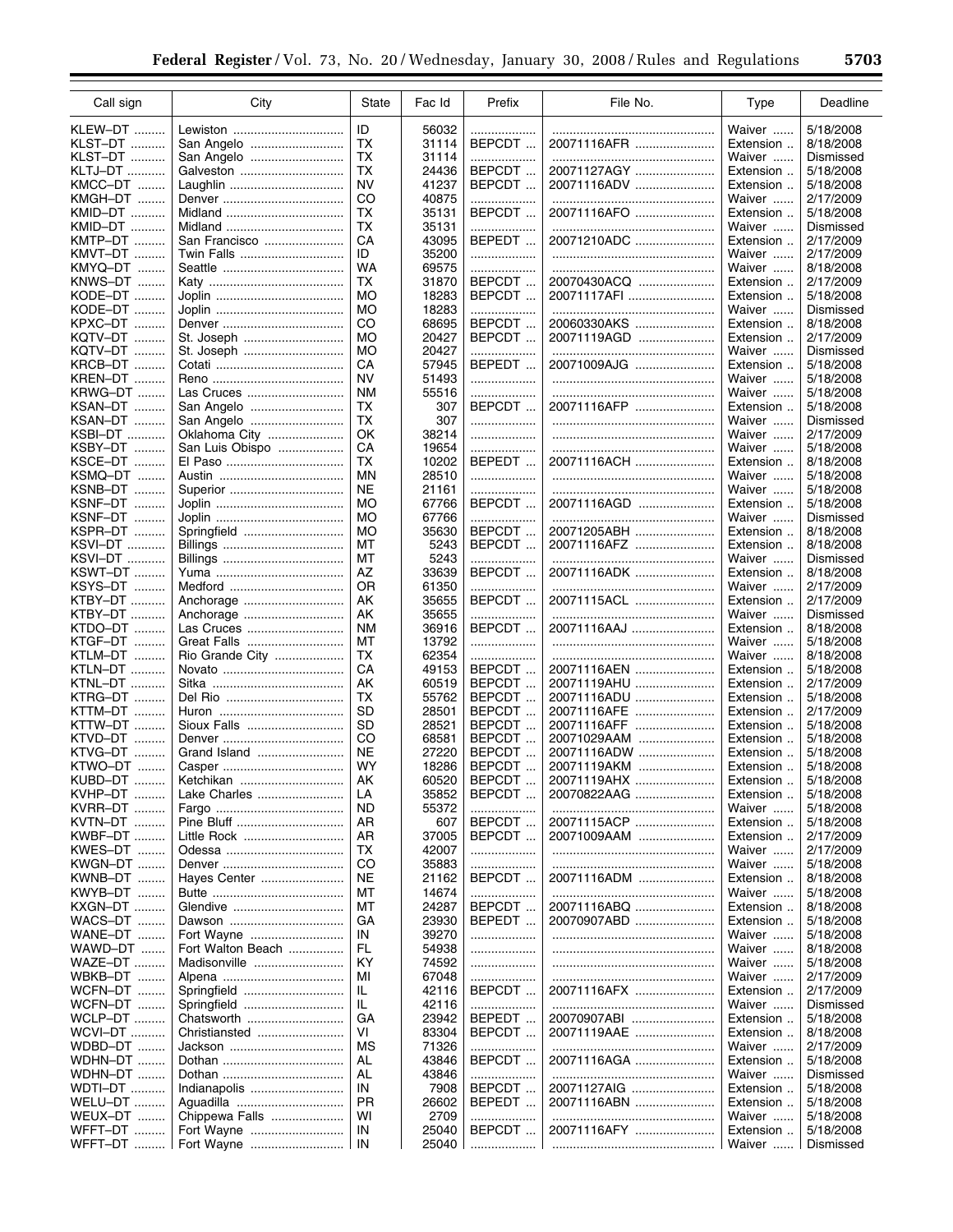| Call sign | City | State | Fac Id | Prefix | File No. | Type | Deadline |
|---|---|---|---|---|---|---|---|
| KLEW–DT | Lewiston | ID | 56032 | | | Waiver | 5/18/2008 |
| KLST–DT | San Angelo | TX | 31114 | BEPCDT | 20071116AFR | Extension | 8/18/2008 |
| KLST–DT | San Angelo | TX | 31114 | | | Waiver | Dismissed |
| KLTJ–DT | Galveston | TX | 24436 | BEPCDT | 20071127AGY | Extension | 5/18/2008 |
| KMCC–DT | Laughlin | NV | 41237 | BEPCDT | 20071116ADV | Extension | 5/18/2008 |
| KMGH–DT | Denver | CO | 40875 | | | Waiver | 2/17/2009 |
| KMID–DT | Midland | TX | 35131 | BEPCDT | 20071116AFO | Extension | 5/18/2008 |
| KMID–DT | Midland | TX | 35131 | | | Waiver | Dismissed |
| KMTP–DT | San Francisco | CA | 43095 | BEPEDT | 20071210ADC | Extension | 2/17/2009 |
| KMVT–DT | Twin Falls | ID | 35200 | | | Waiver | 2/17/2009 |
| KMYQ–DT | Seattle | WA | 69575 | | | Waiver | 8/18/2008 |
| KNWS–DT | Katy | TX | 31870 | BEPCDT | 20070430ACQ | Extension | 2/17/2009 |
| KODE–DT | Joplin | MO | 18283 | BEPCDT | 20071117AFI | Extension | 5/18/2008 |
| KODE–DT | Joplin | MO | 18283 | | | Waiver | Dismissed |
| KPXC–DT | Denver | CO | 68695 | BEPCDT | 20060330AKS | Extension | 8/18/2008 |
| KQTV–DT | St. Joseph | MO | 20427 | BEPCDT | 20071119AGD | Extension | 2/17/2009 |
| KQTV–DT | St. Joseph | MO | 20427 | | | Waiver | Dismissed |
| KRCB–DT | Cotati | CA | 57945 | BEPEDT | 20071009AJG | Extension | 5/18/2008 |
| KREN–DT | Reno | NV | 51493 | | | Waiver | 5/18/2008 |
| KRWG–DT | Las Cruces | NM | 55516 | | | Waiver | 5/18/2008 |
| KSAN–DT | San Angelo | TX | 307 | BEPCDT | 20071116AFP | Extension | 5/18/2008 |
| KSAN–DT | San Angelo | TX | 307 | | | Waiver | Dismissed |
| KSBI–DT | Oklahoma City | OK | 38214 | | | Waiver | 2/17/2009 |
| KSBY–DT | San Luis Obispo | CA | 19654 | | | Waiver | 5/18/2008 |
| KSCE–DT | El Paso | TX | 10202 | BEPEDT | 20071116ACH | Extension | 8/18/2008 |
| KSMQ–DT | Austin | MN | 28510 | | | Waiver | 5/18/2008 |
| KSNB–DT | Superior | NE | 21161 | | | Waiver | 5/18/2008 |
| KSNF–DT | Joplin | MO | 67766 | BEPCDT | 20071116AGD | Extension | 5/18/2008 |
| KSNF–DT | Joplin | MO | 67766 | | | Waiver | Dismissed |
| KSPR–DT | Springfield | MO | 35630 | BEPCDT | 20071205ABH | Extension | 8/18/2008 |
| KSVI–DT | Billings | MT | 5243 | BEPCDT | 20071116AFZ | Extension | 8/18/2008 |
| KSVI–DT | Billings | MT | 5243 | | | Waiver | Dismissed |
| KSWT–DT | Yuma | AZ | 33639 | BEPCDT | 20071116ADK | Extension | 8/18/2008 |
| KSYS–DT | Medford | OR | 61350 | | | Waiver | 2/17/2009 |
| KTBY–DT | Anchorage | AK | 35655 | BEPCDT | 20071115ACL | Extension | 2/17/2009 |
| KTBY–DT | Anchorage | AK | 35655 | | | Waiver | Dismissed |
| KTDO–DT | Las Cruces | NM | 36916 | BEPCDT | 20071116AAJ | Extension | 8/18/2008 |
| KTGF–DT | Great Falls | MT | 13792 | | | Waiver | 5/18/2008 |
| KTLM–DT | Rio Grande City | TX | 62354 | | | Waiver | 8/18/2008 |
| KTLN–DT | Novato | CA | 49153 | BEPCDT | 20071116AEN | Extension | 5/18/2008 |
| KTNL–DT | Sitka | AK | 60519 | BEPCDT | 20071119AHU | Extension | 2/17/2009 |
| KTRG–DT | Del Rio | TX | 55762 | BEPCDT | 20071116ADU | Extension | 5/18/2008 |
| KTTM–DT | Huron | SD | 28501 | BEPCDT | 20071116AFE | Extension | 2/17/2009 |
| KTTW–DT | Sioux Falls | SD | 28521 | BEPCDT | 20071116AFF | Extension | 5/18/2008 |
| KTVD–DT | Denver | CO | 68581 | BEPCDT | 20071029AAM | Extension | 5/18/2008 |
| KTVG–DT | Grand Island | NE | 27220 | BEPCDT | 20071116ADW | Extension | 5/18/2008 |
| KTWO–DT | Casper | WY | 18286 | BEPCDT | 20071119AKM | Extension | 5/18/2008 |
| KUBD–DT | Ketchikan | AK | 60520 | BEPCDT | 20071119AHX | Extension | 5/18/2008 |
| KVHP–DT | Lake Charles | LA | 35852 | BEPCDT | 20070822AAG | Extension | 5/18/2008 |
| KVRR–DT | Fargo | ND | 55372 | | | Waiver | 5/18/2008 |
| KVTN–DT | Pine Bluff | AR | 607 | BEPCDT | 20071115ACP | Extension | 5/18/2008 |
| KWBF–DT | Little Rock | AR | 37005 | BEPCDT | 20071009AAM | Extension | 2/17/2009 |
| KWES–DT | Odessa | TX | 42007 | | | Waiver | 2/17/2009 |
| KWGN–DT | Denver | CO | 35883 | | | Waiver | 5/18/2008 |
| KWNB–DT | Hayes Center | NE | 21162 | BEPCDT | 20071116ADM | Extension | 8/18/2008 |
| KWYB–DT | Butte | MT | 14674 | | | Waiver | 5/18/2008 |
| KXGN–DT | Glendive | MT | 24287 | BEPCDT | 20071116ABQ | Extension | 8/18/2008 |
| WACS–DT | Dawson | GA | 23930 | BEPEDT | 20070907ABD | Extension | 5/18/2008 |
| WANE–DT | Fort Wayne | IN | 39270 | | | Waiver | 5/18/2008 |
| WAWD–DT | Fort Walton Beach | FL | 54938 | | | Waiver | 8/18/2008 |
| WAZE–DT | Madisonville | KY | 74592 | | | Waiver | 5/18/2008 |
| WBKB–DT | Alpena | MI | 67048 | | | Waiver | 2/17/2009 |
| WCFN–DT | Springfield | IL | 42116 | BEPCDT | 20071116AFX | Extension | 2/17/2009 |
| WCFN–DT | Springfield | IL | 42116 | | | Waiver | Dismissed |
| WCLP–DT | Chatsworth | GA | 23942 | BEPEDT | 20070907ABI | Extension | 5/18/2008 |
| WCVI–DT | Christiansted | VI | 83304 | BEPCDT | 20071119AAE | Extension | 8/18/2008 |
| WDBD–DT | Jackson | MS | 71326 | | | Waiver | 2/17/2009 |
| WDHN–DT | Dothan | AL | 43846 | BEPCDT | 20071116AGA | Extension | 5/18/2008 |
| WDHN–DT | Dothan | AL | 43846 | | | Waiver | Dismissed |
| WDTI–DT | Indianapolis | IN | 7908 | BEPCDT | 20071127AIG | Extension | 5/18/2008 |
| WELU–DT | Aguadilla | PR | 26602 | BEPEDT | 20071116ABN | Extension | 5/18/2008 |
| WEUX–DT | Chippewa Falls | WI | 2709 | | | Waiver | 5/18/2008 |
| WFFT–DT | Fort Wayne | IN | 25040 | BEPCDT | 20071116AFY | Extension | 5/18/2008 |
| WFFT–DT | Fort Wayne | IN | 25040 | | | Waiver | Dismissed |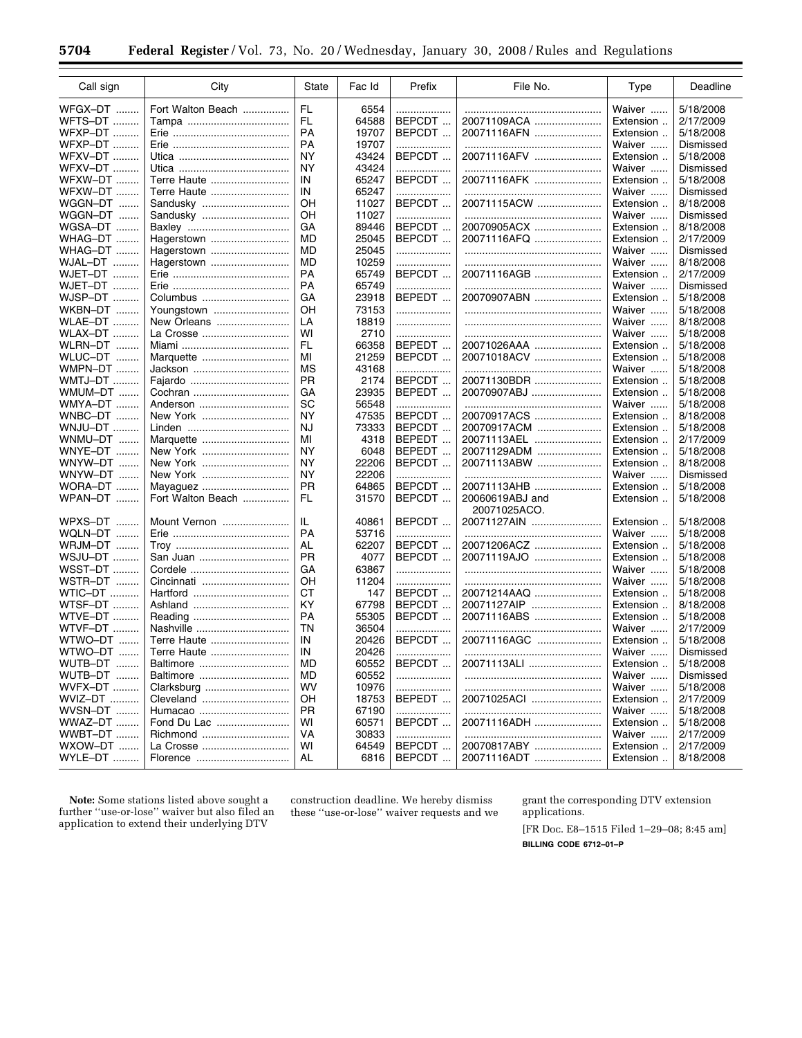| Call sign | City | State | Fac Id | Prefix | File No. | Type | Deadline |
|---|---|---|---|---|---|---|---|
| WFGX–DT | Fort Walton Beach | FL | 6554 | | | Waiver | 5/18/2008 |
| WFTS–DT | Tampa | FL | 64588 | BEPCDT | 20071109ACA | Extension | 2/17/2009 |
| WFXP–DT | Erie | PA | 19707 | BEPCDT | 20071116AFN | Extension | 5/18/2008 |
| WFXP–DT | Erie | PA | 19707 | | | Waiver | Dismissed |
| WFXV–DT | Utica | NY | 43424 | BEPCDT | 20071116AFV | Extension | 5/18/2008 |
| WFXV–DT | Utica | NY | 43424 | | | Waiver | Dismissed |
| WFXW–DT | Terre Haute | IN | 65247 | BEPCDT | 20071116AFK | Extension | 5/18/2008 |
| WFXW–DT | Terre Haute | IN | 65247 | | | Waiver | Dismissed |
| WGGN–DT | Sandusky | OH | 11027 | BEPCDT | 20071115ACW | Extension | 8/18/2008 |
| WGGN–DT | Sandusky | OH | 11027 | | | Waiver | Dismissed |
| WGSA–DT | Baxley | GA | 89446 | BEPCDT | 20070905ACX | Extension | 8/18/2008 |
| WHAG–DT | Hagerstown | MD | 25045 | BEPCDT | 20071116AFQ | Extension | 2/17/2009 |
| WHAG–DT | Hagerstown | MD | 25045 | | | Waiver | Dismissed |
| WJAL–DT | Hagerstown | MD | 10259 | | | Waiver | 8/18/2008 |
| WJET–DT | Erie | PA | 65749 | BEPCDT | 20071116AGB | Extension | 2/17/2009 |
| WJET–DT | Erie | PA | 65749 | | | Waiver | Dismissed |
| WJSP–DT | Columbus | GA | 23918 | BEPEDT | 20070907ABN | Extension | 5/18/2008 |
| WKBN–DT | Youngstown | OH | 73153 | | | Waiver | 5/18/2008 |
| WLAE–DT | New Orleans | LA | 18819 | | | Waiver | 8/18/2008 |
| WLAX–DT | La Crosse | WI | 2710 | | | Waiver | 5/18/2008 |
| WLRN–DT | Miami | FL | 66358 | BEPEDT | 20071026AAA | Extension | 5/18/2008 |
| WLUC–DT | Marquette | MI | 21259 | BEPCDT | 20071018ACV | Extension | 5/18/2008 |
| WMPN–DT | Jackson | MS | 43168 | | | Waiver | 5/18/2008 |
| WMTJ–DT | Fajardo | PR | 2174 | BEPCDT | 20071130BDR | Extension | 5/18/2008 |
| WMUM–DT | Cochran | GA | 23935 | BEPEDT | 20070907ABJ | Extension | 5/18/2008 |
| WMYA–DT | Anderson | SC | 56548 | | | Waiver | 5/18/2008 |
| WNBC–DT | New York | NY | 47535 | BEPCDT | 20070917ACS | Extension | 8/18/2008 |
| WNJU–DT | Linden | NJ | 73333 | BEPCDT | 20070917ACM | Extension | 5/18/2008 |
| WNMU–DT | Marquette | MI | 4318 | BEPEDT | 20071113AEL | Extension | 2/17/2009 |
| WNYE–DT | New York | NY | 6048 | BEPEDT | 20071129ADM | Extension | 5/18/2008 |
| WNYW–DT | New York | NY | 22206 | BEPCDT | 20071113ABW | Extension | 8/18/2008 |
| WNYW–DT | New York | NY | 22206 | | | Waiver | Dismissed |
| WORA–DT | Mayaguez | PR | 64865 | BEPCDT | 20071113AHB | Extension | 5/18/2008 |
| WPAN–DT | Fort Walton Beach | FL | 31570 | BEPCDT | 20060619ABJ and 20071025ACO. | Extension | 5/18/2008 |
| WPXS–DT | Mount Vernon | IL | 40861 | BEPCDT | 20071127AIN | Extension | 5/18/2008 |
| WQLN–DT | Erie | PA | 53716 | | | Waiver | 5/18/2008 |
| WRJM–DT | Troy | AL | 62207 | BEPCDT | 20071206ACZ | Extension | 5/18/2008 |
| WSJU–DT | San Juan | PR | 4077 | BEPCDT | 20071119AJO | Extension | 5/18/2008 |
| WSST–DT | Cordele | GA | 63867 | | | Waiver | 5/18/2008 |
| WSTR–DT | Cincinnati | OH | 11204 | | | Waiver | 5/18/2008 |
| WTIC–DT | Hartford | CT | 147 | BEPCDT | 20071214AAQ | Extension | 5/18/2008 |
| WTSF–DT | Ashland | KY | 67798 | BEPCDT | 20071127AIP | Extension | 8/18/2008 |
| WTVE–DT | Reading | PA | 55305 | BEPCDT | 20071116ABS | Extension | 5/18/2008 |
| WTVF–DT | Nashville | TN | 36504 | | | Waiver | 2/17/2009 |
| WTWO–DT | Terre Haute | IN | 20426 | BEPCDT | 20071116AGC | Extension | 5/18/2008 |
| WTWO–DT | Terre Haute | IN | 20426 | | | Waiver | Dismissed |
| WUTB–DT | Baltimore | MD | 60552 | BEPCDT | 20071113ALI | Extension | 5/18/2008 |
| WUTB–DT | Baltimore | MD | 60552 | | | Waiver | Dismissed |
| WVFX–DT | Clarksburg | WV | 10976 | | | Waiver | 5/18/2008 |
| WVIZ–DT | Cleveland | OH | 18753 | BEPEDT | 20071025ACI | Extension | 2/17/2009 |
| WVSN–DT | Humacao | PR | 67190 | | | Waiver | 5/18/2008 |
| WWAZ–DT | Fond Du Lac | WI | 60571 | BEPCDT | 20071116ADH | Extension | 5/18/2008 |
| WWBT–DT | Richmond | VA | 30833 | | | Waiver | 2/17/2009 |
| WXOW–DT | La Crosse | WI | 64549 | BEPCDT | 20070817ABY | Extension | 2/17/2009 |
| WYLE–DT | Florence | AL | 6816 | BEPCDT | 20071116ADT | Extension | 8/18/2008 |

**Note:** Some stations listed above sought a further "use-or-lose" waiver but also filed an application to extend their underlying DTV construction deadline. We hereby dismiss these "use-or-lose" waiver requests and we grant the corresponding DTV extension applications.

[FR Doc. E8–1515 Filed 1–29–08; 8:45 am]

**BILLING CODE 6712–01–P**